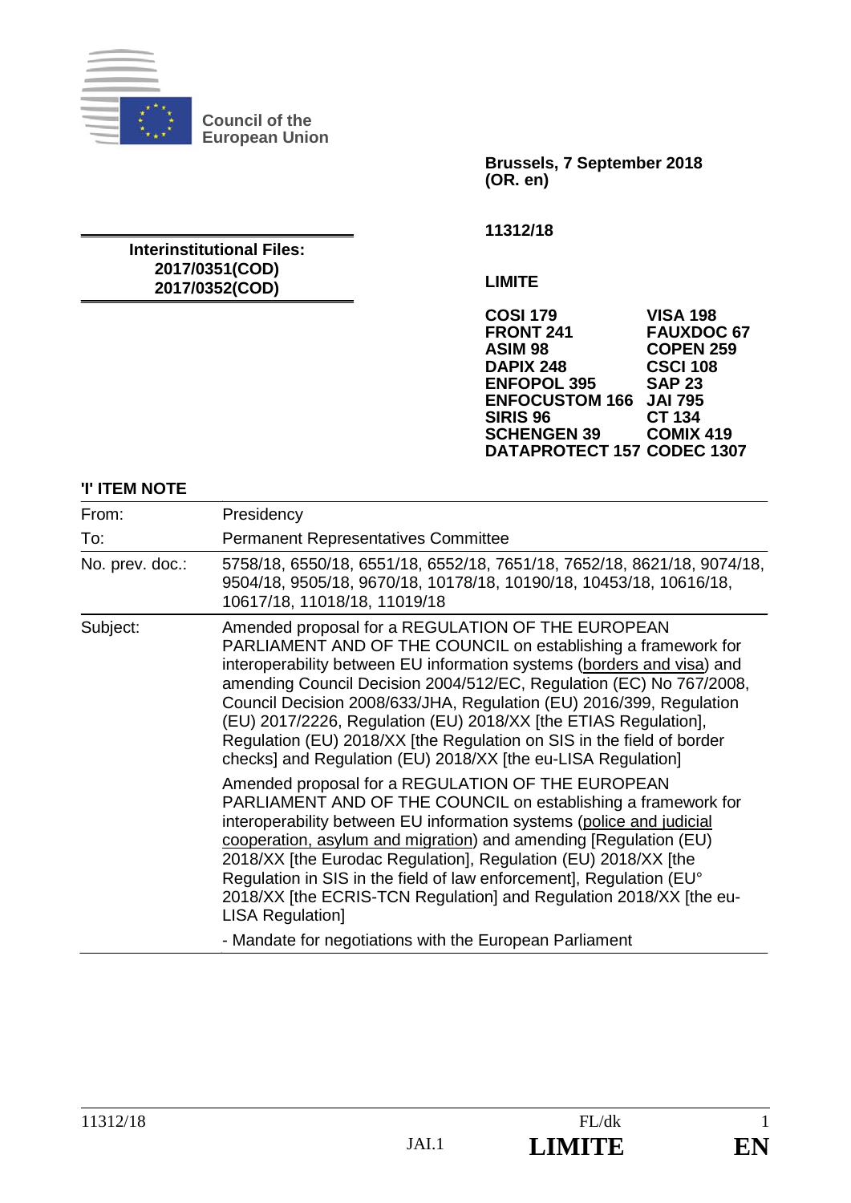**Council of the European Union**

**Brussels, 7 September 2018 (OR. en)**

**11312/18**

**LIMITE**

**Interinstitutional Files:**
**2017/0351(COD)**
**2017/0352(COD)**

**COSI 179**
**FRONT 241**
**ASIM 98**
**DAPIX 248**
**ENFOPOL 395**
**ENFOCUSTOM 166**
**SIRIS 96**
**SCHENGEN 39**
**DATAPROTECT 157**
**VISA 198**
**FAUXDOC 67**
**COPEN 259**
**CSCI 108**
**SAP 23**
**JAI 795**
**CT 134**
**COMIX 419**
**CODEC 1307**

**'I' ITEM NOTE**

| | |
|---|---|
| From: | Presidency |
| To: | Permanent Representatives Committee |
| No. prev. doc.: | 5758/18, 6550/18, 6551/18, 6552/18, 7651/18, 7652/18, 8621/18, 9074/18, 9504/18, 9505/18, 9670/18, 10178/18, 10190/18, 10453/18, 10616/18, 10617/18, 11018/18, 11019/18 |
| Subject: | Amended proposal for a REGULATION OF THE EUROPEAN PARLIAMENT AND OF THE COUNCIL on establishing a framework for interoperability between EU information systems (<u>borders and visa</u>) and amending Council Decision 2004/512/EC, Regulation (EC) No 767/2008, Council Decision 2008/633/JHA, Regulation (EU) 2016/399, Regulation (EU) 2017/2226, Regulation (EU) 2018/XX [the ETIAS Regulation], Regulation (EU) 2018/XX [the Regulation on SIS in the field of border checks] and Regulation (EU) 2018/XX [the eu-LISA Regulation]<br><br>Amended proposal for a REGULATION OF THE EUROPEAN PARLIAMENT AND OF THE COUNCIL on establishing a framework for interoperability between EU information systems (<u>police and judicial cooperation, asylum and migration</u>) and amending [Regulation (EU) 2018/XX [the Eurodac Regulation], Regulation (EU) 2018/XX [the Regulation in SIS in the field of law enforcement], Regulation (EU° 2018/XX [the ECRIS-TCN Regulation] and Regulation 2018/XX [the eu-LISA Regulation]<br><br>- Mandate for negotiations with the European Parliament |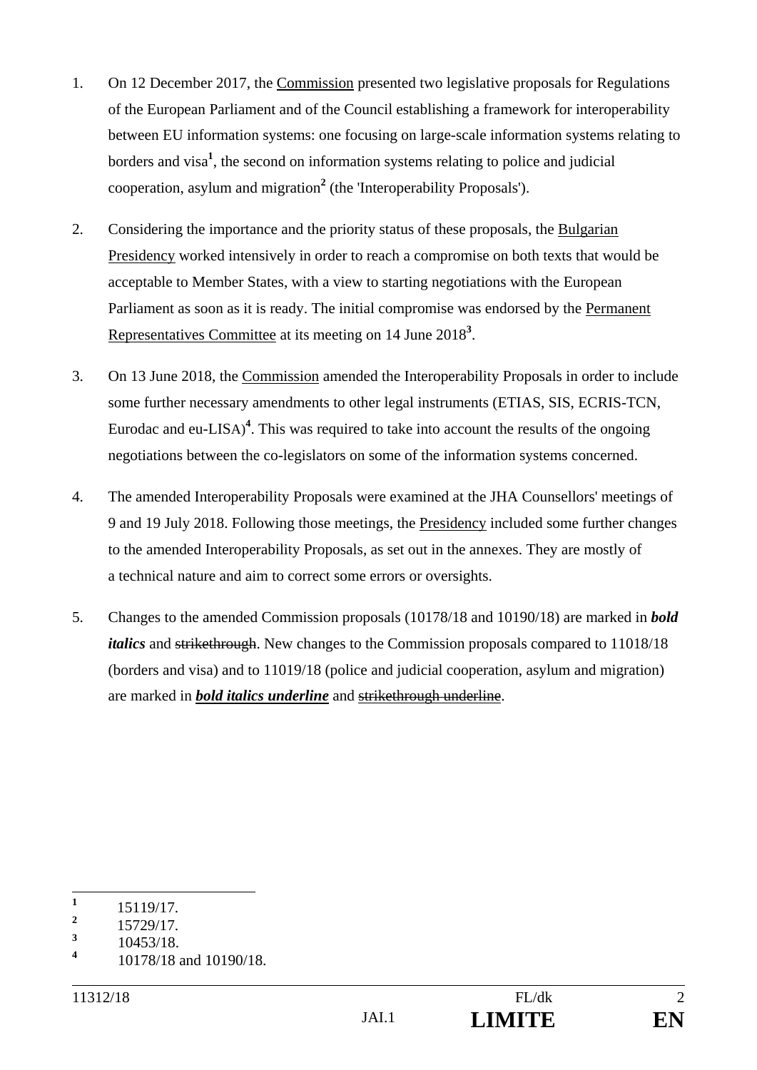1. On 12 December 2017, the Commission presented two legislative proposals for Regulations of the European Parliament and of the Council establishing a framework for interoperability between EU information systems: one focusing on large-scale information systems relating to borders and visa[1], the second on information systems relating to police and judicial cooperation, asylum and migration[2] (the 'Interoperability Proposals').

2. Considering the importance and the priority status of these proposals, the Bulgarian Presidency worked intensively in order to reach a compromise on both texts that would be acceptable to Member States, with a view to starting negotiations with the European Parliament as soon as it is ready. The initial compromise was endorsed by the Permanent Representatives Committee at its meeting on 14 June 2018[3].

3. On 13 June 2018, the Commission amended the Interoperability Proposals in order to include some further necessary amendments to other legal instruments (ETIAS, SIS, ECRIS-TCN, Eurodac and eu-LISA)[4]. This was required to take into account the results of the ongoing negotiations between the co-legislators on some of the information systems concerned.

4. The amended Interoperability Proposals were examined at the JHA Counsellors' meetings of 9 and 19 July 2018. Following those meetings, the Presidency included some further changes to the amended Interoperability Proposals, as set out in the annexes. They are mostly of a technical nature and aim to correct some errors or oversights.

5. Changes to the amended Commission proposals (10178/18 and 10190/18) are marked in ***bold italics*** and ~~strikethrough~~. New changes to the Commission proposals compared to 11018/18 (borders and visa) and to 11019/18 (police and judicial cooperation, asylum and migration) are marked in <u>***bold italics underline***</u> and <u>~~strikethrough underline~~</u>.

---

[1] 15119/17.

[2] 15729/17.

[3] 10453/18.

[4] 10178/18 and 10190/18.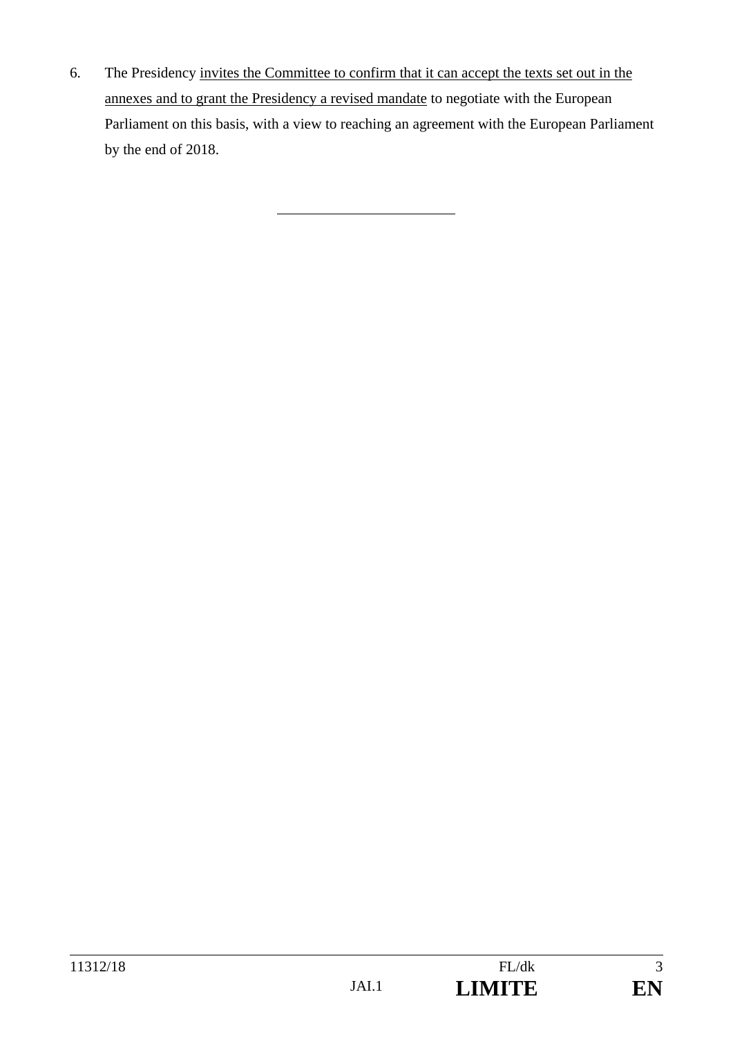6. The Presidency <u>invites the Committee to confirm that it can accept the texts set out in the annexes and to grant the Presidency a revised mandate</u> to negotiate with the European Parliament on this basis, with a view to reaching an agreement with the European Parliament by the end of 2018.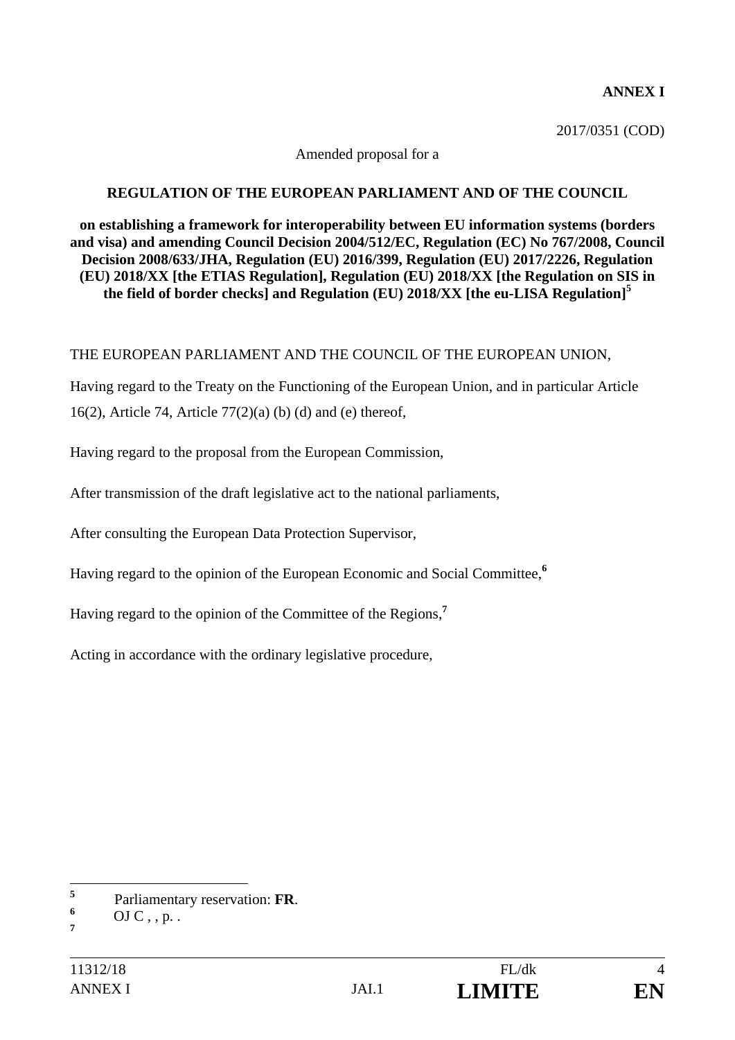**ANNEX I**

2017/0351 (COD)

Amended proposal for a

**REGULATION OF THE EUROPEAN PARLIAMENT AND OF THE COUNCIL**

**on establishing a framework for interoperability between EU information systems (borders and visa) and amending Council Decision 2004/512/EC, Regulation (EC) No 767/2008, Council Decision 2008/633/JHA, Regulation (EU) 2016/399, Regulation (EU) 2017/2226, Regulation (EU) 2018/XX [the ETIAS Regulation], Regulation (EU) 2018/XX [the Regulation on SIS in the field of border checks] and Regulation (EU) 2018/XX [the eu-LISA Regulation]**[5]

THE EUROPEAN PARLIAMENT AND THE COUNCIL OF THE EUROPEAN UNION,

Having regard to the Treaty on the Functioning of the European Union, and in particular Article 16(2), Article 74, Article 77(2)(a) (b) (d) and (e) thereof,

Having regard to the proposal from the European Commission,

After transmission of the draft legislative act to the national parliaments,

After consulting the European Data Protection Supervisor,

Having regard to the opinion of the European Economic and Social Committee,[6]

Having regard to the opinion of the Committee of the Regions,[7]

Acting in accordance with the ordinary legislative procedure,

---

[5] Parliamentary reservation: **FR**.

[6] OJ C , , p. .

[7]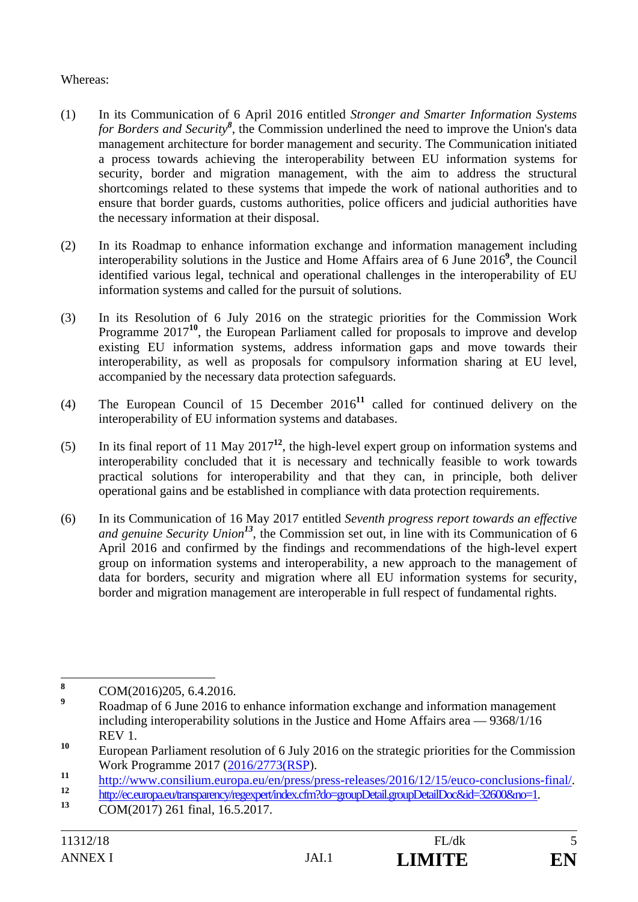Whereas:

(1) In its Communication of 6 April 2016 entitled *Stronger and Smarter Information Systems for Borders and Security*[8], the Commission underlined the need to improve the Union's data management architecture for border management and security. The Communication initiated a process towards achieving the interoperability between EU information systems for security, border and migration management, with the aim to address the structural shortcomings related to these systems that impede the work of national authorities and to ensure that border guards, customs authorities, police officers and judicial authorities have the necessary information at their disposal.

(2) In its Roadmap to enhance information exchange and information management including interoperability solutions in the Justice and Home Affairs area of 6 June 2016[9], the Council identified various legal, technical and operational challenges in the interoperability of EU information systems and called for the pursuit of solutions.

(3) In its Resolution of 6 July 2016 on the strategic priorities for the Commission Work Programme 2017[10], the European Parliament called for proposals to improve and develop existing EU information systems, address information gaps and move towards their interoperability, as well as proposals for compulsory information sharing at EU level, accompanied by the necessary data protection safeguards.

(4) The European Council of 15 December 2016[11] called for continued delivery on the interoperability of EU information systems and databases.

(5) In its final report of 11 May 2017[12], the high-level expert group on information systems and interoperability concluded that it is necessary and technically feasible to work towards practical solutions for interoperability and that they can, in principle, both deliver operational gains and be established in compliance with data protection requirements.

(6) In its Communication of 16 May 2017 entitled *Seventh progress report towards an effective and genuine Security Union*[13], the Commission set out, in line with its Communication of 6 April 2016 and confirmed by the findings and recommendations of the high-level expert group on information systems and interoperability, a new approach to the management of data for borders, security and migration where all EU information systems for security, border and migration management are interoperable in full respect of fundamental rights.

---

[8] COM(2016)205, 6.4.2016.

[9] Roadmap of 6 June 2016 to enhance information exchange and information management including interoperability solutions in the Justice and Home Affairs area — 9368/1/16 REV 1.

[10] European Parliament resolution of 6 July 2016 on the strategic priorities for the Commission Work Programme 2017 (2016/2773(RSP)).

[11] http://www.consilium.europa.eu/en/press/press-releases/2016/12/15/euco-conclusions-final/.

[12] http://ec.europa.eu/transparency/regexpert/index.cfm?do=groupDetail.groupDetailDoc&id=32600&no=1.

[13] COM(2017) 261 final, 16.5.2017.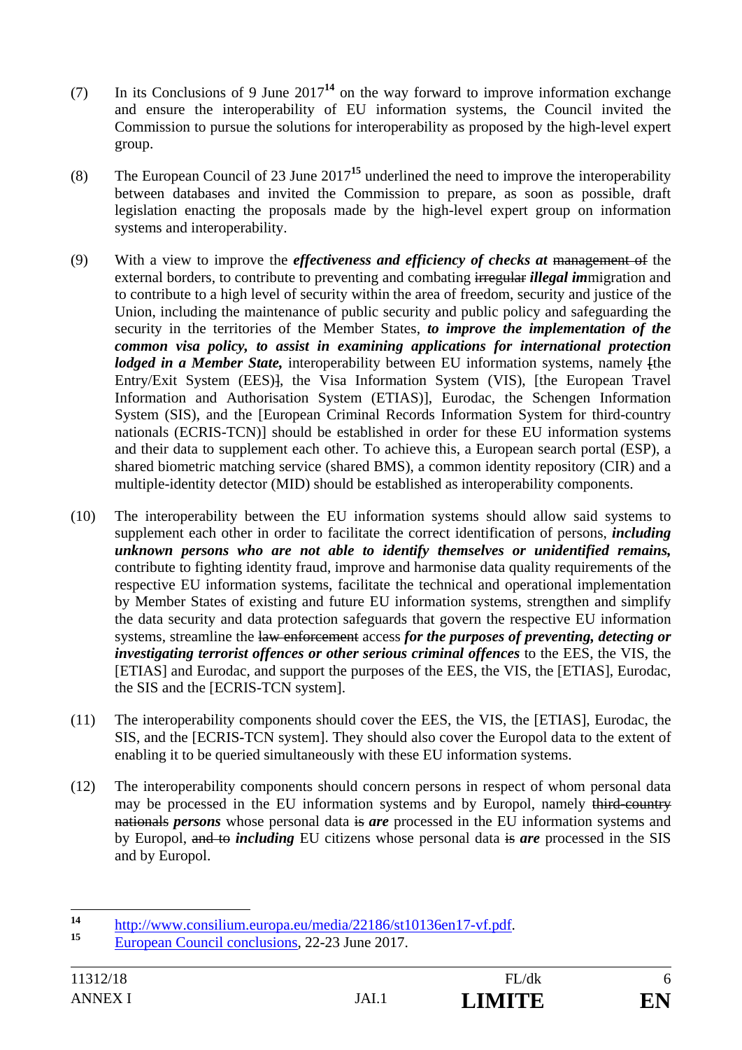(7) In its Conclusions of 9 June 2017[14] on the way forward to improve information exchange and ensure the interoperability of EU information systems, the Council invited the Commission to pursue the solutions for interoperability as proposed by the high-level expert group.

(8) The European Council of 23 June 2017[15] underlined the need to improve the interoperability between databases and invited the Commission to prepare, as soon as possible, draft legislation enacting the proposals made by the high-level expert group on information systems and interoperability.

(9) With a view to improve the ***effectiveness and efficiency of checks at*** ~~management of~~ the external borders, to contribute to preventing and combating ~~irregular~~ ***illegal im***migration and to contribute to a high level of security within the area of freedom, security and justice of the Union, including the maintenance of public security and public policy and safeguarding the security in the territories of the Member States, ***to improve the implementation of the common visa policy, to assist in examining applications for international protection lodged in a Member State,*** interoperability between EU information systems, namely ~~[~~the Entry/Exit System (EES)~~]~~, the Visa Information System (VIS), [the European Travel Information and Authorisation System (ETIAS)], Eurodac, the Schengen Information System (SIS), and the [European Criminal Records Information System for third-country nationals (ECRIS-TCN)] should be established in order for these EU information systems and their data to supplement each other. To achieve this, a European search portal (ESP), a shared biometric matching service (shared BMS), a common identity repository (CIR) and a multiple-identity detector (MID) should be established as interoperability components.

(10) The interoperability between the EU information systems should allow said systems to supplement each other in order to facilitate the correct identification of persons, ***including unknown persons who are not able to identify themselves or unidentified remains,*** contribute to fighting identity fraud, improve and harmonise data quality requirements of the respective EU information systems, facilitate the technical and operational implementation by Member States of existing and future EU information systems, strengthen and simplify the data security and data protection safeguards that govern the respective EU information systems, streamline the ~~law enforcement~~ access ***for the purposes of preventing, detecting or investigating terrorist offences or other serious criminal offences*** to the EES, the VIS, the [ETIAS] and Eurodac, and support the purposes of the EES, the VIS, the [ETIAS], Eurodac, the SIS and the [ECRIS-TCN system].

(11) The interoperability components should cover the EES, the VIS, the [ETIAS], Eurodac, the SIS, and the [ECRIS-TCN system]. They should also cover the Europol data to the extent of enabling it to be queried simultaneously with these EU information systems.

(12) The interoperability components should concern persons in respect of whom personal data may be processed in the EU information systems and by Europol, namely ~~third-country nationals~~ ***persons*** whose personal data ~~is~~ ***are*** processed in the EU information systems and by Europol, ~~and to~~ ***including*** EU citizens whose personal data ~~is~~ ***are*** processed in the SIS and by Europol.

---

[14] http://www.consilium.europa.eu/media/22186/st10136en17-vf.pdf.

[15] European Council conclusions, 22-23 June 2017.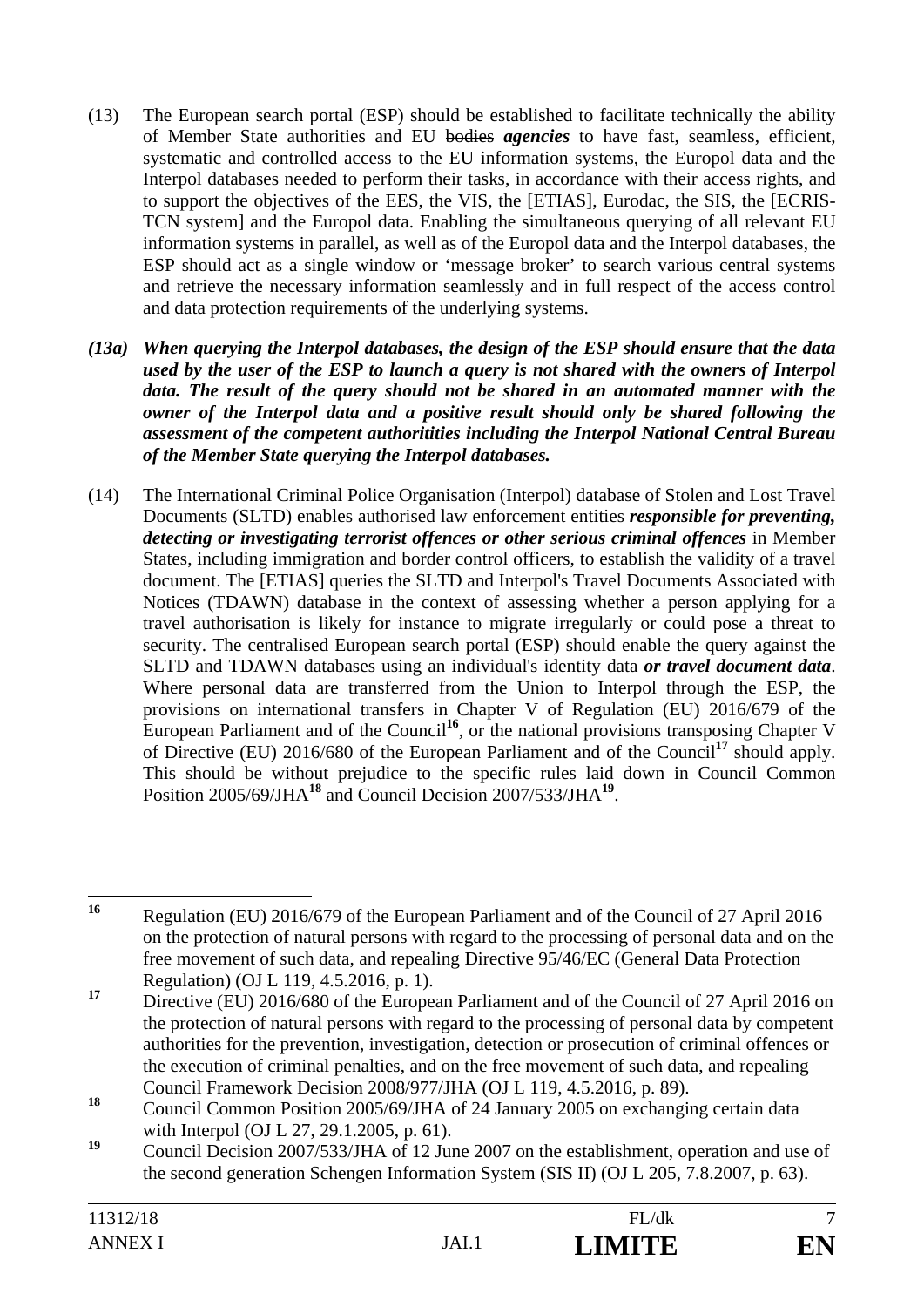(13) The European search portal (ESP) should be established to facilitate technically the ability of Member State authorities and EU ~~bodies~~ ***agencies*** to have fast, seamless, efficient, systematic and controlled access to the EU information systems, the Europol data and the Interpol databases needed to perform their tasks, in accordance with their access rights, and to support the objectives of the EES, the VIS, the [ETIAS], Eurodac, the SIS, the [ECRIS-TCN system] and the Europol data. Enabling the simultaneous querying of all relevant EU information systems in parallel, as well as of the Europol data and the Interpol databases, the ESP should act as a single window or 'message broker' to search various central systems and retrieve the necessary information seamlessly and in full respect of the access control and data protection requirements of the underlying systems.

***(13a) When querying the Interpol databases, the design of the ESP should ensure that the data used by the user of the ESP to launch a query is not shared with the owners of Interpol data. The result of the query should not be shared in an automated manner with the owner of the Interpol data and a positive result should only be shared following the assessment of the competent authoritities including the Interpol National Central Bureau of the Member State querying the Interpol databases.***

(14) The International Criminal Police Organisation (Interpol) database of Stolen and Lost Travel Documents (SLTD) enables authorised ~~law enforcement~~ entities ***responsible for preventing, detecting or investigating terrorist offences or other serious criminal offences*** in Member States, including immigration and border control officers, to establish the validity of a travel document. The [ETIAS] queries the SLTD and Interpol's Travel Documents Associated with Notices (TDAWN) database in the context of assessing whether a person applying for a travel authorisation is likely for instance to migrate irregularly or could pose a threat to security. The centralised European search portal (ESP) should enable the query against the SLTD and TDAWN databases using an individual's identity data ***or travel document data***. Where personal data are transferred from the Union to Interpol through the ESP, the provisions on international transfers in Chapter V of Regulation (EU) 2016/679 of the European Parliament and of the Council[16], or the national provisions transposing Chapter V of Directive (EU) 2016/680 of the European Parliament and of the Council[17] should apply. This should be without prejudice to the specific rules laid down in Council Common Position 2005/69/JHA[18] and Council Decision 2007/533/JHA[19].

---

[16] Regulation (EU) 2016/679 of the European Parliament and of the Council of 27 April 2016 on the protection of natural persons with regard to the processing of personal data and on the free movement of such data, and repealing Directive 95/46/EC (General Data Protection Regulation) (OJ L 119, 4.5.2016, p. 1).

[17] Directive (EU) 2016/680 of the European Parliament and of the Council of 27 April 2016 on the protection of natural persons with regard to the processing of personal data by competent authorities for the prevention, investigation, detection or prosecution of criminal offences or the execution of criminal penalties, and on the free movement of such data, and repealing Council Framework Decision 2008/977/JHA (OJ L 119, 4.5.2016, p. 89).

[18] Council Common Position 2005/69/JHA of 24 January 2005 on exchanging certain data with Interpol (OJ L 27, 29.1.2005, p. 61).

[19] Council Decision 2007/533/JHA of 12 June 2007 on the establishment, operation and use of the second generation Schengen Information System (SIS II) (OJ L 205, 7.8.2007, p. 63).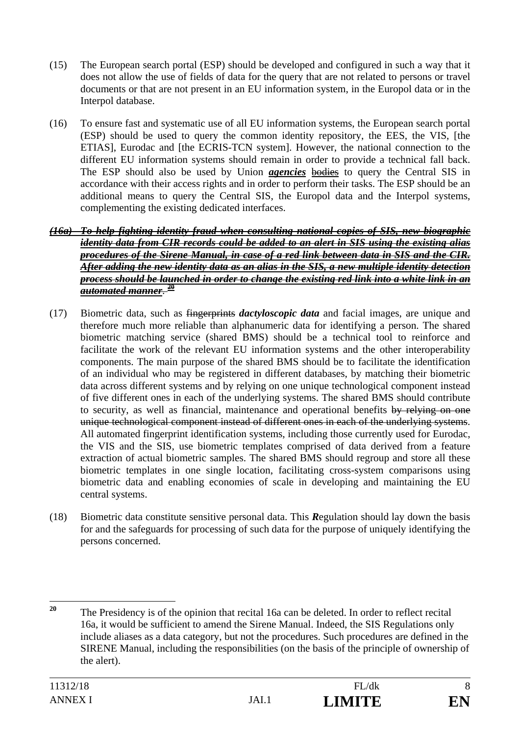(15) The European search portal (ESP) should be developed and configured in such a way that it does not allow the use of fields of data for the query that are not related to persons or travel documents or that are not present in an EU information system, in the Europol data or in the Interpol database.

(16) To ensure fast and systematic use of all EU information systems, the European search portal (ESP) should be used to query the common identity repository, the EES, the VIS, [the ETIAS], Eurodac and [the ECRIS-TCN system]. However, the national connection to the different EU information systems should remain in order to provide a technical fall back. The ESP should also be used by Union ***agencies*** ~~bodies~~ to query the Central SIS in accordance with their access rights and in order to perform their tasks. The ESP should be an additional means to query the Central SIS, the Europol data and the Interpol systems, complementing the existing dedicated interfaces.

~~***(16a) To help fighting identity fraud when consulting national copies of SIS, new biographic identity data from CIR records could be added to an alert in SIS using the existing alias procedures of the Sirene Manual, in case of a red link between data in SIS and the CIR. After adding the new identity data as an alias in the SIS, a new multiple identity detection process should be launched in order to change the existing red link into a white link in an automated manner.***~~ [20]

(17) Biometric data, such as ~~fingerprints~~ ***dactyloscopic data*** and facial images, are unique and therefore much more reliable than alphanumeric data for identifying a person. The shared biometric matching service (shared BMS) should be a technical tool to reinforce and facilitate the work of the relevant EU information systems and the other interoperability components. The main purpose of the shared BMS should be to facilitate the identification of an individual who may be registered in different databases, by matching their biometric data across different systems and by relying on one unique technological component instead of five different ones in each of the underlying systems. The shared BMS should contribute to security, as well as financial, maintenance and operational benefits ~~by relying on one unique technological component instead of different ones in each of the underlying systems~~. All automated fingerprint identification systems, including those currently used for Eurodac, the VIS and the SIS, use biometric templates comprised of data derived from a feature extraction of actual biometric samples. The shared BMS should regroup and store all these biometric templates in one single location, facilitating cross-system comparisons using biometric data and enabling economies of scale in developing and maintaining the EU central systems.

(18) Biometric data constitute sensitive personal data. This ***R***egulation should lay down the basis for and the safeguards for processing of such data for the purpose of uniquely identifying the persons concerned.

---

[20] The Presidency is of the opinion that recital 16a can be deleted. In order to reflect recital 16a, it would be sufficient to amend the Sirene Manual. Indeed, the SIS Regulations only include aliases as a data category, but not the procedures. Such procedures are defined in the SIRENE Manual, including the responsibilities (on the basis of the principle of ownership of the alert).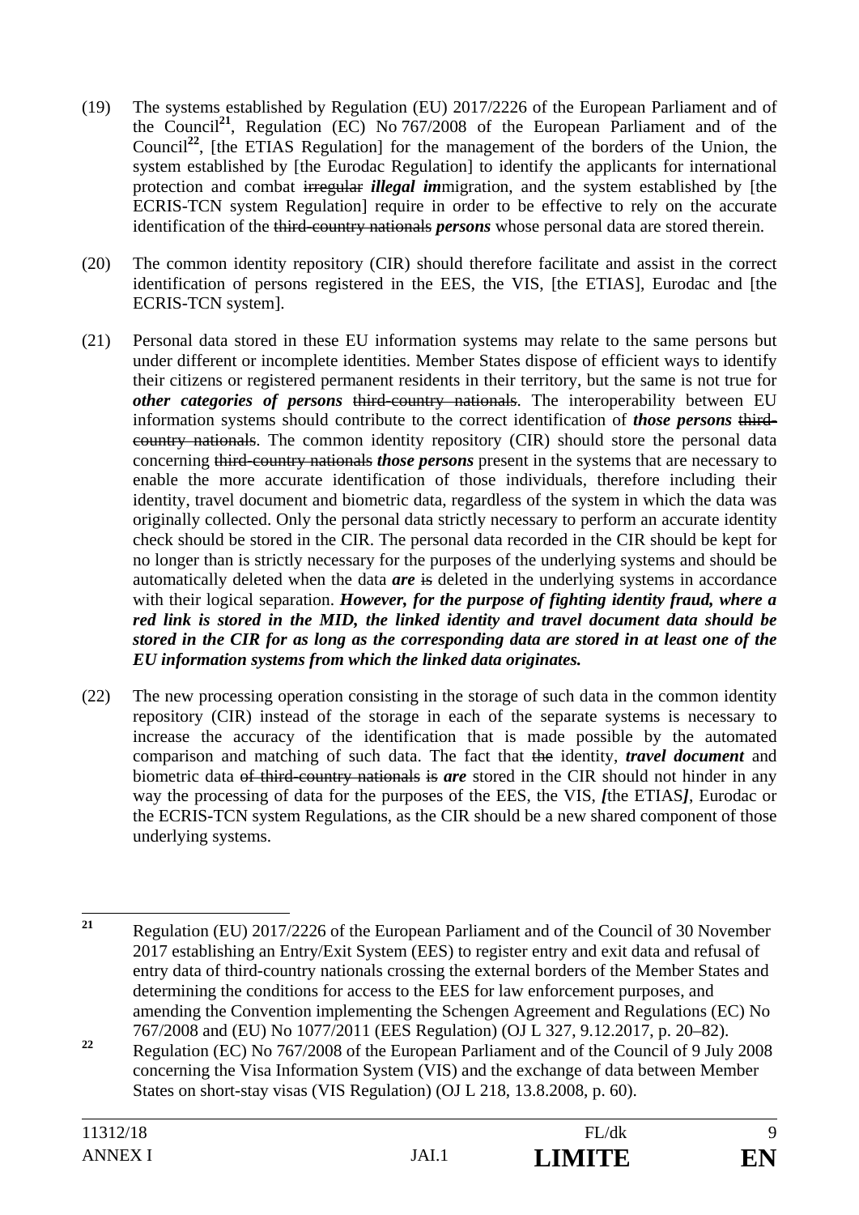(19) The systems established by Regulation (EU) 2017/2226 of the European Parliament and of the Council[21], Regulation (EC) No 767/2008 of the European Parliament and of the Council[22], [the ETIAS Regulation] for the management of the borders of the Union, the system established by [the Eurodac Regulation] to identify the applicants for international protection and combat ~~irregular~~ ***illegal im***migration, and the system established by [the ECRIS-TCN system Regulation] require in order to be effective to rely on the accurate identification of the ~~third-country nationals~~ ***persons*** whose personal data are stored therein.

(20) The common identity repository (CIR) should therefore facilitate and assist in the correct identification of persons registered in the EES, the VIS, [the ETIAS], Eurodac and [the ECRIS-TCN system].

(21) Personal data stored in these EU information systems may relate to the same persons but under different or incomplete identities. Member States dispose of efficient ways to identify their citizens or registered permanent residents in their territory, but the same is not true for ***other categories of persons*** ~~third-country nationals~~. The interoperability between EU information systems should contribute to the correct identification of ***those persons*** ~~third-country nationals~~. The common identity repository (CIR) should store the personal data concerning ~~third-country nationals~~ ***those persons*** present in the systems that are necessary to enable the more accurate identification of those individuals, therefore including their identity, travel document and biometric data, regardless of the system in which the data was originally collected. Only the personal data strictly necessary to perform an accurate identity check should be stored in the CIR. The personal data recorded in the CIR should be kept for no longer than is strictly necessary for the purposes of the underlying systems and should be automatically deleted when the data ***are*** ~~is~~ deleted in the underlying systems in accordance with their logical separation. ***However, for the purpose of fighting identity fraud, where a red link is stored in the MID, the linked identity and travel document data should be stored in the CIR for as long as the corresponding data are stored in at least one of the EU information systems from which the linked data originates.***

(22) The new processing operation consisting in the storage of such data in the common identity repository (CIR) instead of the storage in each of the separate systems is necessary to increase the accuracy of the identification that is made possible by the automated comparison and matching of such data. The fact that ~~the~~ identity, ***travel document*** and biometric data ~~of third-country nationals~~ ~~is~~ ***are*** stored in the CIR should not hinder in any way the processing of data for the purposes of the EES, the VIS, ***[***the ETIAS***]***, Eurodac or the ECRIS-TCN system Regulations, as the CIR should be a new shared component of those underlying systems.

---

[21] Regulation (EU) 2017/2226 of the European Parliament and of the Council of 30 November 2017 establishing an Entry/Exit System (EES) to register entry and exit data and refusal of entry data of third-country nationals crossing the external borders of the Member States and determining the conditions for access to the EES for law enforcement purposes, and amending the Convention implementing the Schengen Agreement and Regulations (EC) No 767/2008 and (EU) No 1077/2011 (EES Regulation) (OJ L 327, 9.12.2017, p. 20–82).

[22] Regulation (EC) No 767/2008 of the European Parliament and of the Council of 9 July 2008 concerning the Visa Information System (VIS) and the exchange of data between Member States on short-stay visas (VIS Regulation) (OJ L 218, 13.8.2008, p. 60).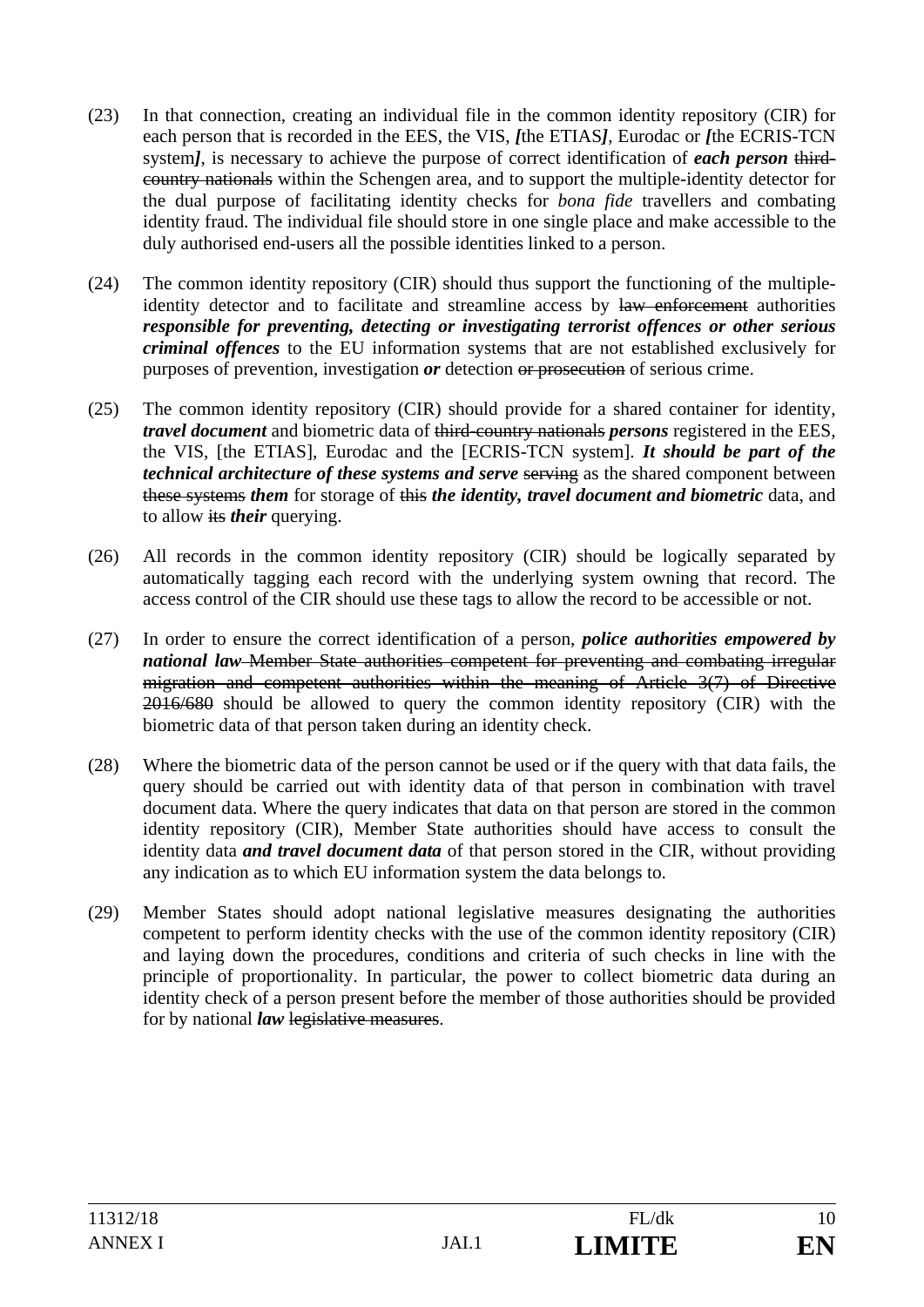(23) In that connection, creating an individual file in the common identity repository (CIR) for each person that is recorded in the EES, the VIS, ***[***the ETIAS***]***, Eurodac or ***[***the ECRIS-TCN system***]***, is necessary to achieve the purpose of correct identification of ***each person*** ~~third-country nationals~~ within the Schengen area, and to support the multiple-identity detector for the dual purpose of facilitating identity checks for *bona fide* travellers and combating identity fraud. The individual file should store in one single place and make accessible to the duly authorised end-users all the possible identities linked to a person.

(24) The common identity repository (CIR) should thus support the functioning of the multiple-identity detector and to facilitate and streamline access by ~~law enforcement~~ authorities ***responsible for preventing, detecting or investigating terrorist offences or other serious criminal offences*** to the EU information systems that are not established exclusively for purposes of prevention, investigation ***or*** detection ~~or prosecution~~ of serious crime.

(25) The common identity repository (CIR) should provide for a shared container for identity, ***travel document*** and biometric data of ~~third-country nationals~~ ***persons*** registered in the EES, the VIS, [the ETIAS], Eurodac and the [ECRIS-TCN system]. ***It should be part of the technical architecture of these systems and serve*** ~~serving~~ as the shared component between ~~these systems~~ ***them*** for storage of ~~this~~ ***the identity, travel document and biometric*** data, and to allow ~~its~~ ***their*** querying.

(26) All records in the common identity repository (CIR) should be logically separated by automatically tagging each record with the underlying system owning that record. The access control of the CIR should use these tags to allow the record to be accessible or not.

(27) In order to ensure the correct identification of a person, ***police authorities empowered by national law*** ~~Member State authorities competent for preventing and combating irregular migration and competent authorities within the meaning of Article 3(7) of Directive 2016/680~~ should be allowed to query the common identity repository (CIR) with the biometric data of that person taken during an identity check.

(28) Where the biometric data of the person cannot be used or if the query with that data fails, the query should be carried out with identity data of that person in combination with travel document data. Where the query indicates that data on that person are stored in the common identity repository (CIR), Member State authorities should have access to consult the identity data ***and travel document data*** of that person stored in the CIR, without providing any indication as to which EU information system the data belongs to.

(29) Member States should adopt national legislative measures designating the authorities competent to perform identity checks with the use of the common identity repository (CIR) and laying down the procedures, conditions and criteria of such checks in line with the principle of proportionality. In particular, the power to collect biometric data during an identity check of a person present before the member of those authorities should be provided for by national ***law*** ~~legislative measures~~.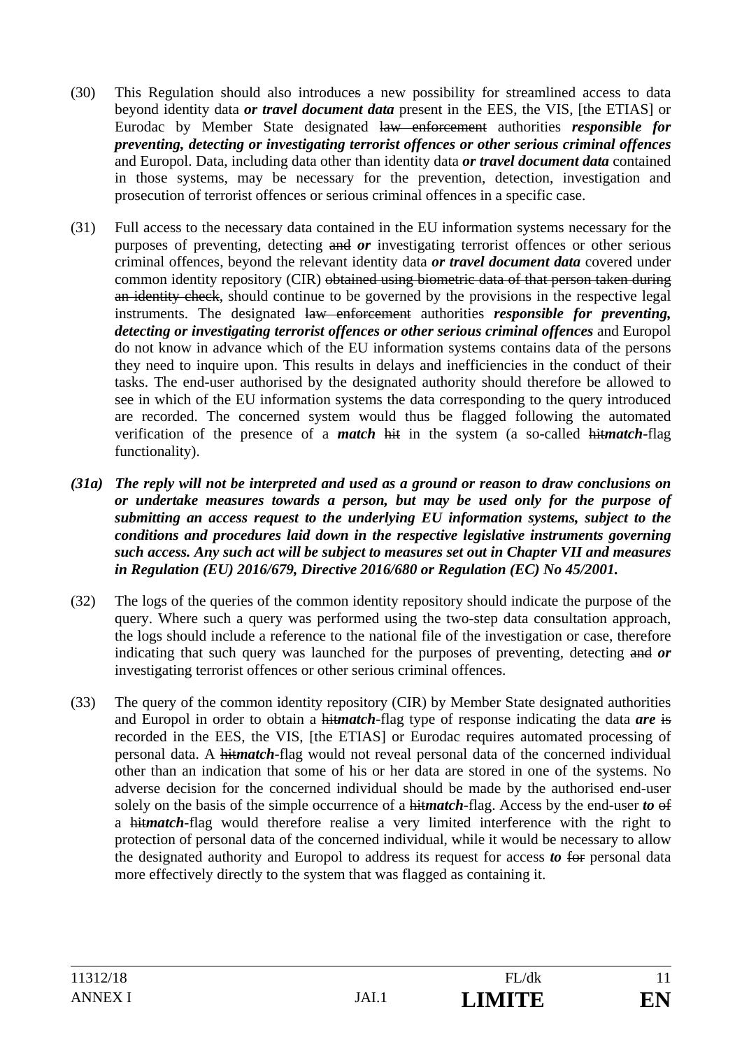(30) This Regulation should also introduces a new possibility for streamlined access to data beyond identity data ***or travel document data*** present in the EES, the VIS, [the ETIAS] or Eurodac by Member State designated ~~law enforcement~~ authorities ***responsible for preventing, detecting or investigating terrorist offences or other serious criminal offences*** and Europol. Data, including data other than identity data ***or travel document data*** contained in those systems, may be necessary for the prevention, detection, investigation and prosecution of terrorist offences or serious criminal offences in a specific case.

(31) Full access to the necessary data contained in the EU information systems necessary for the purposes of preventing, detecting ~~and~~ ***or*** investigating terrorist offences or other serious criminal offences, beyond the relevant identity data ***or travel document data*** covered under common identity repository (CIR) ~~obtained using biometric data of that person taken during an identity check~~, should continue to be governed by the provisions in the respective legal instruments. The designated ~~law enforcement~~ authorities ***responsible for preventing, detecting or investigating terrorist offences or other serious criminal offences*** and Europol do not know in advance which of the EU information systems contains data of the persons they need to inquire upon. This results in delays and inefficiencies in the conduct of their tasks. The end-user authorised by the designated authority should therefore be allowed to see in which of the EU information systems the data corresponding to the query introduced are recorded. The concerned system would thus be flagged following the automated verification of the presence of a ***match*** ~~hit~~ in the system (a so-called ~~hit~~***match***-flag functionality).

***(31a) The reply will not be interpreted and used as a ground or reason to draw conclusions on or undertake measures towards a person, but may be used only for the purpose of submitting an access request to the underlying EU information systems, subject to the conditions and procedures laid down in the respective legislative instruments governing such access. Any such act will be subject to measures set out in Chapter VII and measures in Regulation (EU) 2016/679, Directive 2016/680 or Regulation (EC) No 45/2001.***

(32) The logs of the queries of the common identity repository should indicate the purpose of the query. Where such a query was performed using the two-step data consultation approach, the logs should include a reference to the national file of the investigation or case, therefore indicating that such query was launched for the purposes of preventing, detecting ~~and~~ ***or*** investigating terrorist offences or other serious criminal offences.

(33) The query of the common identity repository (CIR) by Member State designated authorities and Europol in order to obtain a ~~hit~~***match***-flag type of response indicating the data ***are*** ~~is~~ recorded in the EES, the VIS, [the ETIAS] or Eurodac requires automated processing of personal data. A ~~hit~~***match***-flag would not reveal personal data of the concerned individual other than an indication that some of his or her data are stored in one of the systems. No adverse decision for the concerned individual should be made by the authorised end-user solely on the basis of the simple occurrence of a ~~hit~~***match***-flag. Access by the end-user ***to*** ~~of~~ a ~~hit~~***match***-flag would therefore realise a very limited interference with the right to protection of personal data of the concerned individual, while it would be necessary to allow the designated authority and Europol to address its request for access ***to*** ~~for~~ personal data more effectively directly to the system that was flagged as containing it.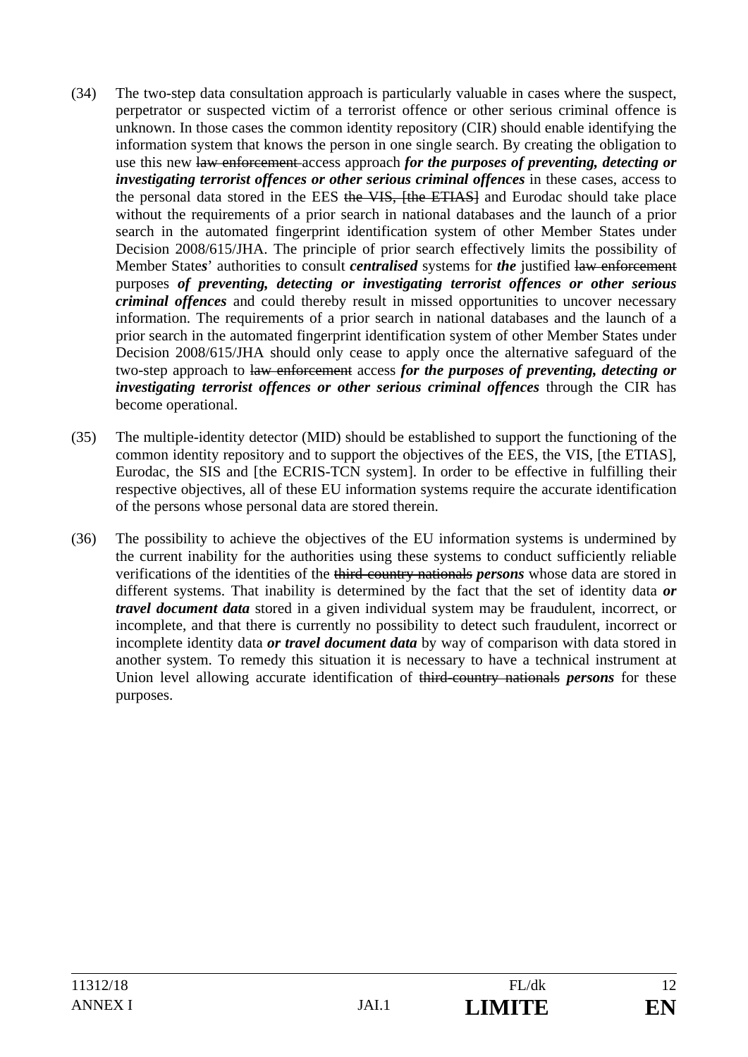(34) The two-step data consultation approach is particularly valuable in cases where the suspect, perpetrator or suspected victim of a terrorist offence or other serious criminal offence is unknown. In those cases the common identity repository (CIR) should enable identifying the information system that knows the person in one single search. By creating the obligation to use this new ~~law enforcement~~ access approach ***for the purposes of preventing, detecting or investigating terrorist offences or other serious criminal offences*** in these cases, access to the personal data stored in the EES ~~the VIS, [the ETIAS]~~ and Eurodac should take place without the requirements of a prior search in national databases and the launch of a prior search in the automated fingerprint identification system of other Member States under Decision 2008/615/JHA. The principle of prior search effectively limits the possibility of Member State***s***' authorities to consult ***centralised*** systems for ***the*** justified ~~law enforcement~~ purposes ***of preventing, detecting or investigating terrorist offences or other serious criminal offences*** and could thereby result in missed opportunities to uncover necessary information. The requirements of a prior search in national databases and the launch of a prior search in the automated fingerprint identification system of other Member States under Decision 2008/615/JHA should only cease to apply once the alternative safeguard of the two-step approach to ~~law enforcement~~ access ***for the purposes of preventing, detecting or investigating terrorist offences or other serious criminal offences*** through the CIR has become operational.

(35) The multiple-identity detector (MID) should be established to support the functioning of the common identity repository and to support the objectives of the EES, the VIS, [the ETIAS], Eurodac, the SIS and [the ECRIS-TCN system]. In order to be effective in fulfilling their respective objectives, all of these EU information systems require the accurate identification of the persons whose personal data are stored therein.

(36) The possibility to achieve the objectives of the EU information systems is undermined by the current inability for the authorities using these systems to conduct sufficiently reliable verifications of the identities of the ~~third-country nationals~~ ***persons*** whose data are stored in different systems. That inability is determined by the fact that the set of identity data ***or travel document data*** stored in a given individual system may be fraudulent, incorrect, or incomplete, and that there is currently no possibility to detect such fraudulent, incorrect or incomplete identity data ***or travel document data*** by way of comparison with data stored in another system. To remedy this situation it is necessary to have a technical instrument at Union level allowing accurate identification of ~~third-country nationals~~ ***persons*** for these purposes.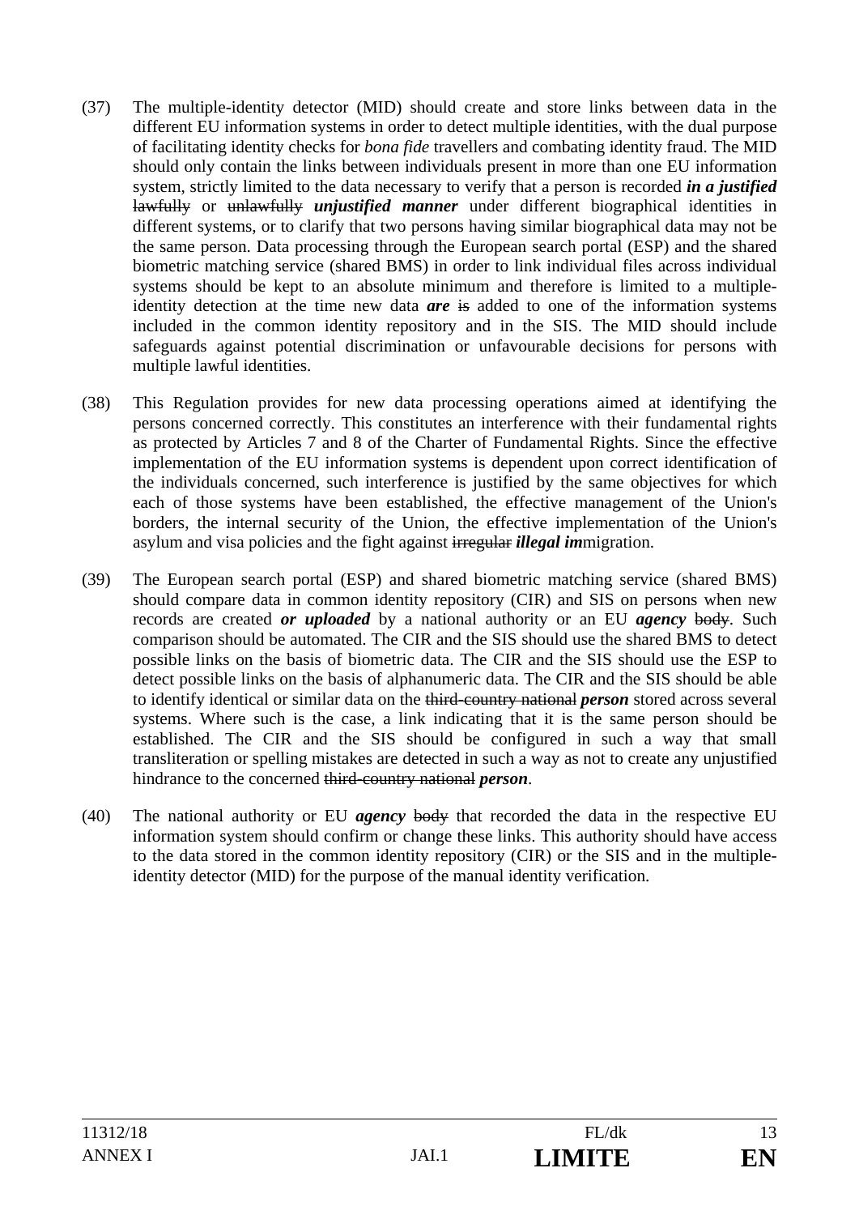(37) The multiple-identity detector (MID) should create and store links between data in the different EU information systems in order to detect multiple identities, with the dual purpose of facilitating identity checks for *bona fide* travellers and combating identity fraud. The MID should only contain the links between individuals present in more than one EU information system, strictly limited to the data necessary to verify that a person is recorded ***in a justified*** ~~lawfully~~ or ~~unlawfully~~ ***unjustified manner*** under different biographical identities in different systems, or to clarify that two persons having similar biographical data may not be the same person. Data processing through the European search portal (ESP) and the shared biometric matching service (shared BMS) in order to link individual files across individual systems should be kept to an absolute minimum and therefore is limited to a multiple-identity detection at the time new data ***are*** ~~is~~ added to one of the information systems included in the common identity repository and in the SIS. The MID should include safeguards against potential discrimination or unfavourable decisions for persons with multiple lawful identities.

(38) This Regulation provides for new data processing operations aimed at identifying the persons concerned correctly. This constitutes an interference with their fundamental rights as protected by Articles 7 and 8 of the Charter of Fundamental Rights. Since the effective implementation of the EU information systems is dependent upon correct identification of the individuals concerned, such interference is justified by the same objectives for which each of those systems have been established, the effective management of the Union's borders, the internal security of the Union, the effective implementation of the Union's asylum and visa policies and the fight against ~~irregular~~ ***illegal im***migration.

(39) The European search portal (ESP) and shared biometric matching service (shared BMS) should compare data in common identity repository (CIR) and SIS on persons when new records are created ***or uploaded*** by a national authority or an EU ***agency*** ~~body~~. Such comparison should be automated. The CIR and the SIS should use the shared BMS to detect possible links on the basis of biometric data. The CIR and the SIS should use the ESP to detect possible links on the basis of alphanumeric data. The CIR and the SIS should be able to identify identical or similar data on the ~~third-country national~~ ***person*** stored across several systems. Where such is the case, a link indicating that it is the same person should be established. The CIR and the SIS should be configured in such a way that small transliteration or spelling mistakes are detected in such a way as not to create any unjustified hindrance to the concerned ~~third-country national~~ ***person***.

(40) The national authority or EU ***agency*** ~~body~~ that recorded the data in the respective EU information system should confirm or change these links. This authority should have access to the data stored in the common identity repository (CIR) or the SIS and in the multiple-identity detector (MID) for the purpose of the manual identity verification.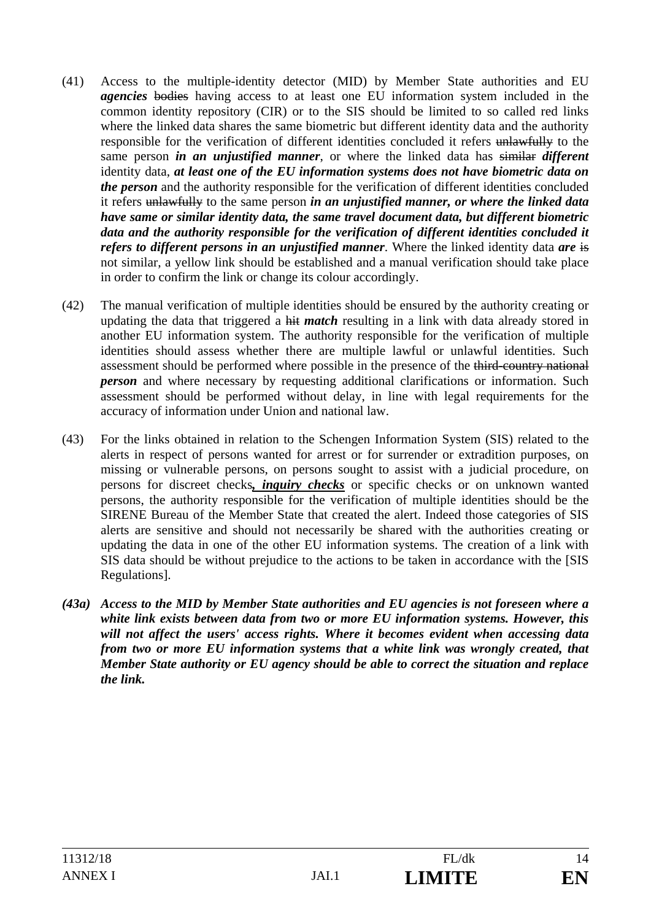(41) Access to the multiple-identity detector (MID) by Member State authorities and EU ***agencies*** ~~bodies~~ having access to at least one EU information system included in the common identity repository (CIR) or to the SIS should be limited to so called red links where the linked data shares the same biometric but different identity data and the authority responsible for the verification of different identities concluded it refers ~~unlawfully~~ to the same person ***in an unjustified manner***, or where the linked data has ~~similar~~ ***different*** identity data, ***at least one of the EU information systems does not have biometric data on the person*** and the authority responsible for the verification of different identities concluded it refers ~~unlawfully~~ to the same person ***in an unjustified manner, or where the linked data have same or similar identity data, the same travel document data, but different biometric data and the authority responsible for the verification of different identities concluded it refers to different persons in an unjustified manner***. Where the linked identity data ***are*** ~~is~~ not similar, a yellow link should be established and a manual verification should take place in order to confirm the link or change its colour accordingly.

(42) The manual verification of multiple identities should be ensured by the authority creating or updating the data that triggered a ~~hit~~ ***match*** resulting in a link with data already stored in another EU information system. The authority responsible for the verification of multiple identities should assess whether there are multiple lawful or unlawful identities. Such assessment should be performed where possible in the presence of the ~~third-country national~~ ***person*** and where necessary by requesting additional clarifications or information. Such assessment should be performed without delay, in line with legal requirements for the accuracy of information under Union and national law.

(43) For the links obtained in relation to the Schengen Information System (SIS) related to the alerts in respect of persons wanted for arrest or for surrender or extradition purposes, on missing or vulnerable persons, on persons sought to assist with a judicial procedure, on persons for discreet checks***, inquiry checks*** or specific checks or on unknown wanted persons, the authority responsible for the verification of multiple identities should be the SIRENE Bureau of the Member State that created the alert. Indeed those categories of SIS alerts are sensitive and should not necessarily be shared with the authorities creating or updating the data in one of the other EU information systems. The creation of a link with SIS data should be without prejudice to the actions to be taken in accordance with the [SIS Regulations].

***(43a) Access to the MID by Member State authorities and EU agencies is not foreseen where a white link exists between data from two or more EU information systems. However, this will not affect the users' access rights. Where it becomes evident when accessing data from two or more EU information systems that a white link was wrongly created, that Member State authority or EU agency should be able to correct the situation and replace the link.***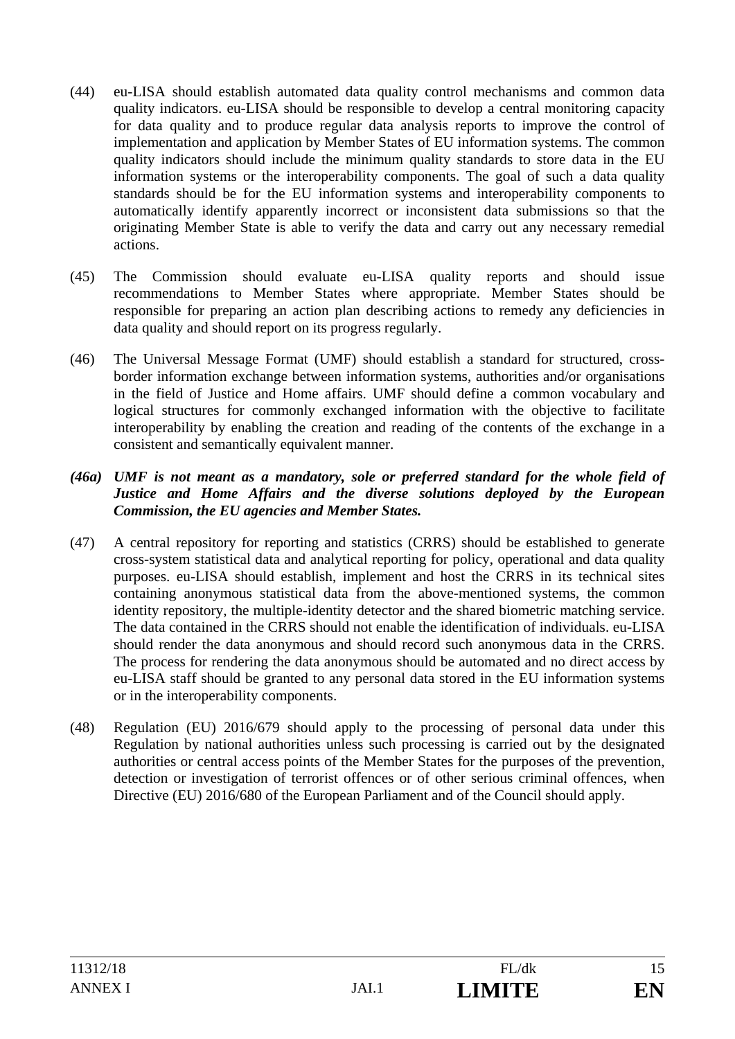(44) eu-LISA should establish automated data quality control mechanisms and common data quality indicators. eu-LISA should be responsible to develop a central monitoring capacity for data quality and to produce regular data analysis reports to improve the control of implementation and application by Member States of EU information systems. The common quality indicators should include the minimum quality standards to store data in the EU information systems or the interoperability components. The goal of such a data quality standards should be for the EU information systems and interoperability components to automatically identify apparently incorrect or inconsistent data submissions so that the originating Member State is able to verify the data and carry out any necessary remedial actions.

(45) The Commission should evaluate eu-LISA quality reports and should issue recommendations to Member States where appropriate. Member States should be responsible for preparing an action plan describing actions to remedy any deficiencies in data quality and should report on its progress regularly.

(46) The Universal Message Format (UMF) should establish a standard for structured, cross-border information exchange between information systems, authorities and/or organisations in the field of Justice and Home affairs. UMF should define a common vocabulary and logical structures for commonly exchanged information with the objective to facilitate interoperability by enabling the creation and reading of the contents of the exchange in a consistent and semantically equivalent manner.

***(46a) UMF is not meant as a mandatory, sole or preferred standard for the whole field of Justice and Home Affairs and the diverse solutions deployed by the European Commission, the EU agencies and Member States.***

(47) A central repository for reporting and statistics (CRRS) should be established to generate cross-system statistical data and analytical reporting for policy, operational and data quality purposes. eu-LISA should establish, implement and host the CRRS in its technical sites containing anonymous statistical data from the above-mentioned systems, the common identity repository, the multiple-identity detector and the shared biometric matching service. The data contained in the CRRS should not enable the identification of individuals. eu-LISA should render the data anonymous and should record such anonymous data in the CRRS. The process for rendering the data anonymous should be automated and no direct access by eu-LISA staff should be granted to any personal data stored in the EU information systems or in the interoperability components.

(48) Regulation (EU) 2016/679 should apply to the processing of personal data under this Regulation by national authorities unless such processing is carried out by the designated authorities or central access points of the Member States for the purposes of the prevention, detection or investigation of terrorist offences or of other serious criminal offences, when Directive (EU) 2016/680 of the European Parliament and of the Council should apply.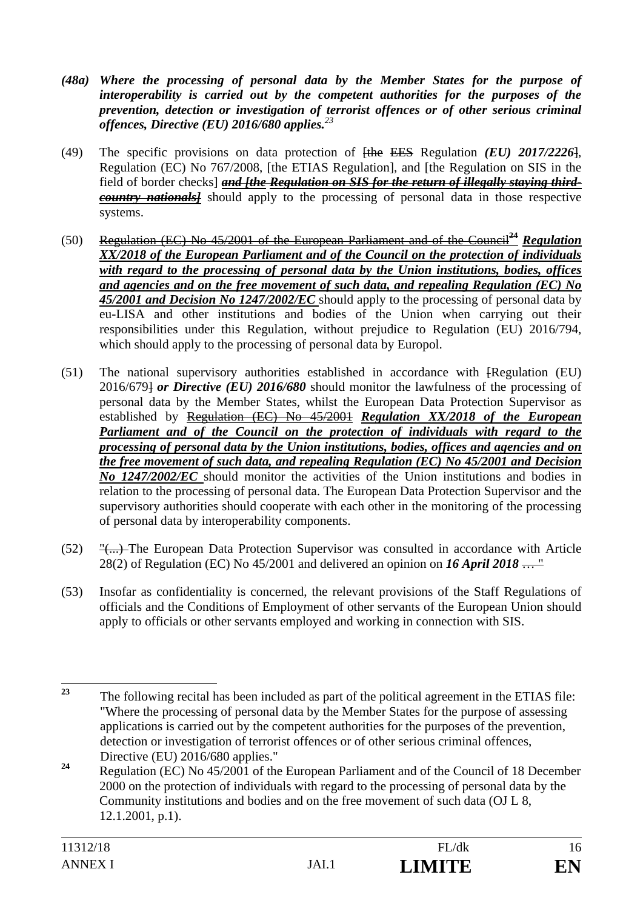*(48a) Where the processing of personal data by the Member States for the purpose of interoperability is carried out by the competent authorities for the purposes of the prevention, detection or investigation of terrorist offences or of other serious criminal offences, Directive (EU) 2016/680 applies.*[23]

(49) The specific provisions on data protection of ~~[the EES~~ Regulation ***(EU) 2017/2226***~~]~~, Regulation (EC) No 767/2008, [the ETIAS Regulation], and [the Regulation on SIS in the field of border checks] ~~***and [the Regulation on SIS for the return of illegally staying third-country nationals]***~~ should apply to the processing of personal data in those respective systems.

(50) ~~Regulation (EC) No 45/2001 of the European Parliament and of the Council~~[24] ***Regulation XX/2018 of the European Parliament and of the Council on the protection of individuals with regard to the processing of personal data by the Union institutions, bodies, offices and agencies and on the free movement of such data, and repealing Regulation (EC) No 45/2001 and Decision No 1247/2002/EC*** should apply to the processing of personal data by eu-LISA and other institutions and bodies of the Union when carrying out their responsibilities under this Regulation, without prejudice to Regulation (EU) 2016/794, which should apply to the processing of personal data by Europol.

(51) The national supervisory authorities established in accordance with ~~[~~Regulation (EU) 2016/679~~]~~ ***or Directive (EU) 2016/680*** should monitor the lawfulness of the processing of personal data by the Member States, whilst the European Data Protection Supervisor as established by ~~Regulation (EC) No 45/2001~~ ***Regulation XX/2018 of the European Parliament and of the Council on the protection of individuals with regard to the processing of personal data by the Union institutions, bodies, offices and agencies and on the free movement of such data, and repealing Regulation (EC) No 45/2001 and Decision No 1247/2002/EC*** should monitor the activities of the Union institutions and bodies in relation to the processing of personal data. The European Data Protection Supervisor and the supervisory authorities should cooperate with each other in the monitoring of the processing of personal data by interoperability components.

(52) ~~"(...)~~ The European Data Protection Supervisor was consulted in accordance with Article 28(2) of Regulation (EC) No 45/2001 and delivered an opinion on ***16 April 2018*** ~~… "~~

(53) Insofar as confidentiality is concerned, the relevant provisions of the Staff Regulations of officials and the Conditions of Employment of other servants of the European Union should apply to officials or other servants employed and working in connection with SIS.

---

[23] The following recital has been included as part of the political agreement in the ETIAS file: "Where the processing of personal data by the Member States for the purpose of assessing applications is carried out by the competent authorities for the purposes of the prevention, detection or investigation of terrorist offences or of other serious criminal offences, Directive (EU) 2016/680 applies."

[24] Regulation (EC) No 45/2001 of the European Parliament and of the Council of 18 December 2000 on the protection of individuals with regard to the processing of personal data by the Community institutions and bodies and on the free movement of such data (OJ L 8, 12.1.2001, p.1).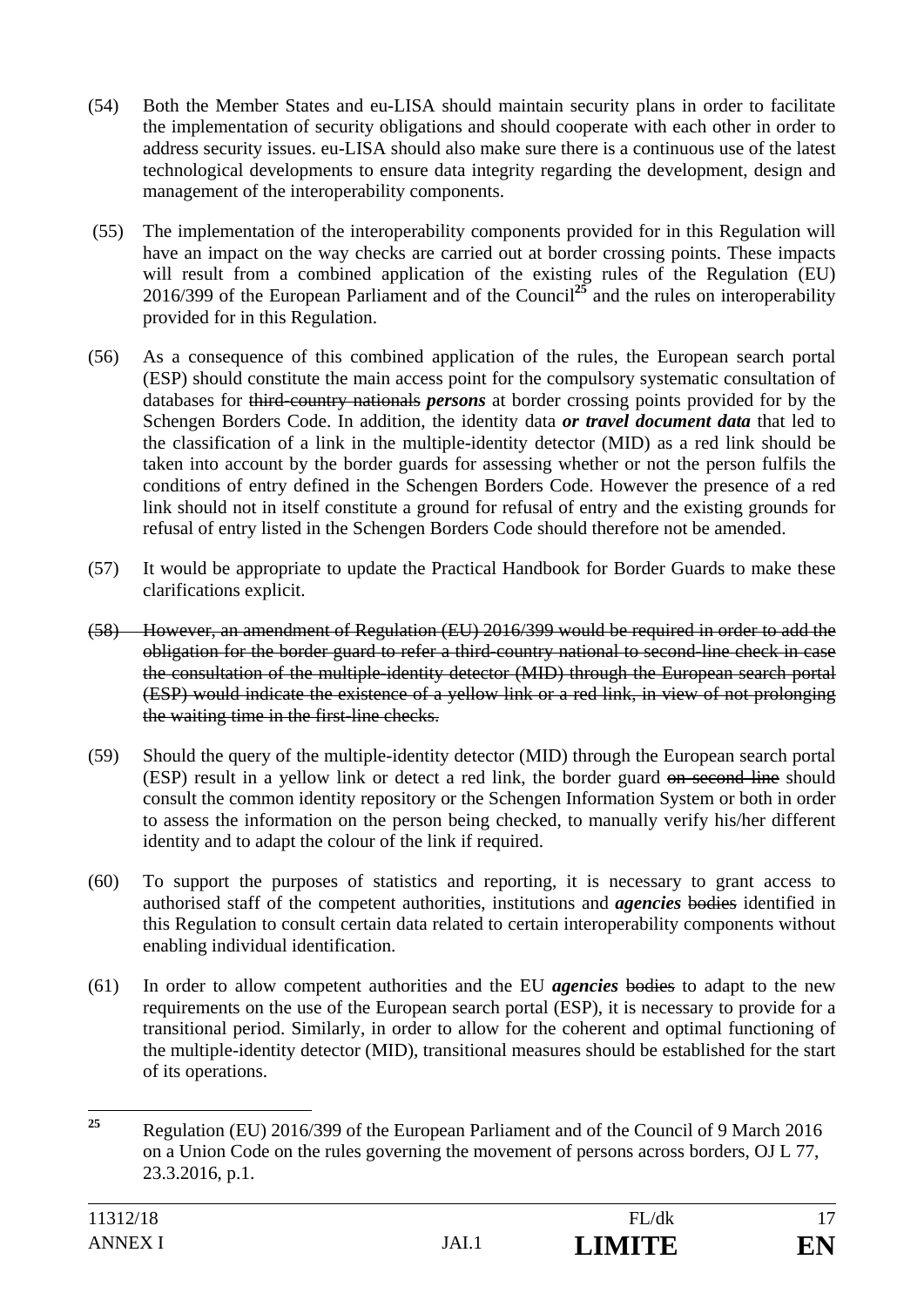(54) Both the Member States and eu-LISA should maintain security plans in order to facilitate the implementation of security obligations and should cooperate with each other in order to address security issues. eu-LISA should also make sure there is a continuous use of the latest technological developments to ensure data integrity regarding the development, design and management of the interoperability components.

(55) The implementation of the interoperability components provided for in this Regulation will have an impact on the way checks are carried out at border crossing points. These impacts will result from a combined application of the existing rules of the Regulation (EU) 2016/399 of the European Parliament and of the Council[25] and the rules on interoperability provided for in this Regulation.

(56) As a consequence of this combined application of the rules, the European search portal (ESP) should constitute the main access point for the compulsory systematic consultation of databases for ~~third-country nationals~~ ***persons*** at border crossing points provided for by the Schengen Borders Code. In addition, the identity data ***or travel document data*** that led to the classification of a link in the multiple-identity detector (MID) as a red link should be taken into account by the border guards for assessing whether or not the person fulfils the conditions of entry defined in the Schengen Borders Code. However the presence of a red link should not in itself constitute a ground for refusal of entry and the existing grounds for refusal of entry listed in the Schengen Borders Code should therefore not be amended.

(57) It would be appropriate to update the Practical Handbook for Border Guards to make these clarifications explicit.

~~(58) However, an amendment of Regulation (EU) 2016/399 would be required in order to add the obligation for the border guard to refer a third-country national to second-line check in case the consultation of the multiple-identity detector (MID) through the European search portal (ESP) would indicate the existence of a yellow link or a red link, in view of not prolonging the waiting time in the first-line checks.~~

(59) Should the query of the multiple-identity detector (MID) through the European search portal (ESP) result in a yellow link or detect a red link, the border guard ~~on second line~~ should consult the common identity repository or the Schengen Information System or both in order to assess the information on the person being checked, to manually verify his/her different identity and to adapt the colour of the link if required.

(60) To support the purposes of statistics and reporting, it is necessary to grant access to authorised staff of the competent authorities, institutions and ***agencies*** ~~bodies~~ identified in this Regulation to consult certain data related to certain interoperability components without enabling individual identification.

(61) In order to allow competent authorities and the EU ***agencies*** ~~bodies~~ to adapt to the new requirements on the use of the European search portal (ESP), it is necessary to provide for a transitional period. Similarly, in order to allow for the coherent and optimal functioning of the multiple-identity detector (MID), transitional measures should be established for the start of its operations.

---

[25] Regulation (EU) 2016/399 of the European Parliament and of the Council of 9 March 2016 on a Union Code on the rules governing the movement of persons across borders, OJ L 77, 23.3.2016, p.1.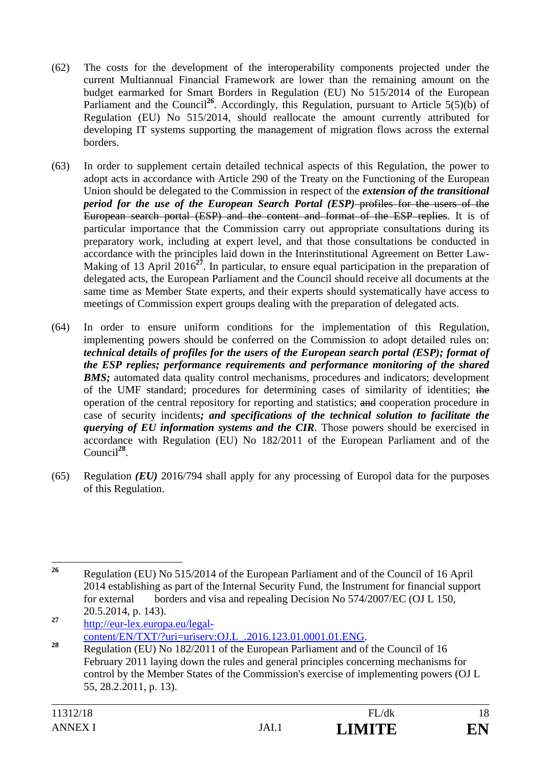(62) The costs for the development of the interoperability components projected under the current Multiannual Financial Framework are lower than the remaining amount on the budget earmarked for Smart Borders in Regulation (EU) No 515/2014 of the European Parliament and the Council[26]. Accordingly, this Regulation, pursuant to Article 5(5)(b) of Regulation (EU) No 515/2014, should reallocate the amount currently attributed for developing IT systems supporting the management of migration flows across the external borders.

(63) In order to supplement certain detailed technical aspects of this Regulation, the power to adopt acts in accordance with Article 290 of the Treaty on the Functioning of the European Union should be delegated to the Commission in respect of the ***extension of the transitional period for the use of the European Search Portal (ESP)*** ~~profiles for the users of the European search portal (ESP) and the content and format of the ESP replies~~. It is of particular importance that the Commission carry out appropriate consultations during its preparatory work, including at expert level, and that those consultations be conducted in accordance with the principles laid down in the Interinstitutional Agreement on Better Law-Making of 13 April 2016[27]. In particular, to ensure equal participation in the preparation of delegated acts, the European Parliament and the Council should receive all documents at the same time as Member State experts, and their experts should systematically have access to meetings of Commission expert groups dealing with the preparation of delegated acts.

(64) In order to ensure uniform conditions for the implementation of this Regulation, implementing powers should be conferred on the Commission to adopt detailed rules on: ***technical details of profiles for the users of the European search portal (ESP); format of the ESP replies; performance requirements and performance monitoring of the shared BMS;*** automated data quality control mechanisms, procedures and indicators; development of the UMF standard; procedures for determining cases of similarity of identities; ~~the~~ operation of the central repository for reporting and statistics; ~~and~~ cooperation procedure in case of security incidents***; and specifications of the technical solution to facilitate the querying of EU information systems and the CIR***. Those powers should be exercised in accordance with Regulation (EU) No 182/2011 of the European Parliament and of the Council[28].

(65) Regulation ***(EU)*** 2016/794 shall apply for any processing of Europol data for the purposes of this Regulation.

---

[26] Regulation (EU) No 515/2014 of the European Parliament and of the Council of 16 April 2014 establishing as part of the Internal Security Fund, the Instrument for financial support for external borders and visa and repealing Decision No 574/2007/EC (OJ L 150, 20.5.2014, p. 143).

[27] http://eur-lex.europa.eu/legal-content/EN/TXT/?uri=uriserv:OJ.L_.2016.123.01.0001.01.ENG.

[28] Regulation (EU) No 182/2011 of the European Parliament and of the Council of 16 February 2011 laying down the rules and general principles concerning mechanisms for control by the Member States of the Commission's exercise of implementing powers (OJ L 55, 28.2.2011, p. 13).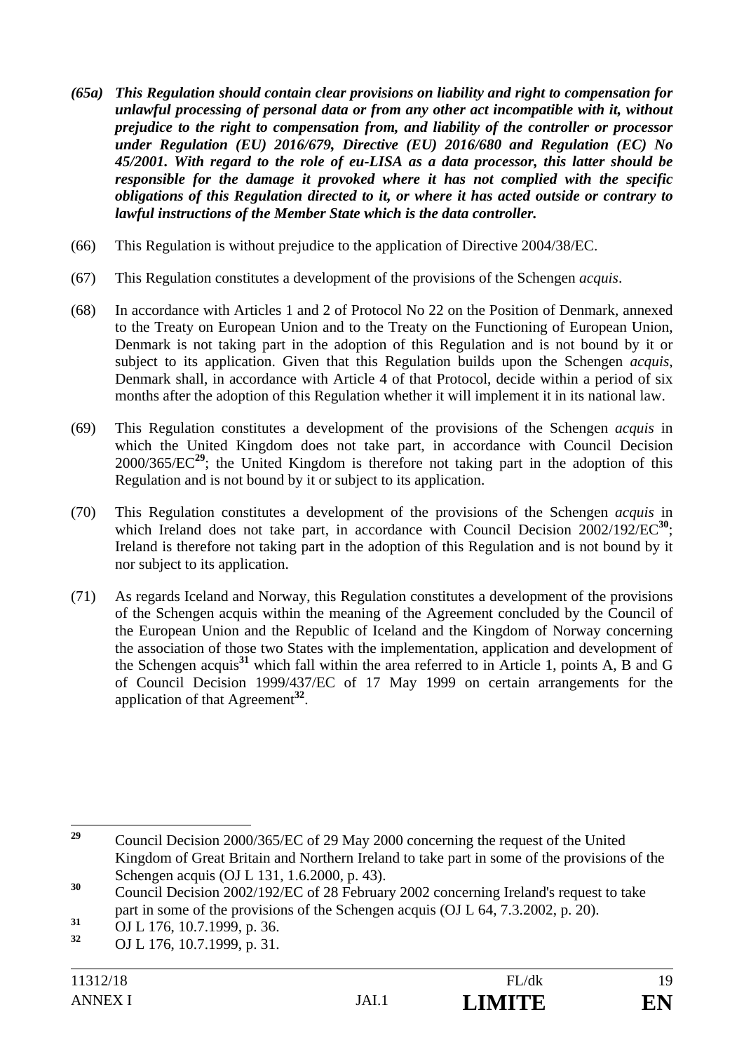***(65a) This Regulation should contain clear provisions on liability and right to compensation for unlawful processing of personal data or from any other act incompatible with it, without prejudice to the right to compensation from, and liability of the controller or processor under Regulation (EU) 2016/679, Directive (EU) 2016/680 and Regulation (EC) No 45/2001. With regard to the role of eu-LISA as a data processor, this latter should be responsible for the damage it provoked where it has not complied with the specific obligations of this Regulation directed to it, or where it has acted outside or contrary to lawful instructions of the Member State which is the data controller.***

(66) This Regulation is without prejudice to the application of Directive 2004/38/EC.

(67) This Regulation constitutes a development of the provisions of the Schengen *acquis*.

(68) In accordance with Articles 1 and 2 of Protocol No 22 on the Position of Denmark, annexed to the Treaty on European Union and to the Treaty on the Functioning of European Union, Denmark is not taking part in the adoption of this Regulation and is not bound by it or subject to its application. Given that this Regulation builds upon the Schengen *acquis*, Denmark shall, in accordance with Article 4 of that Protocol, decide within a period of six months after the adoption of this Regulation whether it will implement it in its national law.

(69) This Regulation constitutes a development of the provisions of the Schengen *acquis* in which the United Kingdom does not take part, in accordance with Council Decision 2000/365/EC[29]; the United Kingdom is therefore not taking part in the adoption of this Regulation and is not bound by it or subject to its application.

(70) This Regulation constitutes a development of the provisions of the Schengen *acquis* in which Ireland does not take part, in accordance with Council Decision 2002/192/EC[30]; Ireland is therefore not taking part in the adoption of this Regulation and is not bound by it nor subject to its application.

(71) As regards Iceland and Norway, this Regulation constitutes a development of the provisions of the Schengen acquis within the meaning of the Agreement concluded by the Council of the European Union and the Republic of Iceland and the Kingdom of Norway concerning the association of those two States with the implementation, application and development of the Schengen acquis[31] which fall within the area referred to in Article 1, points A, B and G of Council Decision 1999/437/EC of 17 May 1999 on certain arrangements for the application of that Agreement[32].

---

[29] Council Decision 2000/365/EC of 29 May 2000 concerning the request of the United Kingdom of Great Britain and Northern Ireland to take part in some of the provisions of the Schengen acquis (OJ L 131, 1.6.2000, p. 43).

[30] Council Decision 2002/192/EC of 28 February 2002 concerning Ireland's request to take part in some of the provisions of the Schengen acquis (OJ L 64, 7.3.2002, p. 20).

[31] OJ L 176, 10.7.1999, p. 36.

[32] OJ L 176, 10.7.1999, p. 31.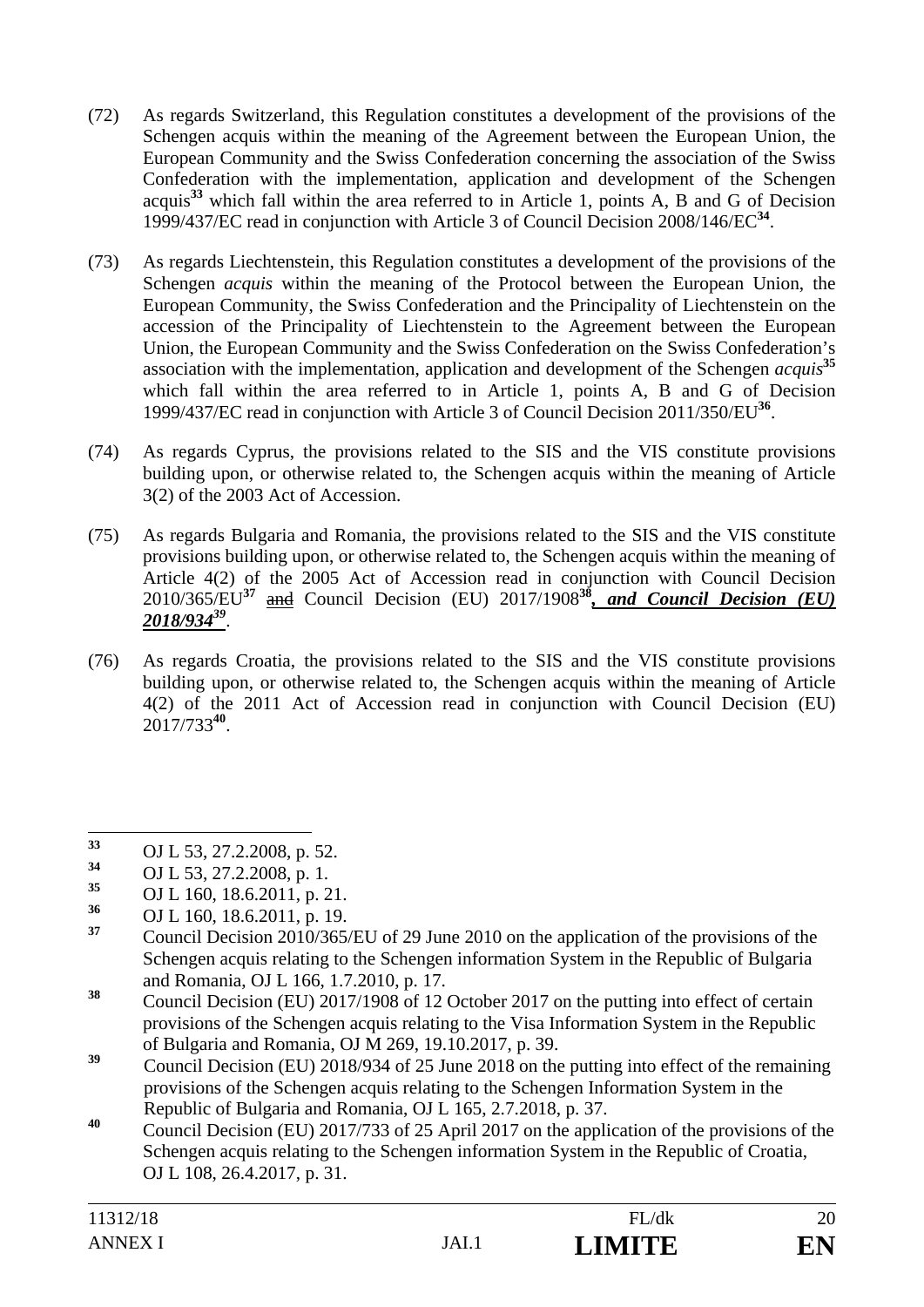(72) As regards Switzerland, this Regulation constitutes a development of the provisions of the Schengen acquis within the meaning of the Agreement between the European Union, the European Community and the Swiss Confederation concerning the association of the Swiss Confederation with the implementation, application and development of the Schengen acquis[33] which fall within the area referred to in Article 1, points A, B and G of Decision 1999/437/EC read in conjunction with Article 3 of Council Decision 2008/146/EC[34].

(73) As regards Liechtenstein, this Regulation constitutes a development of the provisions of the Schengen *acquis* within the meaning of the Protocol between the European Union, the European Community, the Swiss Confederation and the Principality of Liechtenstein on the accession of the Principality of Liechtenstein to the Agreement between the European Union, the European Community and the Swiss Confederation on the Swiss Confederation's association with the implementation, application and development of the Schengen *acquis*[35] which fall within the area referred to in Article 1, points A, B and G of Decision 1999/437/EC read in conjunction with Article 3 of Council Decision 2011/350/EU[36].

(74) As regards Cyprus, the provisions related to the SIS and the VIS constitute provisions building upon, or otherwise related to, the Schengen acquis within the meaning of Article 3(2) of the 2003 Act of Accession.

(75) As regards Bulgaria and Romania, the provisions related to the SIS and the VIS constitute provisions building upon, or otherwise related to, the Schengen acquis within the meaning of Article 4(2) of the 2005 Act of Accession read in conjunction with Council Decision 2010/365/EU[37] ~~and~~ Council Decision (EU) 2017/1908[38]***, and Council Decision (EU) 2018/934***[39].

(76) As regards Croatia, the provisions related to the SIS and the VIS constitute provisions building upon, or otherwise related to, the Schengen acquis within the meaning of Article 4(2) of the 2011 Act of Accession read in conjunction with Council Decision (EU) 2017/733[40].

---

[33] OJ L 53, 27.2.2008, p. 52.

[34] OJ L 53, 27.2.2008, p. 1.

[35] OJ L 160, 18.6.2011, p. 21.

[36] OJ L 160, 18.6.2011, p. 19.

[37] Council Decision 2010/365/EU of 29 June 2010 on the application of the provisions of the Schengen acquis relating to the Schengen information System in the Republic of Bulgaria and Romania, OJ L 166, 1.7.2010, p. 17.

[38] Council Decision (EU) 2017/1908 of 12 October 2017 on the putting into effect of certain provisions of the Schengen acquis relating to the Visa Information System in the Republic of Bulgaria and Romania, OJ M 269, 19.10.2017, p. 39.

[39] Council Decision (EU) 2018/934 of 25 June 2018 on the putting into effect of the remaining provisions of the Schengen acquis relating to the Schengen Information System in the Republic of Bulgaria and Romania, OJ L 165, 2.7.2018, p. 37.

[40] Council Decision (EU) 2017/733 of 25 April 2017 on the application of the provisions of the Schengen acquis relating to the Schengen information System in the Republic of Croatia, OJ L 108, 26.4.2017, p. 31.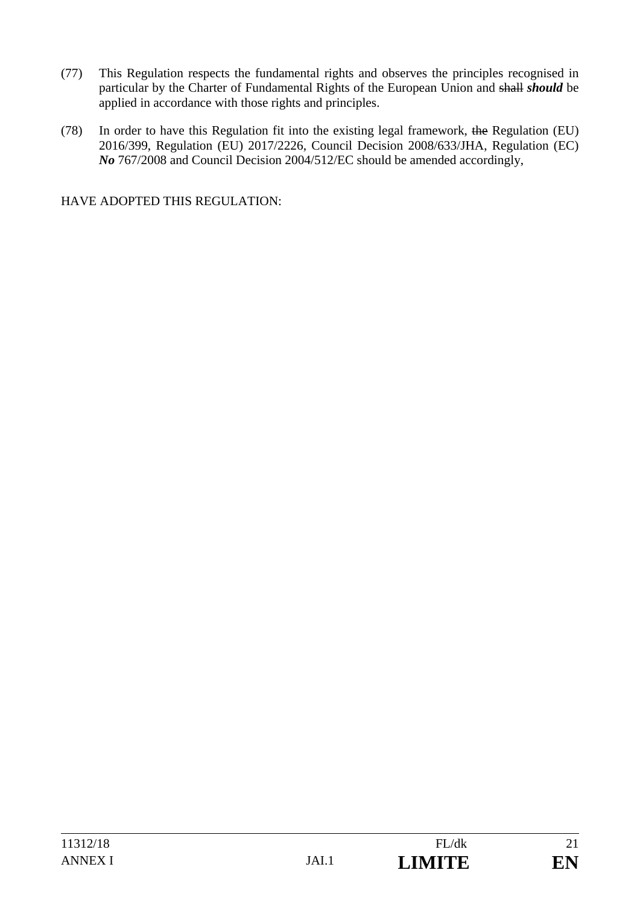(77) This Regulation respects the fundamental rights and observes the principles recognised in particular by the Charter of Fundamental Rights of the European Union and ~~shall~~ ***should*** be applied in accordance with those rights and principles.

(78) In order to have this Regulation fit into the existing legal framework, ~~the~~ Regulation (EU) 2016/399, Regulation (EU) 2017/2226, Council Decision 2008/633/JHA, Regulation (EC) ***No*** 767/2008 and Council Decision 2004/512/EC should be amended accordingly,

HAVE ADOPTED THIS REGULATION: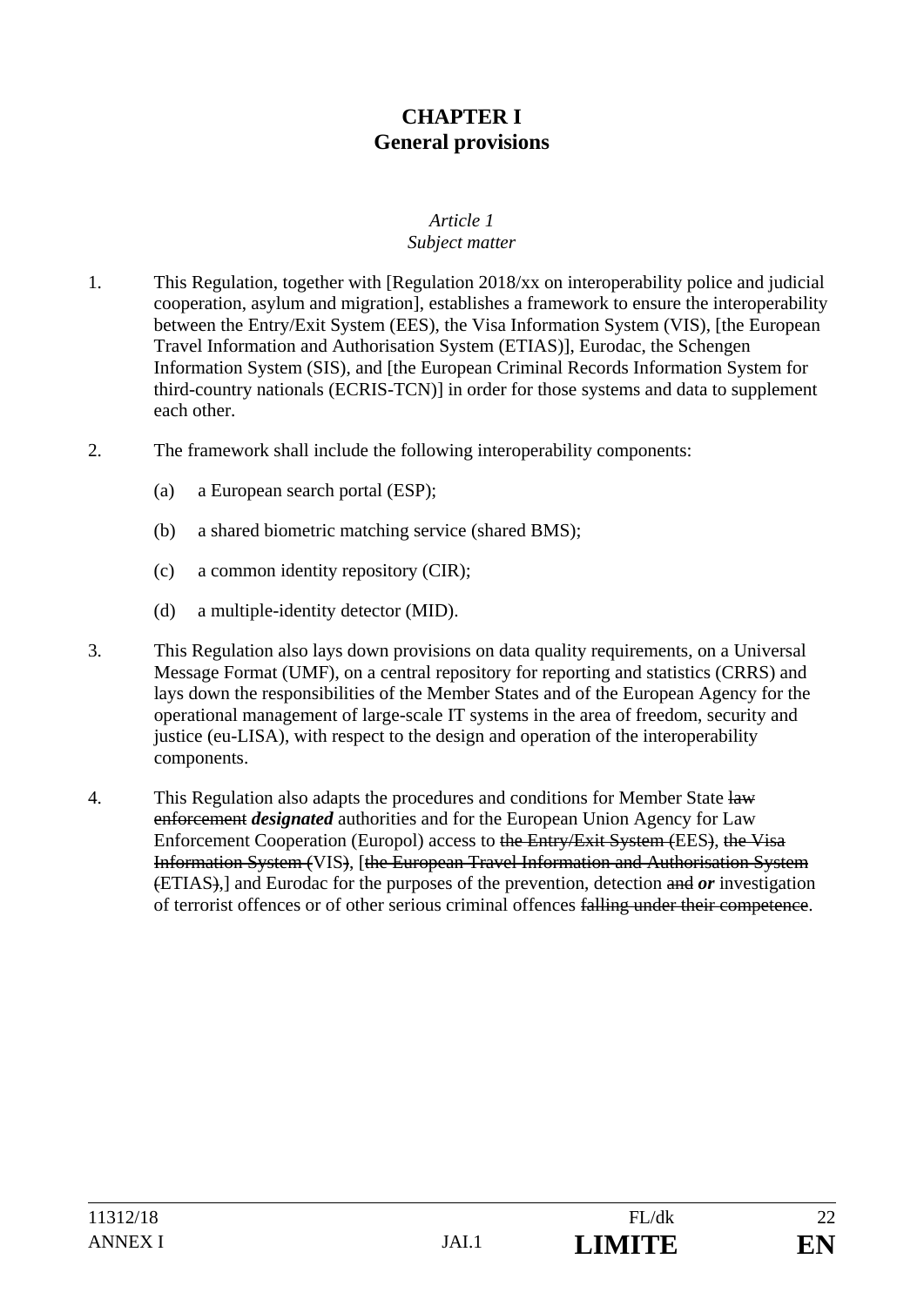# CHAPTER I
# General provisions

*Article 1*
*Subject matter*

1. This Regulation, together with [Regulation 2018/xx on interoperability police and judicial cooperation, asylum and migration], establishes a framework to ensure the interoperability between the Entry/Exit System (EES), the Visa Information System (VIS), [the European Travel Information and Authorisation System (ETIAS)], Eurodac, the Schengen Information System (SIS), and [the European Criminal Records Information System for third-country nationals (ECRIS-TCN)] in order for those systems and data to supplement each other.

2. The framework shall include the following interoperability components:

   (a) a European search portal (ESP);

   (b) a shared biometric matching service (shared BMS);

   (c) a common identity repository (CIR);

   (d) a multiple-identity detector (MID).

3. This Regulation also lays down provisions on data quality requirements, on a Universal Message Format (UMF), on a central repository for reporting and statistics (CRRS) and lays down the responsibilities of the Member States and of the European Agency for the operational management of large-scale IT systems in the area of freedom, security and justice (eu-LISA), with respect to the design and operation of the interoperability components.

4. This Regulation also adapts the procedures and conditions for Member State ~~law enforcement~~ ***designated*** authorities and for the European Union Agency for Law Enforcement Cooperation (Europol) access to ~~the Entry/Exit System (~~EES~~)~~, ~~the Visa Information System (~~VIS~~)~~, [~~the European Travel Information and Authorisation System (~~ETIAS~~),~~] and Eurodac for the purposes of the prevention, detection ~~and~~ ***or*** investigation of terrorist offences or of other serious criminal offences ~~falling under their competence~~.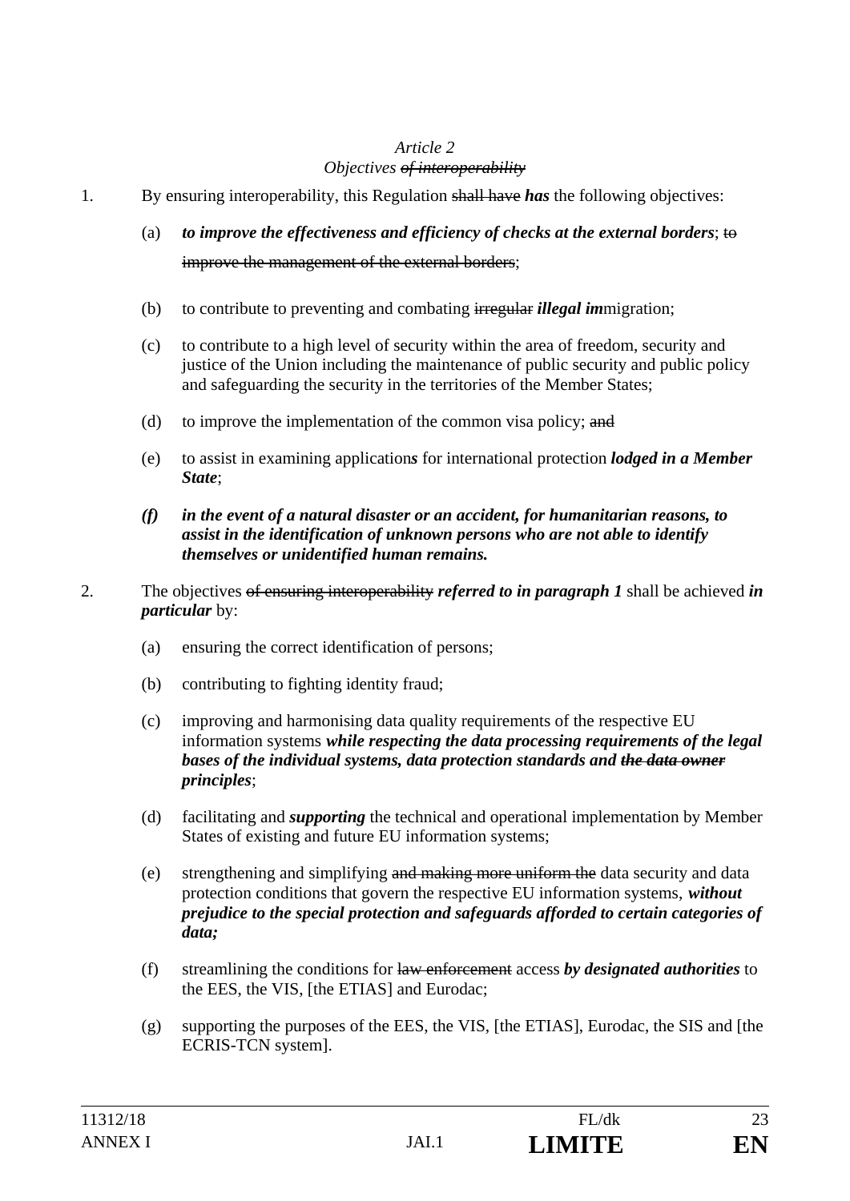*Article 2*
*Objectives ~~of interoperability~~*

1. By ensuring interoperability, this Regulation ~~shall have~~ ***has*** the following objectives:

   (a) ***to improve the effectiveness and efficiency of checks at the external borders***; ~~to improve the management of the external borders~~;

   (b) to contribute to preventing and combating ~~irregular~~ ***illegal im***migration;

   (c) to contribute to a high level of security within the area of freedom, security and justice of the Union including the maintenance of public security and public policy and safeguarding the security in the territories of the Member States;

   (d) to improve the implementation of the common visa policy; ~~and~~

   (e) to assist in examining application***s*** for international protection ***lodged in a Member State***;

   ***(f) in the event of a natural disaster or an accident, for humanitarian reasons, to assist in the identification of unknown persons who are not able to identify themselves or unidentified human remains.***

2. The objectives ~~of ensuring interoperability~~ ***referred to in paragraph 1*** shall be achieved ***in particular*** by:

   (a) ensuring the correct identification of persons;

   (b) contributing to fighting identity fraud;

   (c) improving and harmonising data quality requirements of the respective EU information systems ***while respecting the data processing requirements of the legal bases of the individual systems, data protection standards and ~~the data owner~~ principles***;

   (d) facilitating and ***supporting*** the technical and operational implementation by Member States of existing and future EU information systems;

   (e) strengthening and simplifying ~~and making more uniform the~~ data security and data protection conditions that govern the respective EU information systems, ***without prejudice to the special protection and safeguards afforded to certain categories of data;***

   (f) streamlining the conditions for ~~law enforcement~~ access ***by designated authorities*** to the EES, the VIS, [the ETIAS] and Eurodac;

   (g) supporting the purposes of the EES, the VIS, [the ETIAS], Eurodac, the SIS and [the ECRIS-TCN system].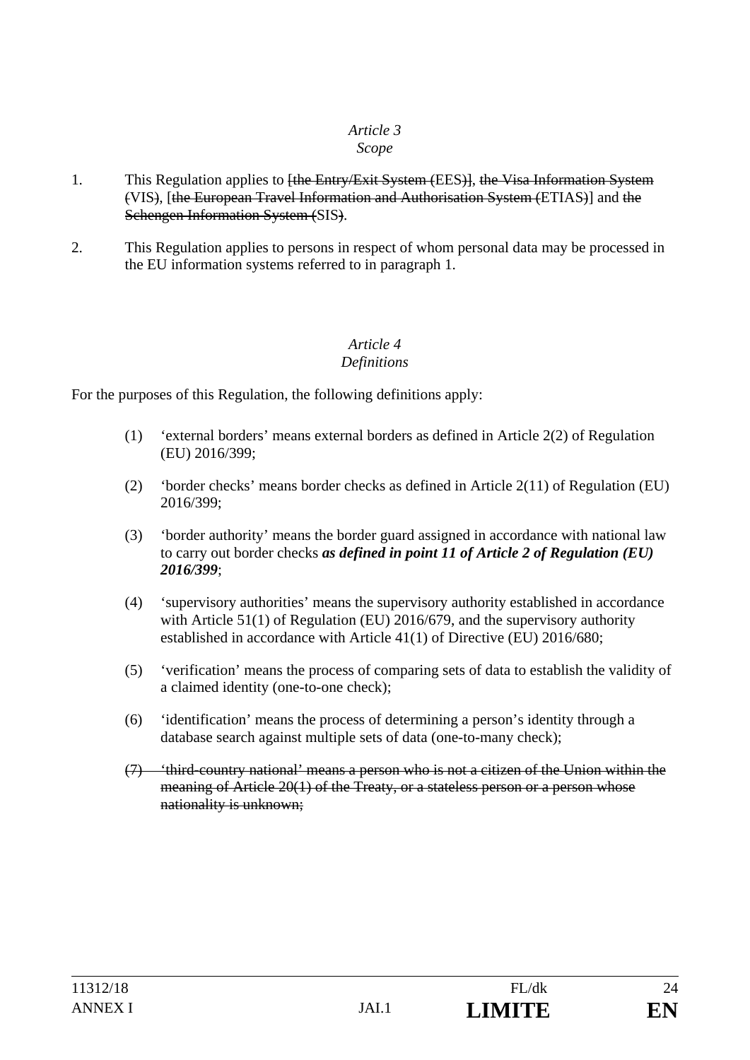*Article 3*
*Scope*

1. This Regulation applies to ~~[the Entry/Exit System (~~EES~~)]~~, ~~the Visa Information System (~~VIS~~)~~, [~~the European Travel Information and Authorisation System (~~ETIAS~~)~~] and ~~the Schengen Information System (~~SIS~~)~~.

2. This Regulation applies to persons in respect of whom personal data may be processed in the EU information systems referred to in paragraph 1.

*Article 4*
*Definitions*

For the purposes of this Regulation, the following definitions apply:

(1) 'external borders' means external borders as defined in Article 2(2) of Regulation (EU) 2016/399;

(2) 'border checks' means border checks as defined in Article 2(11) of Regulation (EU) 2016/399;

(3) 'border authority' means the border guard assigned in accordance with national law to carry out border checks ***as defined in point 11 of Article 2 of Regulation (EU) 2016/399***;

(4) 'supervisory authorities' means the supervisory authority established in accordance with Article 51(1) of Regulation (EU) 2016/679, and the supervisory authority established in accordance with Article 41(1) of Directive (EU) 2016/680;

(5) 'verification' means the process of comparing sets of data to establish the validity of a claimed identity (one-to-one check);

(6) 'identification' means the process of determining a person's identity through a database search against multiple sets of data (one-to-many check);

~~(7) 'third-country national' means a person who is not a citizen of the Union within the meaning of Article 20(1) of the Treaty, or a stateless person or a person whose nationality is unknown;~~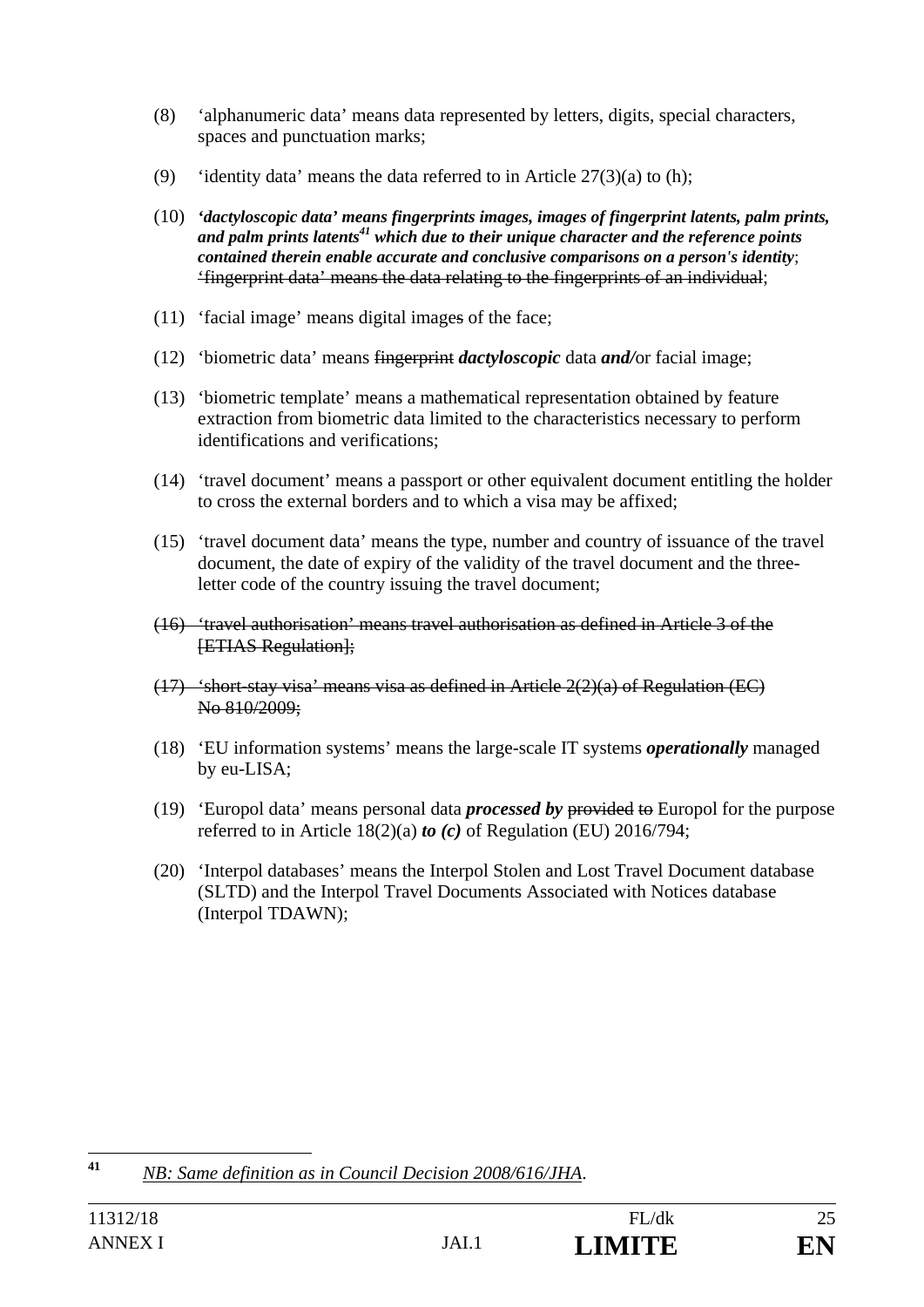(8) ‘alphanumeric data’ means data represented by letters, digits, special characters, spaces and punctuation marks;

(9) ‘identity data’ means the data referred to in Article 27(3)(a) to (h);

(10) ***‘dactyloscopic data’ means fingerprints images, images of fingerprint latents, palm prints, and palm prints latents[41] which due to their unique character and the reference points contained therein enable accurate and conclusive comparisons on a person's identity***; ~~‘fingerprint data’ means the data relating to the fingerprints of an individual~~;

(11) ‘facial image’ means digital image~~s~~ of the face;

(12) ‘biometric data’ means ~~fingerprint~~ ***dactyloscopic*** data ***and/***or facial image;

(13) ‘biometric template’ means a mathematical representation obtained by feature extraction from biometric data limited to the characteristics necessary to perform identifications and verifications;

(14) ‘travel document’ means a passport or other equivalent document entitling the holder to cross the external borders and to which a visa may be affixed;

(15) ‘travel document data’ means the type, number and country of issuance of the travel document, the date of expiry of the validity of the travel document and the three-letter code of the country issuing the travel document;

~~(16) ‘travel authorisation’ means travel authorisation as defined in Article 3 of the [ETIAS Regulation];~~

~~(17) ‘short-stay visa’ means visa as defined in Article 2(2)(a) of Regulation (EC) No 810/2009;~~

(18) ‘EU information systems’ means the large-scale IT systems ***operationally*** managed by eu-LISA;

(19) ‘Europol data’ means personal data ***processed by*** ~~provided to~~ Europol for the purpose referred to in Article 18(2)(a) ***to (c)*** of Regulation (EU) 2016/794;

(20) ‘Interpol databases’ means the Interpol Stolen and Lost Travel Document database (SLTD) and the Interpol Travel Documents Associated with Notices database (Interpol TDAWN);

---

[41] *NB: Same definition as in Council Decision 2008/616/JHA.*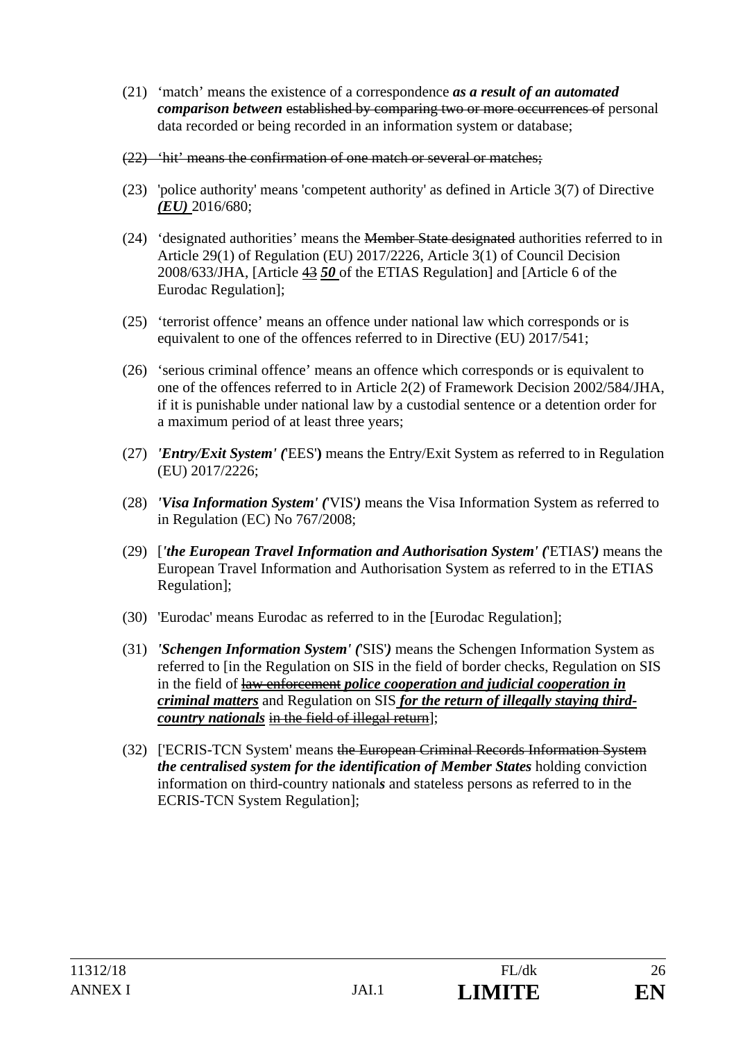(21) 'match' means the existence of a correspondence ***as a result of an automated comparison between*** ~~established by comparing two or more occurrences of~~ personal data recorded or being recorded in an information system or database;

~~(22) 'hit' means the confirmation of one match or several or matches;~~

(23) 'police authority' means 'competent authority' as defined in Article 3(7) of Directive ***(EU)*** 2016/680;

(24) 'designated authorities' means the ~~Member State designated~~ authorities referred to in Article 29(1) of Regulation (EU) 2017/2226, Article 3(1) of Council Decision 2008/633/JHA, [Article ~~43~~ ***50*** of the ETIAS Regulation] and [Article 6 of the Eurodac Regulation];

(25) 'terrorist offence' means an offence under national law which corresponds or is equivalent to one of the offences referred to in Directive (EU) 2017/541;

(26) 'serious criminal offence' means an offence which corresponds or is equivalent to one of the offences referred to in Article 2(2) of Framework Decision 2002/584/JHA, if it is punishable under national law by a custodial sentence or a detention order for a maximum period of at least three years;

(27) ***'Entry/Exit System' ('***EES'**)** means the Entry/Exit System as referred to in Regulation (EU) 2017/2226;

(28) ***'Visa Information System' ('***VIS'***)*** means the Visa Information System as referred to in Regulation (EC) No 767/2008;

(29) [***'the European Travel Information and Authorisation System' ('***ETIAS'***)*** means the European Travel Information and Authorisation System as referred to in the ETIAS Regulation];

(30) 'Eurodac' means Eurodac as referred to in the [Eurodac Regulation];

(31) ***'Schengen Information System' ('***SIS'***)*** means the Schengen Information System as referred to [in the Regulation on SIS in the field of border checks, Regulation on SIS in the field of ~~law enforcement~~ ***police cooperation and judicial cooperation in criminal matters*** and Regulation on SIS ***for the return of illegally staying third-country nationals*** ~~in the field of illegal return~~];

(32) ['ECRIS-TCN System' means ~~the European Criminal Records Information System~~ ***the centralised system for the identification of Member States*** holding conviction information on third-country national***s*** and stateless persons as referred to in the ECRIS-TCN System Regulation];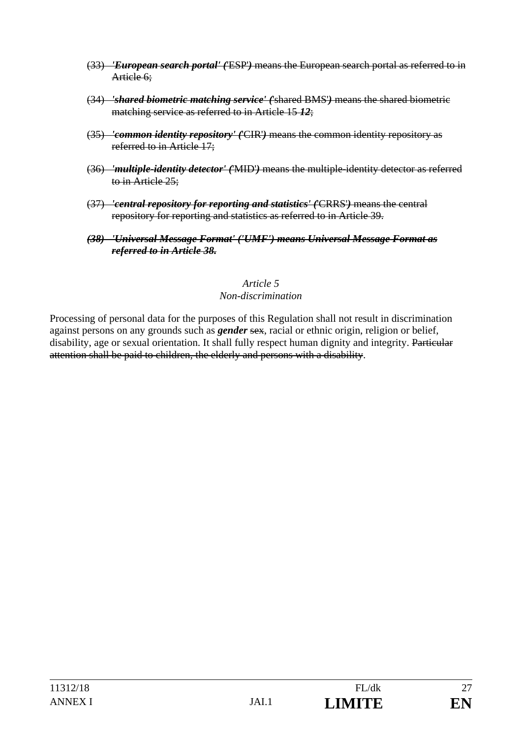(33) ~~*'European search portal' (*'ESP'*)* means the European search portal as referred to in Article 6;~~

(34) ~~*'shared biometric matching service' (*'shared BMS'*)* means the shared biometric matching service as referred to in Article 15 ***12***;~~

(35) ~~*'common identity repository' (*'CIR'*)* means the common identity repository as referred to in Article 17;~~

(36) ~~*'multiple-identity detector' (*'MID'*)* means the multiple-identity detector as referred to in Article 25;~~

(37) ~~*'central repository for reporting and statistics' (*'CRRS'*)* means the central repository for reporting and statistics as referred to in Article 39.~~

~~***(38) 'Universal Message Format' ('UMF') means Universal Message Format as referred to in Article 38.***~~

*Article 5*
*Non-discrimination*

Processing of personal data for the purposes of this Regulation shall not result in discrimination against persons on any grounds such as ***gender*** ~~sex~~, racial or ethnic origin, religion or belief, disability, age or sexual orientation. It shall fully respect human dignity and integrity. ~~Particular attention shall be paid to children, the elderly and persons with a disability~~.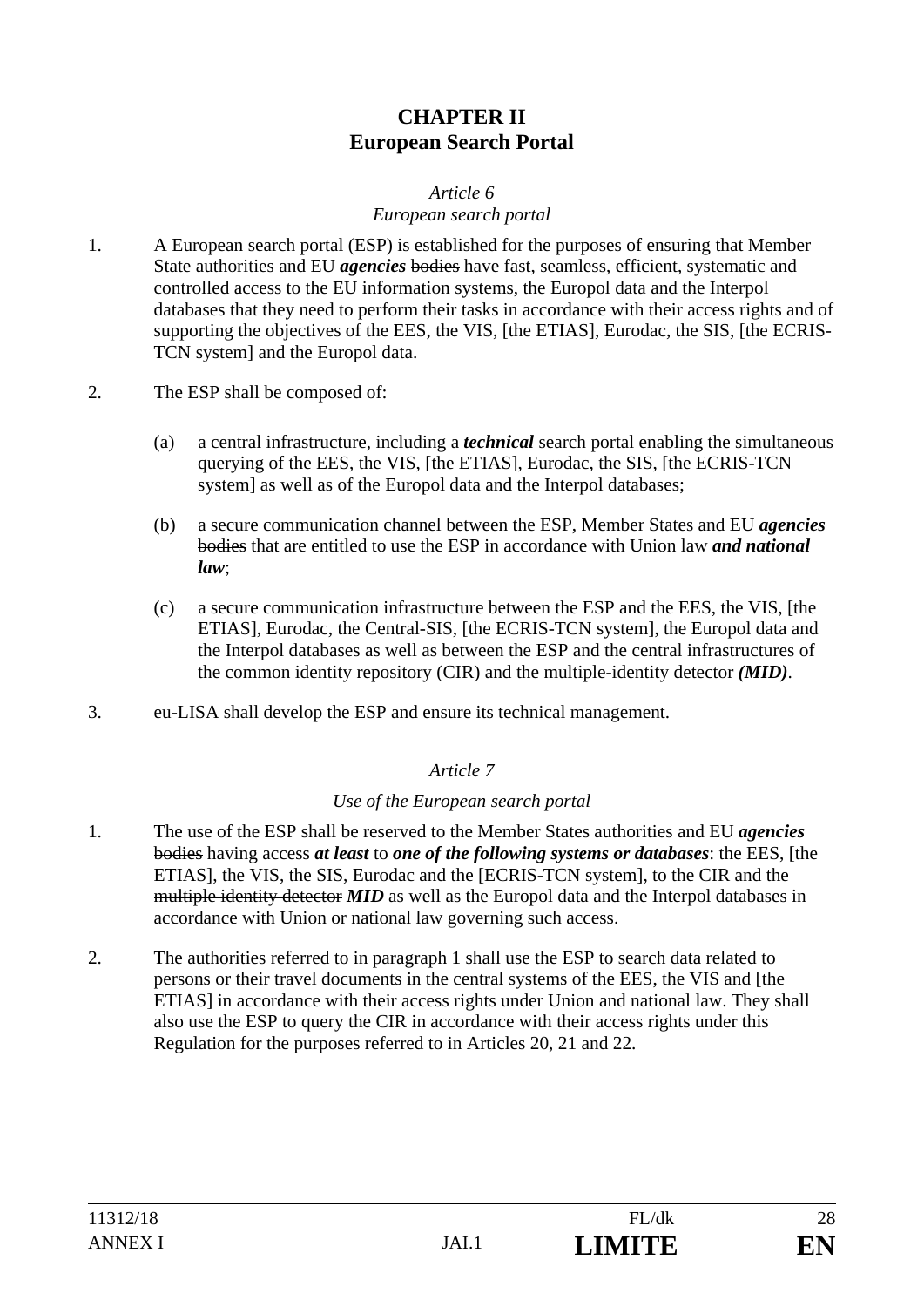# CHAPTER II
# European Search Portal

*Article 6*
*European search portal*

1. A European search portal (ESP) is established for the purposes of ensuring that Member State authorities and EU ***agencies*** ~~bodies~~ have fast, seamless, efficient, systematic and controlled access to the EU information systems, the Europol data and the Interpol databases that they need to perform their tasks in accordance with their access rights and of supporting the objectives of the EES, the VIS, [the ETIAS], Eurodac, the SIS, [the ECRIS-TCN system] and the Europol data.

2. The ESP shall be composed of:

   (a) a central infrastructure, including a ***technical*** search portal enabling the simultaneous querying of the EES, the VIS, [the ETIAS], Eurodac, the SIS, [the ECRIS-TCN system] as well as of the Europol data and the Interpol databases;

   (b) a secure communication channel between the ESP, Member States and EU ***agencies*** ~~bodies~~ that are entitled to use the ESP in accordance with Union law ***and national law***;

   (c) a secure communication infrastructure between the ESP and the EES, the VIS, [the ETIAS], Eurodac, the Central-SIS, [the ECRIS-TCN system], the Europol data and the Interpol databases as well as between the ESP and the central infrastructures of the common identity repository (CIR) and the multiple-identity detector ***(MID)***.

3. eu-LISA shall develop the ESP and ensure its technical management.

*Article 7*

*Use of the European search portal*

1. The use of the ESP shall be reserved to the Member States authorities and EU ***agencies*** ~~bodies~~ having access ***at least*** to ***one of the following systems or databases***: the EES, [the ETIAS], the VIS, the SIS, Eurodac and the [ECRIS-TCN system], to the CIR and the ~~multiple identity detector~~ ***MID*** as well as the Europol data and the Interpol databases in accordance with Union or national law governing such access.

2. The authorities referred to in paragraph 1 shall use the ESP to search data related to persons or their travel documents in the central systems of the EES, the VIS and [the ETIAS] in accordance with their access rights under Union and national law. They shall also use the ESP to query the CIR in accordance with their access rights under this Regulation for the purposes referred to in Articles 20, 21 and 22.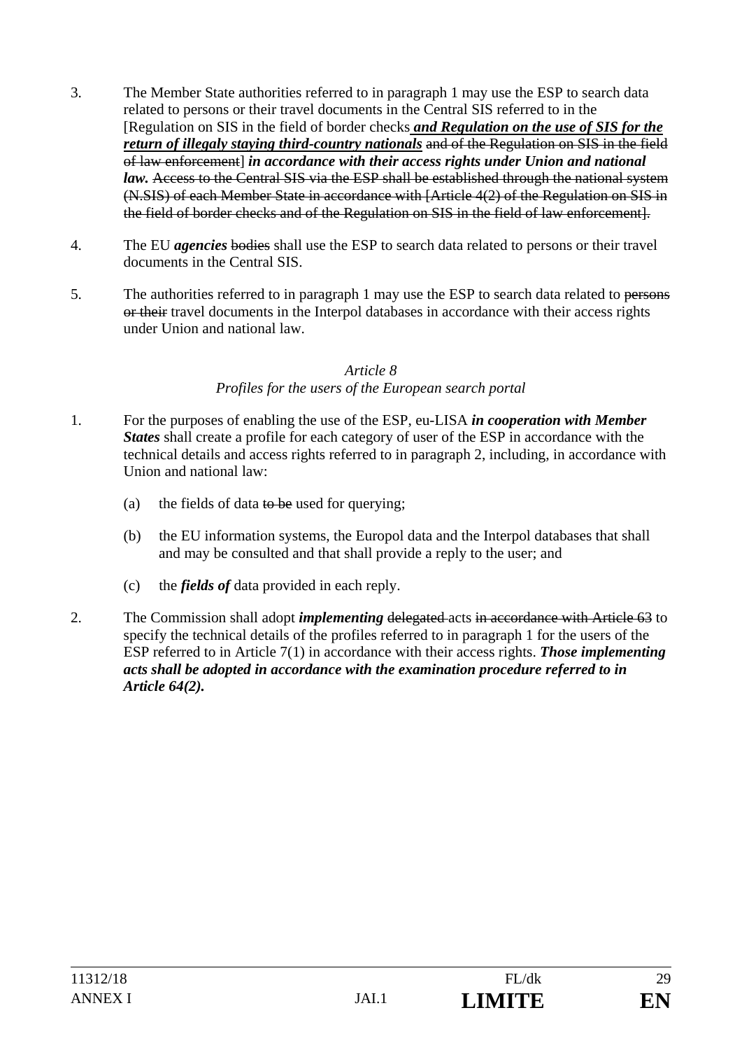3. The Member State authorities referred to in paragraph 1 may use the ESP to search data related to persons or their travel documents in the Central SIS referred to in the [Regulation on SIS in the field of border checks ***and Regulation on the use of SIS for the return of illegaly staying third-country nationals*** ~~and of the Regulation on SIS in the field of law enforcement~~] ***in accordance with their access rights under Union and national law.*** ~~Access to the Central SIS via the ESP shall be established through the national system (N.SIS) of each Member State in accordance with [Article 4(2) of the Regulation on SIS in the field of border checks and of the Regulation on SIS in the field of law enforcement].~~

4. The EU ***agencies*** ~~bodies~~ shall use the ESP to search data related to persons or their travel documents in the Central SIS.

5. The authorities referred to in paragraph 1 may use the ESP to search data related to ~~persons or their~~ travel documents in the Interpol databases in accordance with their access rights under Union and national law.

*Article 8*

*Profiles for the users of the European search portal*

1. For the purposes of enabling the use of the ESP, eu-LISA ***in cooperation with Member States*** shall create a profile for each category of user of the ESP in accordance with the technical details and access rights referred to in paragraph 2, including, in accordance with Union and national law:

   (a) the fields of data ~~to be~~ used for querying;

   (b) the EU information systems, the Europol data and the Interpol databases that shall and may be consulted and that shall provide a reply to the user; and

   (c) the ***fields of*** data provided in each reply.

2. The Commission shall adopt ***implementing*** ~~delegated~~ acts ~~in accordance with Article 63~~ to specify the technical details of the profiles referred to in paragraph 1 for the users of the ESP referred to in Article 7(1) in accordance with their access rights. ***Those implementing acts shall be adopted in accordance with the examination procedure referred to in Article 64(2).***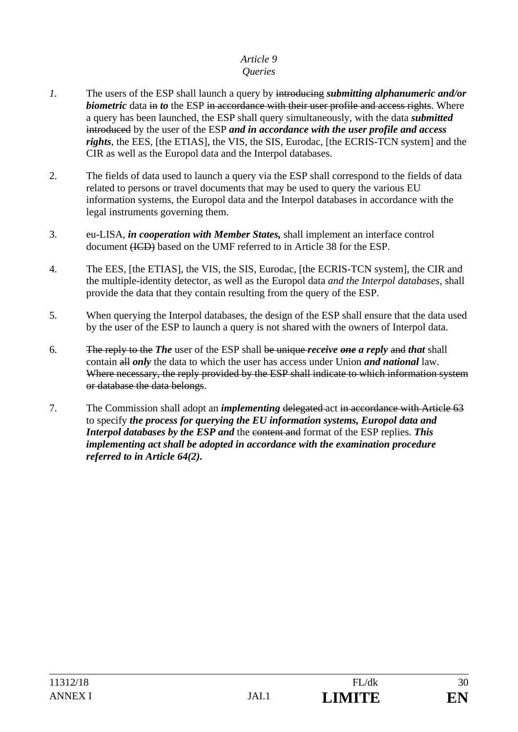*Article 9*
*Queries*

*1.* The users of the ESP shall launch a query by ~~introducing~~ ***submitting alphanumeric and/or biometric*** data ~~in~~ ***to*** the ESP ~~in accordance with their user profile and access rights~~. Where a query has been launched, the ESP shall query simultaneously, with the data ***submitted*** ~~introduced~~ by the user of the ESP ***and in accordance with the user profile and access rights***, the EES, [the ETIAS], the VIS, the SIS, Eurodac, [the ECRIS-TCN system] and the CIR as well as the Europol data and the Interpol databases.

2. The fields of data used to launch a query via the ESP shall correspond to the fields of data related to persons or travel documents that may be used to query the various EU information systems, the Europol data and the Interpol databases in accordance with the legal instruments governing them.

3. eu-LISA, ***in cooperation with Member States,*** shall implement an interface control document ~~(ICD)~~ based on the UMF referred to in Article 38 for the ESP.

4. The EES, [the ETIAS], the VIS, the SIS, Eurodac, [the ECRIS-TCN system], the CIR and the multiple-identity detector, as well as the Europol data *and the Interpol databases*, shall provide the data that they contain resulting from the query of the ESP.

5. When querying the Interpol databases, the design of the ESP shall ensure that the data used by the user of the ESP to launch a query is not shared with the owners of Interpol data.

6. ~~The reply to the~~ ***The*** user of the ESP shall ~~be unique~~ ***receive*** ~~***one***~~ ***a reply*** ~~and~~ ***that*** shall contain ~~all~~ ***only*** the data to which the user has access under Union ***and national*** law. ~~Where necessary, the reply provided by the ESP shall indicate to which information system or database the data belongs~~.

7. The Commission shall adopt an ***implementing*** ~~delegated~~ act ~~in accordance with Article 63~~ to specify ***the process for querying the EU information systems, Europol data and Interpol databases by the ESP and*** the ~~content and~~ format of the ESP replies. ***This implementing act shall be adopted in accordance with the examination procedure referred to in Article 64(2).***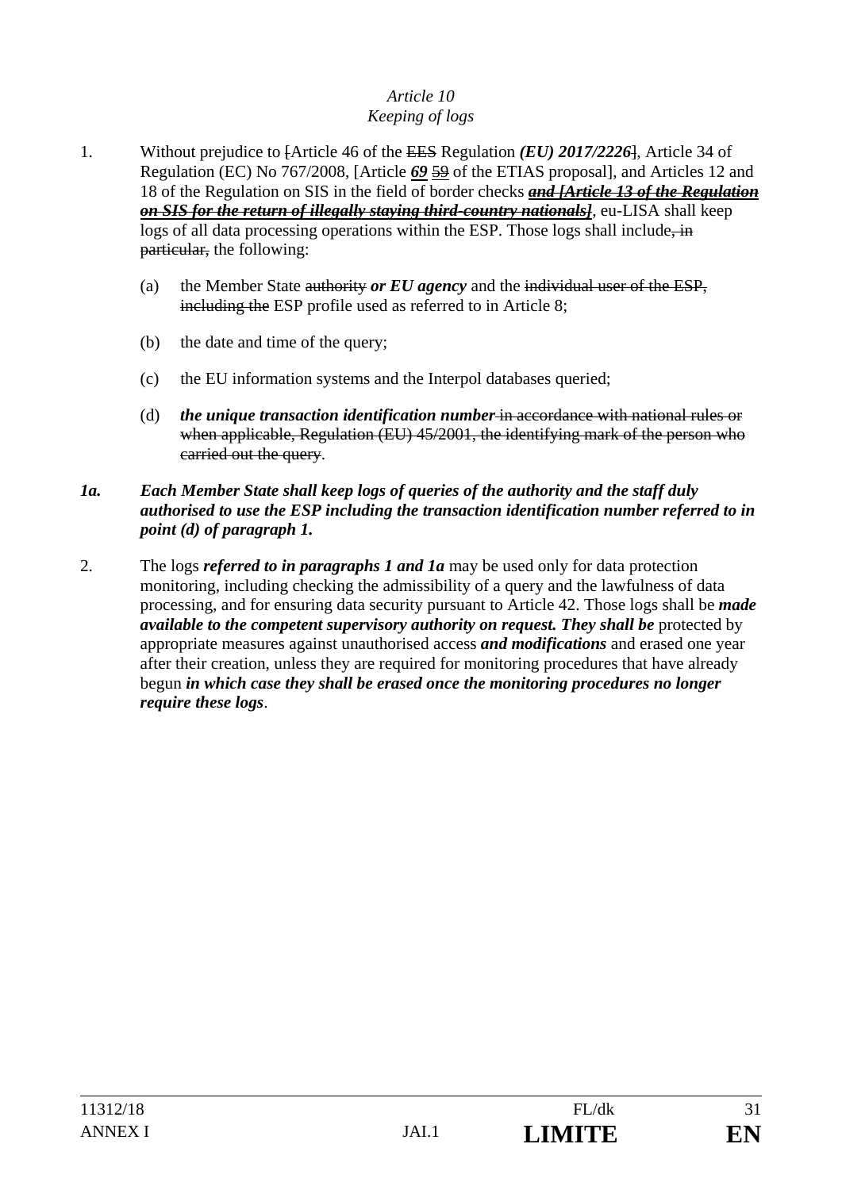*Article 10*
*Keeping of logs*

1. Without prejudice to ~~[~~Article 46 of the ~~EES~~ Regulation ***(EU) 2017/2226***~~]~~, Article 34 of Regulation (EC) No 767/2008, [Article ***69*** ~~59~~ of the ETIAS proposal], and Articles 12 and 18 of the Regulation on SIS in the field of border checks ***~~and [Article 13 of the Regulation on SIS for the return of illegally staying third-country nationals]~~***, eu-LISA shall keep logs of all data processing operations within the ESP. Those logs shall include~~, in particular,~~ the following:

   (a) the Member State ~~authority~~ ***or EU agency*** and the ~~individual user of the ESP, including the~~ ESP profile used as referred to in Article 8;

   (b) the date and time of the query;

   (c) the EU information systems and the Interpol databases queried;

   (d) ***the unique transaction identification number*** ~~in accordance with national rules or when applicable, Regulation (EU) 45/2001, the identifying mark of the person who carried out the query~~.

***1a. Each Member State shall keep logs of queries of the authority and the staff duly authorised to use the ESP including the transaction identification number referred to in point (d) of paragraph 1.***

2. The logs ***referred to in paragraphs 1 and 1a*** may be used only for data protection monitoring, including checking the admissibility of a query and the lawfulness of data processing, and for ensuring data security pursuant to Article 42. Those logs shall be ***made available to the competent supervisory authority on request. They shall be*** protected by appropriate measures against unauthorised access ***and modifications*** and erased one year after their creation, unless they are required for monitoring procedures that have already begun ***in which case they shall be erased once the monitoring procedures no longer require these logs***.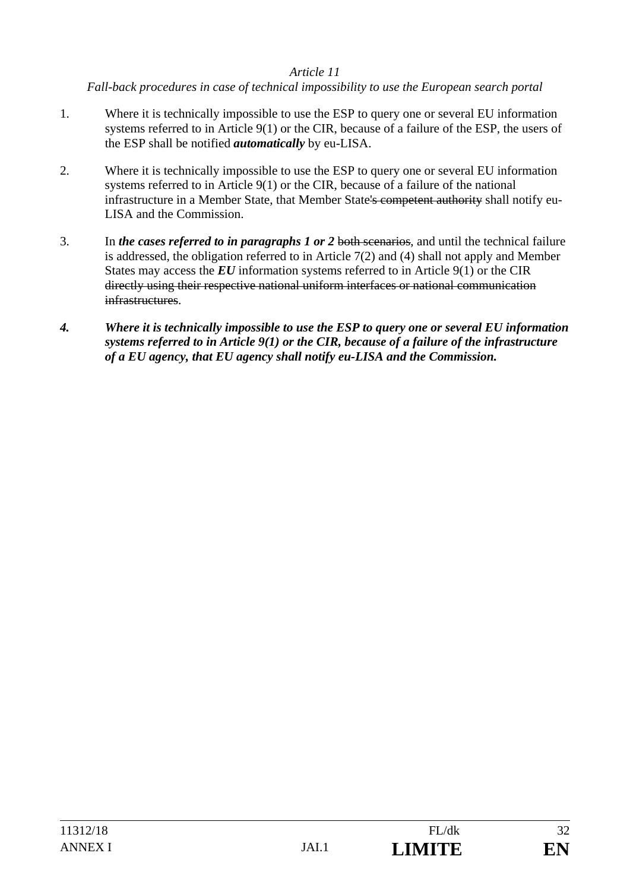*Article 11*

*Fall-back procedures in case of technical impossibility to use the European search portal*

1. Where it is technically impossible to use the ESP to query one or several EU information systems referred to in Article 9(1) or the CIR, because of a failure of the ESP, the users of the ESP shall be notified ***automatically*** by eu-LISA.

2. Where it is technically impossible to use the ESP to query one or several EU information systems referred to in Article 9(1) or the CIR, because of a failure of the national infrastructure in a Member State, that Member State~~'s competent authority~~ shall notify eu-LISA and the Commission.

3. In ***the cases referred to in paragraphs 1 or 2*** ~~both scenarios~~, and until the technical failure is addressed, the obligation referred to in Article 7(2) and (4) shall not apply and Member States may access the ***EU*** information systems referred to in Article 9(1) or the CIR ~~directly using their respective national uniform interfaces or national communication infrastructures~~.

***4. Where it is technically impossible to use the ESP to query one or several EU information systems referred to in Article 9(1) or the CIR, because of a failure of the infrastructure of a EU agency, that EU agency shall notify eu-LISA and the Commission.***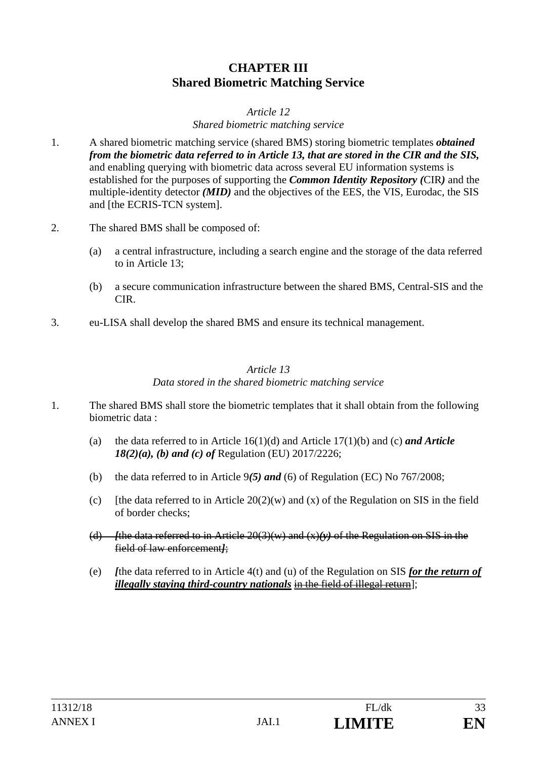# CHAPTER III
# Shared Biometric Matching Service

*Article 12*
*Shared biometric matching service*

1. A shared biometric matching service (shared BMS) storing biometric templates ***obtained from the biometric data referred to in Article 13, that are stored in the CIR and the SIS,*** and enabling querying with biometric data across several EU information systems is established for the purposes of supporting the ***Common Identity Repository (***CIR***)*** and the multiple-identity detector ***(MID)*** and the objectives of the EES, the VIS, Eurodac, the SIS and [the ECRIS-TCN system].

2. The shared BMS shall be composed of:

   (a) a central infrastructure, including a search engine and the storage of the data referred to in Article 13;

   (b) a secure communication infrastructure between the shared BMS, Central-SIS and the CIR.

3. eu-LISA shall develop the shared BMS and ensure its technical management.

*Article 13*
*Data stored in the shared biometric matching service*

1. The shared BMS shall store the biometric templates that it shall obtain from the following biometric data :

   (a) the data referred to in Article 16(1)(d) and Article 17(1)(b) and (c) ***and Article 18(2)(a), (b) and (c) of*** Regulation (EU) 2017/2226;

   (b) the data referred to in Article 9***(5) and*** (6) of Regulation (EC) No 767/2008;

   (c) [the data referred to in Article 20(2)(w) and (x) of the Regulation on SIS in the field of border checks;

   ~~(d) ***[***the data referred to in Article 20(3)(w) and (x)***(y)*** of the Regulation on SIS in the field of law enforcement***]***;~~

   (e) ***[***the data referred to in Article 4(t) and (u) of the Regulation on SIS ***<u>for the return of illegally staying third-country nationals</u>*** ~~in the field of illegal return~~];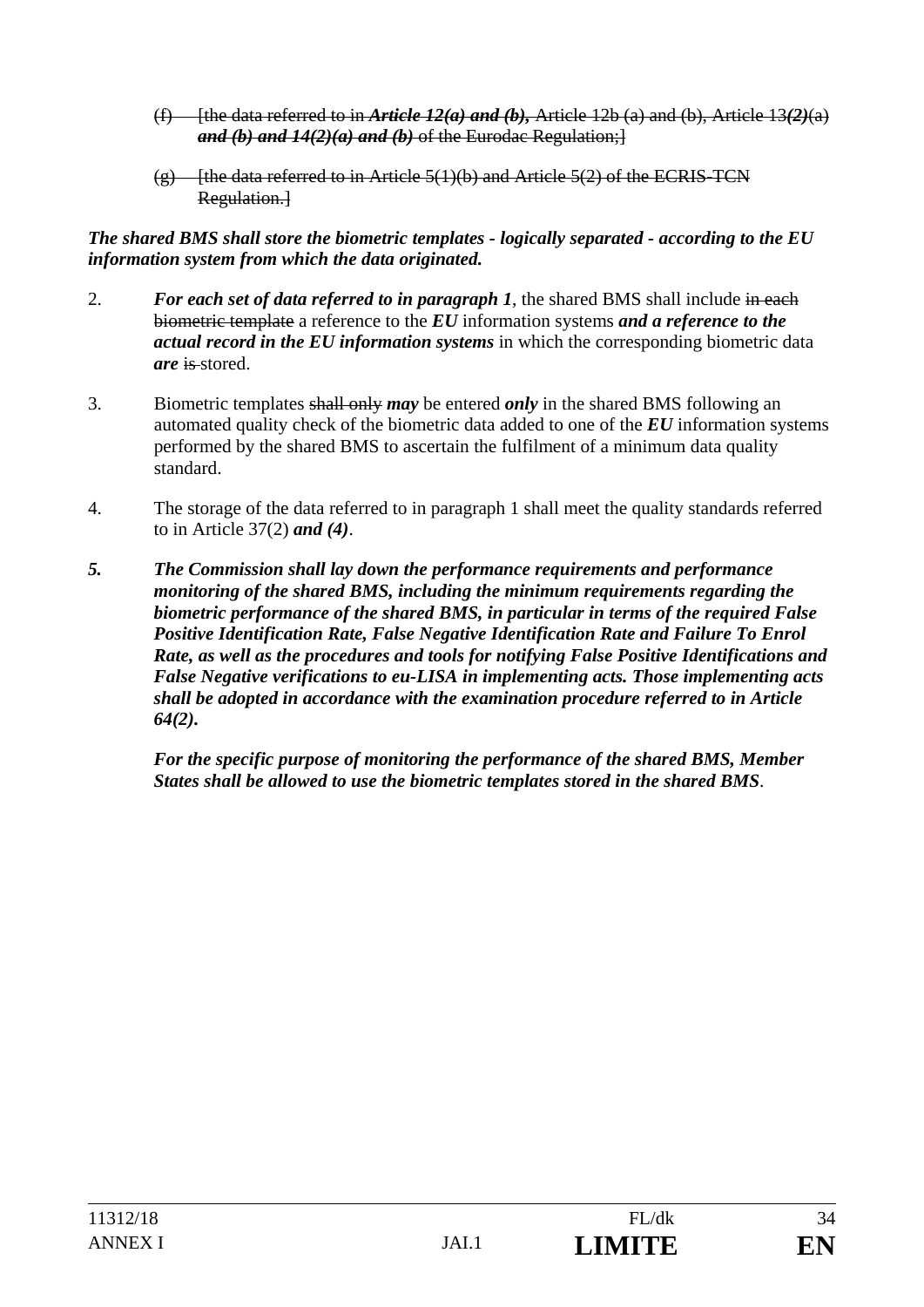(f) ~~[the data referred to in~~ ***~~Article 12(a) and (b),~~*** ~~Article 12b (a) and (b), Article 13~~***~~(2)~~***~~(a)~~ ***~~and (b) and 14(2)(a) and (b)~~*** ~~of the Eurodac Regulation;]~~

(g) ~~[the data referred to in Article 5(1)(b) and Article 5(2) of the ECRIS-TCN Regulation.]~~

***The shared BMS shall store the biometric templates - logically separated - according to the EU information system from which the data originated.***

2. ***For each set of data referred to in paragraph 1***, the shared BMS shall include ~~in each biometric template~~ a reference to the ***EU*** information systems ***and a reference to the actual record in the EU information systems*** in which the corresponding biometric data ***are*** ~~is~~ stored.

3. Biometric templates ~~shall only~~ ***may*** be entered ***only*** in the shared BMS following an automated quality check of the biometric data added to one of the ***EU*** information systems performed by the shared BMS to ascertain the fulfilment of a minimum data quality standard.

4. The storage of the data referred to in paragraph 1 shall meet the quality standards referred to in Article 37(2) ***and (4)***.

***5. The Commission shall lay down the performance requirements and performance monitoring of the shared BMS, including the minimum requirements regarding the biometric performance of the shared BMS, in particular in terms of the required False Positive Identification Rate, False Negative Identification Rate and Failure To Enrol Rate, as well as the procedures and tools for notifying False Positive Identifications and False Negative verifications to eu-LISA in implementing acts. Those implementing acts shall be adopted in accordance with the examination procedure referred to in Article 64(2).***

***For the specific purpose of monitoring the performance of the shared BMS, Member States shall be allowed to use the biometric templates stored in the shared BMS***.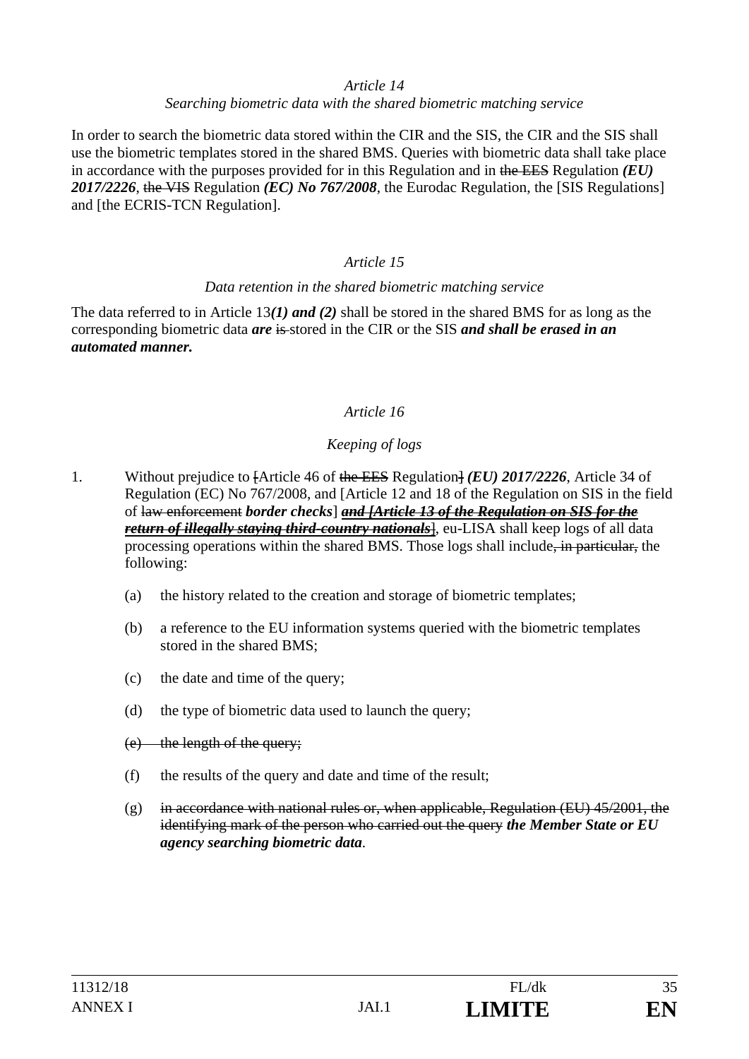*Article 14*

*Searching biometric data with the shared biometric matching service*

In order to search the biometric data stored within the CIR and the SIS, the CIR and the SIS shall use the biometric templates stored in the shared BMS. Queries with biometric data shall take place in accordance with the purposes provided for in this Regulation and in ~~the EES~~ Regulation ***(EU) 2017/2226***, ~~the VIS~~ Regulation ***(EC) No 767/2008***, the Eurodac Regulation, the [SIS Regulations] and [the ECRIS-TCN Regulation].

*Article 15*

*Data retention in the shared biometric matching service*

The data referred to in Article 13***(1) and (2)*** shall be stored in the shared BMS for as long as the corresponding biometric data ***are*** ~~is~~ stored in the CIR or the SIS ***and shall be erased in an automated manner.***

*Article 16*

*Keeping of logs*

1. Without prejudice to ~~[~~Article 46 of ~~the EES~~ Regulation~~]~~ ***(EU) 2017/2226***, Article 34 of Regulation (EC) No 767/2008, and [Article 12 and 18 of the Regulation on SIS in the field of ~~law enforcement~~ ***border checks***] ***~~and [Article 13 of the Regulation on SIS for the return of illegally staying third-country nationals~~***~~]~~, eu-LISA shall keep logs of all data processing operations within the shared BMS. Those logs shall include~~, in particular,~~ the following:

   (a) the history related to the creation and storage of biometric templates;

   (b) a reference to the EU information systems queried with the biometric templates stored in the shared BMS;

   (c) the date and time of the query;

   (d) the type of biometric data used to launch the query;

   ~~(e) the length of the query;~~

   (f) the results of the query and date and time of the result;

   (g) ~~in accordance with national rules or, when applicable, Regulation (EU) 45/2001, the identifying mark of the person who carried out the query~~ ***the Member State or EU agency searching biometric data***.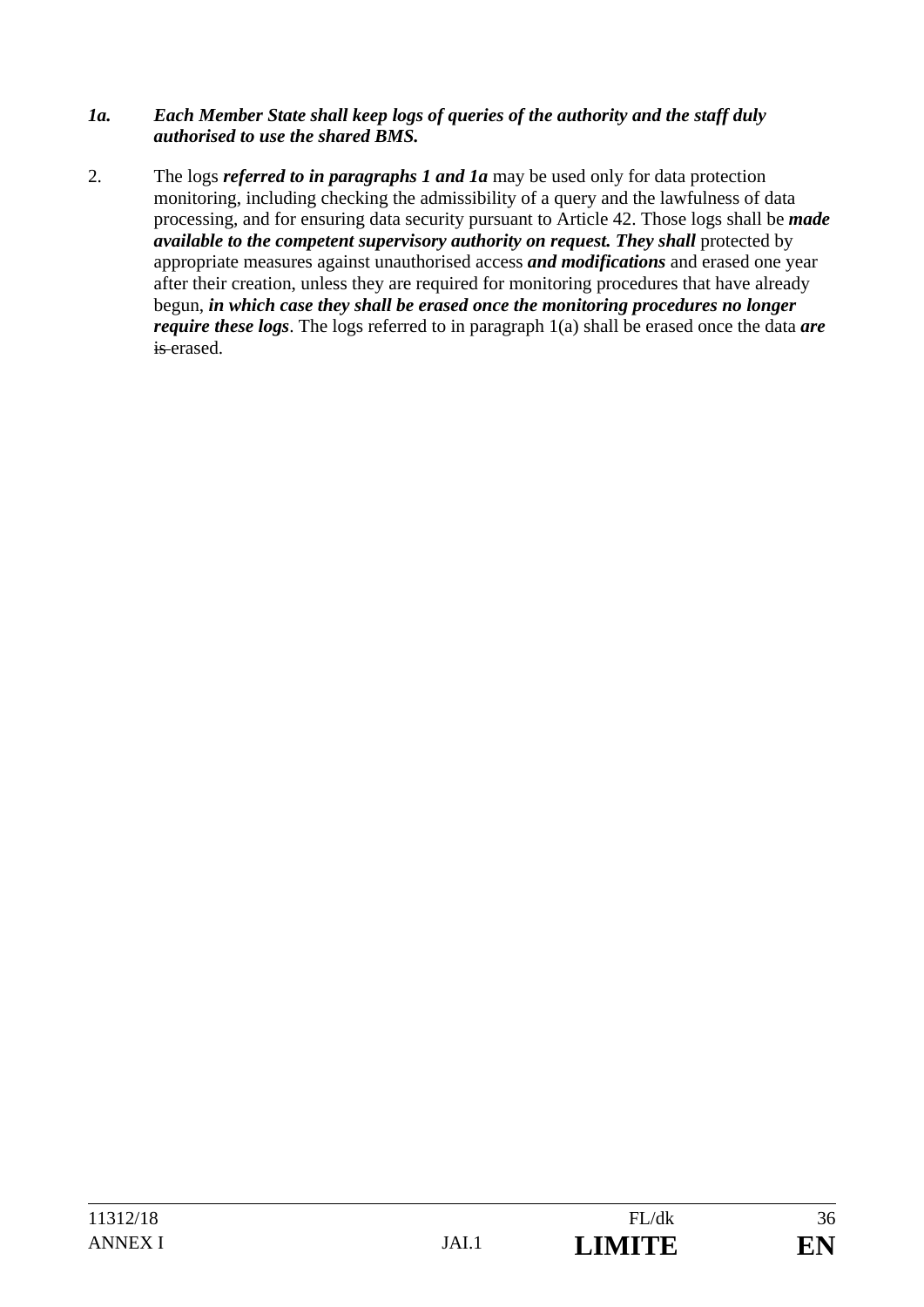*1a.* ***Each Member State shall keep logs of queries of the authority and the staff duly authorised to use the shared BMS.***

2. The logs ***referred to in paragraphs 1 and 1a*** may be used only for data protection monitoring, including checking the admissibility of a query and the lawfulness of data processing, and for ensuring data security pursuant to Article 42. Those logs shall be ***made available to the competent supervisory authority on request. They shall*** protected by appropriate measures against unauthorised access ***and modifications*** and erased one year after their creation, unless they are required for monitoring procedures that have already begun, ***in which case they shall be erased once the monitoring procedures no longer require these logs***. The logs referred to in paragraph 1(a) shall be erased once the data ***are*** ~~is~~ erased.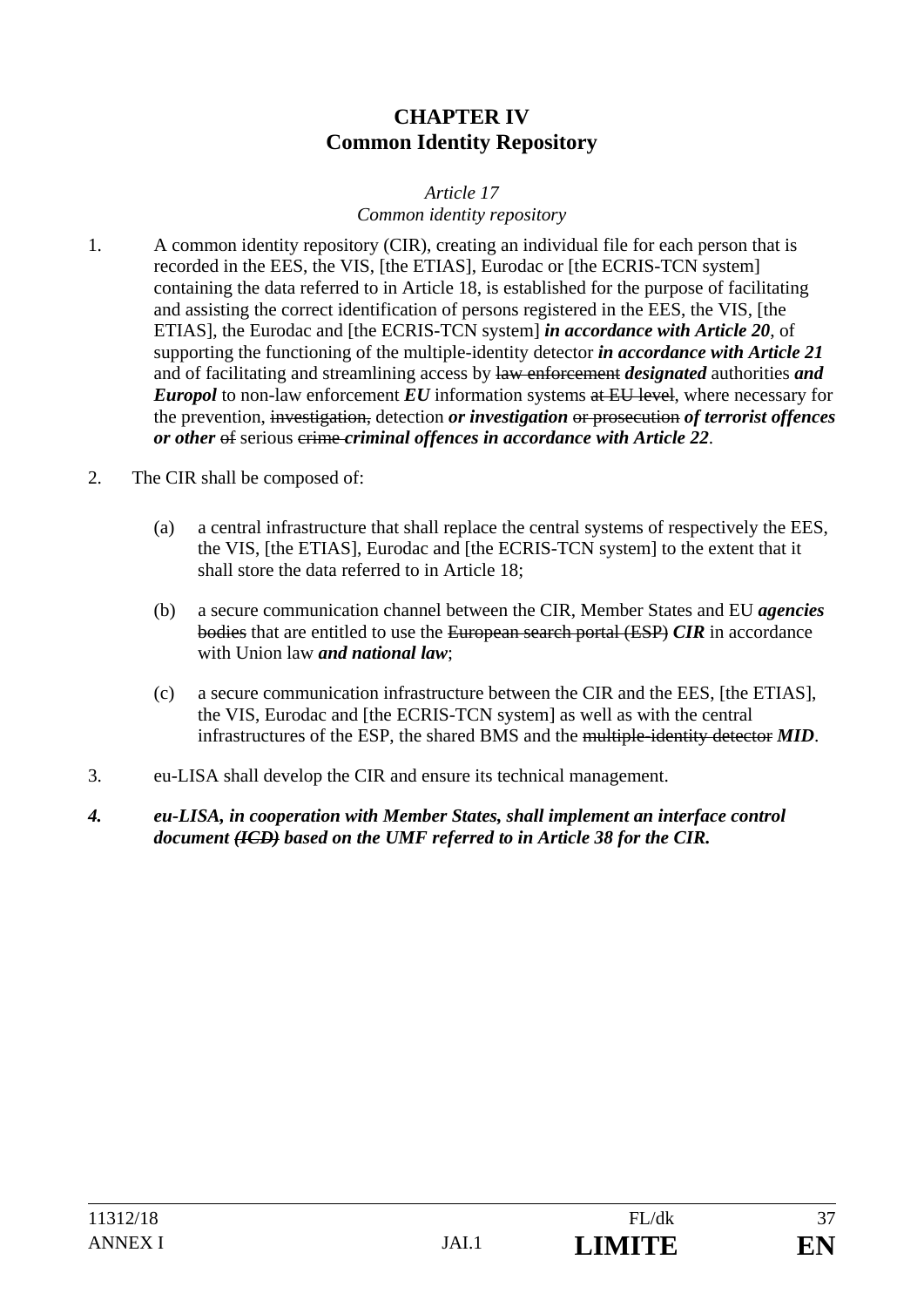# CHAPTER IV
# Common Identity Repository

*Article 17*
*Common identity repository*

1. A common identity repository (CIR), creating an individual file for each person that is recorded in the EES, the VIS, [the ETIAS], Eurodac or [the ECRIS-TCN system] containing the data referred to in Article 18, is established for the purpose of facilitating and assisting the correct identification of persons registered in the EES, the VIS, [the ETIAS], the Eurodac and [the ECRIS-TCN system] ***in accordance with Article 20***, of supporting the functioning of the multiple-identity detector ***in accordance with Article 21*** and of facilitating and streamlining access by ~~law enforcement~~ ***designated*** authorities ***and Europol*** to non-law enforcement ***EU*** information systems ~~at EU level~~, where necessary for the prevention, ~~investigation,~~ detection ***or investigation*** ~~or prosecution~~ ***of terrorist offences or other*** ~~of~~ serious ~~crime~~ ***criminal offences in accordance with Article 22***.

2. The CIR shall be composed of:

   (a) a central infrastructure that shall replace the central systems of respectively the EES, the VIS, [the ETIAS], Eurodac and [the ECRIS-TCN system] to the extent that it shall store the data referred to in Article 18;

   (b) a secure communication channel between the CIR, Member States and EU ***agencies*** ~~bodies~~ that are entitled to use the ~~European search portal (ESP)~~ ***CIR*** in accordance with Union law ***and national law***;

   (c) a secure communication infrastructure between the CIR and the EES, [the ETIAS], the VIS, Eurodac and [the ECRIS-TCN system] as well as with the central infrastructures of the ESP, the shared BMS and the ~~multiple-identity detector~~ ***MID***.

3. eu-LISA shall develop the CIR and ensure its technical management.

***4. eu-LISA, in cooperation with Member States, shall implement an interface control document ~~(ICD)~~ based on the UMF referred to in Article 38 for the CIR.***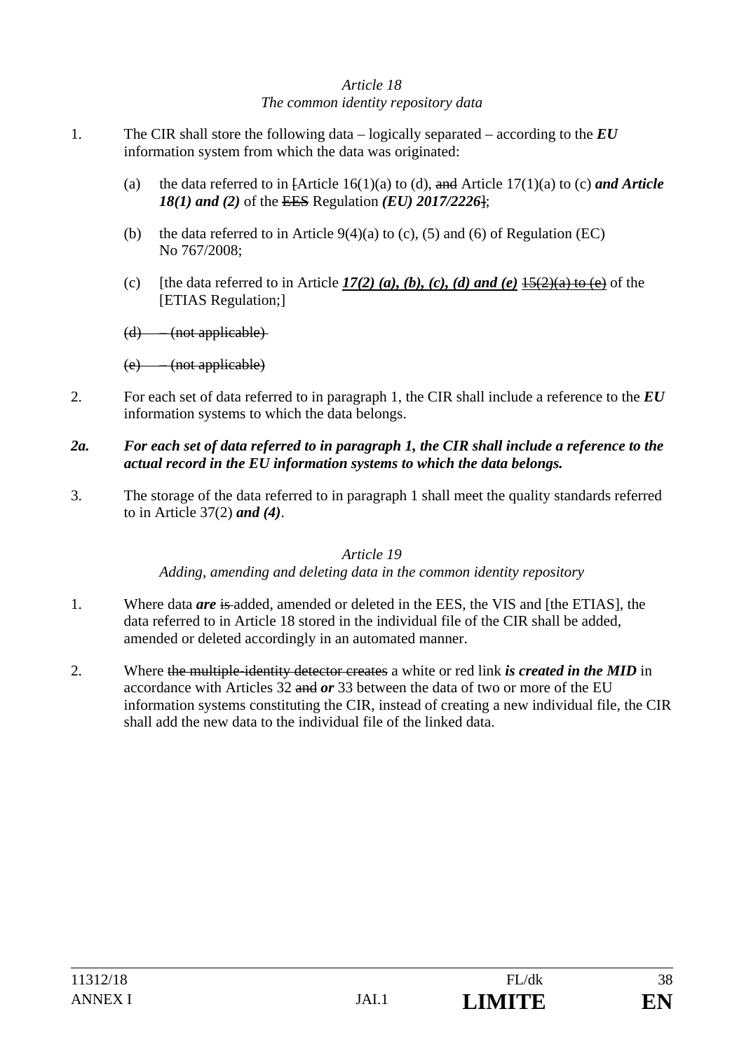*Article 18*
*The common identity repository data*

1. The CIR shall store the following data – logically separated – according to the ***EU*** information system from which the data was originated:

   (a) the data referred to in ~~[~~Article 16(1)(a) to (d), ~~and~~ Article 17(1)(a) to (c) ***and Article 18(1) and (2)*** of the ~~EES~~ Regulation ***(EU) 2017/2226***~~]~~;

   (b) the data referred to in Article 9(4)(a) to (c), (5) and (6) of Regulation (EC) No 767/2008;

   (c) [the data referred to in Article ***17(2) (a), (b), (c), (d) and (e)*** ~~15(2)(a) to (e)~~ of the [ETIAS Regulation;]

   ~~(d) – (not applicable)~~

   ~~(e) – (not applicable)~~

2. For each set of data referred to in paragraph 1, the CIR shall include a reference to the ***EU*** information systems to which the data belongs.

***2a. For each set of data referred to in paragraph 1, the CIR shall include a reference to the actual record in the EU information systems to which the data belongs.***

3. The storage of the data referred to in paragraph 1 shall meet the quality standards referred to in Article 37(2) ***and (4)***.

*Article 19*
*Adding, amending and deleting data in the common identity repository*

1. Where data ***are*** ~~is~~ added, amended or deleted in the EES, the VIS and [the ETIAS], the data referred to in Article 18 stored in the individual file of the CIR shall be added, amended or deleted accordingly in an automated manner.

2. Where ~~the multiple-identity detector creates~~ a white or red link ***is created in the MID*** in accordance with Articles 32 ~~and~~ ***or*** 33 between the data of two or more of the EU information systems constituting the CIR, instead of creating a new individual file, the CIR shall add the new data to the individual file of the linked data.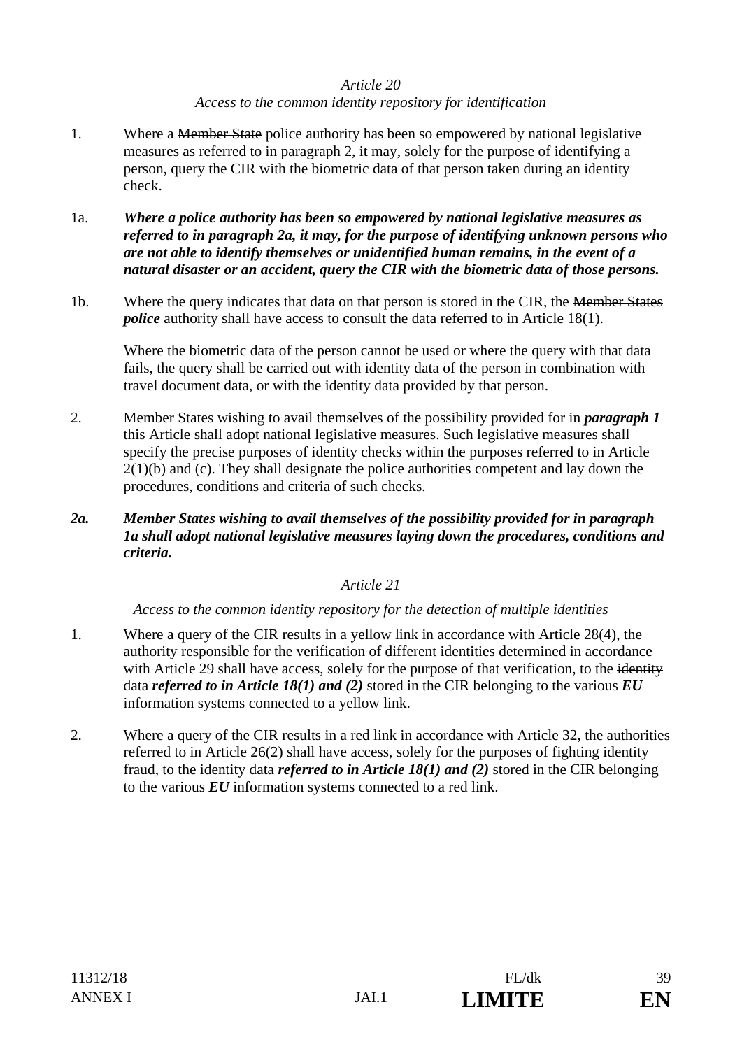*Article 20*

*Access to the common identity repository for identification*

1. Where a ~~Member State~~ police authority has been so empowered by national legislative measures as referred to in paragraph 2, it may, solely for the purpose of identifying a person, query the CIR with the biometric data of that person taken during an identity check.

1a. ***Where a police authority has been so empowered by national legislative measures as referred to in paragraph 2a, it may, for the purpose of identifying unknown persons who are not able to identify themselves or unidentified human remains, in the event of a ~~natural~~ disaster or an accident, query the CIR with the biometric data of those persons.***

1b. Where the query indicates that data on that person is stored in the CIR, the ~~Member States~~ ***police*** authority shall have access to consult the data referred to in Article 18(1).

Where the biometric data of the person cannot be used or where the query with that data fails, the query shall be carried out with identity data of the person in combination with travel document data, or with the identity data provided by that person.

2. Member States wishing to avail themselves of the possibility provided for in ***paragraph 1*** ~~this Article~~ shall adopt national legislative measures. Such legislative measures shall specify the precise purposes of identity checks within the purposes referred to in Article 2(1)(b) and (c). They shall designate the police authorities competent and lay down the procedures, conditions and criteria of such checks.

***2a. Member States wishing to avail themselves of the possibility provided for in paragraph 1a shall adopt national legislative measures laying down the procedures, conditions and criteria.***

*Article 21*

*Access to the common identity repository for the detection of multiple identities*

1. Where a query of the CIR results in a yellow link in accordance with Article 28(4), the authority responsible for the verification of different identities determined in accordance with Article 29 shall have access, solely for the purpose of that verification, to the ~~identity~~ data ***referred to in Article 18(1) and (2)*** stored in the CIR belonging to the various ***EU*** information systems connected to a yellow link.

2. Where a query of the CIR results in a red link in accordance with Article 32, the authorities referred to in Article 26(2) shall have access, solely for the purposes of fighting identity fraud, to the ~~identity~~ data ***referred to in Article 18(1) and (2)*** stored in the CIR belonging to the various ***EU*** information systems connected to a red link.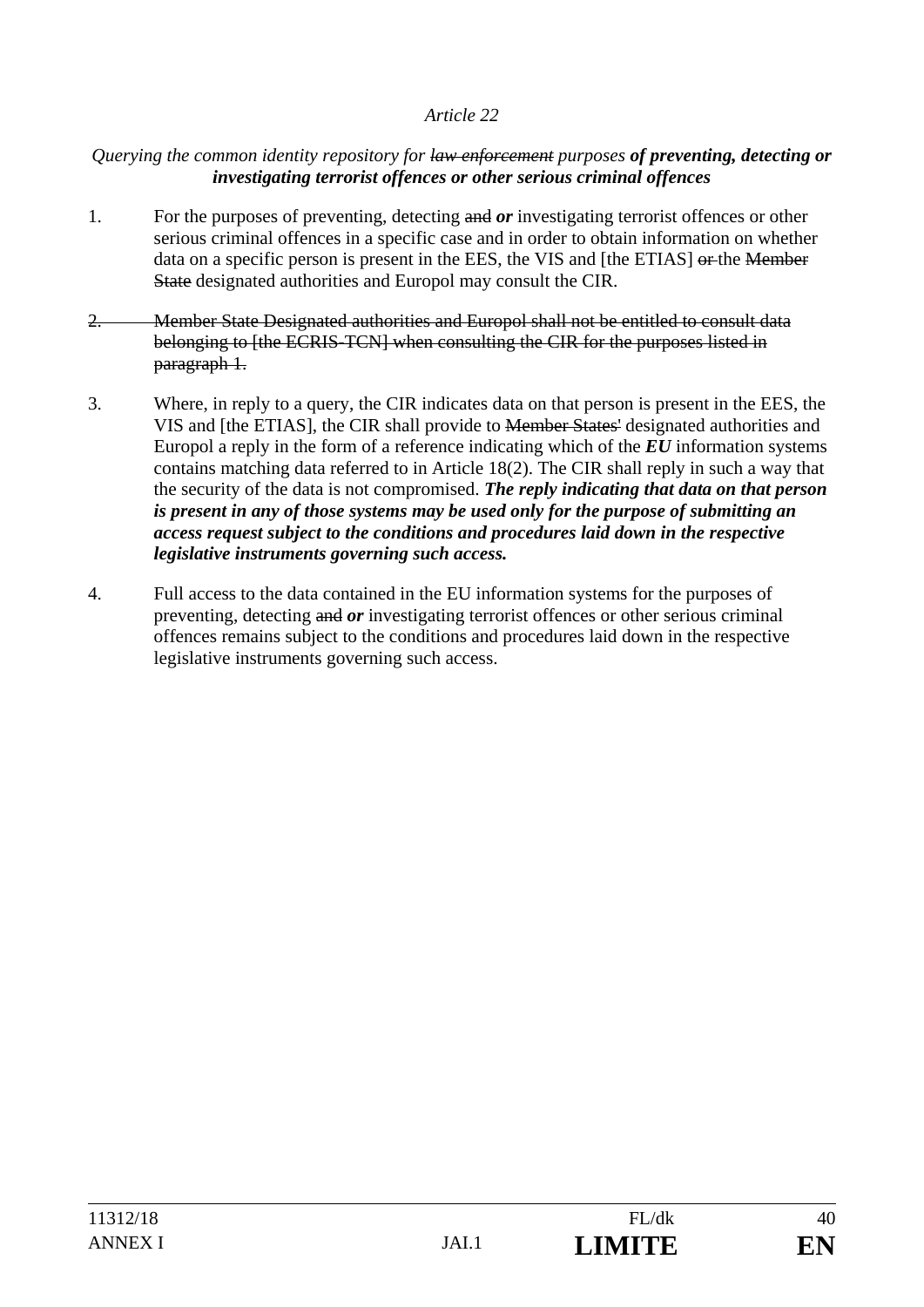*Article 22*

*Querying the common identity repository for ~~law enforcement~~ purposes* ***of preventing, detecting or investigating terrorist offences or other serious criminal offences***

1. For the purposes of preventing, detecting ~~and~~ ***or*** investigating terrorist offences or other serious criminal offences in a specific case and in order to obtain information on whether data on a specific person is present in the EES, the VIS and [the ETIAS] ~~or~~ the ~~Member State~~ designated authorities and Europol may consult the CIR.

2. ~~Member State Designated authorities and Europol shall not be entitled to consult data belonging to [the ECRIS-TCN] when consulting the CIR for the purposes listed in paragraph 1.~~

3. Where, in reply to a query, the CIR indicates data on that person is present in the EES, the VIS and [the ETIAS], the CIR shall provide to ~~Member States'~~ designated authorities and Europol a reply in the form of a reference indicating which of the ***EU*** information systems contains matching data referred to in Article 18(2). The CIR shall reply in such a way that the security of the data is not compromised. ***The reply indicating that data on that person is present in any of those systems may be used only for the purpose of submitting an access request subject to the conditions and procedures laid down in the respective legislative instruments governing such access.***

4. Full access to the data contained in the EU information systems for the purposes of preventing, detecting ~~and~~ ***or*** investigating terrorist offences or other serious criminal offences remains subject to the conditions and procedures laid down in the respective legislative instruments governing such access.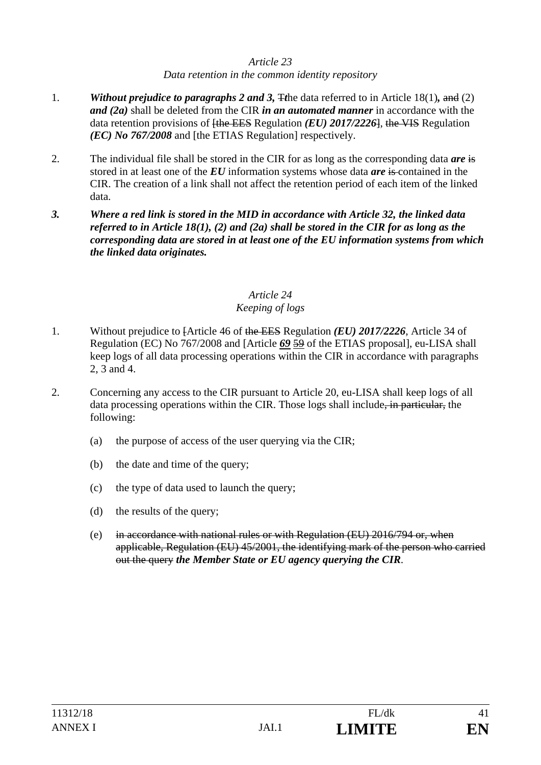*Article 23*

*Data retention in the common identity repository*

1. ***Without prejudice to paragraphs 2 and 3,*** ~~T~~*t*he data referred to in Article 18(1)***,*** ~~and~~ (2) ***and (2a)*** shall be deleted from the CIR ***in an automated manner*** in accordance with the data retention provisions of ~~[the EES~~ Regulation ***(EU) 2017/2226***~~]~~, ~~the VIS~~ Regulation ***(EC) No 767/2008*** and [the ETIAS Regulation] respectively.

2. The individual file shall be stored in the CIR for as long as the corresponding data ***are*** ~~is~~ stored in at least one of the ***EU*** information systems whose data ***are*** ~~is~~ contained in the CIR. The creation of a link shall not affect the retention period of each item of the linked data.

***3. Where a red link is stored in the MID in accordance with Article 32, the linked data referred to in Article 18(1), (2) and (2a) shall be stored in the CIR for as long as the corresponding data are stored in at least one of the EU information systems from which the linked data originates.***

*Article 24*

*Keeping of logs*

1. Without prejudice to ~~[~~Article 46 of ~~the EES~~ Regulation ***(EU) 2017/2226***, Article 34 of Regulation (EC) No 767/2008 and [Article ***69*** ~~59~~ of the ETIAS proposal], eu-LISA shall keep logs of all data processing operations within the CIR in accordance with paragraphs 2, 3 and 4.

2. Concerning any access to the CIR pursuant to Article 20, eu-LISA shall keep logs of all data processing operations within the CIR. Those logs shall include~~, in particular,~~ the following:

   (a) the purpose of access of the user querying via the CIR;

   (b) the date and time of the query;

   (c) the type of data used to launch the query;

   (d) the results of the query;

   (e) ~~in accordance with national rules or with Regulation (EU) 2016/794 or, when applicable, Regulation (EU) 45/2001, the identifying mark of the person who carried out the query~~ ***the Member State or EU agency querying the CIR***.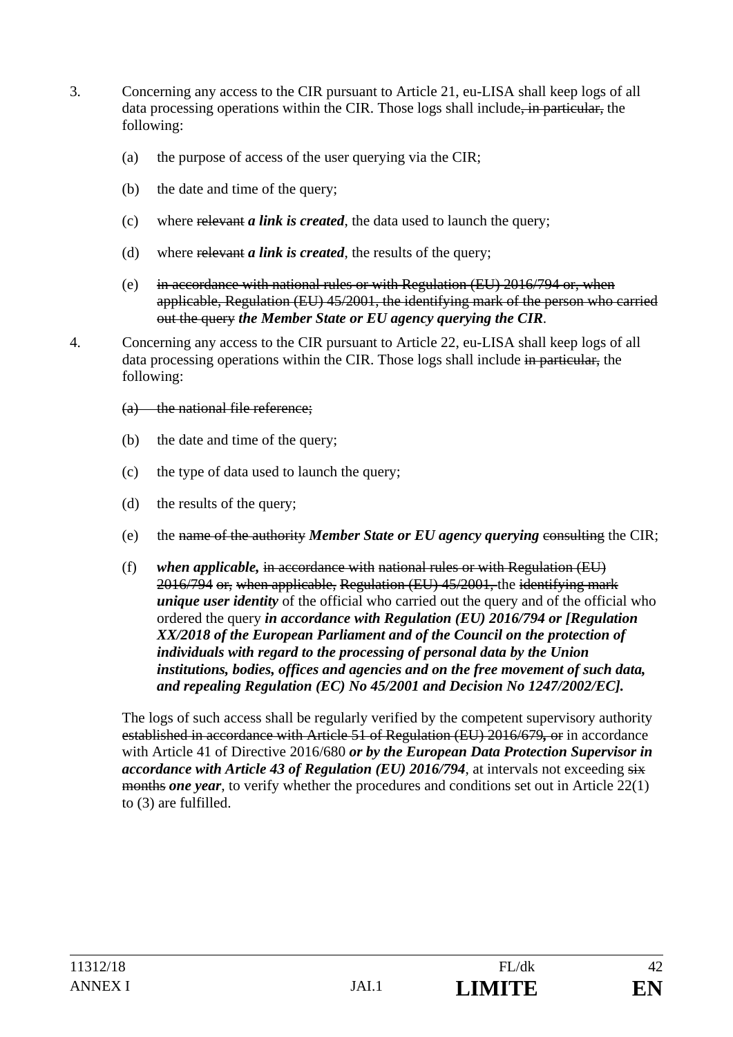3. Concerning any access to the CIR pursuant to Article 21, eu-LISA shall keep logs of all data processing operations within the CIR. Those logs shall include~~, in particular,~~ the following:

   (a) the purpose of access of the user querying via the CIR;

   (b) the date and time of the query;

   (c) where ~~relevant~~ ***a link is created***, the data used to launch the query;

   (d) where ~~relevant~~ ***a link is created***, the results of the query;

   (e) ~~in accordance with national rules or with Regulation (EU) 2016/794 or, when applicable, Regulation (EU) 45/2001, the identifying mark of the person who carried out the query~~ ***the Member State or EU agency querying the CIR***.

4. Concerning any access to the CIR pursuant to Article 22, eu-LISA shall keep logs of all data processing operations within the CIR. Those logs shall include ~~in particular,~~ the following:

   ~~(a) the national file reference;~~

   (b) the date and time of the query;

   (c) the type of data used to launch the query;

   (d) the results of the query;

   (e) the ~~name of the authority~~ ***Member State or EU agency querying*** ~~consulting~~ the CIR;

   (f) ***when applicable,*** ~~in accordance with national rules or with Regulation (EU) 2016/794 or, when applicable, Regulation (EU) 45/2001,~~ the ~~identifying mark~~ ***unique user identity*** of the official who carried out the query and of the official who ordered the query ***in accordance with Regulation (EU) 2016/794 or [Regulation XX/2018 of the European Parliament and of the Council on the protection of individuals with regard to the processing of personal data by the Union institutions, bodies, offices and agencies and on the free movement of such data, and repealing Regulation (EC) No 45/2001 and Decision No 1247/2002/EC].***

   The logs of such access shall be regularly verified by the competent supervisory authority ~~established in accordance with Article 51 of Regulation (EU) 2016/679, or~~ in accordance with Article 41 of Directive 2016/680 ***or by the European Data Protection Supervisor in accordance with Article 43 of Regulation (EU) 2016/794***, at intervals not exceeding ~~six months~~ ***one year***, to verify whether the procedures and conditions set out in Article 22(1) to (3) are fulfilled.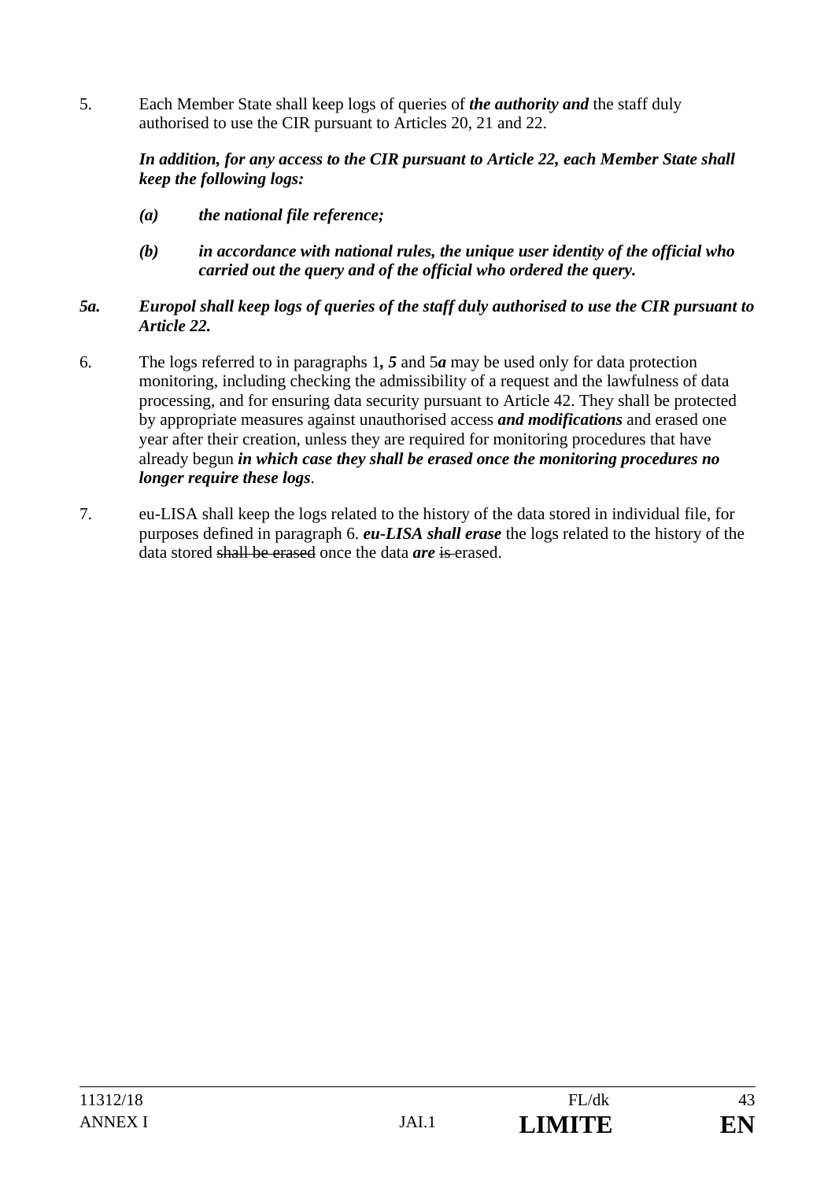5. Each Member State shall keep logs of queries of ***the authority and*** the staff duly authorised to use the CIR pursuant to Articles 20, 21 and 22.

   ***In addition, for any access to the CIR pursuant to Article 22, each Member State shall keep the following logs:***

   ***(a) the national file reference;***

   ***(b) in accordance with national rules, the unique user identity of the official who carried out the query and of the official who ordered the query.***

***5a. Europol shall keep logs of queries of the staff duly authorised to use the CIR pursuant to Article 22.***

6. The logs referred to in paragraphs 1***, 5*** and 5***a*** may be used only for data protection monitoring, including checking the admissibility of a request and the lawfulness of data processing, and for ensuring data security pursuant to Article 42. They shall be protected by appropriate measures against unauthorised access ***and modifications*** and erased one year after their creation, unless they are required for monitoring procedures that have already begun ***in which case they shall be erased once the monitoring procedures no longer require these logs***.

7. eu-LISA shall keep the logs related to the history of the data stored in individual file, for purposes defined in paragraph 6. ***eu-LISA shall erase*** the logs related to the history of the data stored ~~shall be erased~~ once the data ***are*** ~~is~~ erased.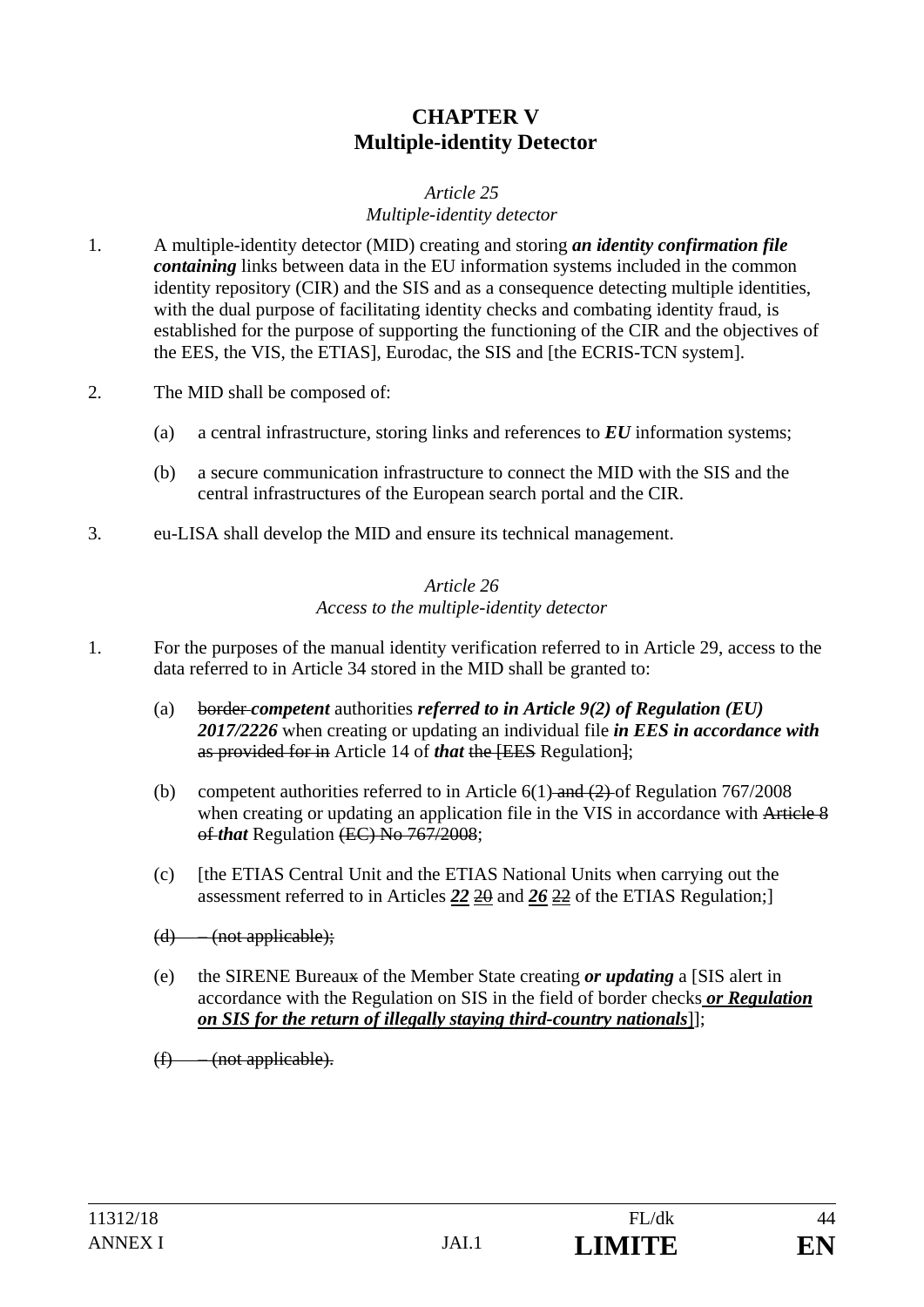# CHAPTER V
# Multiple-identity Detector

*Article 25*
*Multiple-identity detector*

1. A multiple-identity detector (MID) creating and storing ***an identity confirmation file containing*** links between data in the EU information systems included in the common identity repository (CIR) and the SIS and as a consequence detecting multiple identities, with the dual purpose of facilitating identity checks and combating identity fraud, is established for the purpose of supporting the functioning of the CIR and the objectives of the EES, the VIS, the ETIAS], Eurodac, the SIS and [the ECRIS-TCN system].

2. The MID shall be composed of:

   (a) a central infrastructure, storing links and references to ***EU*** information systems;

   (b) a secure communication infrastructure to connect the MID with the SIS and the central infrastructures of the European search portal and the CIR.

3. eu-LISA shall develop the MID and ensure its technical management.

*Article 26*
*Access to the multiple-identity detector*

1. For the purposes of the manual identity verification referred to in Article 29, access to the data referred to in Article 34 stored in the MID shall be granted to:

   (a) ~~border~~ ***competent*** authorities ***referred to in Article 9(2) of Regulation (EU) 2017/2226*** when creating or updating an individual file ***in EES in accordance with*** ~~as provided for in~~ Article 14 of ***that*** ~~the [EES~~ Regulation~~]~~;

   (b) competent authorities referred to in Article 6(1)~~ and (2)~~ of Regulation 767/2008 when creating or updating an application file in the VIS in accordance with ~~Article 8 of~~ ***that*** Regulation ~~(EC) No 767/2008~~;

   (c) [the ETIAS Central Unit and the ETIAS National Units when carrying out the assessment referred to in Articles ***22*** ~~20~~ and ***26*** ~~22~~ of the ETIAS Regulation;]

   ~~(d) – (not applicable);~~

   (e) the SIRENE Bureau~~x~~ of the Member State creating ***or updating*** a [SIS alert in accordance with the Regulation on SIS in the field of border checks ***or Regulation on SIS for the return of illegally staying third-country nationals***]];

   ~~(f) – (not applicable).~~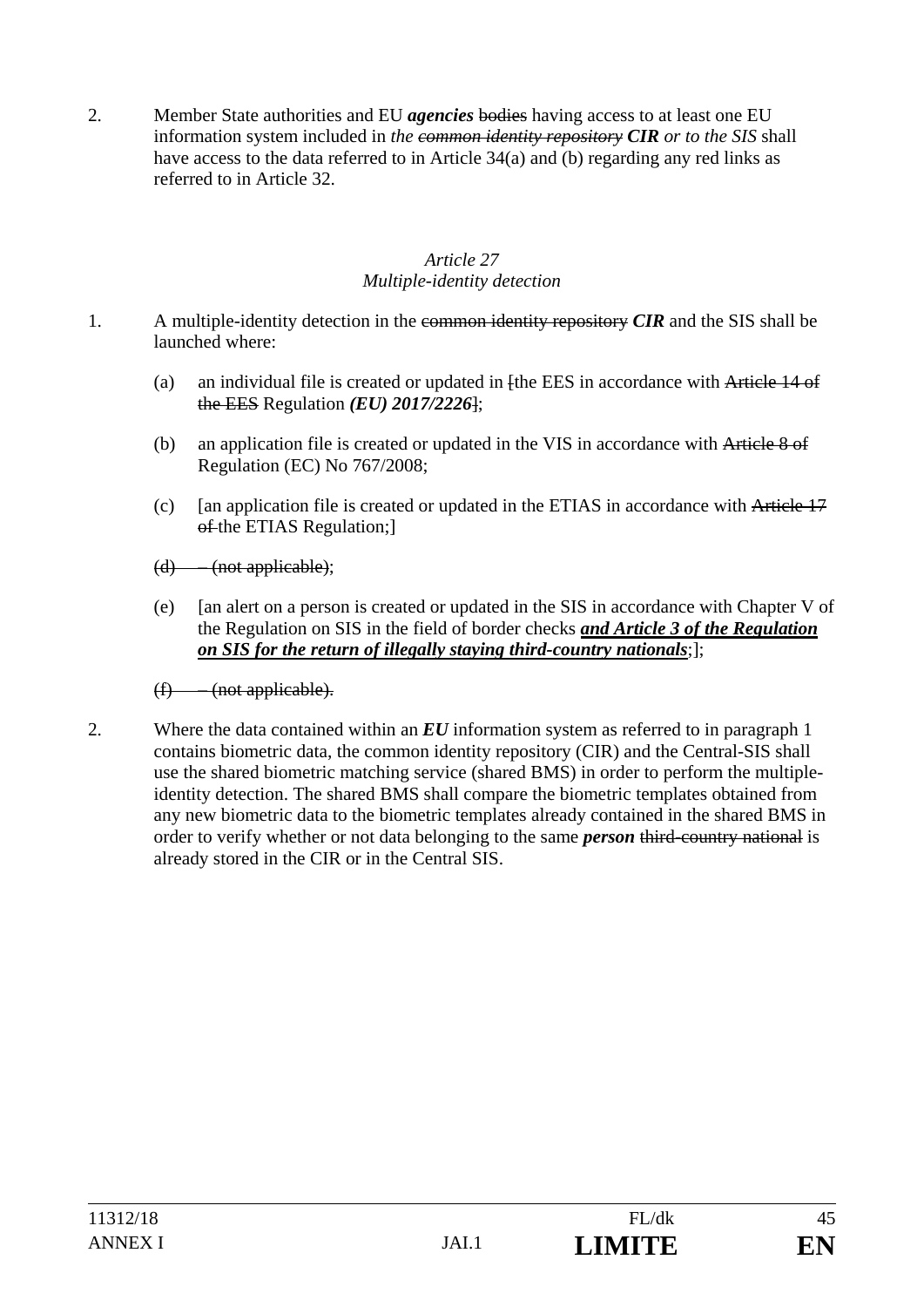2. Member State authorities and EU ***agencies*** ~~bodies~~ having access to at least one EU information system included in *the ~~common identity repository~~* ***CIR*** *or to the SIS* shall have access to the data referred to in Article 34(a) and (b) regarding any red links as referred to in Article 32.

*Article 27*
*Multiple-identity detection*

1. A multiple-identity detection in the ~~common identity repository~~ ***CIR*** and the SIS shall be launched where:

   (a) an individual file is created or updated in ~~[~~the EES in accordance with ~~Article 14 of the EES~~ Regulation ***(EU) 2017/2226***~~]~~;

   (b) an application file is created or updated in the VIS in accordance with ~~Article 8 of~~ Regulation (EC) No 767/2008;

   (c) [an application file is created or updated in the ETIAS in accordance with ~~Article 17 of~~ the ETIAS Regulation;]

   ~~(d) – (not applicable);~~

   (e) [an alert on a person is created or updated in the SIS in accordance with Chapter V of the Regulation on SIS in the field of border checks ***and Article 3 of the Regulation on SIS for the return of illegally staying third-country nationals***;];

   ~~(f) – (not applicable).~~

2. Where the data contained within an ***EU*** information system as referred to in paragraph 1 contains biometric data, the common identity repository (CIR) and the Central-SIS shall use the shared biometric matching service (shared BMS) in order to perform the multiple-identity detection. The shared BMS shall compare the biometric templates obtained from any new biometric data to the biometric templates already contained in the shared BMS in order to verify whether or not data belonging to the same ***person*** ~~third-country national~~ is already stored in the CIR or in the Central SIS.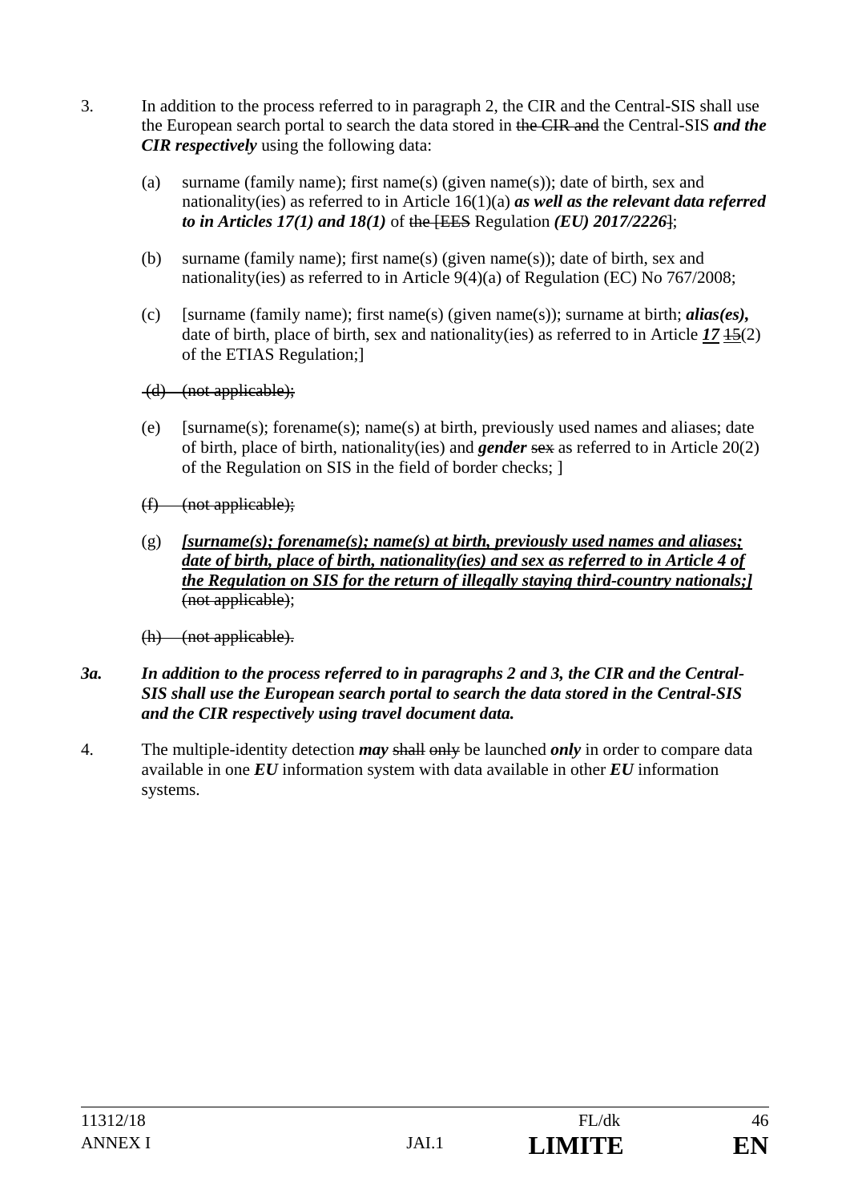3. In addition to the process referred to in paragraph 2, the CIR and the Central-SIS shall use the European search portal to search the data stored in ~~the CIR and~~ the Central-SIS ***and the CIR respectively*** using the following data:

   (a) surname (family name); first name(s) (given name(s)); date of birth, sex and nationality(ies) as referred to in Article 16(1)(a) ***as well as the relevant data referred to in Articles 17(1) and 18(1)*** of ~~the [EES~~ Regulation ***(EU) 2017/2226***~~]~~;

   (b) surname (family name); first name(s) (given name(s)); date of birth, sex and nationality(ies) as referred to in Article 9(4)(a) of Regulation (EC) No 767/2008;

   (c) [surname (family name); first name(s) (given name(s)); surname at birth; ***alias(es),*** date of birth, place of birth, sex and nationality(ies) as referred to in Article ***17*** ~~15~~(2) of the ETIAS Regulation;]

   ~~(d) (not applicable);~~

   (e) [surname(s); forename(s); name(s) at birth, previously used names and aliases; date of birth, place of birth, nationality(ies) and ***gender*** ~~sex~~ as referred to in Article 20(2) of the Regulation on SIS in the field of border checks; ]

   ~~(f) (not applicable);~~

   (g) ***[surname(s); forename(s); name(s) at birth, previously used names and aliases; date of birth, place of birth, nationality(ies) and sex as referred to in Article 4 of the Regulation on SIS for the return of illegally staying third-country nationals;]*** ~~(not applicable)~~;

   ~~(h) (not applicable).~~

***3a. In addition to the process referred to in paragraphs 2 and 3, the CIR and the Central-SIS shall use the European search portal to search the data stored in the Central-SIS and the CIR respectively using travel document data.***

4. The multiple-identity detection ***may*** ~~shall only~~ be launched ***only*** in order to compare data available in one ***EU*** information system with data available in other ***EU*** information systems.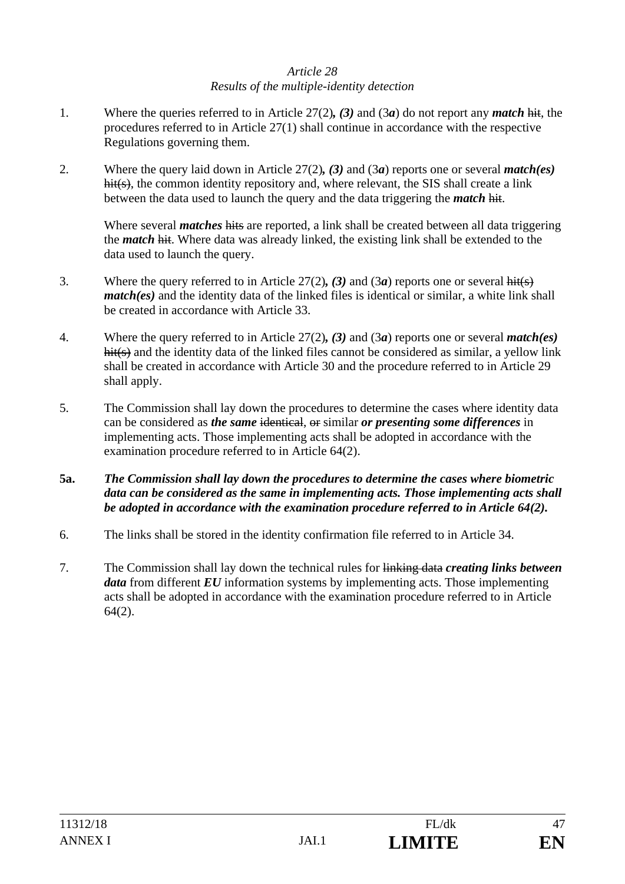*Article 28*
*Results of the multiple-identity detection*

1. Where the queries referred to in Article 27(2)***, (3)*** and (3***a***) do not report any ***match*** ~~hit~~, the procedures referred to in Article 27(1) shall continue in accordance with the respective Regulations governing them.

2. Where the query laid down in Article 27(2)***, (3)*** and (3***a***) reports one or several ***match(es)*** ~~hit(s)~~, the common identity repository and, where relevant, the SIS shall create a link between the data used to launch the query and the data triggering the ***match*** ~~hit~~.

   Where several ***matches*** ~~hits~~ are reported, a link shall be created between all data triggering the ***match*** ~~hit~~. Where data was already linked, the existing link shall be extended to the data used to launch the query.

3. Where the query referred to in Article 27(2)***, (3)*** and (3***a***) reports one or several ~~hit(s)~~ ***match(es)*** and the identity data of the linked files is identical or similar, a white link shall be created in accordance with Article 33.

4. Where the query referred to in Article 27(2)***, (3)*** and (3***a***) reports one or several ***match(es)*** ~~hit(s)~~ and the identity data of the linked files cannot be considered as similar, a yellow link shall be created in accordance with Article 30 and the procedure referred to in Article 29 shall apply.

5. The Commission shall lay down the procedures to determine the cases where identity data can be considered as ***the same*** ~~identical~~, ~~or~~ similar ***or presenting some differences*** in implementing acts. Those implementing acts shall be adopted in accordance with the examination procedure referred to in Article 64(2).

**5a.** ***The Commission shall lay down the procedures to determine the cases where biometric data can be considered as the same in implementing acts. Those implementing acts shall be adopted in accordance with the examination procedure referred to in Article 64(2).***

6. The links shall be stored in the identity confirmation file referred to in Article 34.

7. The Commission shall lay down the technical rules for ~~linking data~~ ***creating links between data*** from different ***EU*** information systems by implementing acts. Those implementing acts shall be adopted in accordance with the examination procedure referred to in Article 64(2).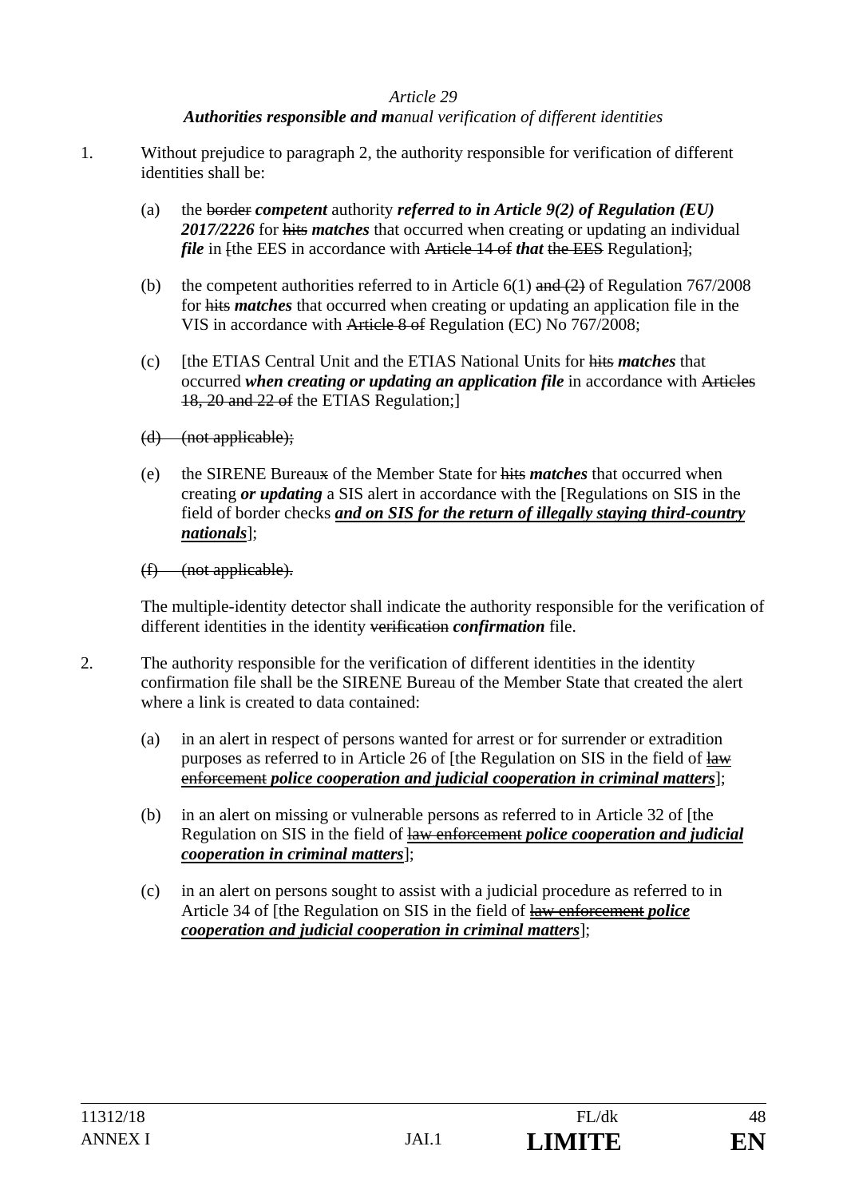*Article 29*

***Authorities responsible and m****anual verification of different identities*

1. Without prejudice to paragraph 2, the authority responsible for verification of different identities shall be:

   (a) the ~~border~~ ***competent*** authority ***referred to in Article 9(2) of Regulation (EU) 2017/2226*** for ~~hits~~ ***matches*** that occurred when creating or updating an individual ***file*** in ~~[~~the EES in accordance with ~~Article 14 of~~ ***that*** ~~the EES~~ Regulation~~]~~;

   (b) the competent authorities referred to in Article 6(1) ~~and (2)~~ of Regulation 767/2008 for ~~hits~~ ***matches*** that occurred when creating or updating an application file in the VIS in accordance with ~~Article 8 of~~ Regulation (EC) No 767/2008;

   (c) [the ETIAS Central Unit and the ETIAS National Units for ~~hits~~ ***matches*** that occurred ***when creating or updating an application file*** in accordance with ~~Articles 18, 20 and 22 of~~ the ETIAS Regulation;]

   ~~(d) (not applicable);~~

   (e) the SIRENE Bureau~~x~~ of the Member State for ~~hits~~ ***matches*** that occurred when creating ***or updating*** a SIS alert in accordance with the [Regulations on SIS in the field of border checks ***<u>and on SIS for the return of illegally staying third-country nationals</u>***];

   ~~(f) (not applicable).~~

   The multiple-identity detector shall indicate the authority responsible for the verification of different identities in the identity ~~verification~~ ***confirmation*** file.

2. The authority responsible for the verification of different identities in the identity confirmation file shall be the SIRENE Bureau of the Member State that created the alert where a link is created to data contained:

   (a) in an alert in respect of persons wanted for arrest or for surrender or extradition purposes as referred to in Article 26 of [the Regulation on SIS in the field of ~~law enforcement~~ ***<u>police cooperation and judicial cooperation in criminal matters</u>***];

   (b) in an alert on missing or vulnerable persons as referred to in Article 32 of [the Regulation on SIS in the field of ~~law enforcement~~ ***<u>police cooperation and judicial cooperation in criminal matters</u>***];

   (c) in an alert on persons sought to assist with a judicial procedure as referred to in Article 34 of [the Regulation on SIS in the field of ~~law enforcement~~ ***<u>police cooperation and judicial cooperation in criminal matters</u>***];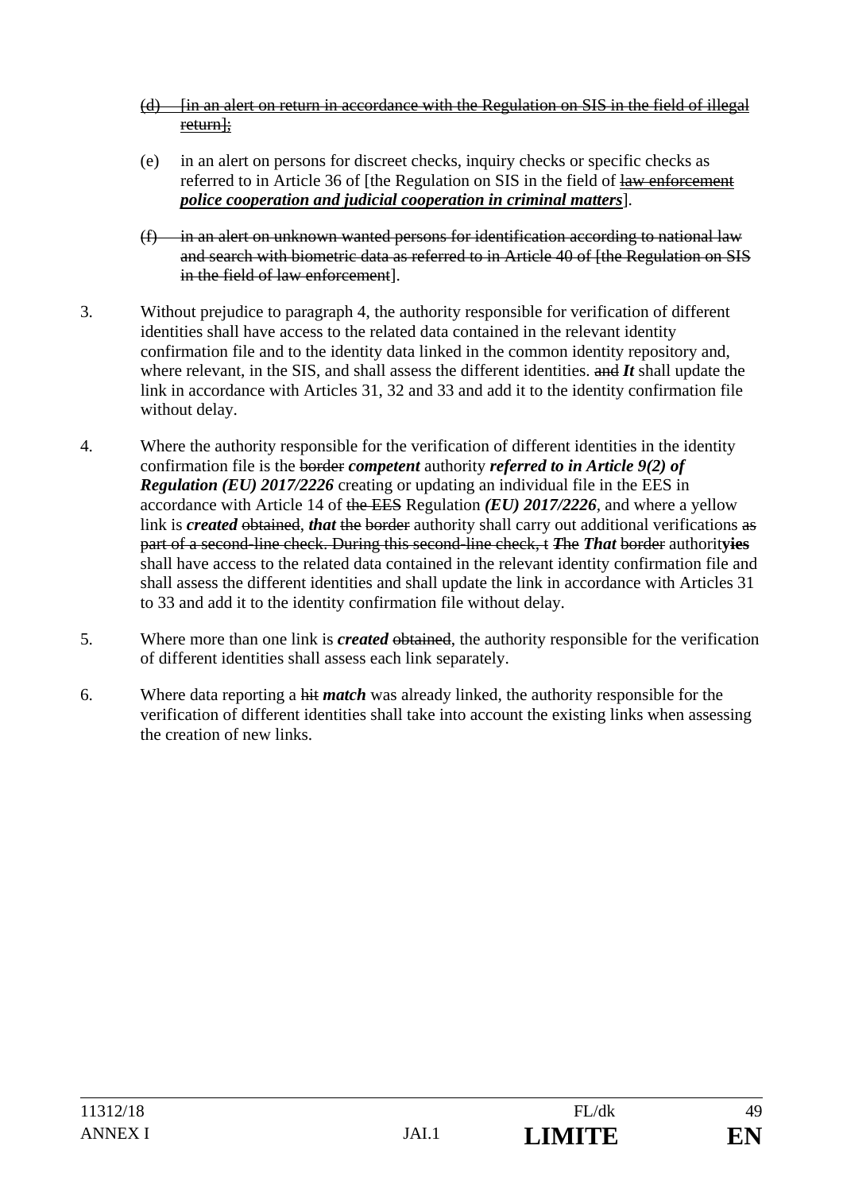(d) ~~[in an alert on return in accordance with the Regulation on SIS in the field of illegal return];~~

(e) in an alert on persons for discreet checks, inquiry checks or specific checks as referred to in Article 36 of [the Regulation on SIS in the field of ~~law enforcement~~ ***police cooperation and judicial cooperation in criminal matters***].

(f) ~~in an alert on unknown wanted persons for identification according to national law and search with biometric data as referred to in Article 40 of [the Regulation on SIS in the field of law enforcement~~].

3. Without prejudice to paragraph 4, the authority responsible for verification of different identities shall have access to the related data contained in the relevant identity confirmation file and to the identity data linked in the common identity repository and, where relevant, in the SIS, and shall assess the different identities. ~~and~~ ***It*** shall update the link in accordance with Articles 31, 32 and 33 and add it to the identity confirmation file without delay.

4. Where the authority responsible for the verification of different identities in the identity confirmation file is the ~~border~~ ***competent*** authority ***referred to in Article 9(2) of Regulation (EU) 2017/2226*** creating or updating an individual file in the EES in accordance with Article 14 of ~~the EES~~ Regulation ***(EU) 2017/2226***, and where a yellow link is ***created*** ~~obtained~~, ***that*** ~~the border~~ authority shall carry out additional verifications ~~as part of a second-line check. During this second-line check, t~~ ***T***he ***That*** ~~border~~ authorit**y**~~ies~~ shall have access to the related data contained in the relevant identity confirmation file and shall assess the different identities and shall update the link in accordance with Articles 31 to 33 and add it to the identity confirmation file without delay.

5. Where more than one link is ***created*** ~~obtained~~, the authority responsible for the verification of different identities shall assess each link separately.

6. Where data reporting a ~~hit~~ ***match*** was already linked, the authority responsible for the verification of different identities shall take into account the existing links when assessing the creation of new links.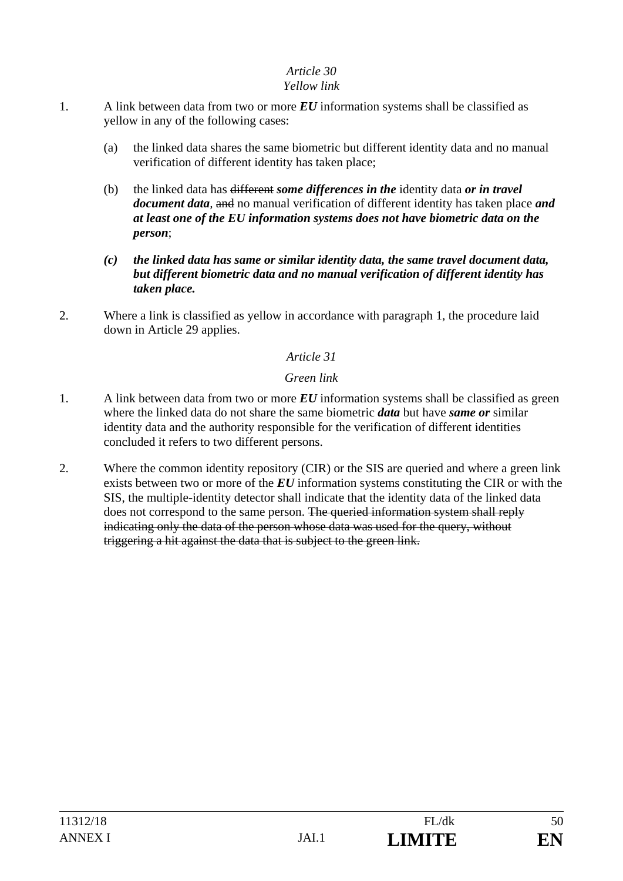*Article 30*
*Yellow link*

1. A link between data from two or more ***EU*** information systems shall be classified as yellow in any of the following cases:

   (a) the linked data shares the same biometric but different identity data and no manual verification of different identity has taken place;

   (b) the linked data has ~~different~~ ***some differences in the*** identity data ***or in travel document data***, ~~and~~ no manual verification of different identity has taken place ***and at least one of the EU information systems does not have biometric data on the person***;

   ***(c) the linked data has same or similar identity data, the same travel document data, but different biometric data and no manual verification of different identity has taken place.***

2. Where a link is classified as yellow in accordance with paragraph 1, the procedure laid down in Article 29 applies.

*Article 31*

*Green link*

1. A link between data from two or more ***EU*** information systems shall be classified as green where the linked data do not share the same biometric ***data*** but have ***same or*** similar identity data and the authority responsible for the verification of different identities concluded it refers to two different persons.

2. Where the common identity repository (CIR) or the SIS are queried and where a green link exists between two or more of the ***EU*** information systems constituting the CIR or with the SIS, the multiple-identity detector shall indicate that the identity data of the linked data does not correspond to the same person. ~~The queried information system shall reply indicating only the data of the person whose data was used for the query, without triggering a hit against the data that is subject to the green link.~~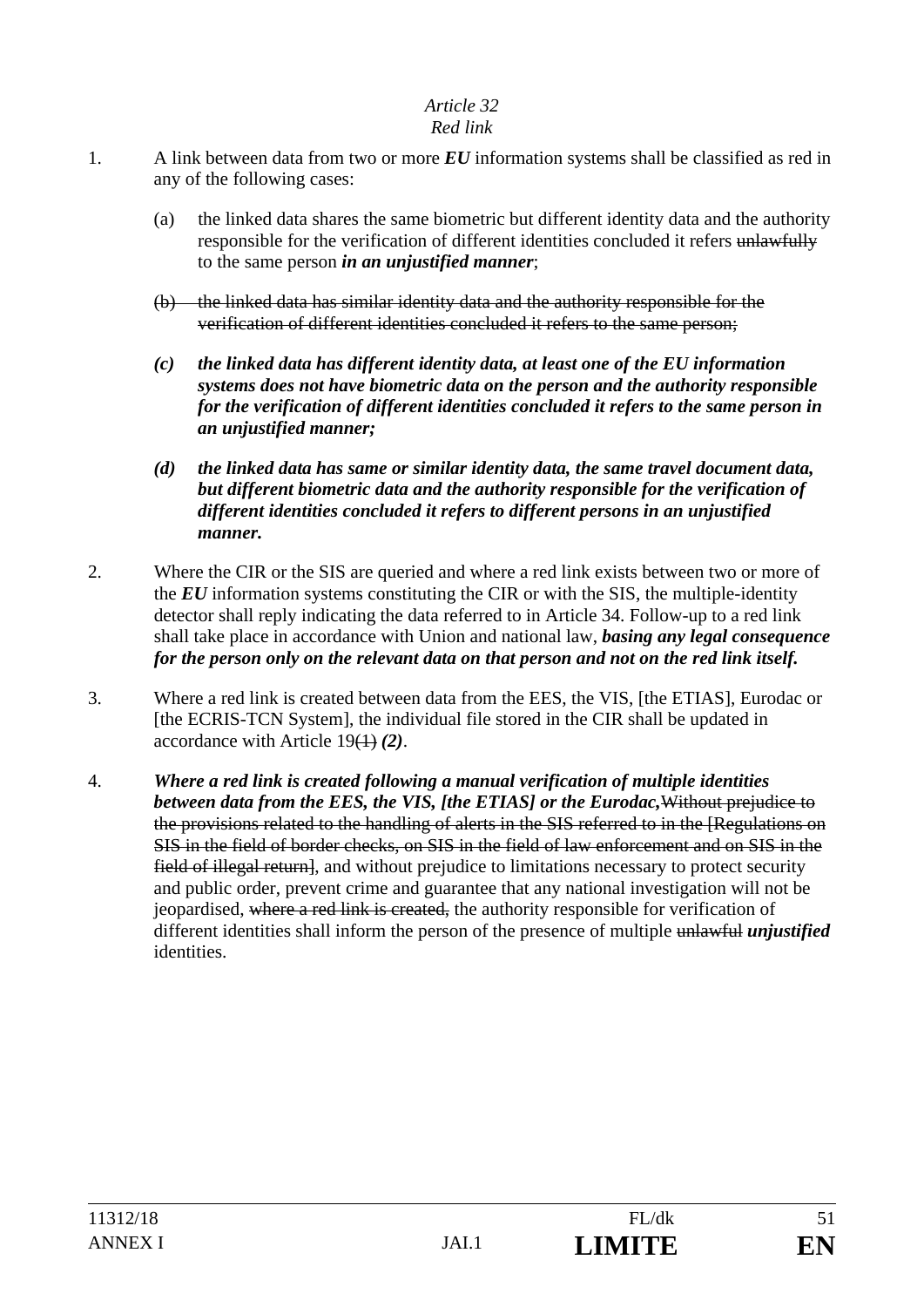*Article 32*
*Red link*

1. A link between data from two or more ***EU*** information systems shall be classified as red in any of the following cases:

   (a) the linked data shares the same biometric but different identity data and the authority responsible for the verification of different identities concluded it refers ~~unlawfully~~ to the same person ***in an unjustified manner***;

   ~~(b) the linked data has similar identity data and the authority responsible for the verification of different identities concluded it refers to the same person;~~

   ***(c) the linked data has different identity data, at least one of the EU information systems does not have biometric data on the person and the authority responsible for the verification of different identities concluded it refers to the same person in an unjustified manner;***

   ***(d) the linked data has same or similar identity data, the same travel document data, but different biometric data and the authority responsible for the verification of different identities concluded it refers to different persons in an unjustified manner.***

2. Where the CIR or the SIS are queried and where a red link exists between two or more of the ***EU*** information systems constituting the CIR or with the SIS, the multiple-identity detector shall reply indicating the data referred to in Article 34. Follow-up to a red link shall take place in accordance with Union and national law, ***basing any legal consequence for the person only on the relevant data on that person and not on the red link itself.***

3. Where a red link is created between data from the EES, the VIS, [the ETIAS], Eurodac or [the ECRIS-TCN System], the individual file stored in the CIR shall be updated in accordance with Article 19~~(1)~~ ***(2)***.

4. ***Where a red link is created following a manual verification of multiple identities between data from the EES, the VIS, [the ETIAS] or the Eurodac,***~~Without prejudice to the provisions related to the handling of alerts in the SIS referred to in the [Regulations on SIS in the field of border checks, on SIS in the field of law enforcement and on SIS in the field of illegal return]~~, and without prejudice to limitations necessary to protect security and public order, prevent crime and guarantee that any national investigation will not be jeopardised, ~~where a red link is created,~~ the authority responsible for verification of different identities shall inform the person of the presence of multiple ~~unlawful~~ ***unjustified*** identities.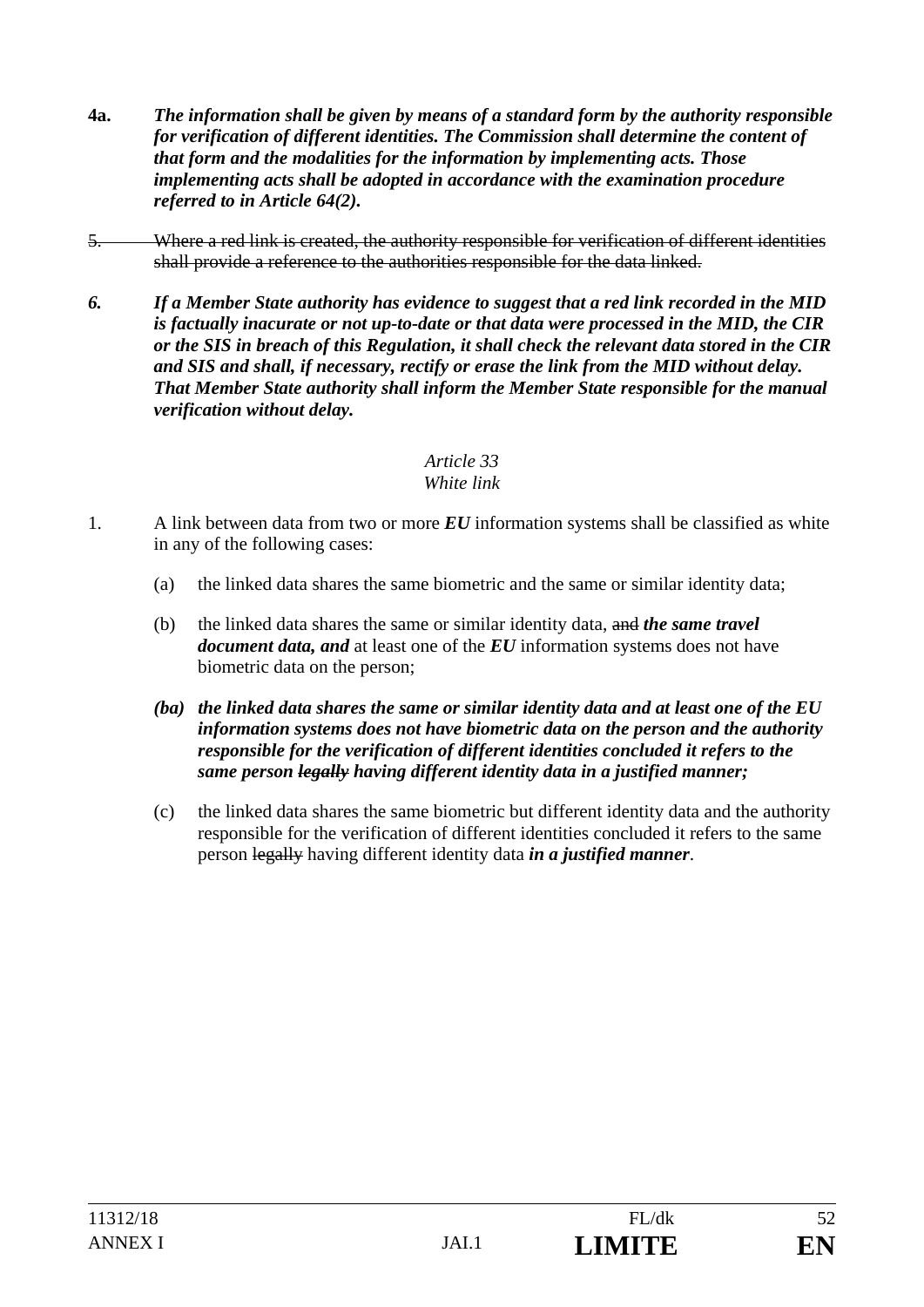**4a.** ***The information shall be given by means of a standard form by the authority responsible for verification of different identities. The Commission shall determine the content of that form and the modalities for the information by implementing acts. Those implementing acts shall be adopted in accordance with the examination procedure referred to in Article 64(2).***

~~5. Where a red link is created, the authority responsible for verification of different identities shall provide a reference to the authorities responsible for the data linked.~~

***6. If a Member State authority has evidence to suggest that a red link recorded in the MID is factually inacurate or not up-to-date or that data were processed in the MID, the CIR or the SIS in breach of this Regulation, it shall check the relevant data stored in the CIR and SIS and shall, if necessary, rectify or erase the link from the MID without delay. That Member State authority shall inform the Member State responsible for the manual verification without delay.***

*Article 33*
*White link*

1. A link between data from two or more ***EU*** information systems shall be classified as white in any of the following cases:

   (a) the linked data shares the same biometric and the same or similar identity data;

   (b) the linked data shares the same or similar identity data, ~~and~~ ***the same travel document data, and*** at least one of the ***EU*** information systems does not have biometric data on the person;

   ***(ba) the linked data shares the same or similar identity data and at least one of the EU information systems does not have biometric data on the person and the authority responsible for the verification of different identities concluded it refers to the same person ~~legally~~ having different identity data in a justified manner;***

   (c) the linked data shares the same biometric but different identity data and the authority responsible for the verification of different identities concluded it refers to the same person ~~legally~~ having different identity data ***in a justified manner***.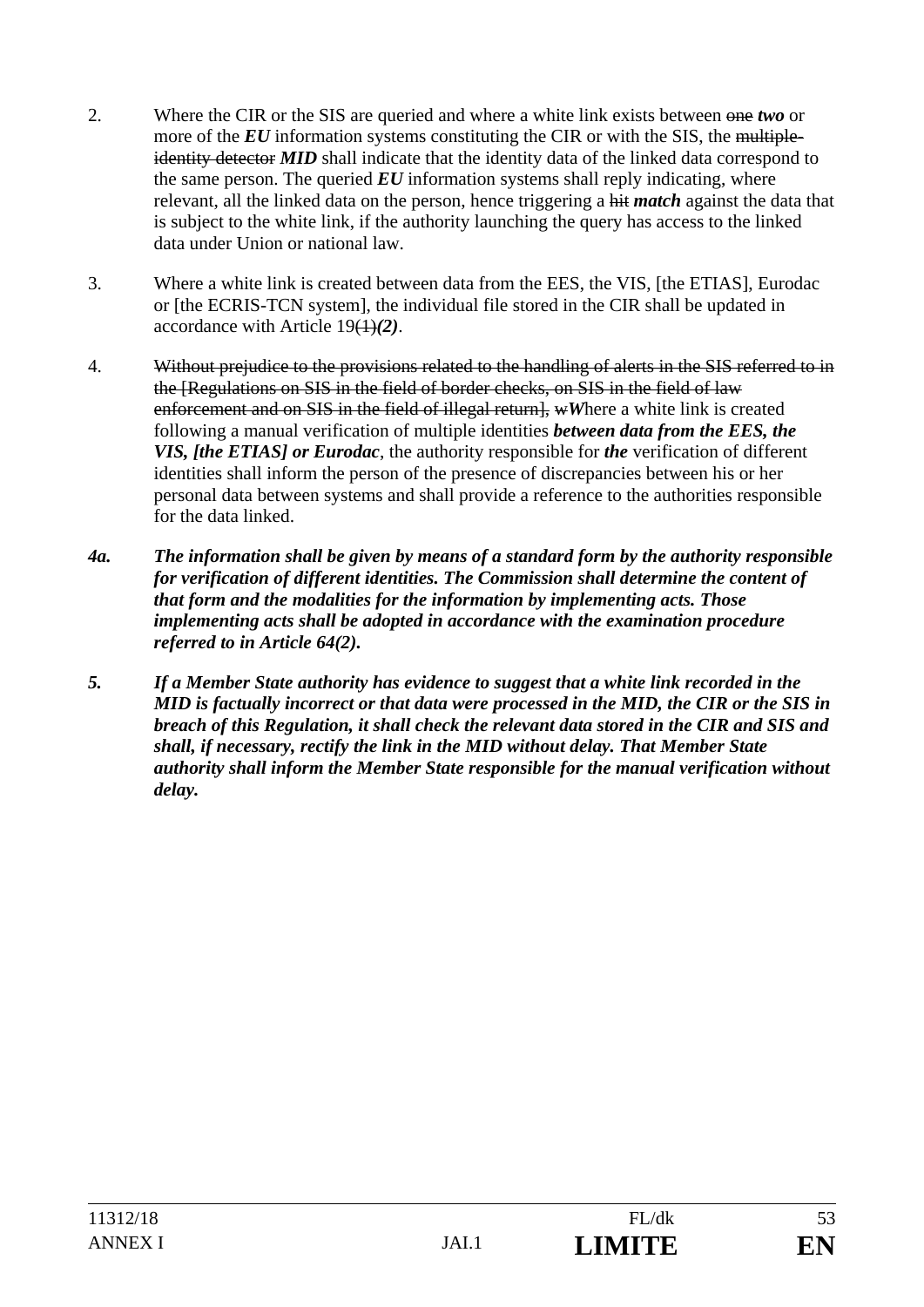2. Where the CIR or the SIS are queried and where a white link exists between ~~one~~ ***two*** or more of the ***EU*** information systems constituting the CIR or with the SIS, the ~~multiple-identity detector~~ ***MID*** shall indicate that the identity data of the linked data correspond to the same person. The queried ***EU*** information systems shall reply indicating, where relevant, all the linked data on the person, hence triggering a ~~hit~~ ***match*** against the data that is subject to the white link, if the authority launching the query has access to the linked data under Union or national law.

3. Where a white link is created between data from the EES, the VIS, [the ETIAS], Eurodac or [the ECRIS-TCN system], the individual file stored in the CIR shall be updated in accordance with Article 19~~(1)~~***(2)***.

4. ~~Without prejudice to the provisions related to the handling of alerts in the SIS referred to in the [Regulations on SIS in the field of border checks, on SIS in the field of law enforcement and on SIS in the field of illegal return], w~~***W***here a white link is created following a manual verification of multiple identities ***between data from the EES, the VIS, [the ETIAS] or Eurodac***, the authority responsible for ***the*** verification of different identities shall inform the person of the presence of discrepancies between his or her personal data between systems and shall provide a reference to the authorities responsible for the data linked.

***4a. The information shall be given by means of a standard form by the authority responsible for verification of different identities. The Commission shall determine the content of that form and the modalities for the information by implementing acts. Those implementing acts shall be adopted in accordance with the examination procedure referred to in Article 64(2).***

***5. If a Member State authority has evidence to suggest that a white link recorded in the MID is factually incorrect or that data were processed in the MID, the CIR or the SIS in breach of this Regulation, it shall check the relevant data stored in the CIR and SIS and shall, if necessary, rectify the link in the MID without delay. That Member State authority shall inform the Member State responsible for the manual verification without delay.***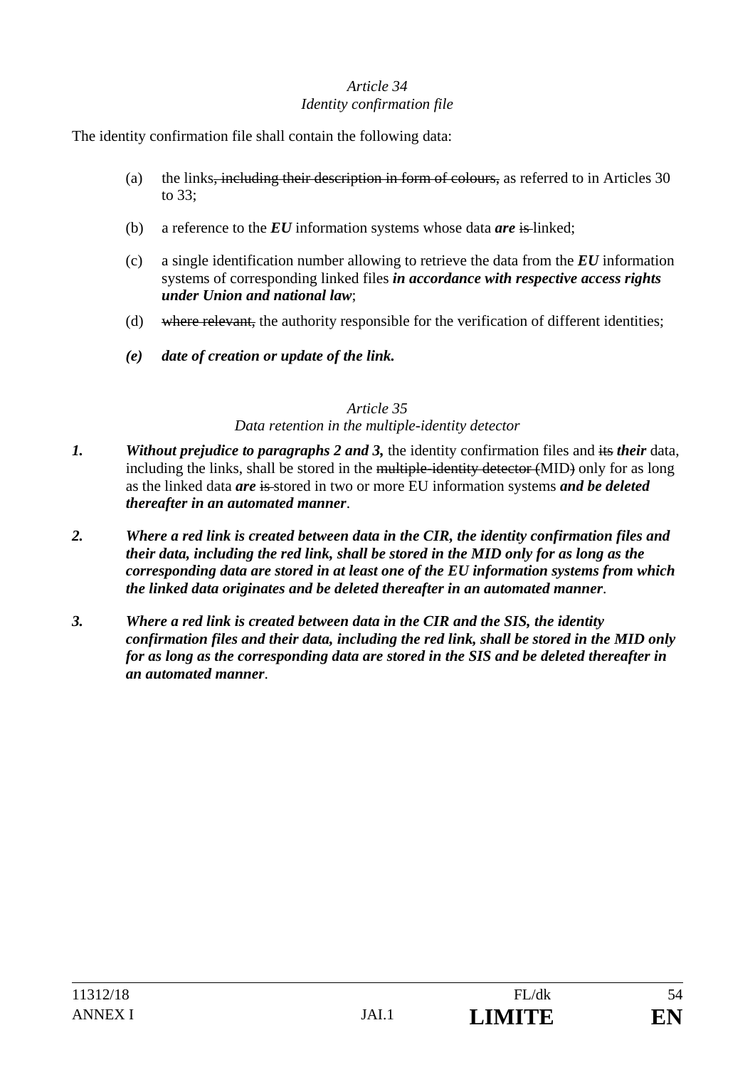*Article 34*
*Identity confirmation file*

The identity confirmation file shall contain the following data:

(a) the links~~, including their description in form of colours,~~ as referred to in Articles 30 to 33;

(b) a reference to the ***EU*** information systems whose data ***are*** ~~is~~ linked;

(c) a single identification number allowing to retrieve the data from the ***EU*** information systems of corresponding linked files ***in accordance with respective access rights under Union and national law***;

(d) ~~where relevant,~~ the authority responsible for the verification of different identities;

***(e) date of creation or update of the link.***

*Article 35*
*Data retention in the multiple-identity detector*

***1.*** ***Without prejudice to paragraphs 2 and 3,*** the identity confirmation files and ~~its~~ ***their*** data, including the links, shall be stored in the ~~multiple-identity detector (~~MID~~)~~ only for as long as the linked data ***are*** ~~is~~ stored in two or more EU information systems ***and be deleted thereafter in an automated manner***.

***2.*** ***Where a red link is created between data in the CIR, the identity confirmation files and their data, including the red link, shall be stored in the MID only for as long as the corresponding data are stored in at least one of the EU information systems from which the linked data originates and be deleted thereafter in an automated manner***.

***3.*** ***Where a red link is created between data in the CIR and the SIS, the identity confirmation files and their data, including the red link, shall be stored in the MID only for as long as the corresponding data are stored in the SIS and be deleted thereafter in an automated manner***.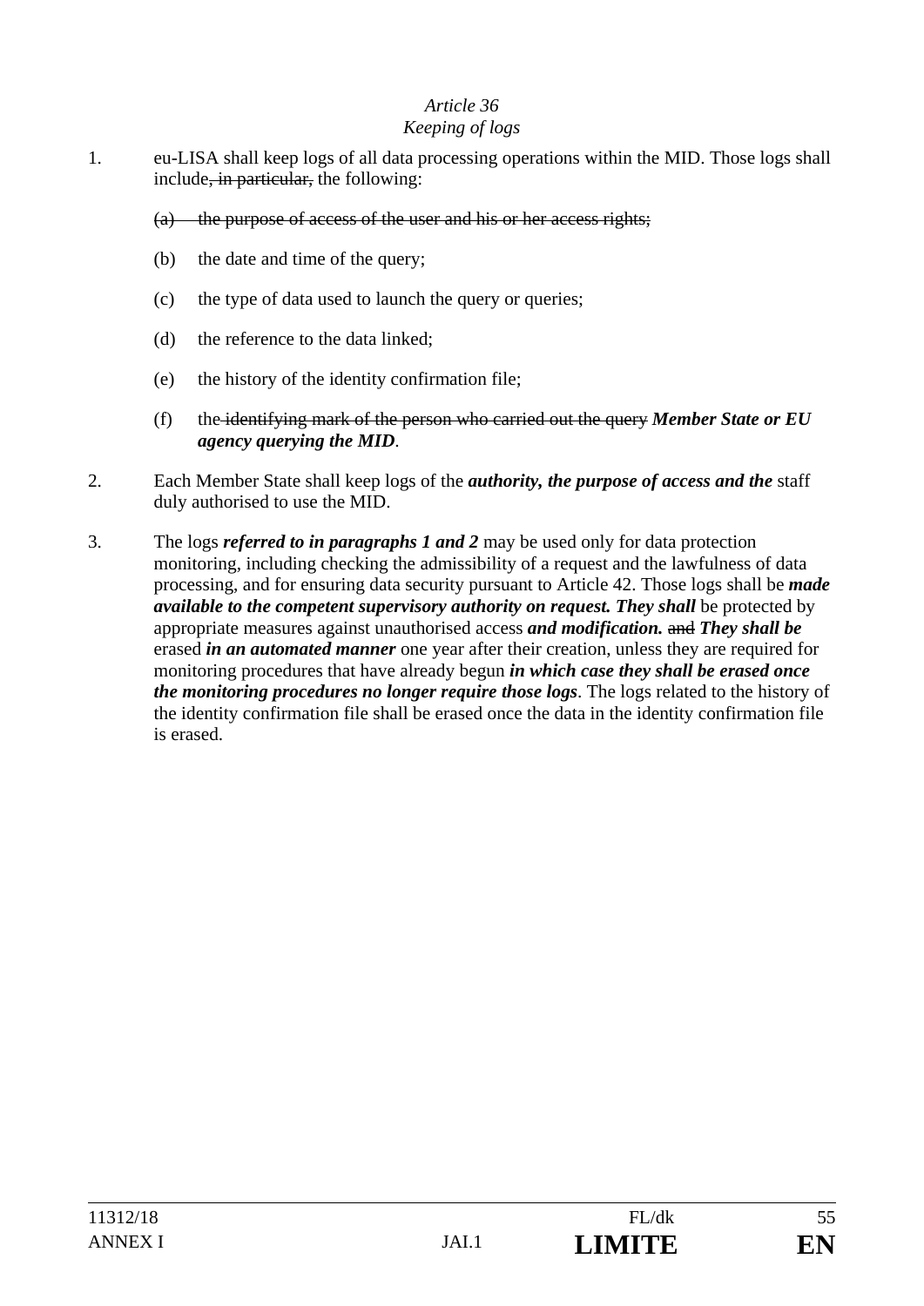*Article 36*
*Keeping of logs*

1. eu-LISA shall keep logs of all data processing operations within the MID. Those logs shall include~~, in particular,~~ the following:

   ~~(a) the purpose of access of the user and his or her access rights;~~

   (b) the date and time of the query;

   (c) the type of data used to launch the query or queries;

   (d) the reference to the data linked;

   (e) the history of the identity confirmation file;

   (f) the ~~identifying mark of the person who carried out the query~~ ***Member State or EU agency querying the MID***.

2. Each Member State shall keep logs of the ***authority, the purpose of access and the*** staff duly authorised to use the MID.

3. The logs ***referred to in paragraphs 1 and 2*** may be used only for data protection monitoring, including checking the admissibility of a request and the lawfulness of data processing, and for ensuring data security pursuant to Article 42. Those logs shall be ***made available to the competent supervisory authority on request. They shall*** be protected by appropriate measures against unauthorised access ***and modification.*** ~~and~~ ***They shall be*** erased ***in an automated manner*** one year after their creation, unless they are required for monitoring procedures that have already begun ***in which case they shall be erased once the monitoring procedures no longer require those logs***. The logs related to the history of the identity confirmation file shall be erased once the data in the identity confirmation file is erased.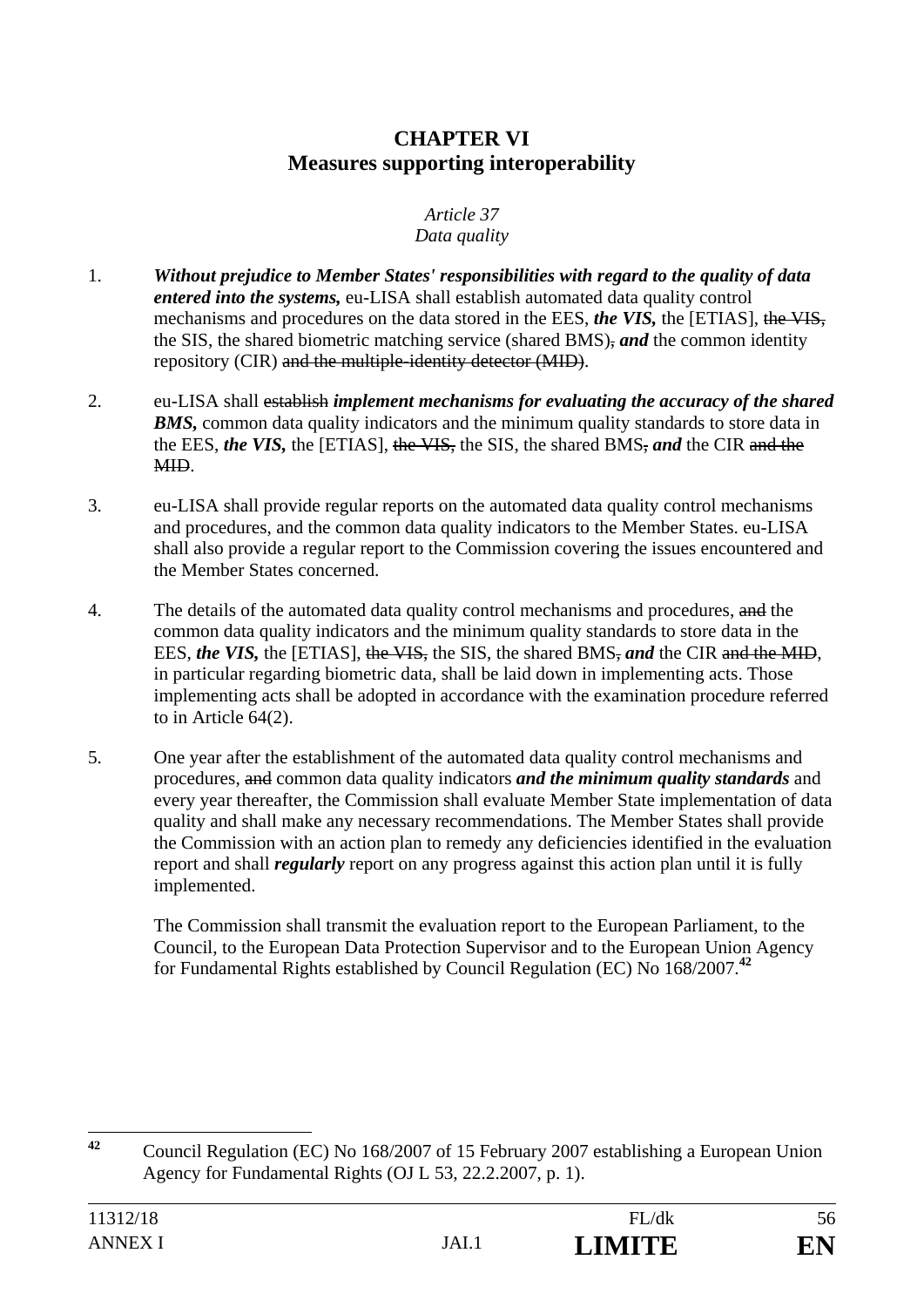## CHAPTER VI
## Measures supporting interoperability

*Article 37*
*Data quality*

1. ***Without prejudice to Member States' responsibilities with regard to the quality of data entered into the systems,*** eu-LISA shall establish automated data quality control mechanisms and procedures on the data stored in the EES, ***the VIS,*** the [ETIAS], ~~the VIS,~~ the SIS, the shared biometric matching service (shared BMS)~~,~~ ***and*** the common identity repository (CIR) ~~and the multiple-identity detector (MID)~~.

2. eu-LISA shall ~~establish~~ ***implement mechanisms for evaluating the accuracy of the shared BMS,*** common data quality indicators and the minimum quality standards to store data in the EES, ***the VIS,*** the [ETIAS], ~~the VIS,~~ the SIS, the shared BMS~~,~~ ***and*** the CIR ~~and the MID~~.

3. eu-LISA shall provide regular reports on the automated data quality control mechanisms and procedures, and the common data quality indicators to the Member States. eu-LISA shall also provide a regular report to the Commission covering the issues encountered and the Member States concerned.

4. The details of the automated data quality control mechanisms and procedures, ~~and~~ the common data quality indicators and the minimum quality standards to store data in the EES, ***the VIS,*** the [ETIAS], ~~the VIS,~~ the SIS, the shared BMS~~,~~ ***and*** the CIR ~~and the MID~~, in particular regarding biometric data, shall be laid down in implementing acts. Those implementing acts shall be adopted in accordance with the examination procedure referred to in Article 64(2).

5. One year after the establishment of the automated data quality control mechanisms and procedures, ~~and~~ common data quality indicators ***and the minimum quality standards*** and every year thereafter, the Commission shall evaluate Member State implementation of data quality and shall make any necessary recommendations. The Member States shall provide the Commission with an action plan to remedy any deficiencies identified in the evaluation report and shall ***regularly*** report on any progress against this action plan until it is fully implemented.

   The Commission shall transmit the evaluation report to the European Parliament, to the Council, to the European Data Protection Supervisor and to the European Union Agency for Fundamental Rights established by Council Regulation (EC) No 168/2007.[42]

---

[42] Council Regulation (EC) No 168/2007 of 15 February 2007 establishing a European Union Agency for Fundamental Rights (OJ L 53, 22.2.2007, p. 1).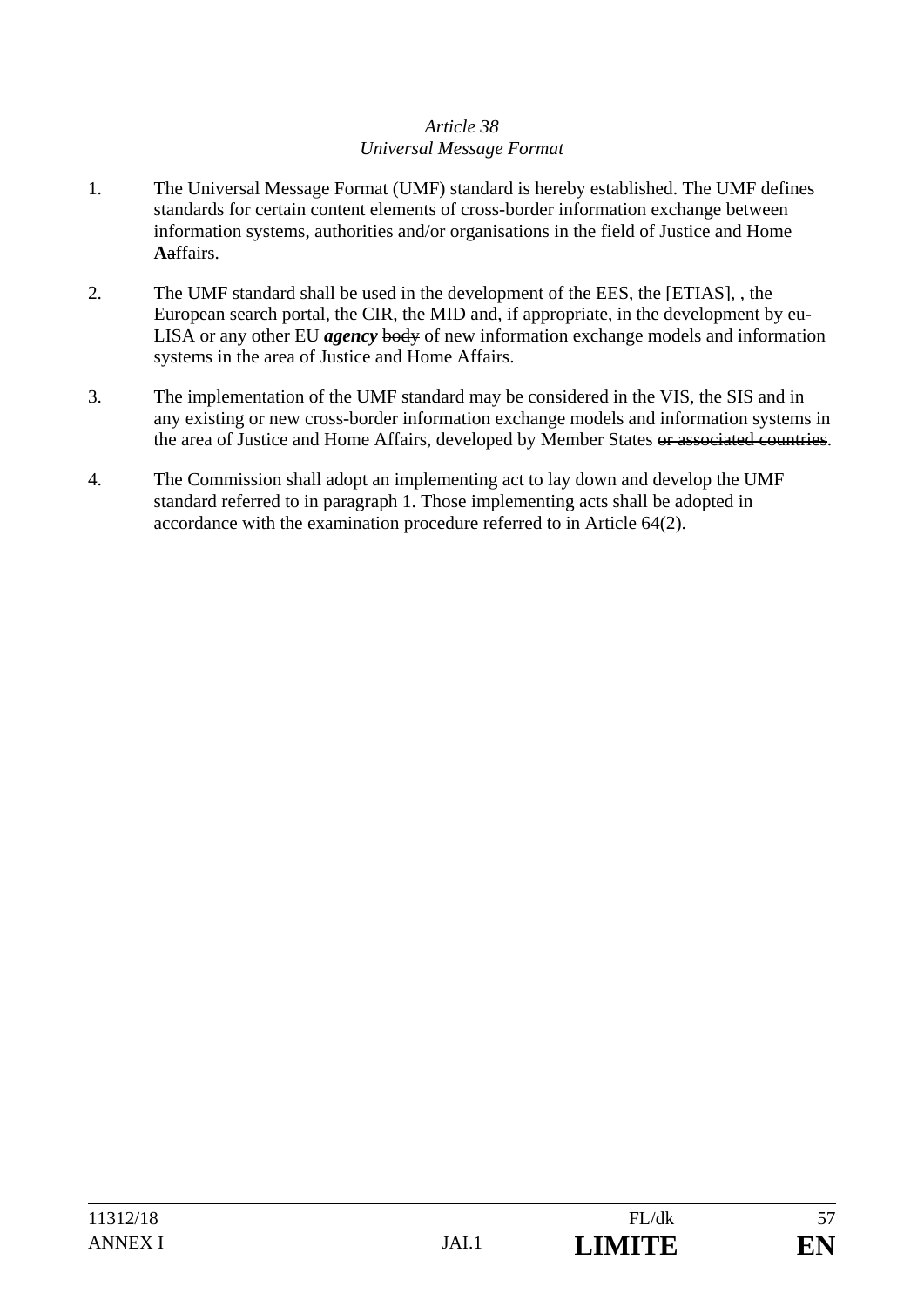*Article 38*
*Universal Message Format*

1. The Universal Message Format (UMF) standard is hereby established. The UMF defines standards for certain content elements of cross-border information exchange between information systems, authorities and/or organisations in the field of Justice and Home **A**~~a~~ffairs.

2. The UMF standard shall be used in the development of the EES, the [ETIAS], ~~,~~ the European search portal, the CIR, the MID and, if appropriate, in the development by eu-LISA or any other EU ***agency*** ~~body~~ of new information exchange models and information systems in the area of Justice and Home Affairs.

3. The implementation of the UMF standard may be considered in the VIS, the SIS and in any existing or new cross-border information exchange models and information systems in the area of Justice and Home Affairs, developed by Member States ~~or associated countries~~.

4. The Commission shall adopt an implementing act to lay down and develop the UMF standard referred to in paragraph 1. Those implementing acts shall be adopted in accordance with the examination procedure referred to in Article 64(2).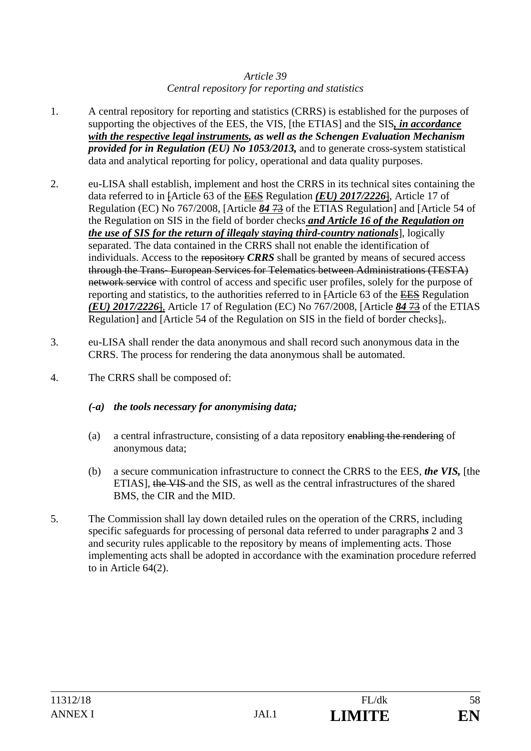*Article 39*
*Central repository for reporting and statistics*

1. A central repository for reporting and statistics (CRRS) is established for the purposes of supporting the objectives of the EES, the VIS, [the ETIAS] and the SIS***, in accordance with the respective legal instruments, as well as the Schengen Evaluation Mechanism provided for in Regulation (EU) No 1053/2013,*** and to generate cross-system statistical data and analytical reporting for policy, operational and data quality purposes.

2. eu-LISA shall establish, implement and host the CRRS in its technical sites containing the data referred to in ~~[~~Article 63 of the ~~EES~~ Regulation ***(EU) 2017/2226***~~]~~, Article 17 of Regulation (EC) No 767/2008, [Article ***84*** ~~73~~ of the ETIAS Regulation] and [Article 54 of the Regulation on SIS in the field of border checks ***and Article 16 of the Regulation on the use of SIS for the return of illegaly staying third-country nationals***], logically separated. The data contained in the CRRS shall not enable the identification of individuals. Access to the ~~repository~~ ***CRRS*** shall be granted by means of secured access ~~through the Trans- European Services for Telematics between Administrations (TESTA) network service~~ with control of access and specific user profiles, solely for the purpose of reporting and statistics, to the authorities referred to in ~~[~~Article 63 of the ~~EES~~ Regulation ***(EU) 2017/2226***~~]~~, Article 17 of Regulation (EC) No 767/2008, [Article ***84*** ~~73~~ of the ETIAS Regulation] and [Article 54 of the Regulation on SIS in the field of border checks]~~,~~.

3. eu-LISA shall render the data anonymous and shall record such anonymous data in the CRRS. The process for rendering the data anonymous shall be automated.

4. The CRRS shall be composed of:

   ***(-a) the tools necessary for anonymising data;***

   (a) a central infrastructure, consisting of a data repository ~~enabling the rendering~~ of anonymous data;

   (b) a secure communication infrastructure to connect the CRRS to the EES, ***the VIS,*** [the ETIAS], ~~the VIS~~ and the SIS, as well as the central infrastructures of the shared BMS, the CIR and the MID.

5. The Commission shall lay down detailed rules on the operation of the CRRS, including specific safeguards for processing of personal data referred to under paragraph***s*** 2 and 3 and security rules applicable to the repository by means of implementing acts. Those implementing acts shall be adopted in accordance with the examination procedure referred to in Article 64(2).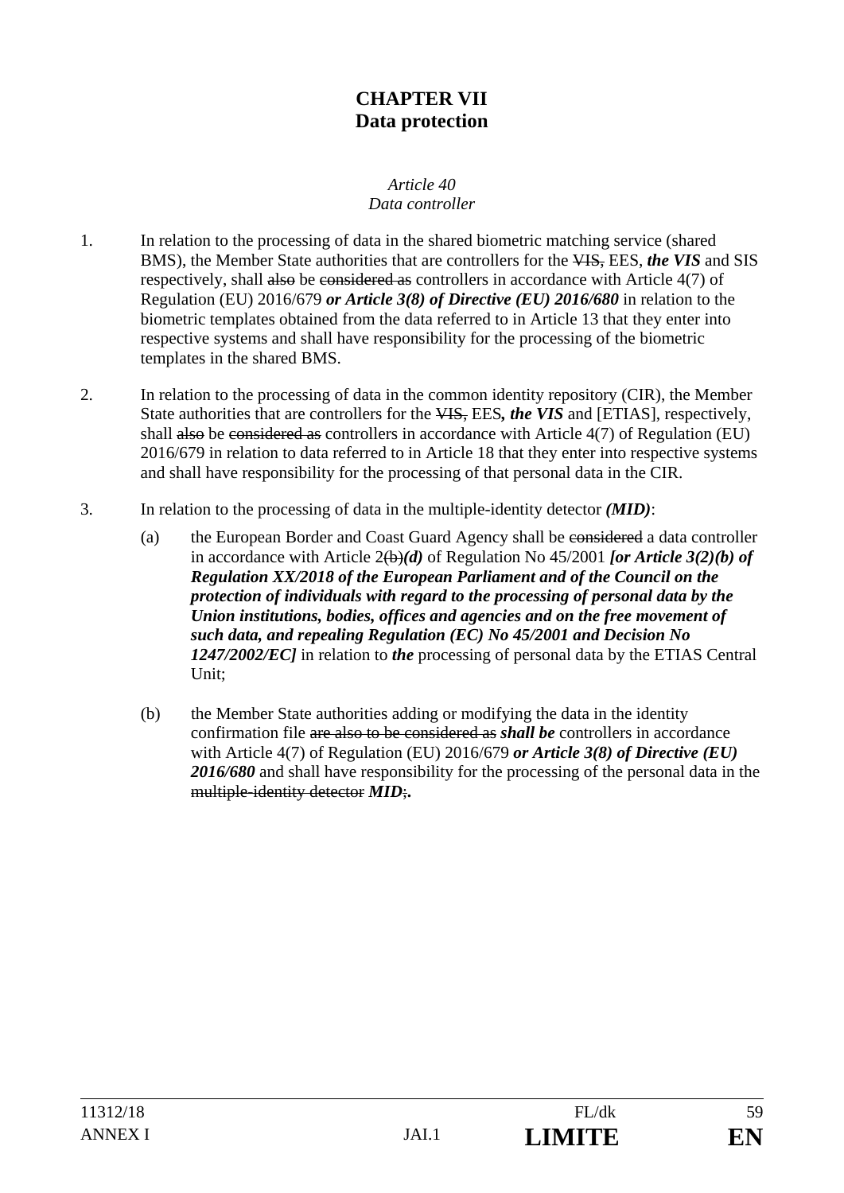# CHAPTER VII
# Data protection

*Article 40*
*Data controller*

1. In relation to the processing of data in the shared biometric matching service (shared BMS), the Member State authorities that are controllers for the ~~VIS,~~ EES, ***the VIS*** and SIS respectively, shall ~~also~~ be ~~considered as~~ controllers in accordance with Article 4(7) of Regulation (EU) 2016/679 ***or Article 3(8) of Directive (EU) 2016/680*** in relation to the biometric templates obtained from the data referred to in Article 13 that they enter into respective systems and shall have responsibility for the processing of the biometric templates in the shared BMS.

2. In relation to the processing of data in the common identity repository (CIR), the Member State authorities that are controllers for the ~~VIS,~~ EES***, the VIS*** and [ETIAS], respectively, shall ~~also~~ be ~~considered as~~ controllers in accordance with Article 4(7) of Regulation (EU) 2016/679 in relation to data referred to in Article 18 that they enter into respective systems and shall have responsibility for the processing of that personal data in the CIR.

3. In relation to the processing of data in the multiple-identity detector ***(MID)***:

   (a) the European Border and Coast Guard Agency shall be ~~considered~~ a data controller in accordance with Article 2~~(b)~~***(d)*** of Regulation No 45/2001 ***[or Article 3(2)(b) of Regulation XX/2018 of the European Parliament and of the Council on the protection of individuals with regard to the processing of personal data by the Union institutions, bodies, offices and agencies and on the free movement of such data, and repealing Regulation (EC) No 45/2001 and Decision No 1247/2002/EC]*** in relation to ***the*** processing of personal data by the ETIAS Central Unit;

   (b) the Member State authorities adding or modifying the data in the identity confirmation file ~~are also to be considered as~~ ***shall be*** controllers in accordance with Article 4(7) of Regulation (EU) 2016/679 ***or Article 3(8) of Directive (EU) 2016/680*** and shall have responsibility for the processing of the personal data in the ~~multiple-identity detector~~ ***MID***~~;~~***.***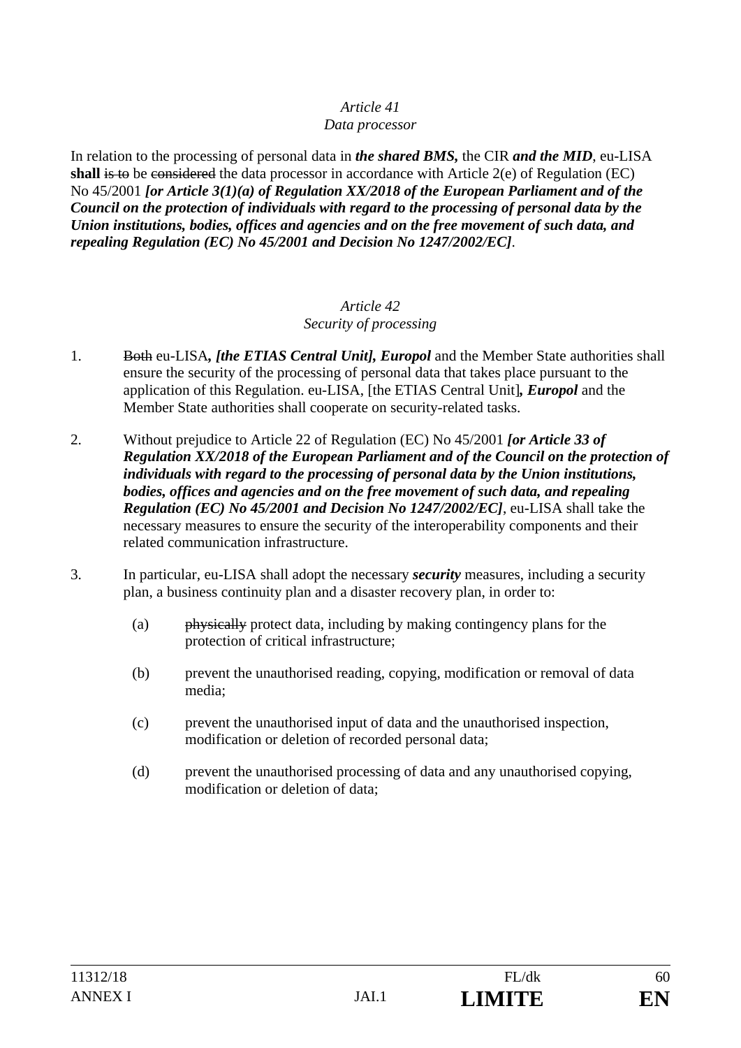*Article 41*
*Data processor*

In relation to the processing of personal data in ***the shared BMS,*** the CIR ***and the MID***, eu-LISA **shall** ~~is to~~ be ~~considered~~ the data processor in accordance with Article 2(e) of Regulation (EC) No 45/2001 ***[or Article 3(1)(a) of Regulation XX/2018 of the European Parliament and of the Council on the protection of individuals with regard to the processing of personal data by the Union institutions, bodies, offices and agencies and on the free movement of such data, and repealing Regulation (EC) No 45/2001 and Decision No 1247/2002/EC]***.

*Article 42*
*Security of processing*

1. ~~Both~~ eu-LISA***, [the ETIAS Central Unit], Europol*** and the Member State authorities shall ensure the security of the processing of personal data that takes place pursuant to the application of this Regulation. eu-LISA, [the ETIAS Central Unit]***, Europol*** and the Member State authorities shall cooperate on security-related tasks.

2. Without prejudice to Article 22 of Regulation (EC) No 45/2001 ***[or Article 33 of Regulation XX/2018 of the European Parliament and of the Council on the protection of individuals with regard to the processing of personal data by the Union institutions, bodies, offices and agencies and on the free movement of such data, and repealing Regulation (EC) No 45/2001 and Decision No 1247/2002/EC]***, eu-LISA shall take the necessary measures to ensure the security of the interoperability components and their related communication infrastructure.

3. In particular, eu-LISA shall adopt the necessary ***security*** measures, including a security plan, a business continuity plan and a disaster recovery plan, in order to:

   (a) ~~physically~~ protect data, including by making contingency plans for the protection of critical infrastructure;

   (b) prevent the unauthorised reading, copying, modification or removal of data media;

   (c) prevent the unauthorised input of data and the unauthorised inspection, modification or deletion of recorded personal data;

   (d) prevent the unauthorised processing of data and any unauthorised copying, modification or deletion of data;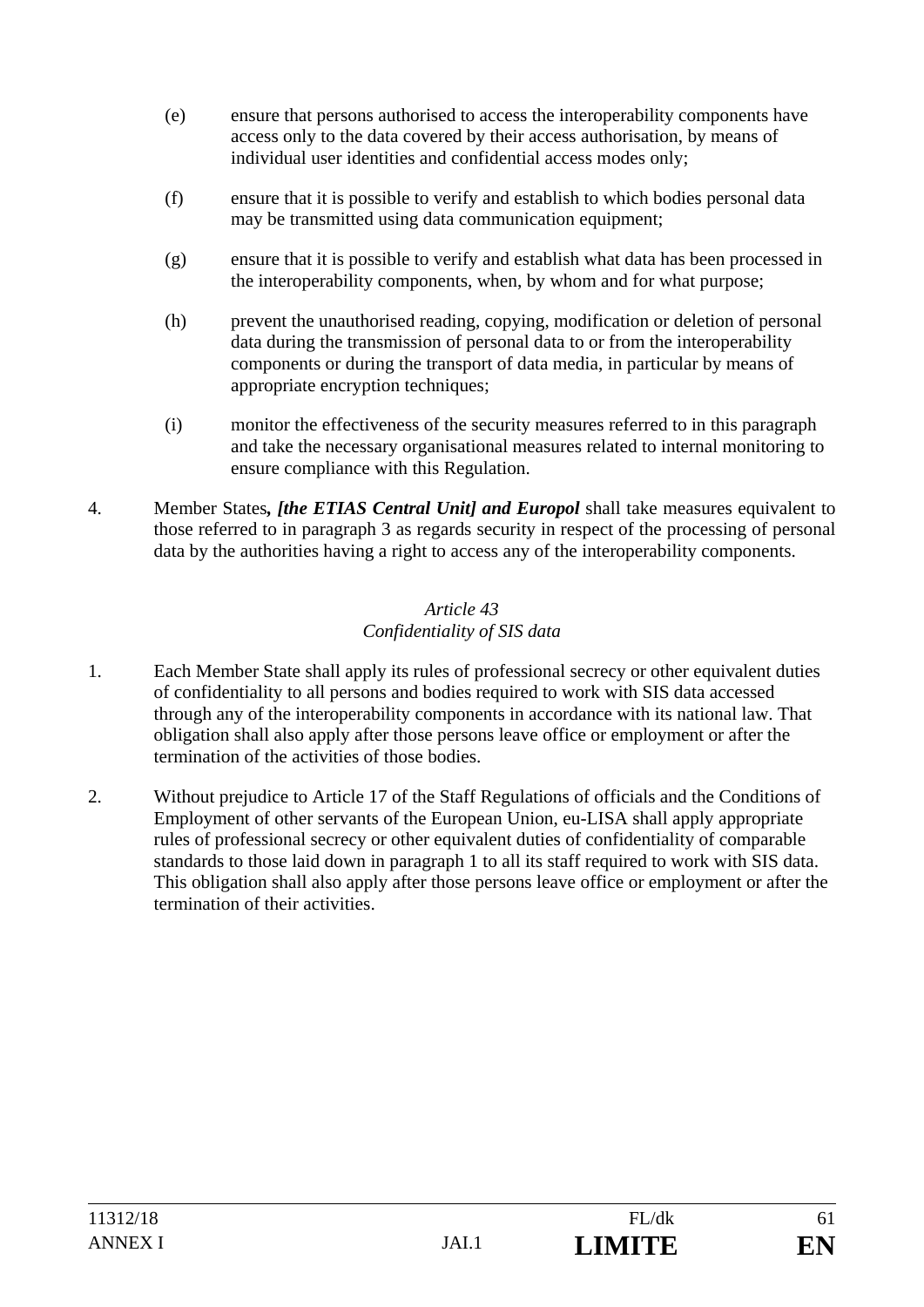(e) ensure that persons authorised to access the interoperability components have access only to the data covered by their access authorisation, by means of individual user identities and confidential access modes only;

(f) ensure that it is possible to verify and establish to which bodies personal data may be transmitted using data communication equipment;

(g) ensure that it is possible to verify and establish what data has been processed in the interoperability components, when, by whom and for what purpose;

(h) prevent the unauthorised reading, copying, modification or deletion of personal data during the transmission of personal data to or from the interoperability components or during the transport of data media, in particular by means of appropriate encryption techniques;

(i) monitor the effectiveness of the security measures referred to in this paragraph and take the necessary organisational measures related to internal monitoring to ensure compliance with this Regulation.

4. Member States***, [the ETIAS Central Unit] and Europol*** shall take measures equivalent to those referred to in paragraph 3 as regards security in respect of the processing of personal data by the authorities having a right to access any of the interoperability components.

*Article 43*
*Confidentiality of SIS data*

1. Each Member State shall apply its rules of professional secrecy or other equivalent duties of confidentiality to all persons and bodies required to work with SIS data accessed through any of the interoperability components in accordance with its national law. That obligation shall also apply after those persons leave office or employment or after the termination of the activities of those bodies.

2. Without prejudice to Article 17 of the Staff Regulations of officials and the Conditions of Employment of other servants of the European Union, eu-LISA shall apply appropriate rules of professional secrecy or other equivalent duties of confidentiality of comparable standards to those laid down in paragraph 1 to all its staff required to work with SIS data. This obligation shall also apply after those persons leave office or employment or after the termination of their activities.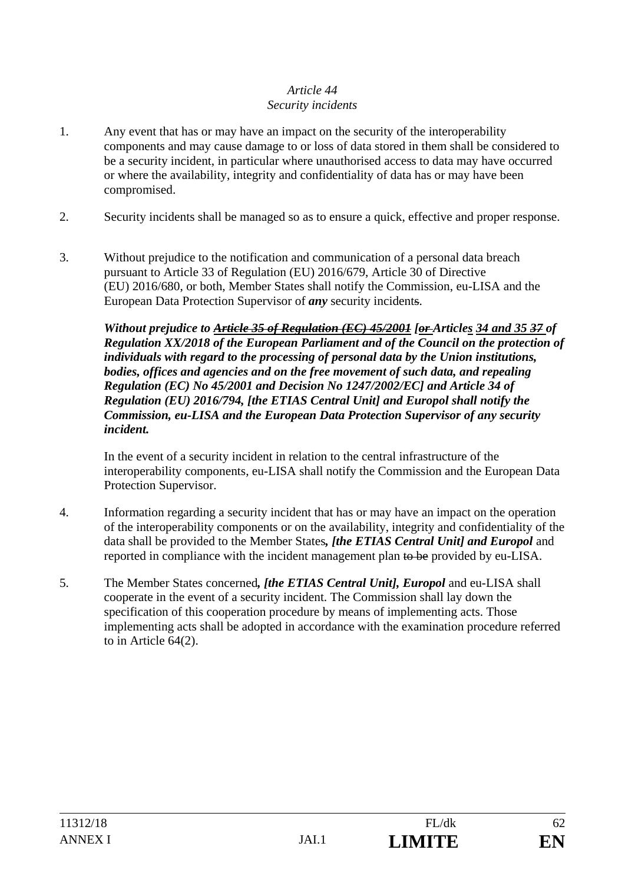*Article 44*
*Security incidents*

1. Any event that has or may have an impact on the security of the interoperability components and may cause damage to or loss of data stored in them shall be considered to be a security incident, in particular where unauthorised access to data may have occurred or where the availability, integrity and confidentiality of data has or may have been compromised.

2. Security incidents shall be managed so as to ensure a quick, effective and proper response.

3. Without prejudice to the notification and communication of a personal data breach pursuant to Article 33 of Regulation (EU) 2016/679, Article 30 of Directive (EU) 2016/680, or both, Member States shall notify the Commission, eu-LISA and the European Data Protection Supervisor of ***any*** security incident~~s~~.

   ***Without prejudice to ~~Article 35 of Regulation (EC) 45/2001~~ [~~or~~ Article<u>s</u> <u>34 and 35</u> ~~37~~ of Regulation XX/2018 of the European Parliament and of the Council on the protection of individuals with regard to the processing of personal data by the Union institutions, bodies, offices and agencies and on the free movement of such data, and repealing Regulation (EC) No 45/2001 and Decision No 1247/2002/EC] and Article 34 of Regulation (EU) 2016/794, [the ETIAS Central Unit] and Europol shall notify the Commission, eu-LISA and the European Data Protection Supervisor of any security incident.***

   In the event of a security incident in relation to the central infrastructure of the interoperability components, eu-LISA shall notify the Commission and the European Data Protection Supervisor.

4. Information regarding a security incident that has or may have an impact on the operation of the interoperability components or on the availability, integrity and confidentiality of the data shall be provided to the Member States***, [the ETIAS Central Unit] and Europol*** and reported in compliance with the incident management plan ~~to be~~ provided by eu-LISA.

5. The Member States concerned***, [the ETIAS Central Unit], Europol*** and eu-LISA shall cooperate in the event of a security incident. The Commission shall lay down the specification of this cooperation procedure by means of implementing acts. Those implementing acts shall be adopted in accordance with the examination procedure referred to in Article 64(2).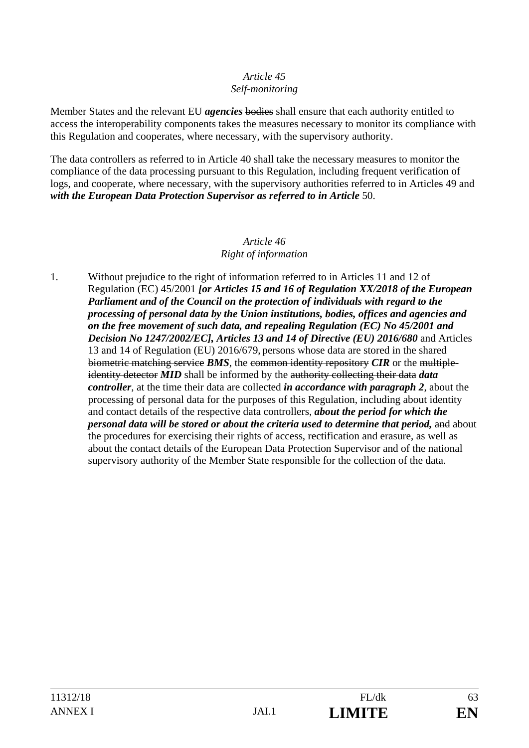*Article 45*
*Self-monitoring*

Member States and the relevant EU ***agencies*** ~~bodies~~ shall ensure that each authority entitled to access the interoperability components takes the measures necessary to monitor its compliance with this Regulation and cooperates, where necessary, with the supervisory authority.

The data controllers as referred to in Article 40 shall take the necessary measures to monitor the compliance of the data processing pursuant to this Regulation, including frequent verification of logs, and cooperate, where necessary, with the supervisory authorities referred to in Article~~s~~ 49 and ***with the European Data Protection Supervisor as referred to in Article*** 50.

*Article 46*
*Right of information*

1. Without prejudice to the right of information referred to in Articles 11 and 12 of Regulation (EC) 45/2001 ***[or Articles 15 and 16 of Regulation XX/2018 of the European Parliament and of the Council on the protection of individuals with regard to the processing of personal data by the Union institutions, bodies, offices and agencies and on the free movement of such data, and repealing Regulation (EC) No 45/2001 and Decision No 1247/2002/EC], Articles 13 and 14 of Directive (EU) 2016/680*** and Articles 13 and 14 of Regulation (EU) 2016/679, persons whose data are stored in the shared ~~biometric matching service~~ ***BMS***, the ~~common identity repository~~ ***CIR*** or the ~~multiple-identity detector~~ ***MID*** shall be informed by the ~~authority collecting their data~~ ***data controller***, at the time their data are collected ***in accordance with paragraph 2***, about the processing of personal data for the purposes of this Regulation, including about identity and contact details of the respective data controllers, ***about the period for which the personal data will be stored or about the criteria used to determine that period,*** ~~and~~ about the procedures for exercising their rights of access, rectification and erasure, as well as about the contact details of the European Data Protection Supervisor and of the national supervisory authority of the Member State responsible for the collection of the data.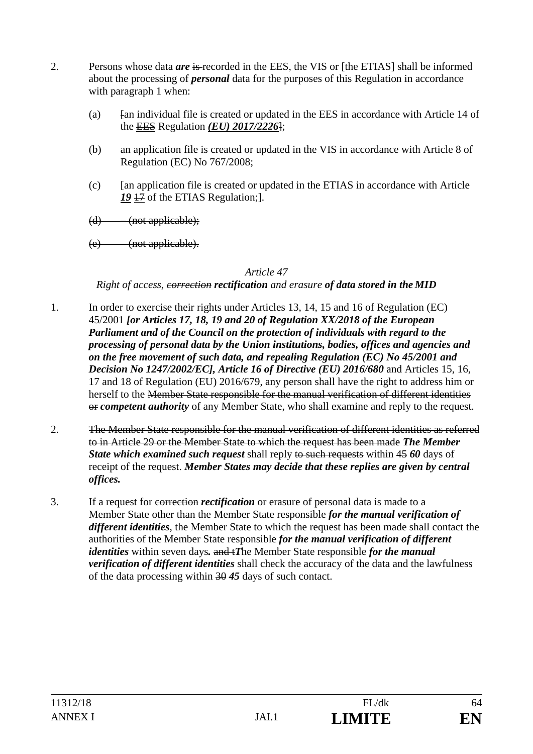2. Persons whose data ***are*** ~~is~~ recorded in the EES, the VIS or [the ETIAS] shall be informed about the processing of ***personal*** data for the purposes of this Regulation in accordance with paragraph 1 when:

   (a) ~~[~~an individual file is created or updated in the EES in accordance with Article 14 of the ~~EES~~ Regulation ***(EU) 2017/2226***~~]~~;

   (b) an application file is created or updated in the VIS in accordance with Article 8 of Regulation (EC) No 767/2008;

   (c) [an application file is created or updated in the ETIAS in accordance with Article ***19*** ~~17~~ of the ETIAS Regulation;].

   ~~(d) – (not applicable);~~

   ~~(e) – (not applicable).~~

*Article 47*

*Right of access,* ~~*correction*~~ ***rectification*** *and erasure* ***of data stored in the MID***

1. In order to exercise their rights under Articles 13, 14, 15 and 16 of Regulation (EC) 45/2001 ***[or Articles 17, 18, 19 and 20 of Regulation XX/2018 of the European Parliament and of the Council on the protection of individuals with regard to the processing of personal data by the Union institutions, bodies, offices and agencies and on the free movement of such data, and repealing Regulation (EC) No 45/2001 and Decision No 1247/2002/EC], Article 16 of Directive (EU) 2016/680*** and Articles 15, 16, 17 and 18 of Regulation (EU) 2016/679, any person shall have the right to address him or herself to the ~~Member State responsible for the manual verification of different identities or~~ ***competent authority*** of any Member State, who shall examine and reply to the request.

2. ~~The Member State responsible for the manual verification of different identities as referred to in Article 29 or the Member State to which the request has been made~~ ***The Member State which examined such request*** shall reply ~~to such requests~~ within ~~45~~ ***60*** days of receipt of the request. ***Member States may decide that these replies are given by central offices.***

3. If a request for ~~correction~~ ***rectification*** or erasure of personal data is made to a Member State other than the Member State responsible ***for the manual verification of different identities***, the Member State to which the request has been made shall contact the authorities of the Member State responsible ***for the manual verification of different identities*** within seven days***.*** ~~and t~~***T***he Member State responsible ***for the manual verification of different identities*** shall check the accuracy of the data and the lawfulness of the data processing within ~~30~~ ***45*** days of such contact.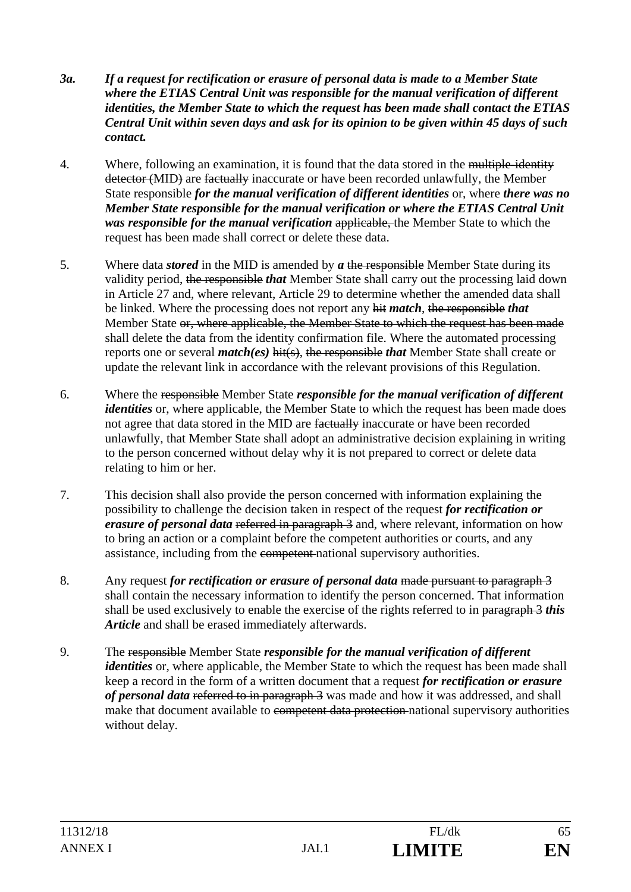*3a. If a request for rectification or erasure of personal data is made to a Member State where the ETIAS Central Unit was responsible for the manual verification of different identities, the Member State to which the request has been made shall contact the ETIAS Central Unit within seven days and ask for its opinion to be given within 45 days of such contact.*

4. Where, following an examination, it is found that the data stored in the ~~multiple-identity detector (~~MID~~)~~ are ~~factually~~ inaccurate or have been recorded unlawfully, the Member State responsible ***for the manual verification of different identities*** or, where ***there was no Member State responsible for the manual verification or where the ETIAS Central Unit was responsible for the manual verification*** ~~applicable,~~ the Member State to which the request has been made shall correct or delete these data.

5. Where data ***stored*** in the MID is amended by ***a*** ~~the responsible~~ Member State during its validity period, ~~the responsible~~ ***that*** Member State shall carry out the processing laid down in Article 27 and, where relevant, Article 29 to determine whether the amended data shall be linked. Where the processing does not report any ~~hit~~ ***match***, ~~the responsible~~ ***that*** Member State ~~or, where applicable, the Member State to which the request has been made~~ shall delete the data from the identity confirmation file. Where the automated processing reports one or several ***match(es)*** ~~hit(s)~~, ~~the responsible~~ ***that*** Member State shall create or update the relevant link in accordance with the relevant provisions of this Regulation.

6. Where the ~~responsible~~ Member State ***responsible for the manual verification of different identities*** or, where applicable, the Member State to which the request has been made does not agree that data stored in the MID are ~~factually~~ inaccurate or have been recorded unlawfully, that Member State shall adopt an administrative decision explaining in writing to the person concerned without delay why it is not prepared to correct or delete data relating to him or her.

7. This decision shall also provide the person concerned with information explaining the possibility to challenge the decision taken in respect of the request ***for rectification or erasure of personal data*** ~~referred in paragraph 3~~ and, where relevant, information on how to bring an action or a complaint before the competent authorities or courts, and any assistance, including from the ~~competent~~ national supervisory authorities.

8. Any request ***for rectification or erasure of personal data*** ~~made pursuant to paragraph 3~~ shall contain the necessary information to identify the person concerned. That information shall be used exclusively to enable the exercise of the rights referred to in ~~paragraph 3~~ ***this Article*** and shall be erased immediately afterwards.

9. The ~~responsible~~ Member State ***responsible for the manual verification of different identities*** or, where applicable, the Member State to which the request has been made shall keep a record in the form of a written document that a request ***for rectification or erasure of personal data*** ~~referred to in paragraph 3~~ was made and how it was addressed, and shall make that document available to ~~competent data protection~~ national supervisory authorities without delay.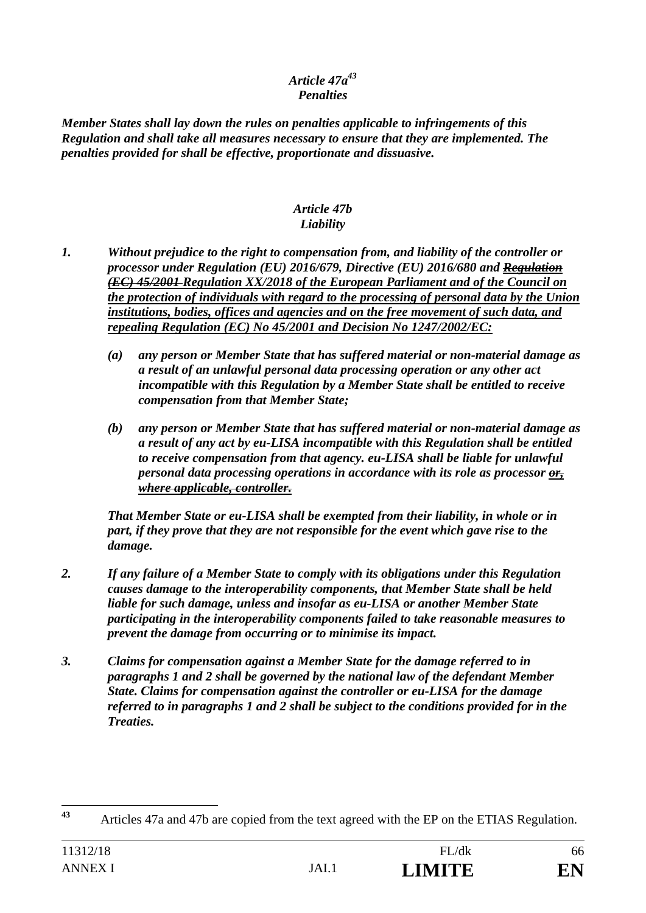*Article 47a[43]*
*Penalties*

***Member States shall lay down the rules on penalties applicable to infringements of this Regulation and shall take all measures necessary to ensure that they are implemented. The penalties provided for shall be effective, proportionate and dissuasive.***

*Article 47b*
*Liability*

***1. Without prejudice to the right to compensation from, and liability of the controller or processor under Regulation (EU) 2016/679, Directive (EU) 2016/680 and ~~Regulation (EC) 45/2001~~ <u>Regulation XX/2018 of the European Parliament and of the Council on the protection of individuals with regard to the processing of personal data by the Union institutions, bodies, offices and agencies and on the free movement of such data, and repealing Regulation (EC) No 45/2001 and Decision No 1247/2002/EC:</u>***

***(a) any person or Member State that has suffered material or non-material damage as a result of an unlawful personal data processing operation or any other act incompatible with this Regulation by a Member State shall be entitled to receive compensation from that Member State;***

***(b) any person or Member State that has suffered material or non-material damage as a result of any act by eu-LISA incompatible with this Regulation shall be entitled to receive compensation from that agency. eu-LISA shall be liable for unlawful personal data processing operations in accordance with its role as processor ~~or, where applicable, controller~~.***

***That Member State or eu-LISA shall be exempted from their liability, in whole or in part, if they prove that they are not responsible for the event which gave rise to the damage.***

***2. If any failure of a Member State to comply with its obligations under this Regulation causes damage to the interoperability components, that Member State shall be held liable for such damage, unless and insofar as eu-LISA or another Member State participating in the interoperability components failed to take reasonable measures to prevent the damage from occurring or to minimise its impact.***

***3. Claims for compensation against a Member State for the damage referred to in paragraphs 1 and 2 shall be governed by the national law of the defendant Member State. Claims for compensation against the controller or eu-LISA for the damage referred to in paragraphs 1 and 2 shall be subject to the conditions provided for in the Treaties.***

---

[43] Articles 47a and 47b are copied from the text agreed with the EP on the ETIAS Regulation.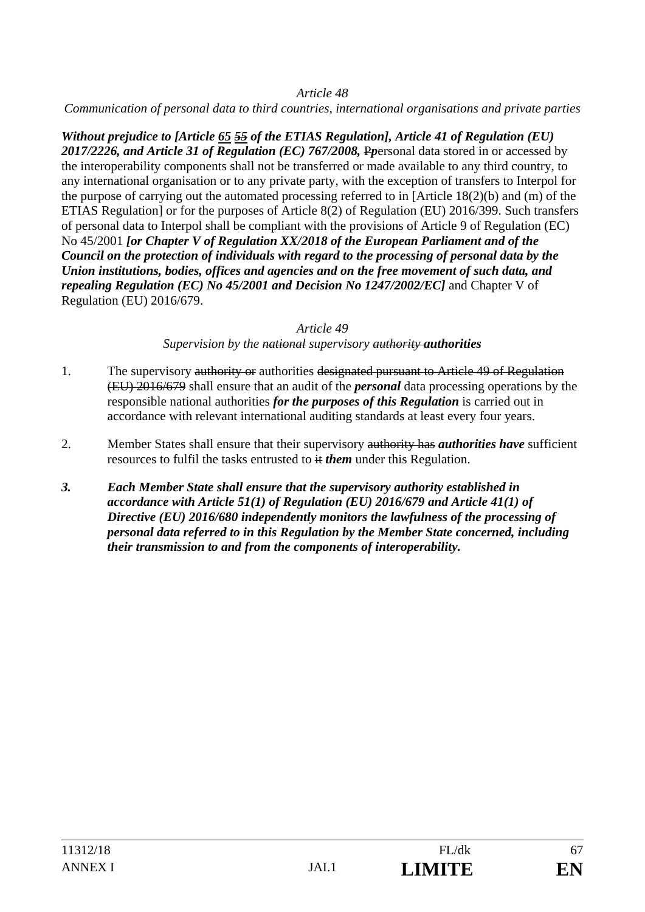*Article 48*

*Communication of personal data to third countries, international organisations and private parties*

***Without prejudice to [Article 65 ~~55~~ of the ETIAS Regulation], Article 41 of Regulation (EU) 2017/2226, and Article 31 of Regulation (EC) 767/2008,*** ~~P~~***p***ersonal data stored in or accessed by the interoperability components shall not be transferred or made available to any third country, to any international organisation or to any private party, with the exception of transfers to Interpol for the purpose of carrying out the automated processing referred to in [Article 18(2)(b) and (m) of the ETIAS Regulation] or for the purposes of Article 8(2) of Regulation (EU) 2016/399. Such transfers of personal data to Interpol shall be compliant with the provisions of Article 9 of Regulation (EC) No 45/2001 ***[or Chapter V of Regulation XX/2018 of the European Parliament and of the Council on the protection of individuals with regard to the processing of personal data by the Union institutions, bodies, offices and agencies and on the free movement of such data, and repealing Regulation (EC) No 45/2001 and Decision No 1247/2002/EC]*** and Chapter V of Regulation (EU) 2016/679.

*Article 49*

*Supervision by the ~~national~~ supervisory ~~authority~~* ***authorities***

1. The supervisory ~~authority or~~ authorities ~~designated pursuant to Article 49 of Regulation (EU) 2016/679~~ shall ensure that an audit of the ***personal*** data processing operations by the responsible national authorities ***for the purposes of this Regulation*** is carried out in accordance with relevant international auditing standards at least every four years.

2. Member States shall ensure that their supervisory ~~authority has~~ ***authorities have*** sufficient resources to fulfil the tasks entrusted to ~~it~~ ***them*** under this Regulation.

***3. Each Member State shall ensure that the supervisory authority established in accordance with Article 51(1) of Regulation (EU) 2016/679 and Article 41(1) of Directive (EU) 2016/680 independently monitors the lawfulness of the processing of personal data referred to in this Regulation by the Member State concerned, including their transmission to and from the components of interoperability.***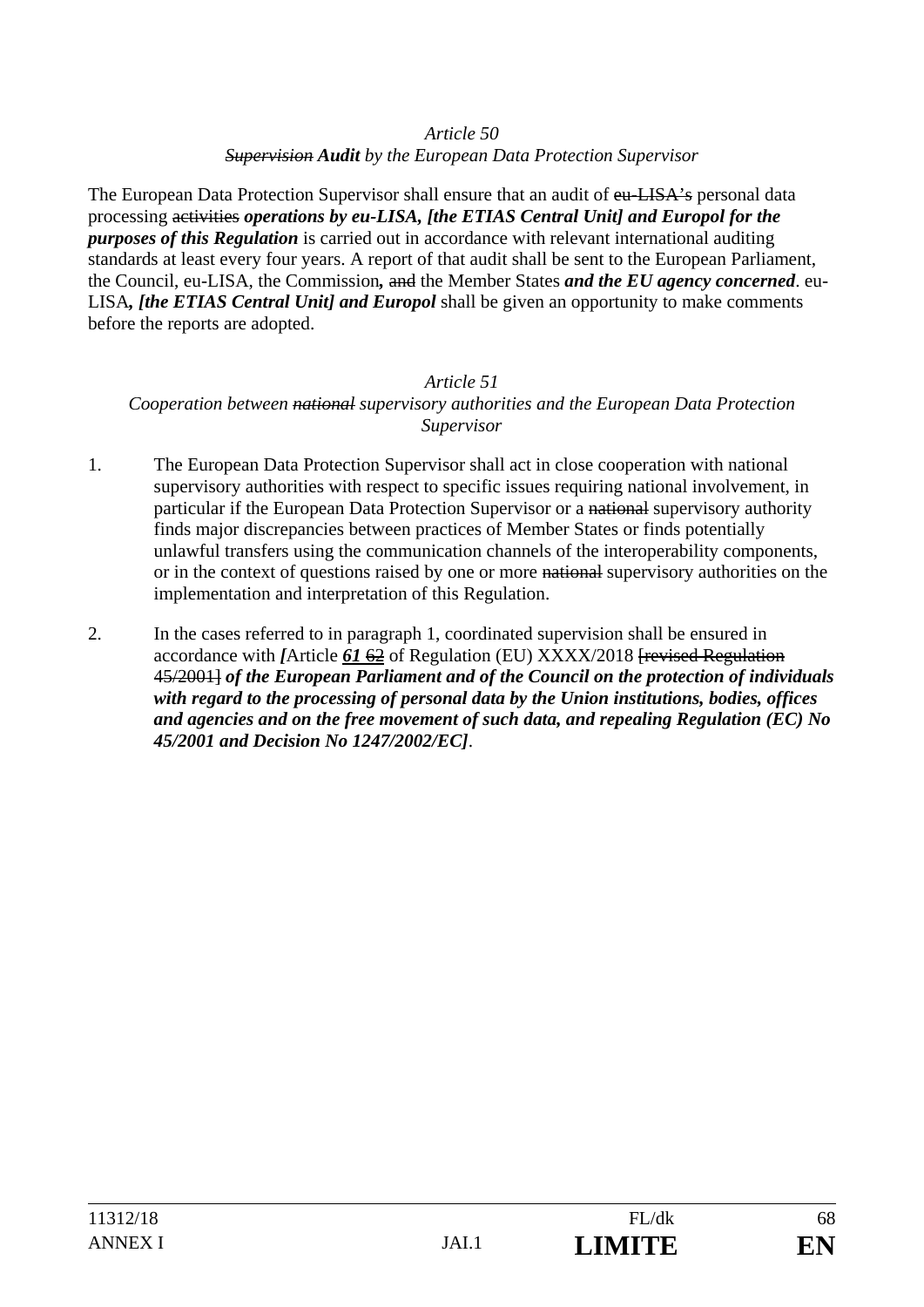*Article 50*

~~*Supervision*~~ ***Audit*** *by the European Data Protection Supervisor*

The European Data Protection Supervisor shall ensure that an audit of ~~eu-LISA's~~ personal data processing ~~activities~~ ***operations by eu-LISA, [the ETIAS Central Unit] and Europol for the purposes of this Regulation*** is carried out in accordance with relevant international auditing standards at least every four years. A report of that audit shall be sent to the European Parliament, the Council, eu-LISA, the Commission**,** ~~and~~ the Member States ***and the EU agency concerned***. eu-LISA***, [the ETIAS Central Unit] and Europol*** shall be given an opportunity to make comments before the reports are adopted.

*Article 51*

*Cooperation between ~~national~~ supervisory authorities and the European Data Protection Supervisor*

1. The European Data Protection Supervisor shall act in close cooperation with national supervisory authorities with respect to specific issues requiring national involvement, in particular if the European Data Protection Supervisor or a ~~national~~ supervisory authority finds major discrepancies between practices of Member States or finds potentially unlawful transfers using the communication channels of the interoperability components, or in the context of questions raised by one or more ~~national~~ supervisory authorities on the implementation and interpretation of this Regulation.

2. In the cases referred to in paragraph 1, coordinated supervision shall be ensured in accordance with ***[***Article ***61*** ~~62~~ of Regulation (EU) XXXX/2018 ~~[revised Regulation 45/2001]~~ ***of the European Parliament and of the Council on the protection of individuals with regard to the processing of personal data by the Union institutions, bodies, offices and agencies and on the free movement of such data, and repealing Regulation (EC) No 45/2001 and Decision No 1247/2002/EC]***.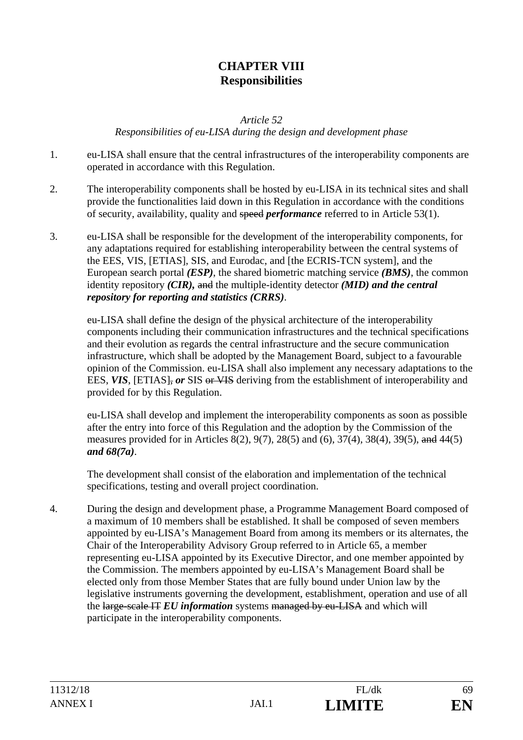## CHAPTER VIII
## Responsibilities

*Article 52*
*Responsibilities of eu-LISA during the design and development phase*

1. eu-LISA shall ensure that the central infrastructures of the interoperability components are operated in accordance with this Regulation.

2. The interoperability components shall be hosted by eu-LISA in its technical sites and shall provide the functionalities laid down in this Regulation in accordance with the conditions of security, availability, quality and ~~speed~~ ***performance*** referred to in Article 53(1).

3. eu-LISA shall be responsible for the development of the interoperability components, for any adaptations required for establishing interoperability between the central systems of the EES, VIS, [ETIAS], SIS, and Eurodac, and [the ECRIS-TCN system], and the European search portal ***(ESP)***, the shared biometric matching service ***(BMS)***, the common identity repository ***(CIR),*** ~~and~~ the multiple-identity detector ***(MID) and the central repository for reporting and statistics (CRRS)***.

   eu-LISA shall define the design of the physical architecture of the interoperability components including their communication infrastructures and the technical specifications and their evolution as regards the central infrastructure and the secure communication infrastructure, which shall be adopted by the Management Board, subject to a favourable opinion of the Commission. eu-LISA shall also implement any necessary adaptations to the EES, ***VIS***, [ETIAS]~~,~~ ***or*** SIS ~~or VIS~~ deriving from the establishment of interoperability and provided for by this Regulation.

   eu-LISA shall develop and implement the interoperability components as soon as possible after the entry into force of this Regulation and the adoption by the Commission of the measures provided for in Articles 8(2), 9(7), 28(5) and (6), 37(4), 38(4), 39(5), ~~and~~ 44(5) ***and 68(7a)***.

   The development shall consist of the elaboration and implementation of the technical specifications, testing and overall project coordination.

4. During the design and development phase, a Programme Management Board composed of a maximum of 10 members shall be established. It shall be composed of seven members appointed by eu-LISA's Management Board from among its members or its alternates, the Chair of the Interoperability Advisory Group referred to in Article 65, a member representing eu-LISA appointed by its Executive Director, and one member appointed by the Commission. The members appointed by eu-LISA's Management Board shall be elected only from those Member States that are fully bound under Union law by the legislative instruments governing the development, establishment, operation and use of all the ~~large-scale IT~~ ***EU information*** systems ~~managed by eu-LISA~~ and which will participate in the interoperability components.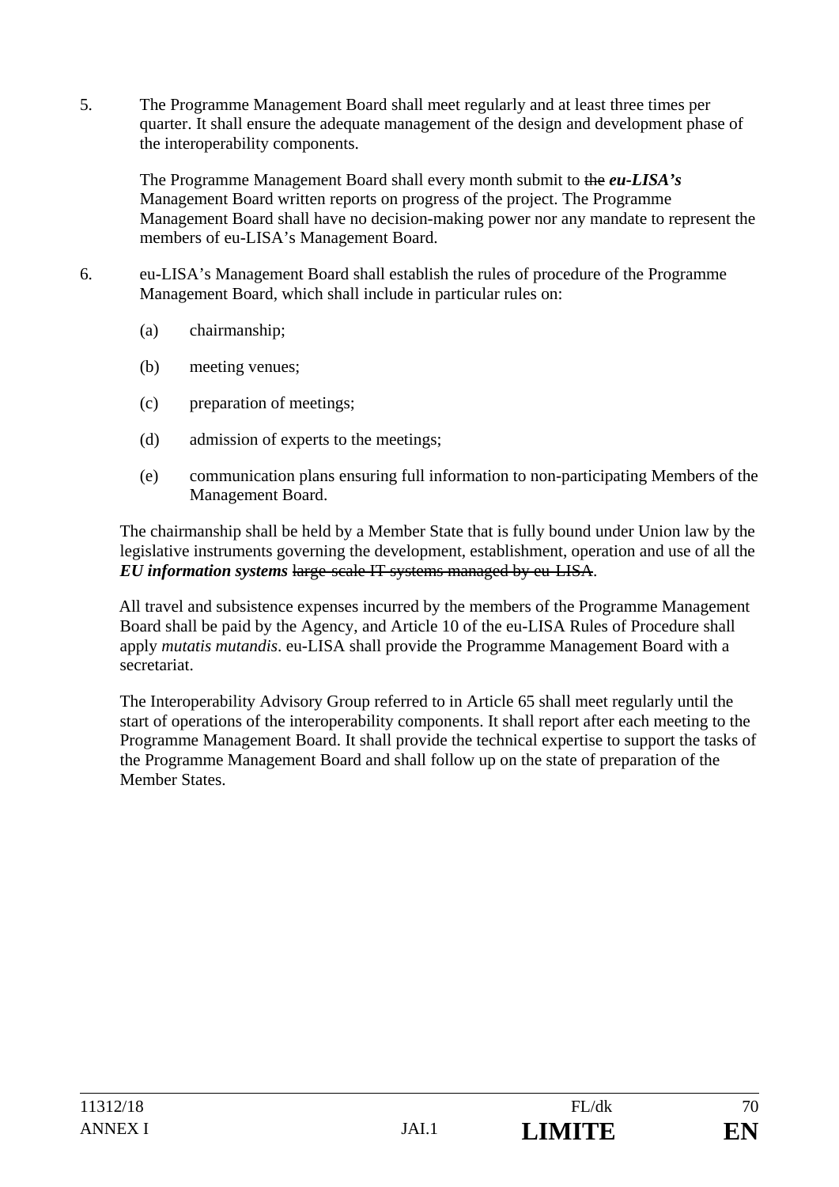5. The Programme Management Board shall meet regularly and at least three times per quarter. It shall ensure the adequate management of the design and development phase of the interoperability components.

   The Programme Management Board shall every month submit to ~~the~~ ***eu-LISA's*** Management Board written reports on progress of the project. The Programme Management Board shall have no decision-making power nor any mandate to represent the members of eu-LISA's Management Board.

6. eu-LISA's Management Board shall establish the rules of procedure of the Programme Management Board, which shall include in particular rules on:

   (a) chairmanship;

   (b) meeting venues;

   (c) preparation of meetings;

   (d) admission of experts to the meetings;

   (e) communication plans ensuring full information to non-participating Members of the Management Board.

The chairmanship shall be held by a Member State that is fully bound under Union law by the legislative instruments governing the development, establishment, operation and use of all the ***EU information systems*** ~~large-scale IT systems managed by eu-LISA~~.

All travel and subsistence expenses incurred by the members of the Programme Management Board shall be paid by the Agency, and Article 10 of the eu-LISA Rules of Procedure shall apply *mutatis mutandis*. eu-LISA shall provide the Programme Management Board with a secretariat.

The Interoperability Advisory Group referred to in Article 65 shall meet regularly until the start of operations of the interoperability components. It shall report after each meeting to the Programme Management Board. It shall provide the technical expertise to support the tasks of the Programme Management Board and shall follow up on the state of preparation of the Member States.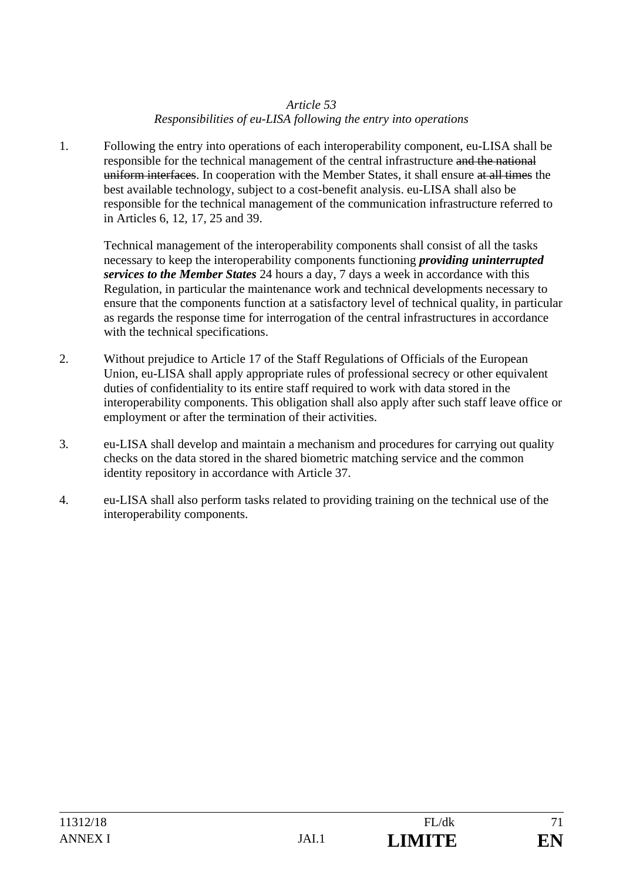*Article 53*

*Responsibilities of eu-LISA following the entry into operations*

1. Following the entry into operations of each interoperability component, eu-LISA shall be responsible for the technical management of the central infrastructure ~~and the national uniform interfaces~~. In cooperation with the Member States, it shall ensure ~~at all times~~ the best available technology, subject to a cost-benefit analysis. eu-LISA shall also be responsible for the technical management of the communication infrastructure referred to in Articles 6, 12, 17, 25 and 39.

   Technical management of the interoperability components shall consist of all the tasks necessary to keep the interoperability components functioning ***providing uninterrupted services to the Member States*** 24 hours a day, 7 days a week in accordance with this Regulation, in particular the maintenance work and technical developments necessary to ensure that the components function at a satisfactory level of technical quality, in particular as regards the response time for interrogation of the central infrastructures in accordance with the technical specifications.

2. Without prejudice to Article 17 of the Staff Regulations of Officials of the European Union, eu-LISA shall apply appropriate rules of professional secrecy or other equivalent duties of confidentiality to its entire staff required to work with data stored in the interoperability components. This obligation shall also apply after such staff leave office or employment or after the termination of their activities.

3. eu-LISA shall develop and maintain a mechanism and procedures for carrying out quality checks on the data stored in the shared biometric matching service and the common identity repository in accordance with Article 37.

4. eu-LISA shall also perform tasks related to providing training on the technical use of the interoperability components.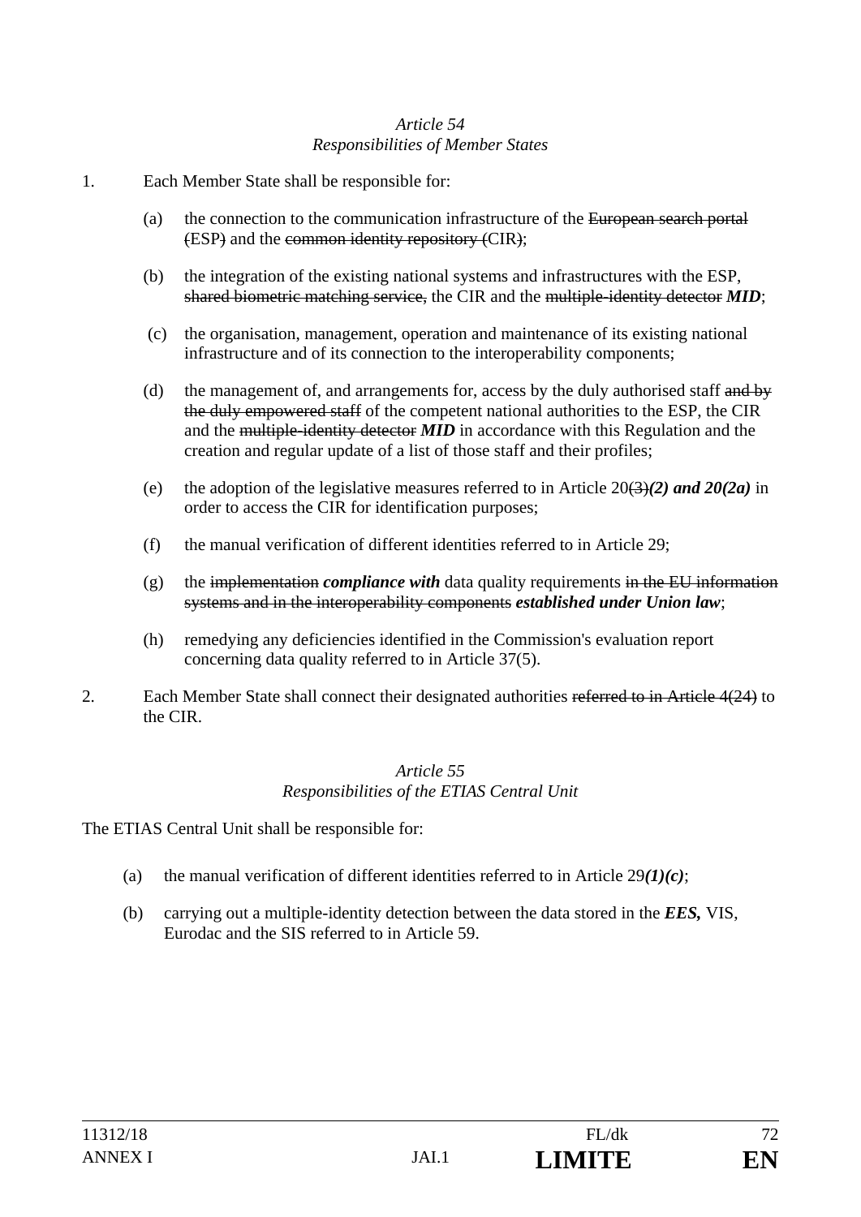*Article 54*
*Responsibilities of Member States*

1. Each Member State shall be responsible for:

   (a) the connection to the communication infrastructure of the ~~European search portal (~~ESP~~)~~ and the ~~common identity repository (~~CIR~~)~~;

   (b) the integration of the existing national systems and infrastructures with the ESP, ~~shared biometric matching service,~~ the CIR and the ~~multiple-identity detector~~ ***MID***;

   (c) the organisation, management, operation and maintenance of its existing national infrastructure and of its connection to the interoperability components;

   (d) the management of, and arrangements for, access by the duly authorised staff ~~and by the duly empowered staff~~ of the competent national authorities to the ESP, the CIR and the ~~multiple-identity detector~~ ***MID*** in accordance with this Regulation and the creation and regular update of a list of those staff and their profiles;

   (e) the adoption of the legislative measures referred to in Article 20~~(3)~~***(2) and 20(2a)*** in order to access the CIR for identification purposes;

   (f) the manual verification of different identities referred to in Article 29;

   (g) the ~~implementation~~ ***compliance with*** data quality requirements ~~in the EU information systems and in the interoperability components~~ ***established under Union law***;

   (h) remedying any deficiencies identified in the Commission's evaluation report concerning data quality referred to in Article 37(5).

2. Each Member State shall connect their designated authorities ~~referred to in Article 4(24)~~ to the CIR.

*Article 55*
*Responsibilities of the ETIAS Central Unit*

The ETIAS Central Unit shall be responsible for:

   (a) the manual verification of different identities referred to in Article 29***(1)(c)***;

   (b) carrying out a multiple-identity detection between the data stored in the ***EES,*** VIS, Eurodac and the SIS referred to in Article 59.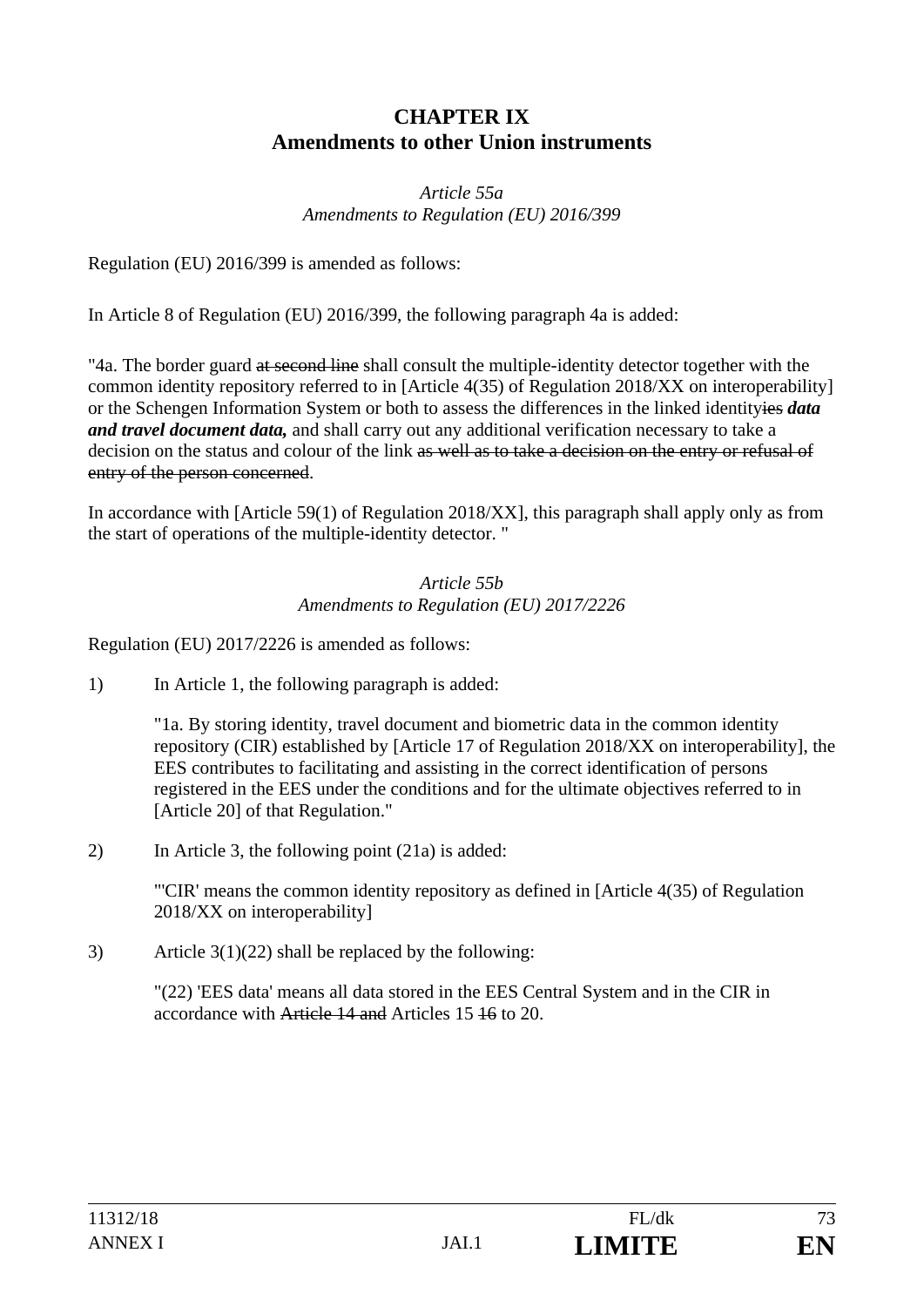# CHAPTER IX
# Amendments to other Union instruments

*Article 55a*
*Amendments to Regulation (EU) 2016/399*

Regulation (EU) 2016/399 is amended as follows:

In Article 8 of Regulation (EU) 2016/399, the following paragraph 4a is added:

"4a. The border guard ~~at second line~~ shall consult the multiple-identity detector together with the common identity repository referred to in [Article 4(35) of Regulation 2018/XX on interoperability] or the Schengen Information System or both to assess the differences in the linked identity~~ies~~ ***data and travel document data,*** and shall carry out any additional verification necessary to take a decision on the status and colour of the link ~~as well as to take a decision on the entry or refusal of entry of the person concerned~~.

In accordance with [Article 59(1) of Regulation 2018/XX], this paragraph shall apply only as from the start of operations of the multiple-identity detector. "

*Article 55b*
*Amendments to Regulation (EU) 2017/2226*

Regulation (EU) 2017/2226 is amended as follows:

1) In Article 1, the following paragraph is added:

"1a. By storing identity, travel document and biometric data in the common identity repository (CIR) established by [Article 17 of Regulation 2018/XX on interoperability], the EES contributes to facilitating and assisting in the correct identification of persons registered in the EES under the conditions and for the ultimate objectives referred to in [Article 20] of that Regulation."

2) In Article 3, the following point (21a) is added:

"'CIR' means the common identity repository as defined in [Article 4(35) of Regulation 2018/XX on interoperability]

3) Article 3(1)(22) shall be replaced by the following:

"(22) 'EES data' means all data stored in the EES Central System and in the CIR in accordance with ~~Article 14 and~~ Articles 15 ~~16~~ to 20.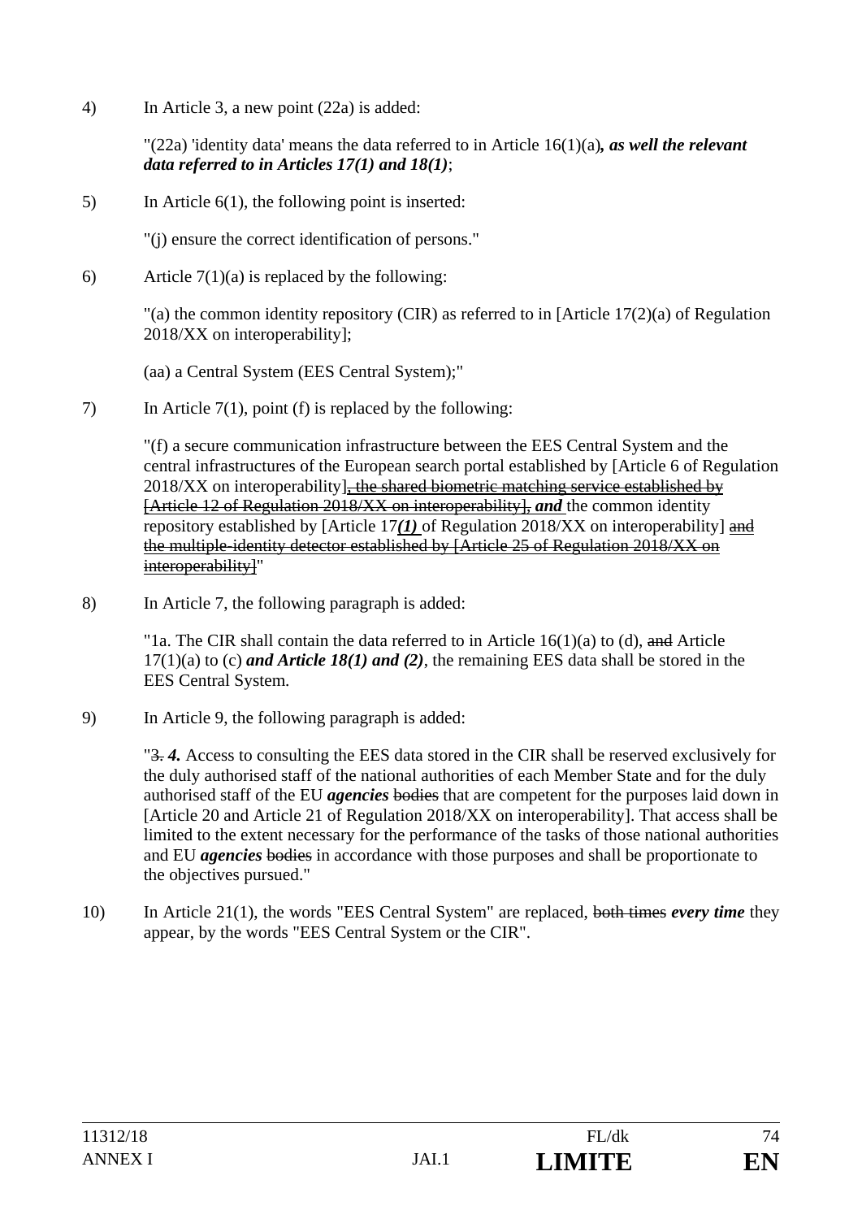4) In Article 3, a new point (22a) is added:

"(22a) 'identity data' means the data referred to in Article 16(1)(a)***, as well the relevant data referred to in Articles 17(1) and 18(1)***;

5) In Article 6(1), the following point is inserted:

"(j) ensure the correct identification of persons."

6) Article 7(1)(a) is replaced by the following:

"(a) the common identity repository (CIR) as referred to in [Article 17(2)(a) of Regulation 2018/XX on interoperability];

(aa) a Central System (EES Central System);"

7) In Article 7(1), point (f) is replaced by the following:

"(f) a secure communication infrastructure between the EES Central System and the central infrastructures of the European search portal established by [Article 6 of Regulation 2018/XX on interoperability]~~, the shared biometric matching service established by [Article 12 of Regulation 2018/XX on interoperability],~~ ***and*** the common identity repository established by [Article 17***(1)*** of Regulation 2018/XX on interoperability] ~~and the multiple-identity detector established by [Article 25 of Regulation 2018/XX on interoperability]~~"

8) In Article 7, the following paragraph is added:

"1a. The CIR shall contain the data referred to in Article 16(1)(a) to (d), ~~and~~ Article 17(1)(a) to (c) ***and Article 18(1) and (2)***, the remaining EES data shall be stored in the EES Central System.

9) In Article 9, the following paragraph is added:

"~~3.~~ ***4.*** Access to consulting the EES data stored in the CIR shall be reserved exclusively for the duly authorised staff of the national authorities of each Member State and for the duly authorised staff of the EU ***agencies*** ~~bodies~~ that are competent for the purposes laid down in [Article 20 and Article 21 of Regulation 2018/XX on interoperability]. That access shall be limited to the extent necessary for the performance of the tasks of those national authorities and EU ***agencies*** ~~bodies~~ in accordance with those purposes and shall be proportionate to the objectives pursued."

10) In Article 21(1), the words "EES Central System" are replaced, ~~both times~~ ***every time*** they appear, by the words "EES Central System or the CIR".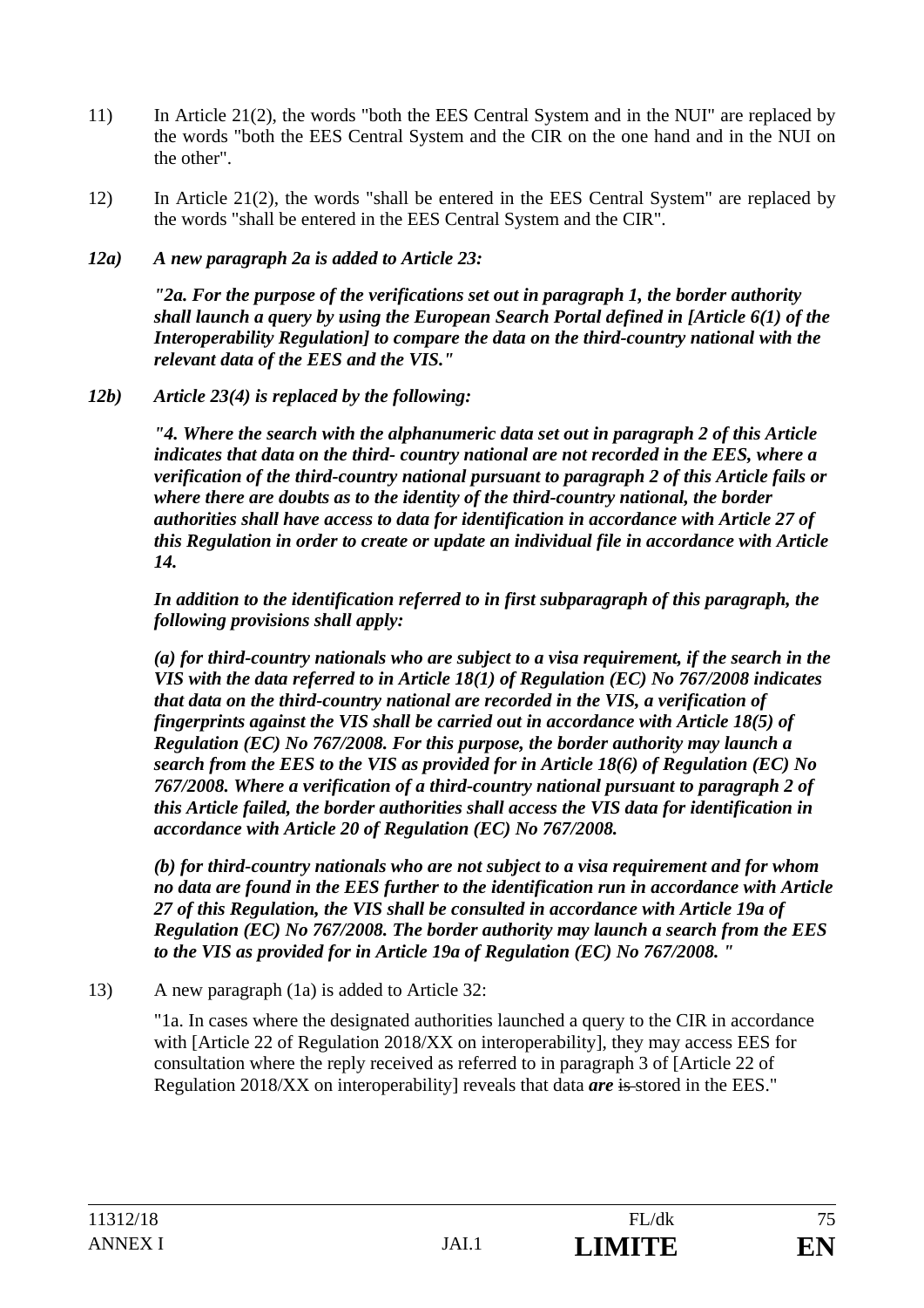11) In Article 21(2), the words "both the EES Central System and in the NUI" are replaced by the words "both the EES Central System and the CIR on the one hand and in the NUI on the other".

12) In Article 21(2), the words "shall be entered in the EES Central System" are replaced by the words "shall be entered in the EES Central System and the CIR".

***12a) A new paragraph 2a is added to Article 23:***

***"2a. For the purpose of the verifications set out in paragraph 1, the border authority shall launch a query by using the European Search Portal defined in [Article 6(1) of the Interoperability Regulation] to compare the data on the third-country national with the relevant data of the EES and the VIS."***

***12b) Article 23(4) is replaced by the following:***

***"4. Where the search with the alphanumeric data set out in paragraph 2 of this Article indicates that data on the third- country national are not recorded in the EES, where a verification of the third-country national pursuant to paragraph 2 of this Article fails or where there are doubts as to the identity of the third-country national, the border authorities shall have access to data for identification in accordance with Article 27 of this Regulation in order to create or update an individual file in accordance with Article 14.***

***In addition to the identification referred to in first subparagraph of this paragraph, the following provisions shall apply:***

***(a) for third-country nationals who are subject to a visa requirement, if the search in the VIS with the data referred to in Article 18(1) of Regulation (EC) No 767/2008 indicates that data on the third-country national are recorded in the VIS, a verification of fingerprints against the VIS shall be carried out in accordance with Article 18(5) of Regulation (EC) No 767/2008. For this purpose, the border authority may launch a search from the EES to the VIS as provided for in Article 18(6) of Regulation (EC) No 767/2008. Where a verification of a third-country national pursuant to paragraph 2 of this Article failed, the border authorities shall access the VIS data for identification in accordance with Article 20 of Regulation (EC) No 767/2008.***

***(b) for third-country nationals who are not subject to a visa requirement and for whom no data are found in the EES further to the identification run in accordance with Article 27 of this Regulation, the VIS shall be consulted in accordance with Article 19a of Regulation (EC) No 767/2008. The border authority may launch a search from the EES to the VIS as provided for in Article 19a of Regulation (EC) No 767/2008. "***

13) A new paragraph (1a) is added to Article 32:

"1a. In cases where the designated authorities launched a query to the CIR in accordance with [Article 22 of Regulation 2018/XX on interoperability], they may access EES for consultation where the reply received as referred to in paragraph 3 of [Article 22 of Regulation 2018/XX on interoperability] reveals that data ***are*** ~~is~~ stored in the EES."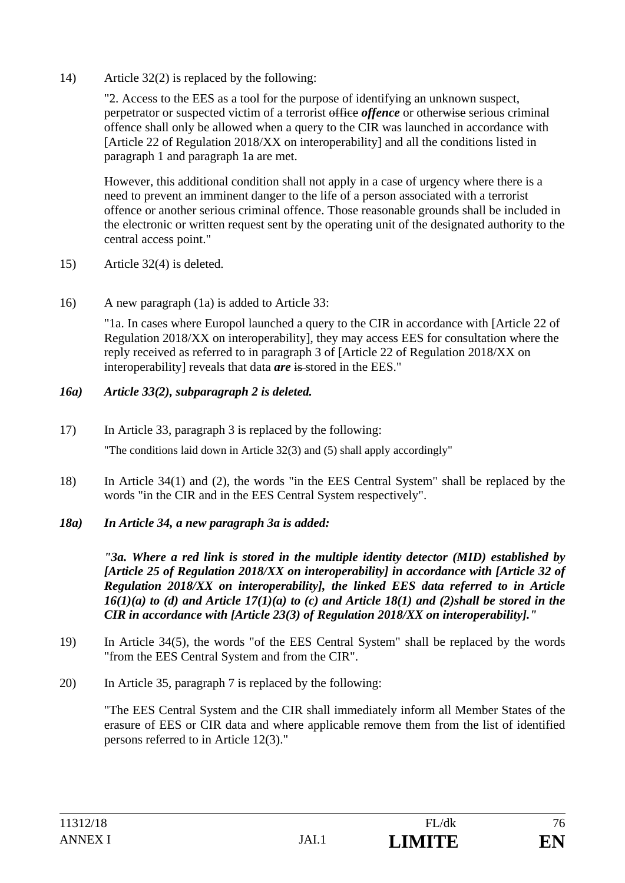14) Article 32(2) is replaced by the following:

"2. Access to the EES as a tool for the purpose of identifying an unknown suspect, perpetrator or suspected victim of a terrorist ~~office~~ ***offence*** or other~~wise~~ serious criminal offence shall only be allowed when a query to the CIR was launched in accordance with [Article 22 of Regulation 2018/XX on interoperability] and all the conditions listed in paragraph 1 and paragraph 1a are met.

However, this additional condition shall not apply in a case of urgency where there is a need to prevent an imminent danger to the life of a person associated with a terrorist offence or another serious criminal offence. Those reasonable grounds shall be included in the electronic or written request sent by the operating unit of the designated authority to the central access point."

15) Article 32(4) is deleted.

16) A new paragraph (1a) is added to Article 33:

"1a. In cases where Europol launched a query to the CIR in accordance with [Article 22 of Regulation 2018/XX on interoperability], they may access EES for consultation where the reply received as referred to in paragraph 3 of [Article 22 of Regulation 2018/XX on interoperability] reveals that data ***are*** ~~is~~ stored in the EES."

***16a) Article 33(2), subparagraph 2 is deleted.***

17) In Article 33, paragraph 3 is replaced by the following:

"The conditions laid down in Article 32(3) and (5) shall apply accordingly"

18) In Article 34(1) and (2), the words "in the EES Central System" shall be replaced by the words "in the CIR and in the EES Central System respectively".

***18a) In Article 34, a new paragraph 3a is added:***

***"3a. Where a red link is stored in the multiple identity detector (MID) established by [Article 25 of Regulation 2018/XX on interoperability] in accordance with [Article 32 of Regulation 2018/XX on interoperability], the linked EES data referred to in Article 16(1)(a) to (d) and Article 17(1)(a) to (c) and Article 18(1) and (2)shall be stored in the CIR in accordance with [Article 23(3) of Regulation 2018/XX on interoperability]."***

19) In Article 34(5), the words "of the EES Central System" shall be replaced by the words "from the EES Central System and from the CIR".

20) In Article 35, paragraph 7 is replaced by the following:

"The EES Central System and the CIR shall immediately inform all Member States of the erasure of EES or CIR data and where applicable remove them from the list of identified persons referred to in Article 12(3)."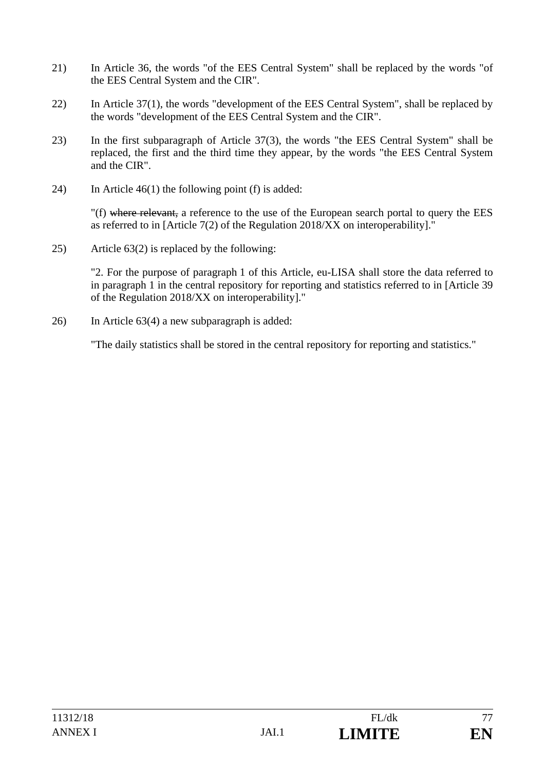21) In Article 36, the words "of the EES Central System" shall be replaced by the words "of the EES Central System and the CIR".

22) In Article 37(1), the words "development of the EES Central System", shall be replaced by the words "development of the EES Central System and the CIR".

23) In the first subparagraph of Article 37(3), the words "the EES Central System" shall be replaced, the first and the third time they appear, by the words "the EES Central System and the CIR".

24) In Article 46(1) the following point (f) is added:

"(f) ~~where relevant,~~ a reference to the use of the European search portal to query the EES as referred to in [Article 7(2) of the Regulation 2018/XX on interoperability]."

25) Article 63(2) is replaced by the following:

"2. For the purpose of paragraph 1 of this Article, eu-LISA shall store the data referred to in paragraph 1 in the central repository for reporting and statistics referred to in [Article 39 of the Regulation 2018/XX on interoperability]."

26) In Article 63(4) a new subparagraph is added:

"The daily statistics shall be stored in the central repository for reporting and statistics."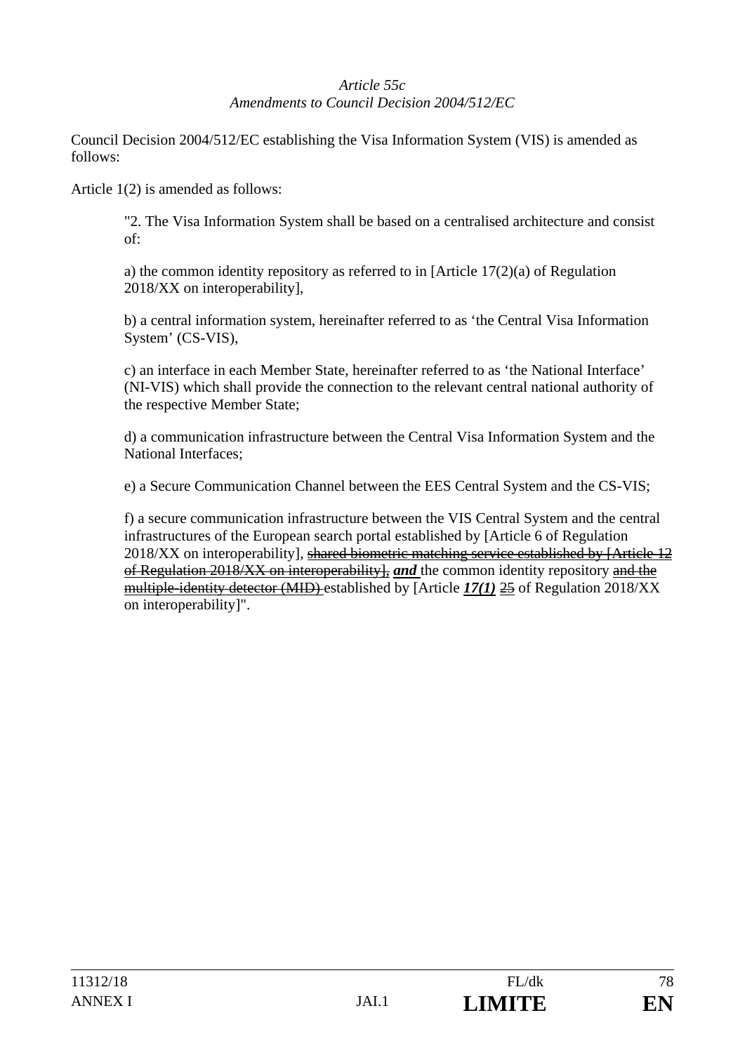*Article 55c*
*Amendments to Council Decision 2004/512/EC*

Council Decision 2004/512/EC establishing the Visa Information System (VIS) is amended as follows:

Article 1(2) is amended as follows:

> "2. The Visa Information System shall be based on a centralised architecture and consist of:
>
> a) the common identity repository as referred to in [Article 17(2)(a) of Regulation 2018/XX on interoperability],
>
> b) a central information system, hereinafter referred to as 'the Central Visa Information System' (CS-VIS),
>
> c) an interface in each Member State, hereinafter referred to as 'the National Interface' (NI-VIS) which shall provide the connection to the relevant central national authority of the respective Member State;
>
> d) a communication infrastructure between the Central Visa Information System and the National Interfaces;
>
> e) a Secure Communication Channel between the EES Central System and the CS-VIS;
>
> f) a secure communication infrastructure between the VIS Central System and the central infrastructures of the European search portal established by [Article 6 of Regulation 2018/XX on interoperability], ~~shared biometric matching service established by [Article 12 of Regulation 2018/XX on interoperability],~~ ***and*** the common identity repository ~~and the multiple-identity detector (MID)~~ established by [Article ***17(1)*** ~~25~~ of Regulation 2018/XX on interoperability]".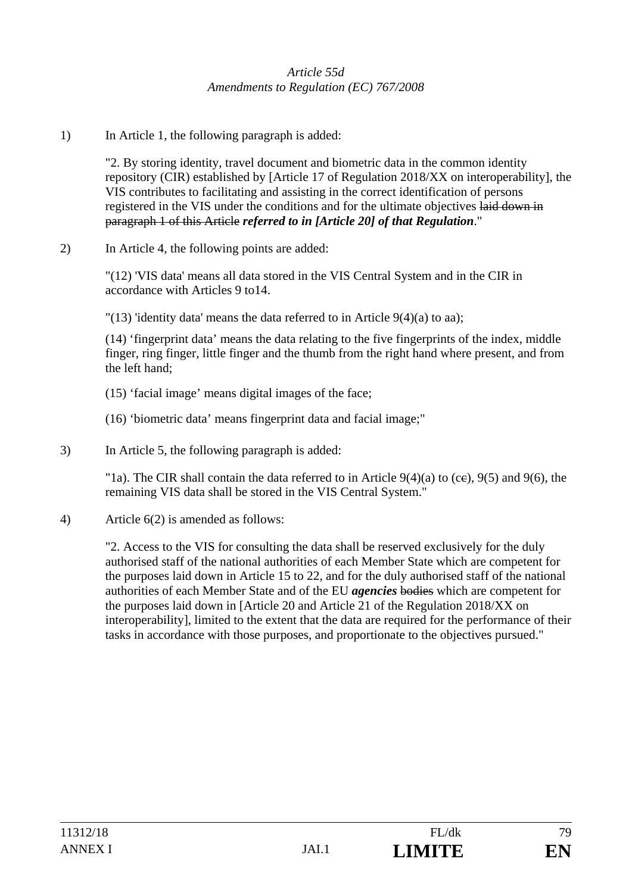*Article 55d*
*Amendments to Regulation (EC) 767/2008*

1) In Article 1, the following paragraph is added:

"2. By storing identity, travel document and biometric data in the common identity repository (CIR) established by [Article 17 of Regulation 2018/XX on interoperability], the VIS contributes to facilitating and assisting in the correct identification of persons registered in the VIS under the conditions and for the ultimate objectives ~~laid down in paragraph 1 of this Article~~ ***referred to in [Article 20] of that Regulation***."

2) In Article 4, the following points are added:

"(12) 'VIS data' means all data stored in the VIS Central System and in the CIR in accordance with Articles 9 to14.

"(13) 'identity data' means the data referred to in Article 9(4)(a) to aa);

(14) 'fingerprint data' means the data relating to the five fingerprints of the index, middle finger, ring finger, little finger and the thumb from the right hand where present, and from the left hand;

(15) 'facial image' means digital images of the face;

(16) 'biometric data' means fingerprint data and facial image;"

3) In Article 5, the following paragraph is added:

"1a). The CIR shall contain the data referred to in Article 9(4)(a) to (c~~e~~), 9(5) and 9(6), the remaining VIS data shall be stored in the VIS Central System."

4) Article 6(2) is amended as follows:

"2. Access to the VIS for consulting the data shall be reserved exclusively for the duly authorised staff of the national authorities of each Member State which are competent for the purposes laid down in Article 15 to 22, and for the duly authorised staff of the national authorities of each Member State and of the EU ***agencies*** ~~bodies~~ which are competent for the purposes laid down in [Article 20 and Article 21 of the Regulation 2018/XX on interoperability], limited to the extent that the data are required for the performance of their tasks in accordance with those purposes, and proportionate to the objectives pursued."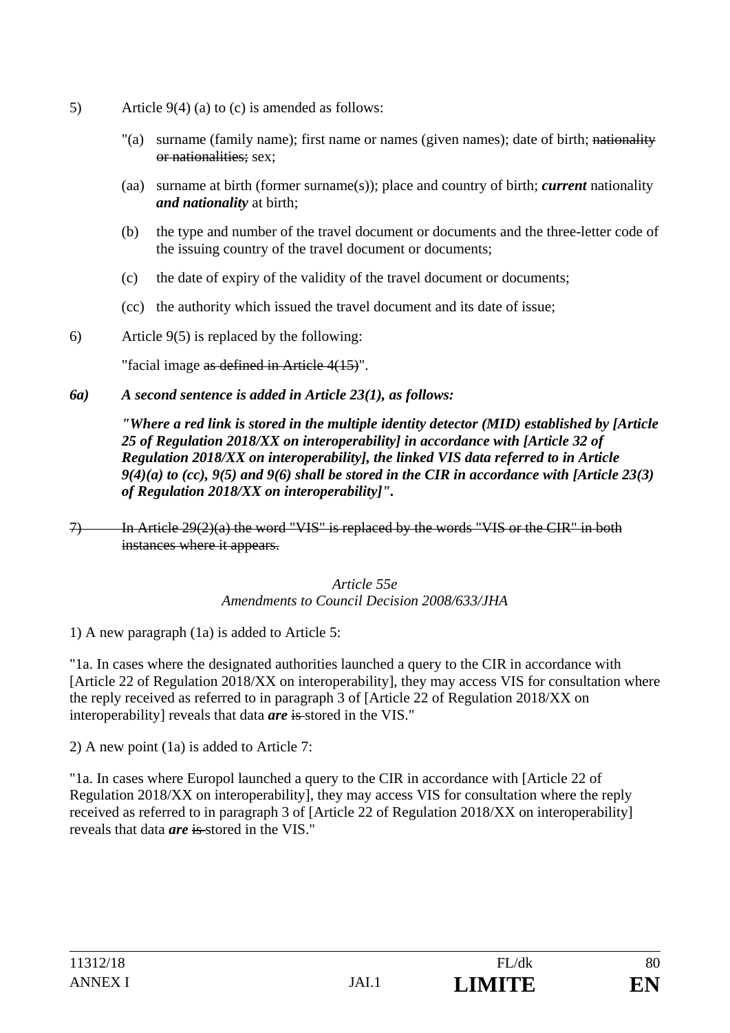5) Article 9(4) (a) to (c) is amended as follows:

"(a) surname (family name); first name or names (given names); date of birth; ~~nationality or nationalities;~~ sex;

(aa) surname at birth (former surname(s)); place and country of birth; ***current*** nationality ***and nationality*** at birth;

(b) the type and number of the travel document or documents and the three-letter code of the issuing country of the travel document or documents;

(c) the date of expiry of the validity of the travel document or documents;

(cc) the authority which issued the travel document and its date of issue;

6) Article 9(5) is replaced by the following:

"facial image ~~as defined in Article 4(15)~~".

***6a) A second sentence is added in Article 23(1), as follows:***

***"Where a red link is stored in the multiple identity detector (MID) established by [Article 25 of Regulation 2018/XX on interoperability] in accordance with [Article 32 of Regulation 2018/XX on interoperability], the linked VIS data referred to in Article 9(4)(a) to (cc), 9(5) and 9(6) shall be stored in the CIR in accordance with [Article 23(3) of Regulation 2018/XX on interoperability]".***

~~7) In Article 29(2)(a) the word "VIS" is replaced by the words "VIS or the CIR" in both instances where it appears.~~

*Article 55e*
*Amendments to Council Decision 2008/633/JHA*

1) A new paragraph (1a) is added to Article 5:

"1a. In cases where the designated authorities launched a query to the CIR in accordance with [Article 22 of Regulation 2018/XX on interoperability], they may access VIS for consultation where the reply received as referred to in paragraph 3 of [Article 22 of Regulation 2018/XX on interoperability] reveals that data ***are*** ~~is~~ stored in the VIS."

2) A new point (1a) is added to Article 7:

"1a. In cases where Europol launched a query to the CIR in accordance with [Article 22 of Regulation 2018/XX on interoperability], they may access VIS for consultation where the reply received as referred to in paragraph 3 of [Article 22 of Regulation 2018/XX on interoperability] reveals that data ***are*** ~~is~~ stored in the VIS."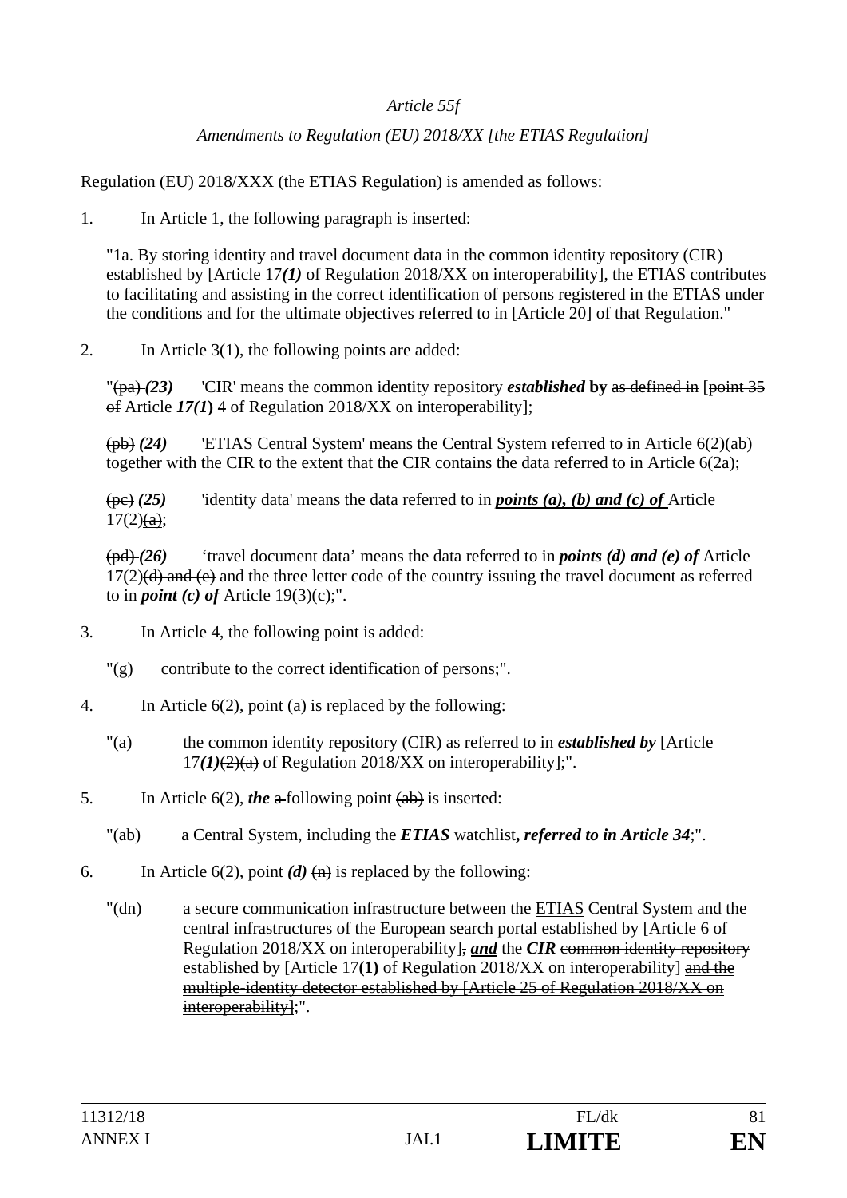*Article 55f*

*Amendments to Regulation (EU) 2018/XX [the ETIAS Regulation]*

Regulation (EU) 2018/XXX (the ETIAS Regulation) is amended as follows:

1. In Article 1, the following paragraph is inserted:

 "1a. By storing identity and travel document data in the common identity repository (CIR) established by [Article 17***(1)*** of Regulation 2018/XX on interoperability], the ETIAS contributes to facilitating and assisting in the correct identification of persons registered in the ETIAS under the conditions and for the ultimate objectives referred to in [Article 20] of that Regulation."

2. In Article 3(1), the following points are added:

 "~~(pa)~~ ***(23)*** 'CIR' means the common identity repository ***established*** **by** ~~as defined in~~ [~~point 35 of~~ Article ***17(1***) ~~4~~ of Regulation 2018/XX on interoperability];

 ~~(pb)~~ ***(24)*** 'ETIAS Central System' means the Central System referred to in Article 6(2)(ab) together with the CIR to the extent that the CIR contains the data referred to in Article 6(2a);

 ~~(pc)~~ ***(25)*** 'identity data' means the data referred to in ***points (a), (b) and (c) of*** Article 17(2)~~(a)~~;

 ~~(pd)~~ ***(26)*** 'travel document data' means the data referred to in ***points (d) and (e) of*** Article 17(2)~~(d) and (e)~~ and the three letter code of the country issuing the travel document as referred to in ***point (c) of*** Article 19(3)~~(c)~~;".

3. In Article 4, the following point is added:

 "(g) contribute to the correct identification of persons;".

4. In Article 6(2), point (a) is replaced by the following:

 "(a) the ~~common identity repository (~~CIR~~)~~ ~~as referred to in~~ ***established by*** [Article 17***(1)***~~(2)(a)~~ of Regulation 2018/XX on interoperability];".

5. In Article 6(2), ***the*** ~~a~~ following point ~~(ab)~~ is inserted:

 "(ab) a Central System, including the ***ETIAS*** watchlist***, referred to in Article 34***;".

6. In Article 6(2), point ***(d)*** ~~(n)~~ is replaced by the following:

 "(d~~n~~) a secure communication infrastructure between the ETIAS Central System and the central infrastructures of the European search portal established by [Article 6 of Regulation 2018/XX on interoperability]~~,~~ ***and*** the ***CIR*** ~~common identity repository~~ established by [Article 17**(1)** of Regulation 2018/XX on interoperability] ~~and the multiple-identity detector established by [Article 25 of Regulation 2018/XX on interoperability]~~;".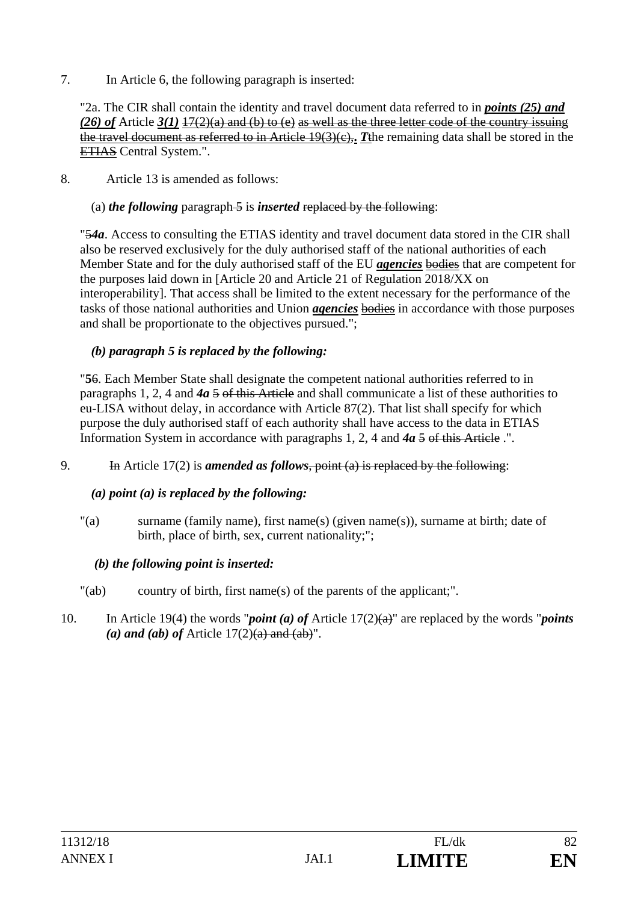7. In Article 6, the following paragraph is inserted:

"2a. The CIR shall contain the identity and travel document data referred to in ***points (25) and (26) of*** Article ***3(1)*** ~~17(2)(a) and (b) to (e)~~ ~~as well as the three letter code of the country issuing the travel document as referred to in Article 19(3)(c),~~***. T***~~t~~he remaining data shall be stored in the ~~ETIAS~~ Central System.".

8. Article 13 is amended as follows:

(a) ***the following*** paragraph ~~5~~ is ***inserted*** ~~replaced by the following~~:

"~~5~~***4a***. Access to consulting the ETIAS identity and travel document data stored in the CIR shall also be reserved exclusively for the duly authorised staff of the national authorities of each Member State and for the duly authorised staff of the EU ***agencies*** ~~bodies~~ that are competent for the purposes laid down in [Article 20 and Article 21 of Regulation 2018/XX on interoperability]. That access shall be limited to the extent necessary for the performance of the tasks of those national authorities and Union ***agencies*** ~~bodies~~ in accordance with those purposes and shall be proportionate to the objectives pursued.";

***(b) paragraph 5 is replaced by the following:***

"**5**~~6~~. Each Member State shall designate the competent national authorities referred to in paragraphs 1, 2, 4 and ***4a*** ~~5 of this Article~~ and shall communicate a list of these authorities to eu-LISA without delay, in accordance with Article 87(2). That list shall specify for which purpose the duly authorised staff of each authority shall have access to the data in ETIAS Information System in accordance with paragraphs 1, 2, 4 and ***4a*** ~~5 of this Article~~ .".

9. ~~In~~ Article 17(2) is ***amended as follows***~~, point (a) is replaced by the following~~:

***(a) point (a) is replaced by the following:***

"(a) surname (family name), first name(s) (given name(s)), surname at birth; date of birth, place of birth, sex, current nationality;";

***(b) the following point is inserted:***

"(ab) country of birth, first name(s) of the parents of the applicant;".

10. In Article 19(4) the words "***point (a) of*** Article 17(2)~~(a)~~" are replaced by the words "***points (a) and (ab) of*** Article 17(2)~~(a) and (ab)~~".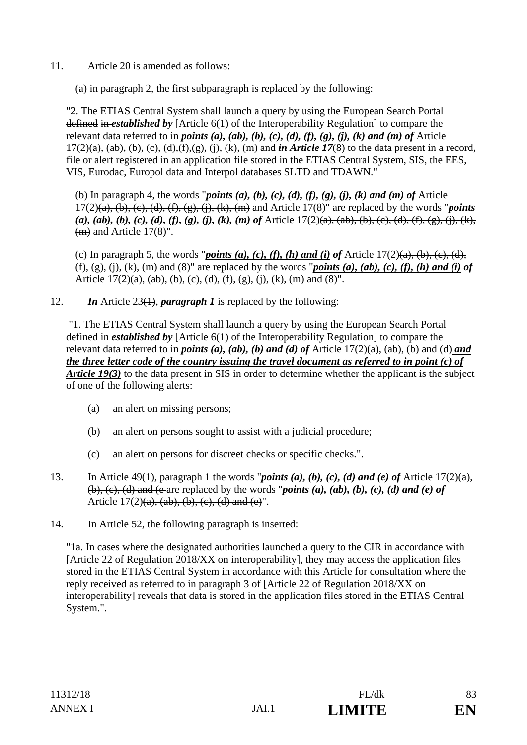11. Article 20 is amended as follows:

(a) in paragraph 2, the first subparagraph is replaced by the following:

"2. The ETIAS Central System shall launch a query by using the European Search Portal ~~defined in~~ ***established by*** [Article 6(1) of the Interoperability Regulation] to compare the relevant data referred to in ***points (a), (ab), (b), (c), (d), (f), (g), (j), (k) and (m) of*** Article 17(2)~~(a), (ab), (b), (c), (d),(f),(g), (j), (k), (m)~~ and ***in Article 17***(8) to the data present in a record, file or alert registered in an application file stored in the ETIAS Central System, SIS, the EES, VIS, Eurodac, Europol data and Interpol databases SLTD and TDAWN."

(b) In paragraph 4, the words "***points (a), (b), (c), (d), (f), (g), (j), (k) and (m) of*** Article 17(2)~~(a), (b), (c), (d), (f), (g), (j), (k), (m)~~ and Article 17(8)" are replaced by the words "***points (a), (ab), (b), (c), (d), (f), (g), (j), (k), (m) of*** Article 17(2)~~(a), (ab), (b), (c), (d), (f), (g), (j), (k), (m)~~ and Article 17(8)".

(c) In paragraph 5, the words "***<u>points (a), (c), (f), (h) and (i)</u> of*** Article 17(2)~~(a), (b), (c), (d), (f), (g), (j), (k), (m) and (8)~~" are replaced by the words "***<u>points (a), (ab), (c), (f), (h) and (i)</u> of*** Article 17(2)~~(a), (ab), (b), (c), (d), (f), (g), (j), (k), (m)~~ ~~<u>and (8)</u>~~".

12. ***In*** Article 23~~(1)~~, ***paragraph 1*** is replaced by the following:

"1. The ETIAS Central System shall launch a query by using the European Search Portal ~~defined in~~ ***established by*** [Article 6(1) of the Interoperability Regulation] to compare the relevant data referred to in ***points (a), (ab), (b) and (d) of*** Article 17(2)~~(a), (ab), (b) and (d)~~ ***<u>and the three letter code of the country issuing the travel document as referred to in point (c) of Article 19(3)</u>*** to the data present in SIS in order to determine whether the applicant is the subject of one of the following alerts:

(a) an alert on missing persons;

(b) an alert on persons sought to assist with a judicial procedure;

(c) an alert on persons for discreet checks or specific checks.".

13. In Article 49(1), ~~paragraph 1~~ the words "***points (a), (b), (c), (d) and (e) of*** Article 17(2)~~(a), (b), (c), (d) and (e~~ are replaced by the words "***points (a), (ab), (b), (c), (d) and (e) of*** Article 17(2)~~(a), (ab), (b), (c), (d) and (e)~~".

14. In Article 52, the following paragraph is inserted:

"1a. In cases where the designated authorities launched a query to the CIR in accordance with [Article 22 of Regulation 2018/XX on interoperability], they may access the application files stored in the ETIAS Central System in accordance with this Article for consultation where the reply received as referred to in paragraph 3 of [Article 22 of Regulation 2018/XX on interoperability] reveals that data is stored in the application files stored in the ETIAS Central System.".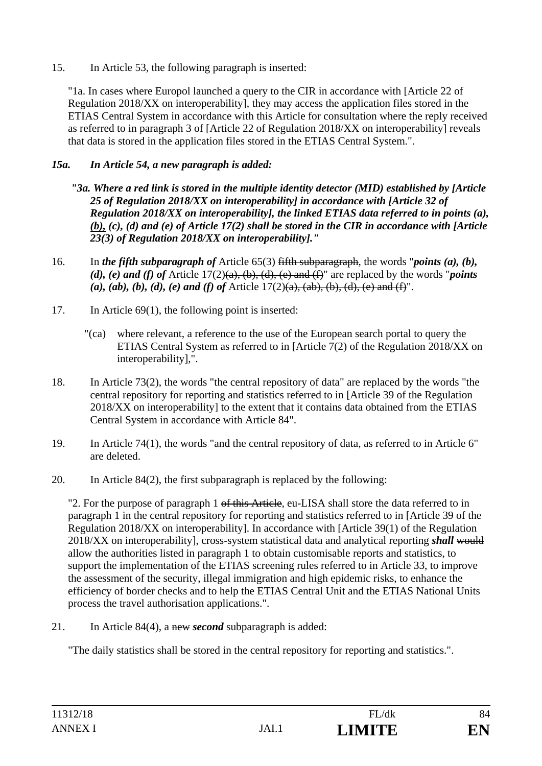15. In Article 53, the following paragraph is inserted:

"1a. In cases where Europol launched a query to the CIR in accordance with [Article 22 of Regulation 2018/XX on interoperability], they may access the application files stored in the ETIAS Central System in accordance with this Article for consultation where the reply received as referred to in paragraph 3 of [Article 22 of Regulation 2018/XX on interoperability] reveals that data is stored in the application files stored in the ETIAS Central System.".

***15a. In Article 54, a new paragraph is added:***

***"3a. Where a red link is stored in the multiple identity detector (MID) established by [Article 25 of Regulation 2018/XX on interoperability] in accordance with [Article 32 of Regulation 2018/XX on interoperability], the linked ETIAS data referred to in points (a), <u>(b),</u> (c), (d) and (e) of Article 17(2) shall be stored in the CIR in accordance with [Article 23(3) of Regulation 2018/XX on interoperability]."***

16. In ***the fifth subparagraph of*** Article 65(3) ~~fifth subparagraph~~, the words "***points (a), (b), (d), (e) and (f) of*** Article 17(2)~~(a), (b), (d), (e) and (f)~~" are replaced by the words "***points (a), (ab), (b), (d), (e) and (f) of*** Article 17(2)~~(a), (ab), (b), (d), (e) and (f)~~".

17. In Article 69(1), the following point is inserted:

"(ca) where relevant, a reference to the use of the European search portal to query the ETIAS Central System as referred to in [Article 7(2) of the Regulation 2018/XX on interoperability],".

18. In Article 73(2), the words "the central repository of data" are replaced by the words "the central repository for reporting and statistics referred to in [Article 39 of the Regulation 2018/XX on interoperability] to the extent that it contains data obtained from the ETIAS Central System in accordance with Article 84".

19. In Article 74(1), the words "and the central repository of data, as referred to in Article 6" are deleted.

20. In Article 84(2), the first subparagraph is replaced by the following:

"2. For the purpose of paragraph 1 ~~of this Article~~, eu-LISA shall store the data referred to in paragraph 1 in the central repository for reporting and statistics referred to in [Article 39 of the Regulation 2018/XX on interoperability]. In accordance with [Article 39(1) of the Regulation 2018/XX on interoperability], cross-system statistical data and analytical reporting ***shall*** ~~would~~ allow the authorities listed in paragraph 1 to obtain customisable reports and statistics, to support the implementation of the ETIAS screening rules referred to in Article 33, to improve the assessment of the security, illegal immigration and high epidemic risks, to enhance the efficiency of border checks and to help the ETIAS Central Unit and the ETIAS National Units process the travel authorisation applications.".

21. In Article 84(4), a ~~new~~ ***second*** subparagraph is added:

"The daily statistics shall be stored in the central repository for reporting and statistics.".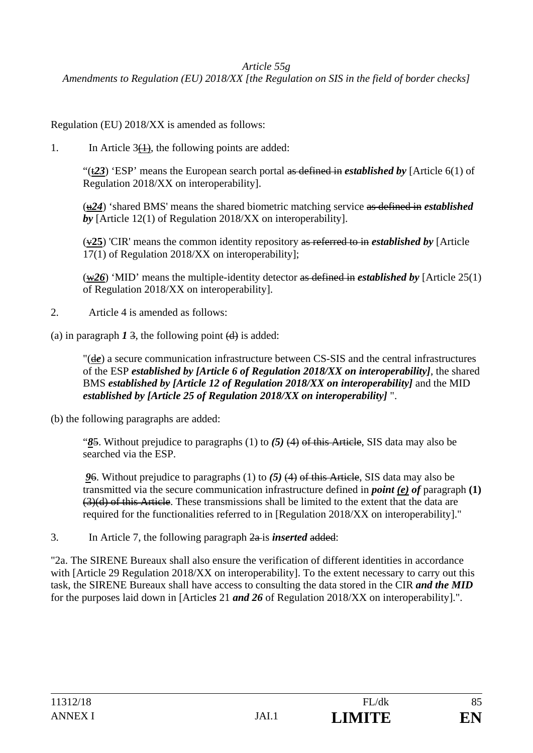*Article 55g*

*Amendments to Regulation (EU) 2018/XX [the Regulation on SIS in the field of border checks]*

Regulation (EU) 2018/XX is amended as follows:

1. In Article 3~~(1)~~, the following points are added:

   "(~~t~~***23***) 'ESP' means the European search portal ~~as defined in~~ ***established by*** [Article 6(1) of Regulation 2018/XX on interoperability].

   (~~u~~***24***) 'shared BMS' means the shared biometric matching service ~~as defined in~~ ***established by*** [Article 12(1) of Regulation 2018/XX on interoperability].

   (~~v~~**25**) 'CIR' means the common identity repository ~~as referred to in~~ ***established by*** [Article 17(1) of Regulation 2018/XX on interoperability];

   (~~w~~***26***) 'MID' means the multiple-identity detector ~~as defined in~~ ***established by*** [Article 25(1) of Regulation 2018/XX on interoperability].

2. Article 4 is amended as follows:

(a) in paragraph ***1*** ~~3~~, the following point ~~(d)~~ is added:

   "(~~d~~***e***) a secure communication infrastructure between CS-SIS and the central infrastructures of the ESP ***established by [Article 6 of Regulation 2018/XX on interoperability]***, the shared BMS ***established by [Article 12 of Regulation 2018/XX on interoperability]*** and the MID ***established by [Article 25 of Regulation 2018/XX on interoperability]*** ".

(b) the following paragraphs are added:

   "***8***~~5~~. Without prejudice to paragraphs (1) to ***(5)*** ~~(4) of this Article~~, SIS data may also be searched via the ESP.

   ***9***~~6~~. Without prejudice to paragraphs (1) to ***(5)*** ~~(4) of this Article~~, SIS data may also be transmitted via the secure communication infrastructure defined in ***point (e) of*** paragraph **(1)** ~~(3)(d) of this Article~~. These transmissions shall be limited to the extent that the data are required for the functionalities referred to in [Regulation 2018/XX on interoperability]."

3. In Article 7, the following paragraph ~~2a~~ is ***inserted*** ~~added~~:

"2a. The SIRENE Bureaux shall also ensure the verification of different identities in accordance with [Article 29 Regulation 2018/XX on interoperability]. To the extent necessary to carry out this task, the SIRENE Bureaux shall have access to consulting the data stored in the CIR ***and the MID*** for the purposes laid down in [Article***s*** 21 ***and 26*** of Regulation 2018/XX on interoperability].".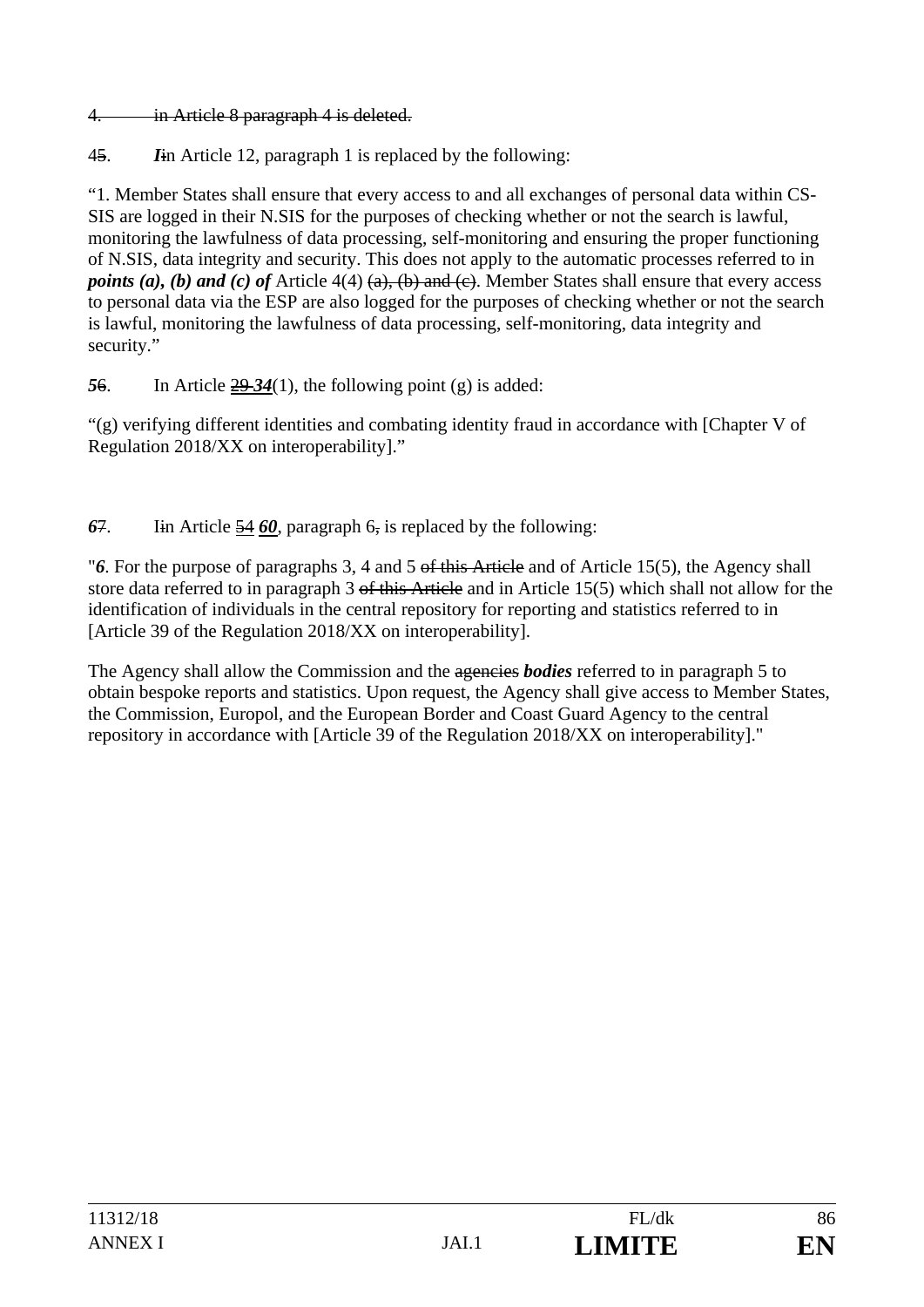~~4. in Article 8 paragraph 4 is deleted.~~

4~~5~~. ***I***~~i~~n Article 12, paragraph 1 is replaced by the following:

"1. Member States shall ensure that every access to and all exchanges of personal data within CS-SIS are logged in their N.SIS for the purposes of checking whether or not the search is lawful, monitoring the lawfulness of data processing, self-monitoring and ensuring the proper functioning of N.SIS, data integrity and security. This does not apply to the automatic processes referred to in ***points (a), (b) and (c) of*** Article 4(4) ~~(a), (b) and (c)~~. Member States shall ensure that every access to personal data via the ESP are also logged for the purposes of checking whether or not the search is lawful, monitoring the lawfulness of data processing, self-monitoring, data integrity and security."

***5***~~6~~. In Article ~~29~~ ***34***(1), the following point (g) is added:

"(g) verifying different identities and combating identity fraud in accordance with [Chapter V of Regulation 2018/XX on interoperability]."

***6***~~7~~. I~~i~~n Article ~~54~~ ***60***, paragraph 6~~,~~ is replaced by the following:

"***6***. For the purpose of paragraphs 3, 4 and 5 ~~of this Article~~ and of Article 15(5), the Agency shall store data referred to in paragraph 3 ~~of this Article~~ and in Article 15(5) which shall not allow for the identification of individuals in the central repository for reporting and statistics referred to in [Article 39 of the Regulation 2018/XX on interoperability].

The Agency shall allow the Commission and the ~~agencies~~ ***bodies*** referred to in paragraph 5 to obtain bespoke reports and statistics. Upon request, the Agency shall give access to Member States, the Commission, Europol, and the European Border and Coast Guard Agency to the central repository in accordance with [Article 39 of the Regulation 2018/XX on interoperability]."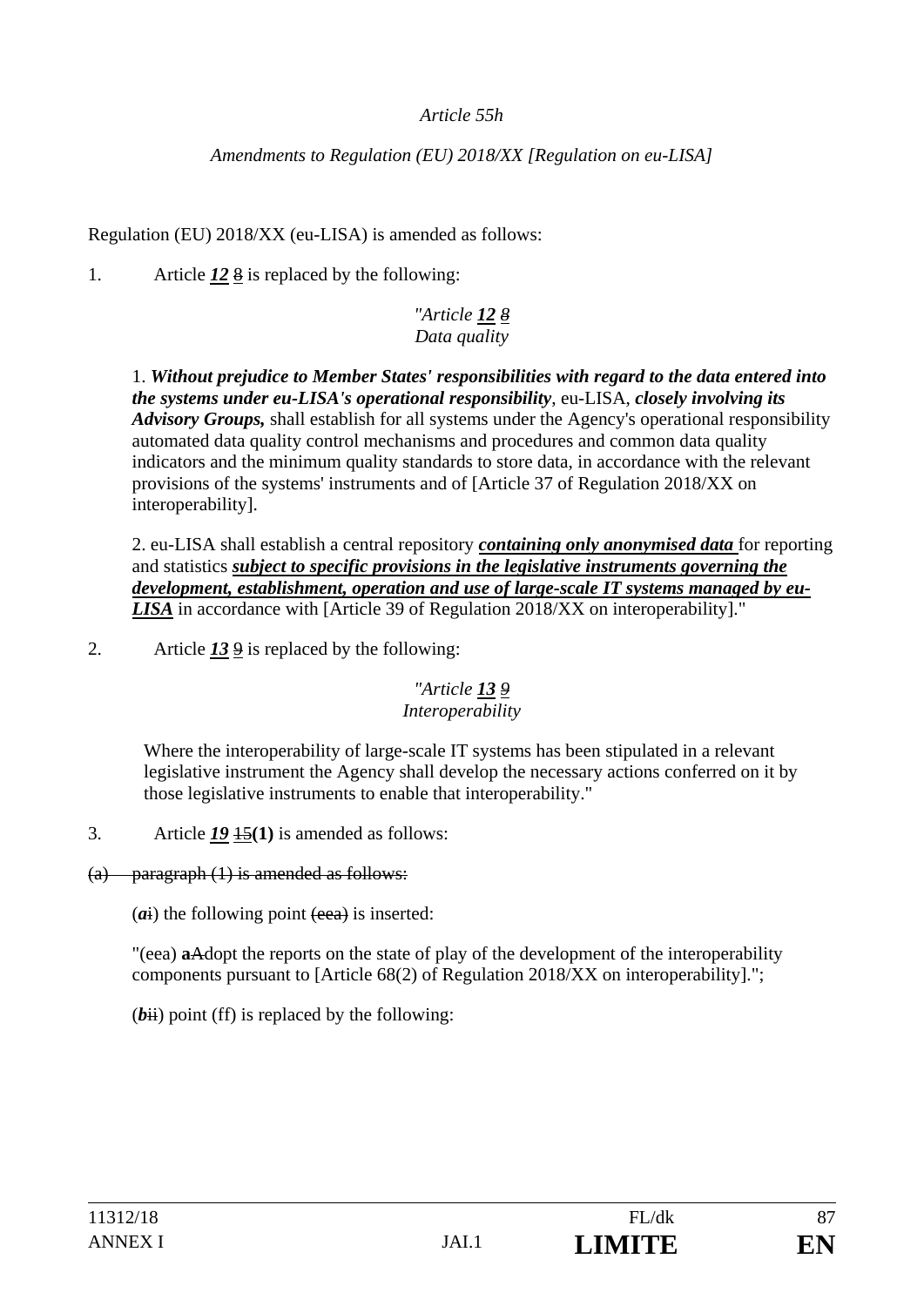*Article 55h*

*Amendments to Regulation (EU) 2018/XX [Regulation on eu-LISA]*

Regulation (EU) 2018/XX (eu-LISA) is amended as follows:

1. Article ***12*** ~~8~~ is replaced by the following:

> *"Article **12** ~~8~~*
> *Data quality*
>
> 1. ***Without prejudice to Member States' responsibilities with regard to the data entered into the systems under eu-LISA's operational responsibility***, eu-LISA, ***closely involving its Advisory Groups,*** shall establish for all systems under the Agency's operational responsibility automated data quality control mechanisms and procedures and common data quality indicators and the minimum quality standards to store data, in accordance with the relevant provisions of the systems' instruments and of [Article 37 of Regulation 2018/XX on interoperability].
>
> 2. eu-LISA shall establish a central repository ***containing only anonymised data*** for reporting and statistics ***subject to specific provisions in the legislative instruments governing the development, establishment, operation and use of large-scale IT systems managed by eu-LISA*** in accordance with [Article 39 of Regulation 2018/XX on interoperability]."

2. Article ***13*** ~~9~~ is replaced by the following:

> *"Article **13** ~~9~~*
> *Interoperability*
>
> Where the interoperability of large-scale IT systems has been stipulated in a relevant legislative instrument the Agency shall develop the necessary actions conferred on it by those legislative instruments to enable that interoperability."

3. Article ***19*** ~~15~~**(1)** is amended as follows:

~~(a) paragraph (1) is amended as follows:~~

(***a***~~i~~) the following point ~~(eea)~~ is inserted:

"(eea) **a**~~A~~dopt the reports on the state of play of the development of the interoperability components pursuant to [Article 68(2) of Regulation 2018/XX on interoperability].";

(***b***~~ii~~) point (ff) is replaced by the following: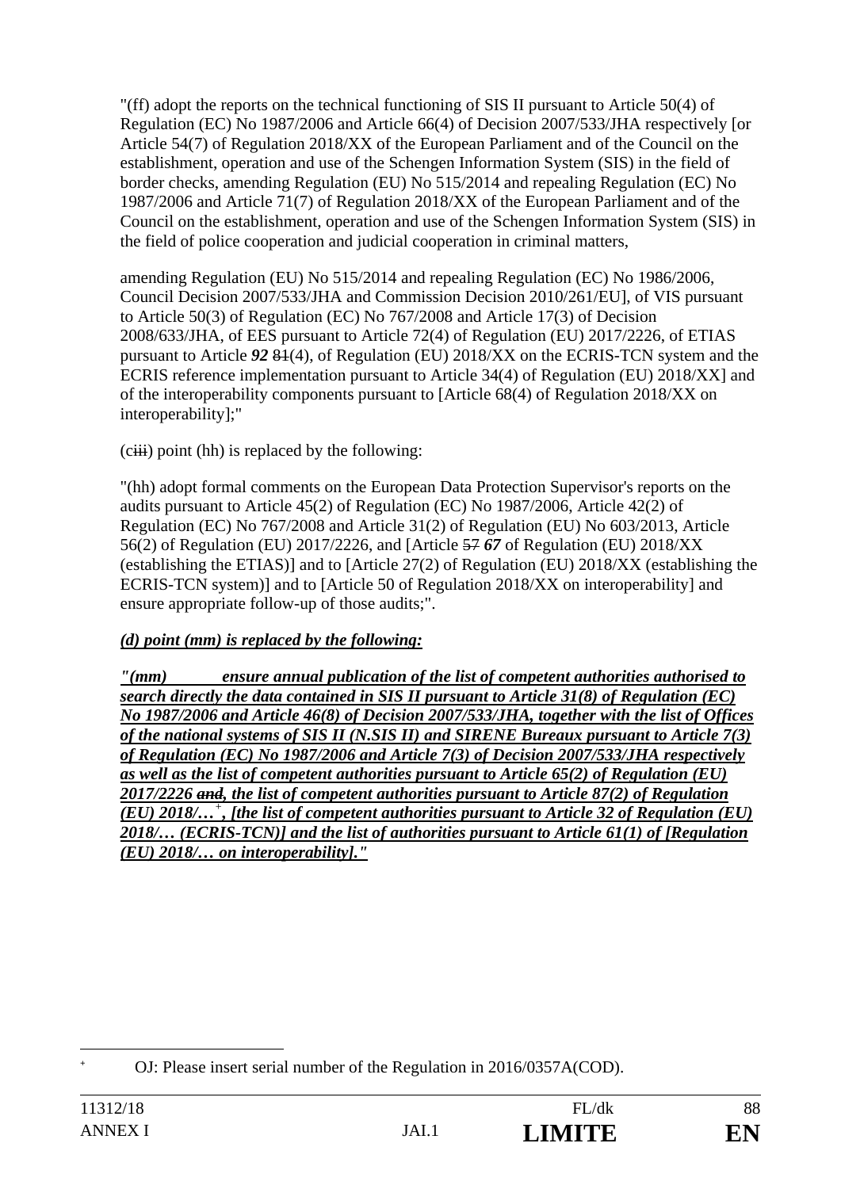"(ff) adopt the reports on the technical functioning of SIS II pursuant to Article 50(4) of Regulation (EC) No 1987/2006 and Article 66(4) of Decision 2007/533/JHA respectively [or Article 54(7) of Regulation 2018/XX of the European Parliament and of the Council on the establishment, operation and use of the Schengen Information System (SIS) in the field of border checks, amending Regulation (EU) No 515/2014 and repealing Regulation (EC) No 1987/2006 and Article 71(7) of Regulation 2018/XX of the European Parliament and of the Council on the establishment, operation and use of the Schengen Information System (SIS) in the field of police cooperation and judicial cooperation in criminal matters,

amending Regulation (EU) No 515/2014 and repealing Regulation (EC) No 1986/2006, Council Decision 2007/533/JHA and Commission Decision 2010/261/EU], of VIS pursuant to Article 50(3) of Regulation (EC) No 767/2008 and Article 17(3) of Decision 2008/633/JHA, of EES pursuant to Article 72(4) of Regulation (EU) 2017/2226, of ETIAS pursuant to Article ***92*** ~~81~~(4), of Regulation (EU) 2018/XX on the ECRIS-TCN system and the ECRIS reference implementation pursuant to Article 34(4) of Regulation (EU) 2018/XX] and of the interoperability components pursuant to [Article 68(4) of Regulation 2018/XX on interoperability];"

(c~~iii~~) point (hh) is replaced by the following:

"(hh) adopt formal comments on the European Data Protection Supervisor's reports on the audits pursuant to Article 45(2) of Regulation (EC) No 1987/2006, Article 42(2) of Regulation (EC) No 767/2008 and Article 31(2) of Regulation (EU) No 603/2013, Article 56(2) of Regulation (EU) 2017/2226, and [Article ~~57~~ ***67*** of Regulation (EU) 2018/XX (establishing the ETIAS)] and to [Article 27(2) of Regulation (EU) 2018/XX (establishing the ECRIS-TCN system)] and to [Article 50 of Regulation 2018/XX on interoperability] and ensure appropriate follow-up of those audits;".

***(d) point (mm) is replaced by the following:***

***"(mm) ensure annual publication of the list of competent authorities authorised to search directly the data contained in SIS II pursuant to Article 31(8) of Regulation (EC) No 1987/2006 and Article 46(8) of Decision 2007/533/JHA, together with the list of Offices of the national systems of SIS II (N.SIS II) and SIRENE Bureaux pursuant to Article 7(3) of Regulation (EC) No 1987/2006 and Article 7(3) of Decision 2007/533/JHA respectively as well as the list of competent authorities pursuant to Article 65(2) of Regulation (EU) 2017/2226 ~~and~~, the list of competent authorities pursuant to Article 87(2) of Regulation (EU) 2018/…***[+]***, [the list of competent authorities pursuant to Article 32 of Regulation (EU) 2018/… (ECRIS-TCN)] and the list of authorities pursuant to Article 61(1) of [Regulation (EU) 2018/… on interoperability]."***

---

[+] OJ: Please insert serial number of the Regulation in 2016/0357A(COD).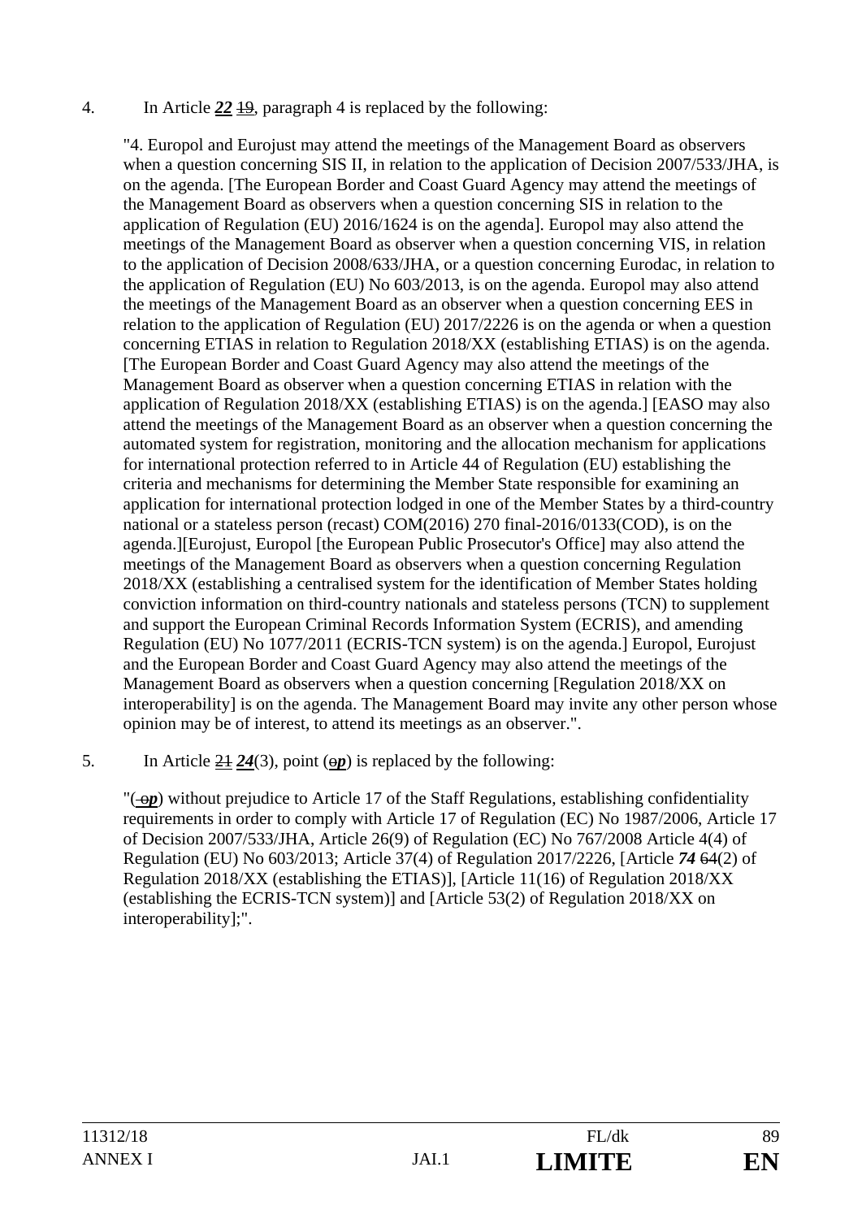4. In Article ***22*** ~~19~~, paragraph 4 is replaced by the following:

"4. Europol and Eurojust may attend the meetings of the Management Board as observers when a question concerning SIS II, in relation to the application of Decision 2007/533/JHA, is on the agenda. [The European Border and Coast Guard Agency may attend the meetings of the Management Board as observers when a question concerning SIS in relation to the application of Regulation (EU) 2016/1624 is on the agenda]. Europol may also attend the meetings of the Management Board as observer when a question concerning VIS, in relation to the application of Decision 2008/633/JHA, or a question concerning Eurodac, in relation to the application of Regulation (EU) No 603/2013, is on the agenda. Europol may also attend the meetings of the Management Board as an observer when a question concerning EES in relation to the application of Regulation (EU) 2017/2226 is on the agenda or when a question concerning ETIAS in relation to Regulation 2018/XX (establishing ETIAS) is on the agenda. [The European Border and Coast Guard Agency may also attend the meetings of the Management Board as observer when a question concerning ETIAS in relation with the application of Regulation 2018/XX (establishing ETIAS) is on the agenda.] [EASO may also attend the meetings of the Management Board as an observer when a question concerning the automated system for registration, monitoring and the allocation mechanism for applications for international protection referred to in Article 44 of Regulation (EU) establishing the criteria and mechanisms for determining the Member State responsible for examining an application for international protection lodged in one of the Member States by a third-country national or a stateless person (recast) COM(2016) 270 final-2016/0133(COD), is on the agenda.][Eurojust, Europol [the European Public Prosecutor's Office] may also attend the meetings of the Management Board as observers when a question concerning Regulation 2018/XX (establishing a centralised system for the identification of Member States holding conviction information on third-country nationals and stateless persons (TCN) to supplement and support the European Criminal Records Information System (ECRIS), and amending Regulation (EU) No 1077/2011 (ECRIS-TCN system) is on the agenda.] Europol, Eurojust and the European Border and Coast Guard Agency may also attend the meetings of the Management Board as observers when a question concerning [Regulation 2018/XX on interoperability] is on the agenda. The Management Board may invite any other person whose opinion may be of interest, to attend its meetings as an observer.".

5. In Article ~~21~~ ***24***(3), point (~~o~~***p***) is replaced by the following:

"(~~o~~***p***) without prejudice to Article 17 of the Staff Regulations, establishing confidentiality requirements in order to comply with Article 17 of Regulation (EC) No 1987/2006, Article 17 of Decision 2007/533/JHA, Article 26(9) of Regulation (EC) No 767/2008 Article 4(4) of Regulation (EU) No 603/2013; Article 37(4) of Regulation 2017/2226, [Article ***74*** ~~64~~(2) of Regulation 2018/XX (establishing the ETIAS)], [Article 11(16) of Regulation 2018/XX (establishing the ECRIS-TCN system)] and [Article 53(2) of Regulation 2018/XX on interoperability];".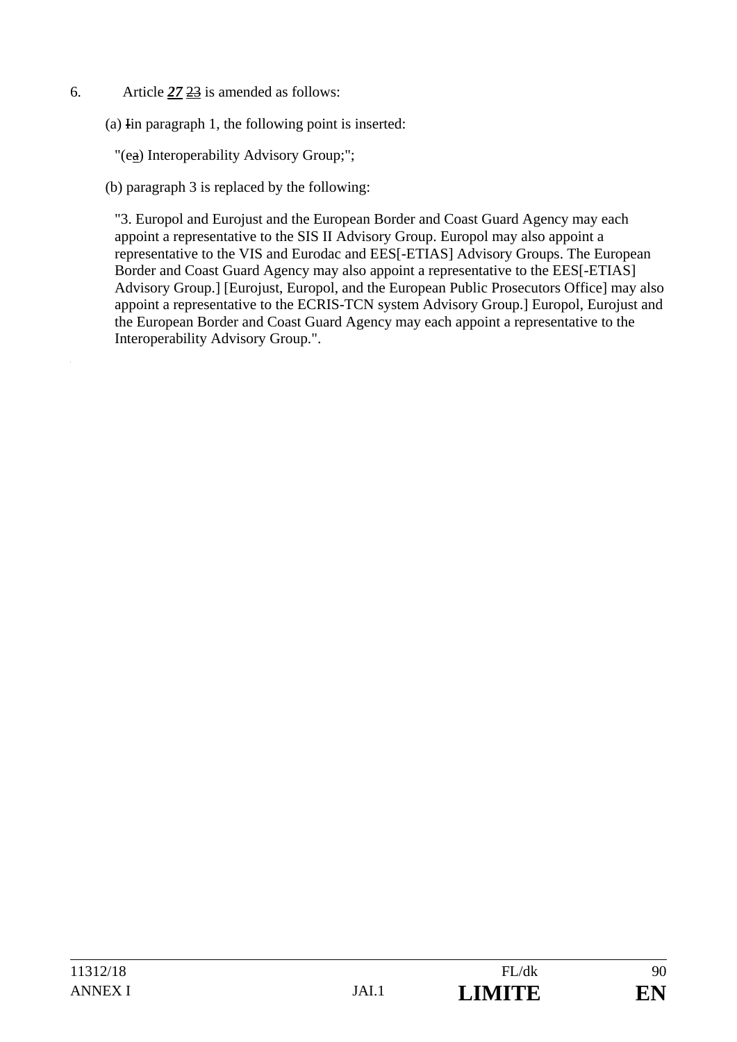6. Article ***27*** ~~23~~ is amended as follows:

(a) ~~I~~in paragraph 1, the following point is inserted:

"(e~~a~~) Interoperability Advisory Group;";

(b) paragraph 3 is replaced by the following:

"3. Europol and Eurojust and the European Border and Coast Guard Agency may each appoint a representative to the SIS II Advisory Group. Europol may also appoint a representative to the VIS and Eurodac and EES[-ETIAS] Advisory Groups. The European Border and Coast Guard Agency may also appoint a representative to the EES[-ETIAS] Advisory Group.] [Eurojust, Europol, and the European Public Prosecutors Office] may also appoint a representative to the ECRIS-TCN system Advisory Group.] Europol, Eurojust and the European Border and Coast Guard Agency may each appoint a representative to the Interoperability Advisory Group.".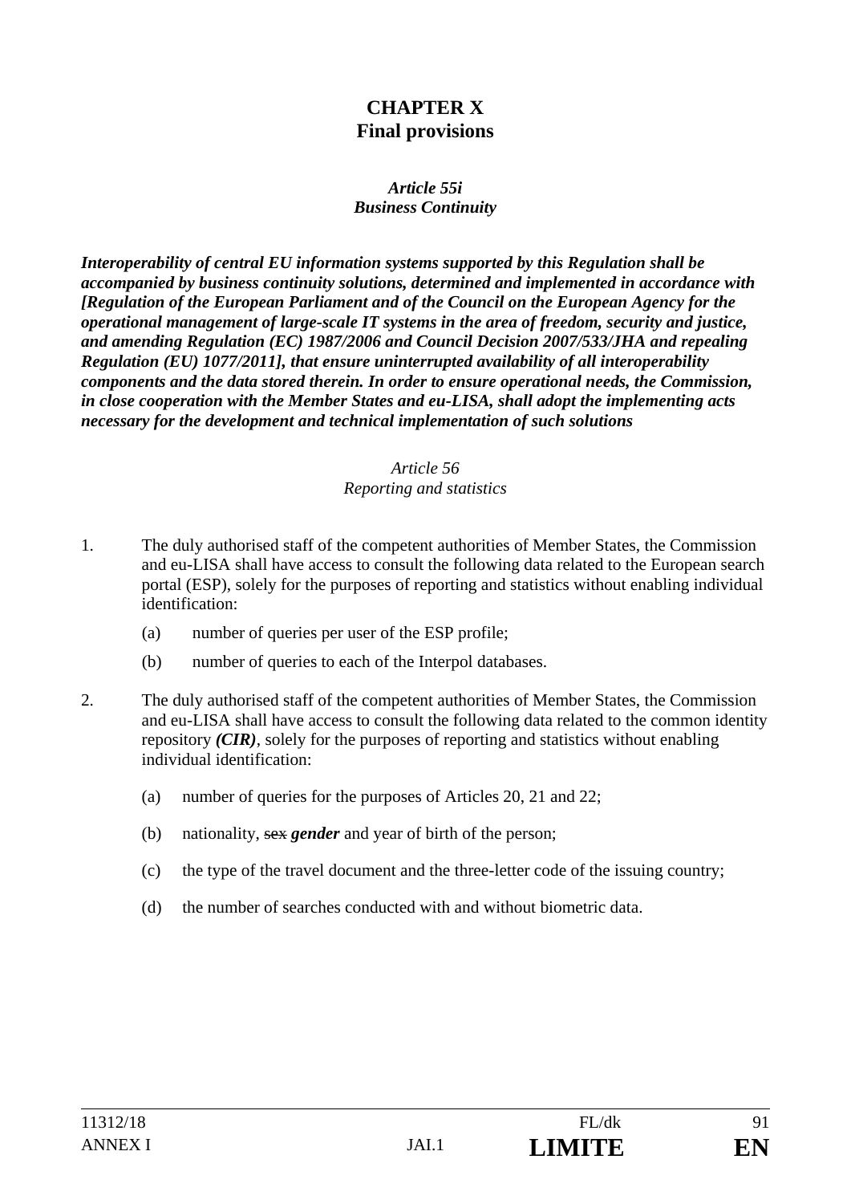## CHAPTER X
## Final provisions

***Article 55i***
***Business Continuity***

***Interoperability of central EU information systems supported by this Regulation shall be accompanied by business continuity solutions, determined and implemented in accordance with [Regulation of the European Parliament and of the Council on the European Agency for the operational management of large-scale IT systems in the area of freedom, security and justice, and amending Regulation (EC) 1987/2006 and Council Decision 2007/533/JHA and repealing Regulation (EU) 1077/2011], that ensure uninterrupted availability of all interoperability components and the data stored therein. In order to ensure operational needs, the Commission, in close cooperation with the Member States and eu-LISA, shall adopt the implementing acts necessary for the development and technical implementation of such solutions***

*Article 56*
*Reporting and statistics*

1. The duly authorised staff of the competent authorities of Member States, the Commission and eu-LISA shall have access to consult the following data related to the European search portal (ESP), solely for the purposes of reporting and statistics without enabling individual identification:

   (a) number of queries per user of the ESP profile;

   (b) number of queries to each of the Interpol databases.

2. The duly authorised staff of the competent authorities of Member States, the Commission and eu-LISA shall have access to consult the following data related to the common identity repository ***(CIR)***, solely for the purposes of reporting and statistics without enabling individual identification:

   (a) number of queries for the purposes of Articles 20, 21 and 22;

   (b) nationality, ~~sex~~ ***gender*** and year of birth of the person;

   (c) the type of the travel document and the three-letter code of the issuing country;

   (d) the number of searches conducted with and without biometric data.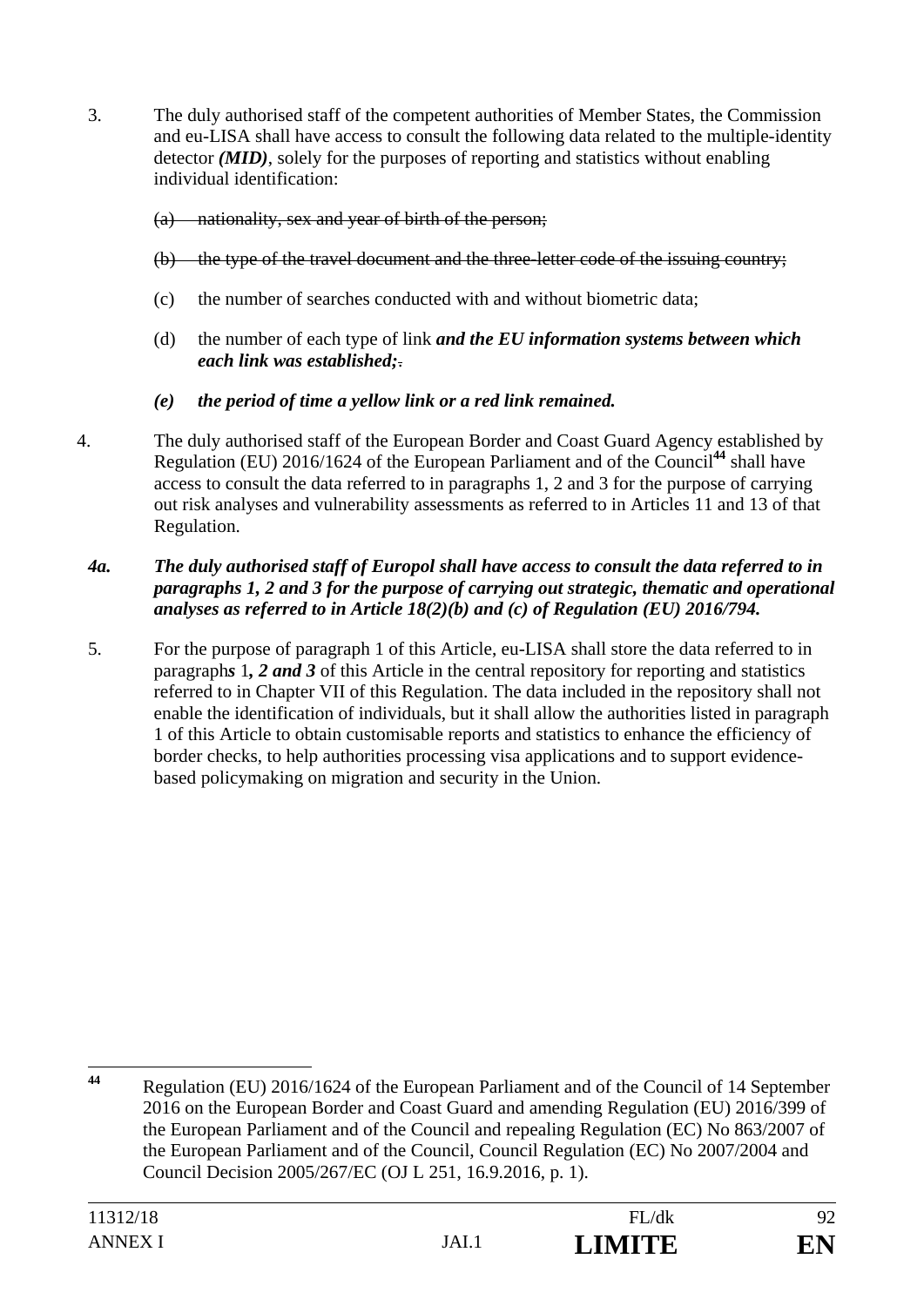3. The duly authorised staff of the competent authorities of Member States, the Commission and eu-LISA shall have access to consult the following data related to the multiple-identity detector ***(MID)***, solely for the purposes of reporting and statistics without enabling individual identification:

   ~~(a) nationality, sex and year of birth of the person;~~

   ~~(b) the type of the travel document and the three-letter code of the issuing country;~~

   (c) the number of searches conducted with and without biometric data;

   (d) the number of each type of link ***and the EU information systems between which each link was established;***~~.~~

   ***(e) the period of time a yellow link or a red link remained.***

4. The duly authorised staff of the European Border and Coast Guard Agency established by Regulation (EU) 2016/1624 of the European Parliament and of the Council[44] shall have access to consult the data referred to in paragraphs 1, 2 and 3 for the purpose of carrying out risk analyses and vulnerability assessments as referred to in Articles 11 and 13 of that Regulation.

***4a. The duly authorised staff of Europol shall have access to consult the data referred to in paragraphs 1, 2 and 3 for the purpose of carrying out strategic, thematic and operational analyses as referred to in Article 18(2)(b) and (c) of Regulation (EU) 2016/794.***

5. For the purpose of paragraph 1 of this Article, eu-LISA shall store the data referred to in paragraph***s*** 1***, 2 and 3*** of this Article in the central repository for reporting and statistics referred to in Chapter VII of this Regulation. The data included in the repository shall not enable the identification of individuals, but it shall allow the authorities listed in paragraph 1 of this Article to obtain customisable reports and statistics to enhance the efficiency of border checks, to help authorities processing visa applications and to support evidence-based policymaking on migration and security in the Union.

---

[44] Regulation (EU) 2016/1624 of the European Parliament and of the Council of 14 September 2016 on the European Border and Coast Guard and amending Regulation (EU) 2016/399 of the European Parliament and of the Council and repealing Regulation (EC) No 863/2007 of the European Parliament and of the Council, Council Regulation (EC) No 2007/2004 and Council Decision 2005/267/EC (OJ L 251, 16.9.2016, p. 1).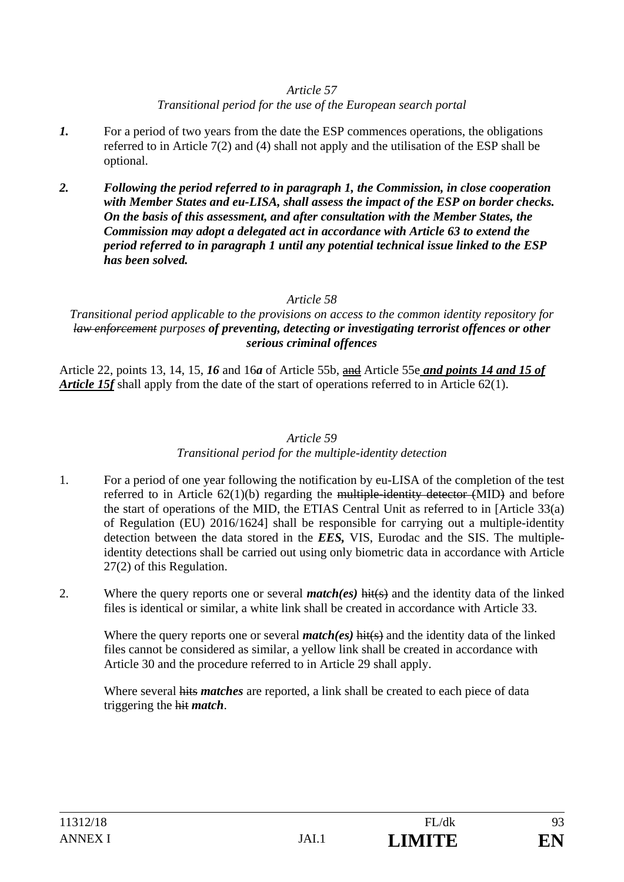*Article 57*
*Transitional period for the use of the European search portal*

***1.*** For a period of two years from the date the ESP commences operations, the obligations referred to in Article 7(2) and (4) shall not apply and the utilisation of the ESP shall be optional.

***2. Following the period referred to in paragraph 1, the Commission, in close cooperation with Member States and eu-LISA, shall assess the impact of the ESP on border checks. On the basis of this assessment, and after consultation with the Member States, the Commission may adopt a delegated act in accordance with Article 63 to extend the period referred to in paragraph 1 until any potential technical issue linked to the ESP has been solved.***

*Article 58*
*Transitional period applicable to the provisions on access to the common identity repository for ~~law enforcement~~ purposes* ***of preventing, detecting or investigating terrorist offences or other serious criminal offences***

Article 22, points 13, 14, 15, ***16*** and 16***a*** of Article 55b, ~~and~~ Article 55e ***and points 14 and 15 of Article 15f*** shall apply from the date of the start of operations referred to in Article 62(1).

*Article 59*
*Transitional period for the multiple-identity detection*

1. For a period of one year following the notification by eu-LISA of the completion of the test referred to in Article 62(1)(b) regarding the ~~multiple-identity detector (~~MID~~)~~ and before the start of operations of the MID, the ETIAS Central Unit as referred to in [Article 33(a) of Regulation (EU) 2016/1624] shall be responsible for carrying out a multiple-identity detection between the data stored in the ***EES,*** VIS, Eurodac and the SIS. The multiple-identity detections shall be carried out using only biometric data in accordance with Article 27(2) of this Regulation.

2. Where the query reports one or several ***match(es)*** ~~hit(s)~~ and the identity data of the linked files is identical or similar, a white link shall be created in accordance with Article 33.

   Where the query reports one or several ***match(es)*** ~~hit(s)~~ and the identity data of the linked files cannot be considered as similar, a yellow link shall be created in accordance with Article 30 and the procedure referred to in Article 29 shall apply.

   Where several ~~hits~~ ***matches*** are reported, a link shall be created to each piece of data triggering the ~~hit~~ ***match***.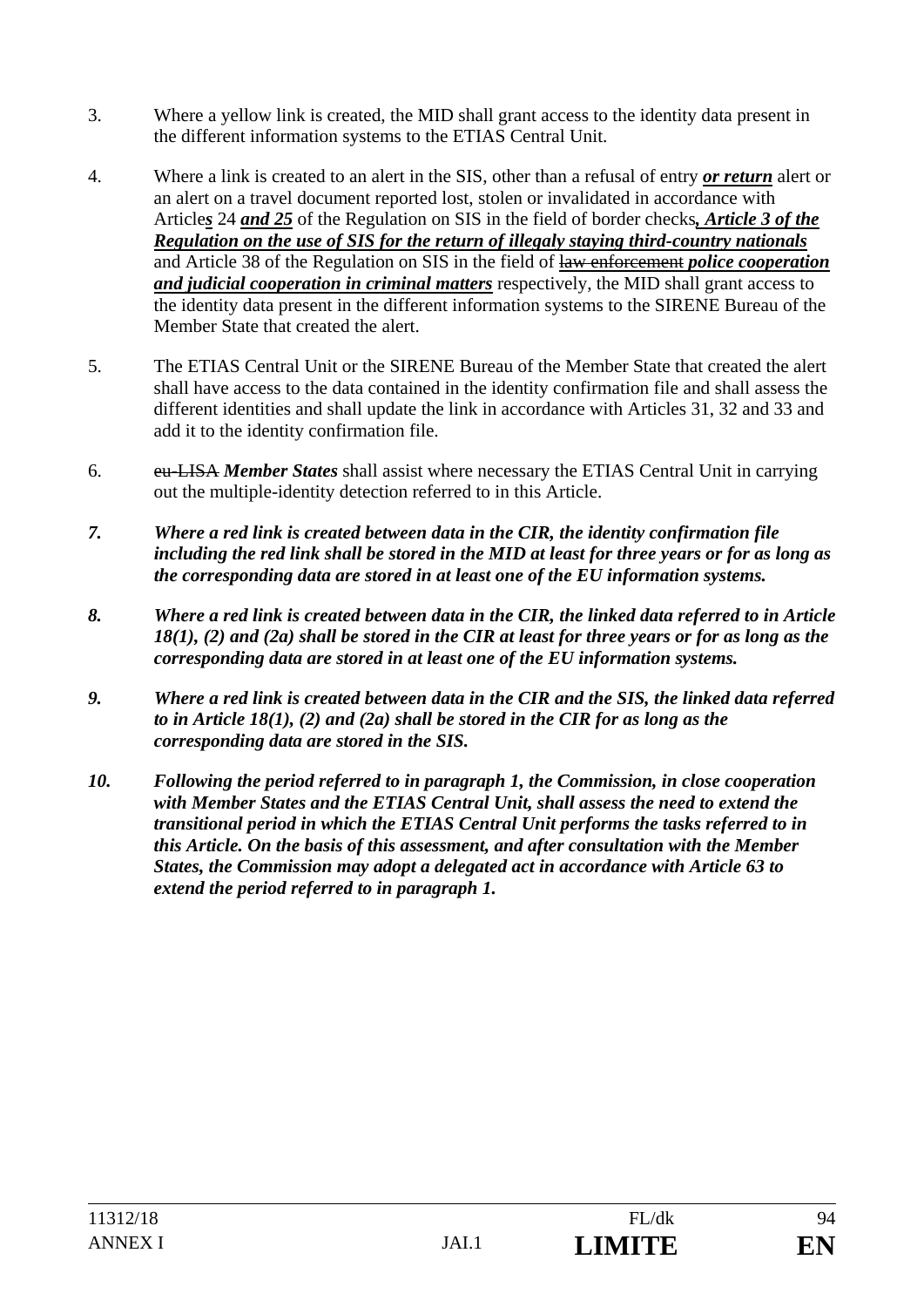3. Where a yellow link is created, the MID shall grant access to the identity data present in the different information systems to the ETIAS Central Unit.

4. Where a link is created to an alert in the SIS, other than a refusal of entry ***or return*** alert or an alert on a travel document reported lost, stolen or invalidated in accordance with Article***s*** 24 ***and 25*** of the Regulation on SIS in the field of border checks***, Article 3 of the Regulation on the use of SIS for the return of illegaly staying third-country nationals*** and Article 38 of the Regulation on SIS in the field of ~~law enforcement~~ ***police cooperation and judicial cooperation in criminal matters*** respectively, the MID shall grant access to the identity data present in the different information systems to the SIRENE Bureau of the Member State that created the alert.

5. The ETIAS Central Unit or the SIRENE Bureau of the Member State that created the alert shall have access to the data contained in the identity confirmation file and shall assess the different identities and shall update the link in accordance with Articles 31, 32 and 33 and add it to the identity confirmation file.

6. ~~eu-LISA~~ ***Member States*** shall assist where necessary the ETIAS Central Unit in carrying out the multiple-identity detection referred to in this Article.

***7. Where a red link is created between data in the CIR, the identity confirmation file including the red link shall be stored in the MID at least for three years or for as long as the corresponding data are stored in at least one of the EU information systems.***

***8. Where a red link is created between data in the CIR, the linked data referred to in Article 18(1), (2) and (2a) shall be stored in the CIR at least for three years or for as long as the corresponding data are stored in at least one of the EU information systems.***

***9. Where a red link is created between data in the CIR and the SIS, the linked data referred to in Article 18(1), (2) and (2a) shall be stored in the CIR for as long as the corresponding data are stored in the SIS.***

***10. Following the period referred to in paragraph 1, the Commission, in close cooperation with Member States and the ETIAS Central Unit, shall assess the need to extend the transitional period in which the ETIAS Central Unit performs the tasks referred to in this Article. On the basis of this assessment, and after consultation with the Member States, the Commission may adopt a delegated act in accordance with Article 63 to extend the period referred to in paragraph 1.***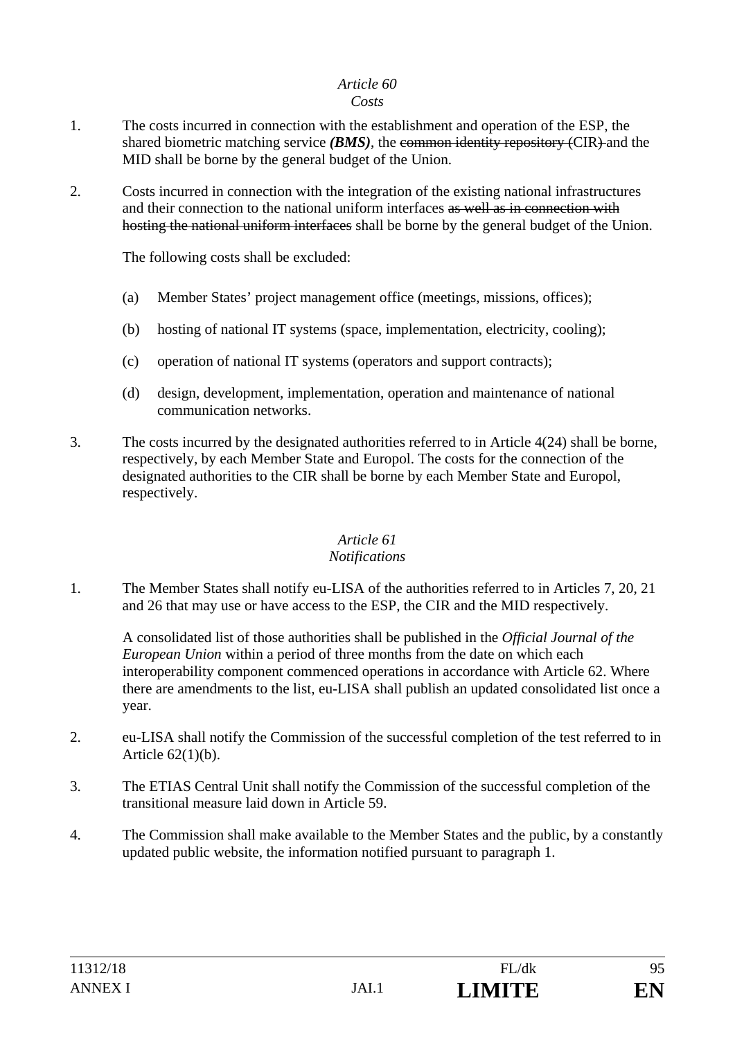*Article 60*
*Costs*

1. The costs incurred in connection with the establishment and operation of the ESP, the shared biometric matching service ***(BMS)***, the ~~common identity repository (~~CIR~~)~~ and the MID shall be borne by the general budget of the Union.

2. Costs incurred in connection with the integration of the existing national infrastructures and their connection to the national uniform interfaces ~~as well as in connection with hosting the national uniform interfaces~~ shall be borne by the general budget of the Union.

   The following costs shall be excluded:

   (a) Member States' project management office (meetings, missions, offices);

   (b) hosting of national IT systems (space, implementation, electricity, cooling);

   (c) operation of national IT systems (operators and support contracts);

   (d) design, development, implementation, operation and maintenance of national communication networks.

3. The costs incurred by the designated authorities referred to in Article 4(24) shall be borne, respectively, by each Member State and Europol. The costs for the connection of the designated authorities to the CIR shall be borne by each Member State and Europol, respectively.

*Article 61*
*Notifications*

1. The Member States shall notify eu-LISA of the authorities referred to in Articles 7, 20, 21 and 26 that may use or have access to the ESP, the CIR and the MID respectively.

   A consolidated list of those authorities shall be published in the *Official Journal of the European Union* within a period of three months from the date on which each interoperability component commenced operations in accordance with Article 62. Where there are amendments to the list, eu-LISA shall publish an updated consolidated list once a year.

2. eu-LISA shall notify the Commission of the successful completion of the test referred to in Article 62(1)(b).

3. The ETIAS Central Unit shall notify the Commission of the successful completion of the transitional measure laid down in Article 59.

4. The Commission shall make available to the Member States and the public, by a constantly updated public website, the information notified pursuant to paragraph 1.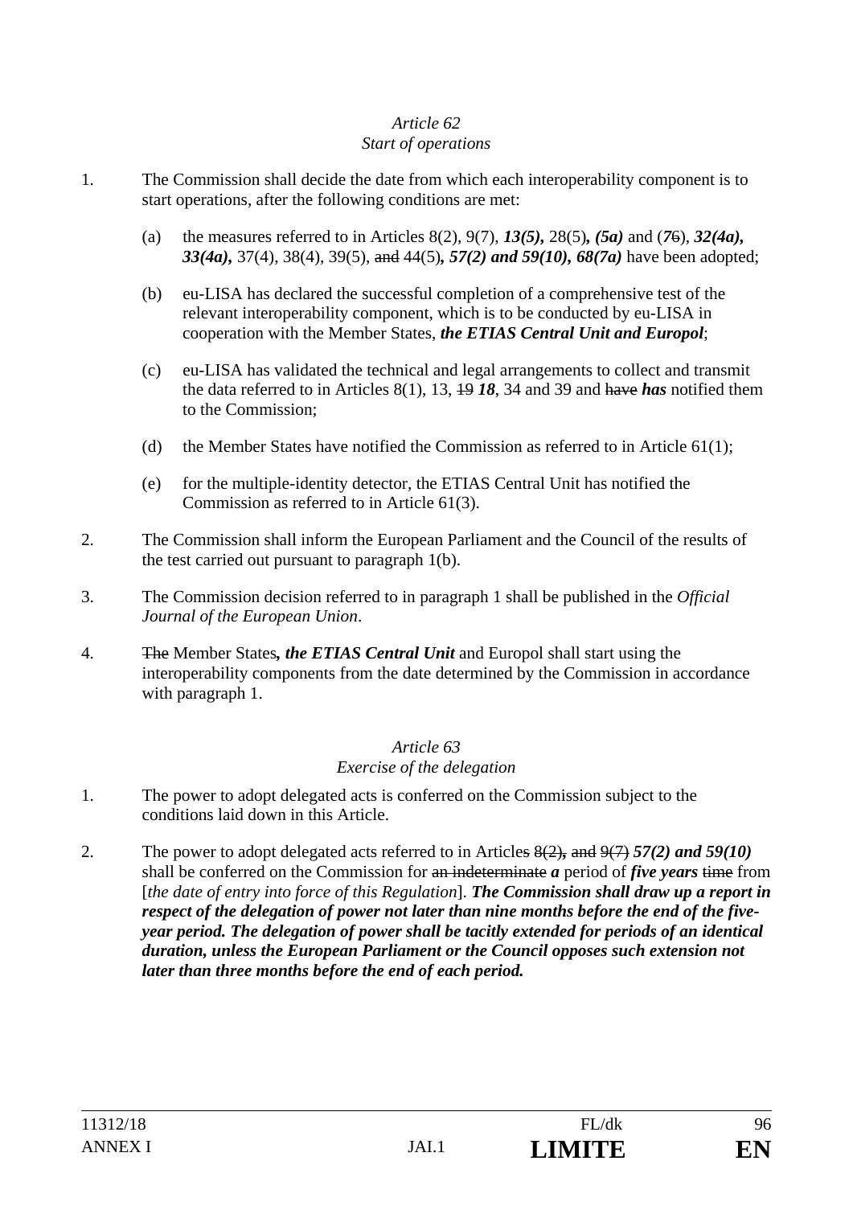*Article 62*
*Start of operations*

1. The Commission shall decide the date from which each interoperability component is to start operations, after the following conditions are met:

   (a) the measures referred to in Articles 8(2), 9(7), ***13(5),*** 28(5)***, (5a)*** and (***7***~~6~~), ***32(4a), 33(4a),*** 37(4), 38(4), 39(5), ~~and~~ 44(5)***, 57(2) and 59(10), 68(7a)*** have been adopted;

   (b) eu-LISA has declared the successful completion of a comprehensive test of the relevant interoperability component, which is to be conducted by eu-LISA in cooperation with the Member States, ***the ETIAS Central Unit and Europol***;

   (c) eu-LISA has validated the technical and legal arrangements to collect and transmit the data referred to in Articles 8(1), 13, ~~19~~ ***18***, 34 and 39 and ~~have~~ ***has*** notified them to the Commission;

   (d) the Member States have notified the Commission as referred to in Article 61(1);

   (e) for the multiple-identity detector, the ETIAS Central Unit has notified the Commission as referred to in Article 61(3).

2. The Commission shall inform the European Parliament and the Council of the results of the test carried out pursuant to paragraph 1(b).

3. The Commission decision referred to in paragraph 1 shall be published in the *Official Journal of the European Union*.

4. ~~The~~ Member States***, the ETIAS Central Unit*** and Europol shall start using the interoperability components from the date determined by the Commission in accordance with paragraph 1.

*Article 63*
*Exercise of the delegation*

1. The power to adopt delegated acts is conferred on the Commission subject to the conditions laid down in this Article.

2. The power to adopt delegated acts referred to in Article~~s 8(2),~~ ~~and 9(7)~~ ***57(2) and 59(10)*** shall be conferred on the Commission for ~~an indeterminate~~ ***a*** period of ***five years*** ~~time~~ from [*the date of entry into force of this Regulation*]. ***The Commission shall draw up a report in respect of the delegation of power not later than nine months before the end of the five-year period. The delegation of power shall be tacitly extended for periods of an identical duration, unless the European Parliament or the Council opposes such extension not later than three months before the end of each period.***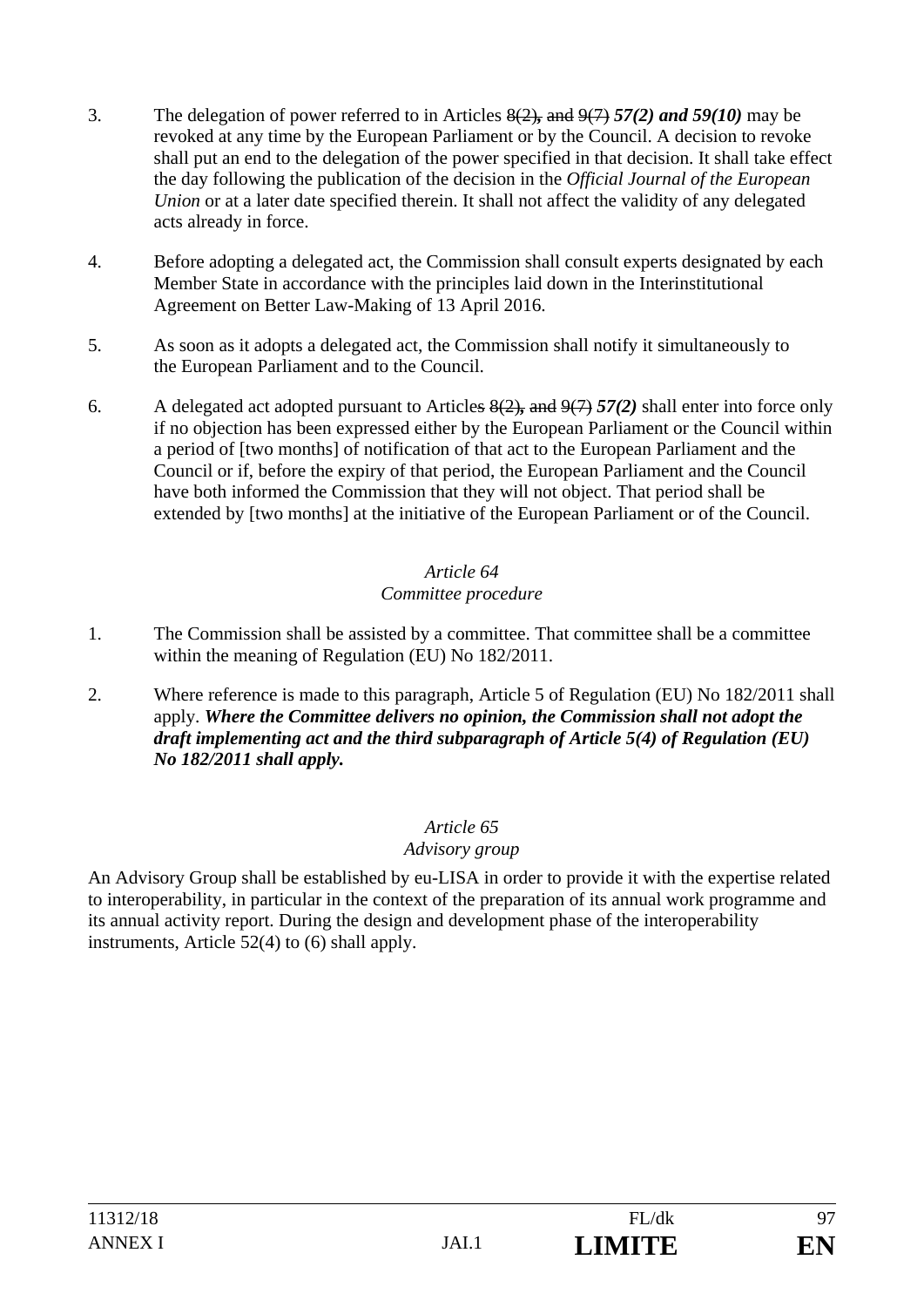3. The delegation of power referred to in Articles ~~8(2), and 9(7)~~ ***57(2) and 59(10)*** may be revoked at any time by the European Parliament or by the Council. A decision to revoke shall put an end to the delegation of the power specified in that decision. It shall take effect the day following the publication of the decision in the *Official Journal of the European Union* or at a later date specified therein. It shall not affect the validity of any delegated acts already in force.

4. Before adopting a delegated act, the Commission shall consult experts designated by each Member State in accordance with the principles laid down in the Interinstitutional Agreement on Better Law-Making of 13 April 2016.

5. As soon as it adopts a delegated act, the Commission shall notify it simultaneously to the European Parliament and to the Council.

6. A delegated act adopted pursuant to Article~~s~~ ~~8(2), and 9(7)~~ ***57(2)*** shall enter into force only if no objection has been expressed either by the European Parliament or the Council within a period of [two months] of notification of that act to the European Parliament and the Council or if, before the expiry of that period, the European Parliament and the Council have both informed the Commission that they will not object. That period shall be extended by [two months] at the initiative of the European Parliament or of the Council.

*Article 64*
*Committee procedure*

1. The Commission shall be assisted by a committee. That committee shall be a committee within the meaning of Regulation (EU) No 182/2011.

2. Where reference is made to this paragraph, Article 5 of Regulation (EU) No 182/2011 shall apply. ***Where the Committee delivers no opinion, the Commission shall not adopt the draft implementing act and the third subparagraph of Article 5(4) of Regulation (EU) No 182/2011 shall apply.***

*Article 65*
*Advisory group*

An Advisory Group shall be established by eu-LISA in order to provide it with the expertise related to interoperability, in particular in the context of the preparation of its annual work programme and its annual activity report. During the design and development phase of the interoperability instruments, Article 52(4) to (6) shall apply.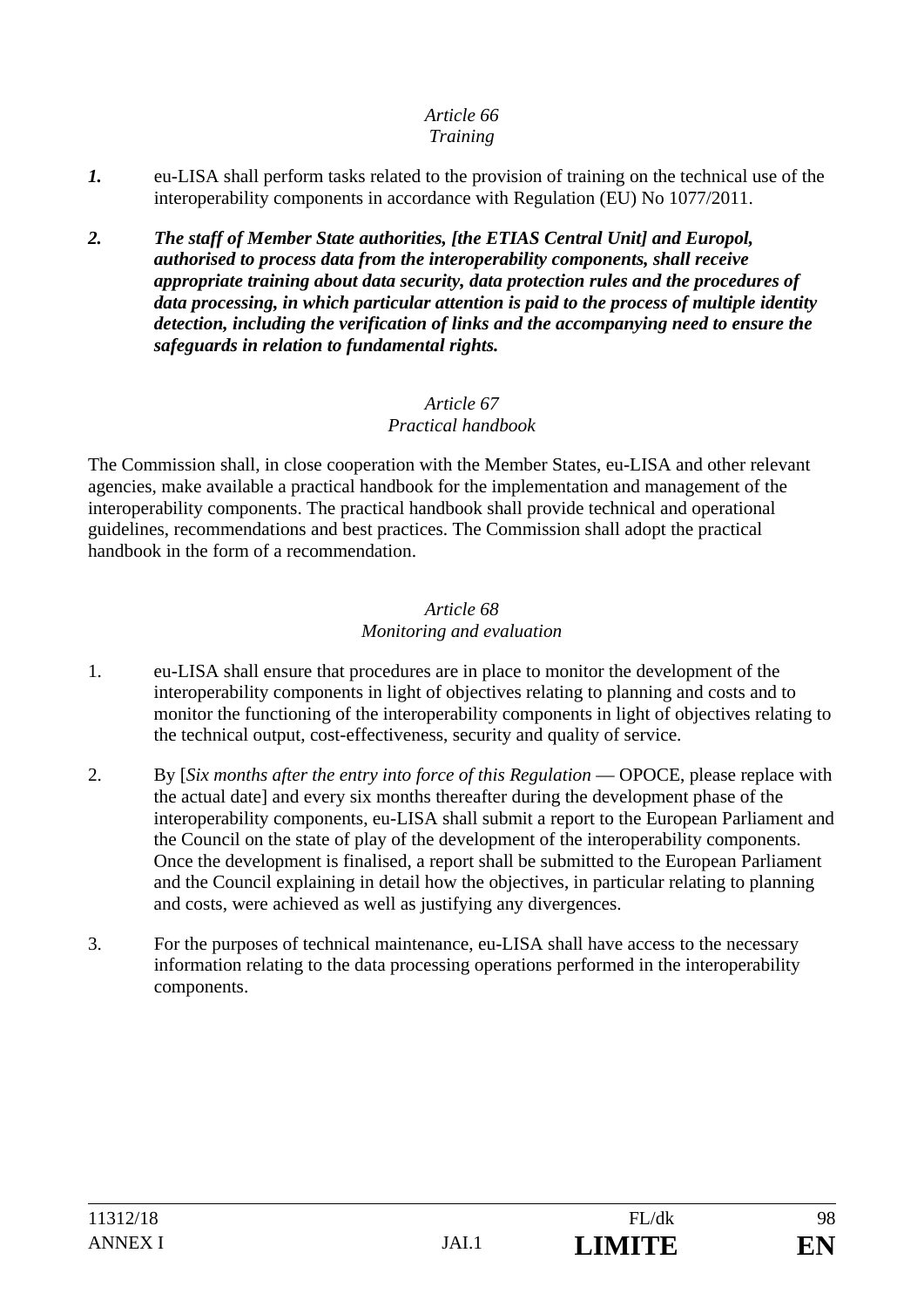*Article 66*
*Training*

***1.*** eu-LISA shall perform tasks related to the provision of training on the technical use of the interoperability components in accordance with Regulation (EU) No 1077/2011.

***2. The staff of Member State authorities, [the ETIAS Central Unit] and Europol, authorised to process data from the interoperability components, shall receive appropriate training about data security, data protection rules and the procedures of data processing, in which particular attention is paid to the process of multiple identity detection, including the verification of links and the accompanying need to ensure the safeguards in relation to fundamental rights.***

*Article 67*
*Practical handbook*

The Commission shall, in close cooperation with the Member States, eu-LISA and other relevant agencies, make available a practical handbook for the implementation and management of the interoperability components. The practical handbook shall provide technical and operational guidelines, recommendations and best practices. The Commission shall adopt the practical handbook in the form of a recommendation.

*Article 68*
*Monitoring and evaluation*

1. eu-LISA shall ensure that procedures are in place to monitor the development of the interoperability components in light of objectives relating to planning and costs and to monitor the functioning of the interoperability components in light of objectives relating to the technical output, cost-effectiveness, security and quality of service.

2. By [*Six months after the entry into force of this Regulation* — OPOCE, please replace with the actual date] and every six months thereafter during the development phase of the interoperability components, eu-LISA shall submit a report to the European Parliament and the Council on the state of play of the development of the interoperability components. Once the development is finalised, a report shall be submitted to the European Parliament and the Council explaining in detail how the objectives, in particular relating to planning and costs, were achieved as well as justifying any divergences.

3. For the purposes of technical maintenance, eu-LISA shall have access to the necessary information relating to the data processing operations performed in the interoperability components.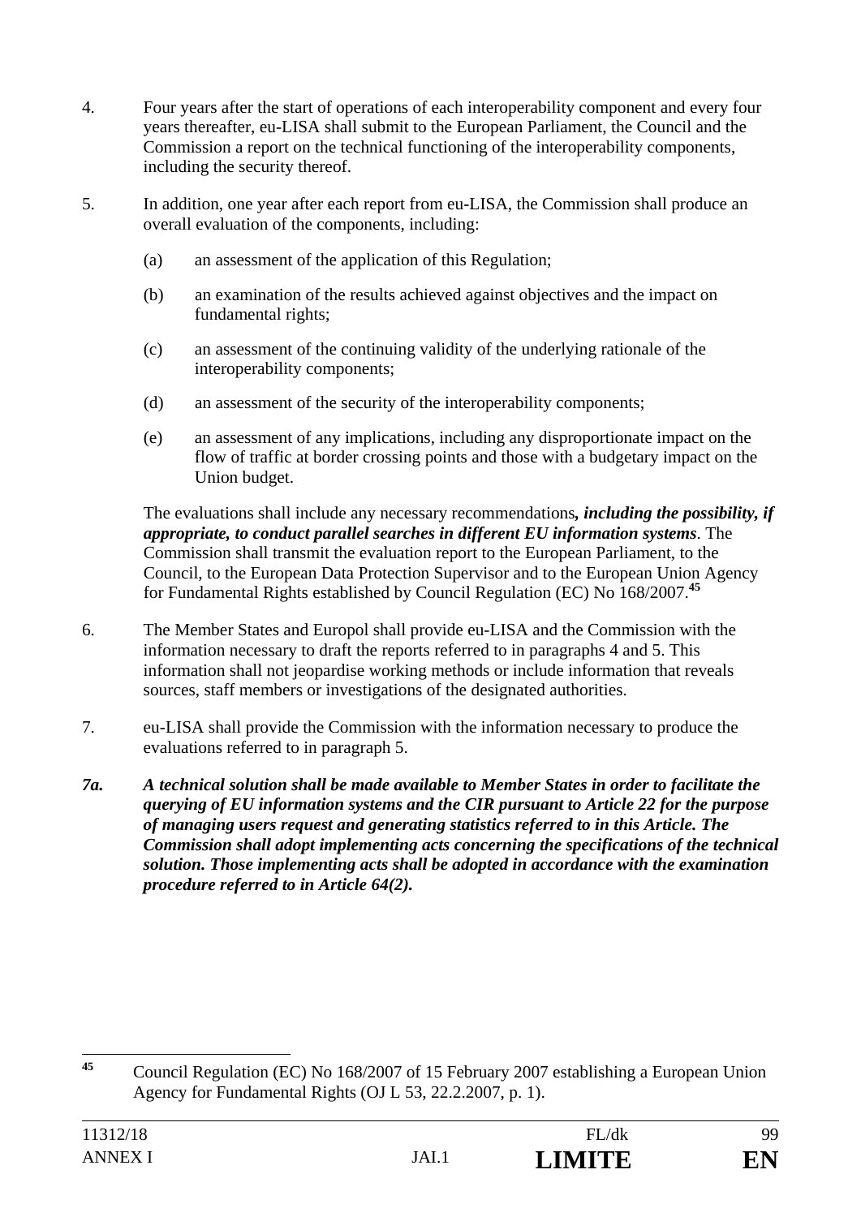4. Four years after the start of operations of each interoperability component and every four years thereafter, eu-LISA shall submit to the European Parliament, the Council and the Commission a report on the technical functioning of the interoperability components, including the security thereof.

5. In addition, one year after each report from eu-LISA, the Commission shall produce an overall evaluation of the components, including:

   (a) an assessment of the application of this Regulation;

   (b) an examination of the results achieved against objectives and the impact on fundamental rights;

   (c) an assessment of the continuing validity of the underlying rationale of the interoperability components;

   (d) an assessment of the security of the interoperability components;

   (e) an assessment of any implications, including any disproportionate impact on the flow of traffic at border crossing points and those with a budgetary impact on the Union budget.

   The evaluations shall include any necessary recommendations***, including the possibility, if appropriate, to conduct parallel searches in different EU information systems***. The Commission shall transmit the evaluation report to the European Parliament, to the Council, to the European Data Protection Supervisor and to the European Union Agency for Fundamental Rights established by Council Regulation (EC) No 168/2007.[45]

6. The Member States and Europol shall provide eu-LISA and the Commission with the information necessary to draft the reports referred to in paragraphs 4 and 5. This information shall not jeopardise working methods or include information that reveals sources, staff members or investigations of the designated authorities.

7. eu-LISA shall provide the Commission with the information necessary to produce the evaluations referred to in paragraph 5.

***7a. A technical solution shall be made available to Member States in order to facilitate the querying of EU information systems and the CIR pursuant to Article 22 for the purpose of managing users request and generating statistics referred to in this Article. The Commission shall adopt implementing acts concerning the specifications of the technical solution. Those implementing acts shall be adopted in accordance with the examination procedure referred to in Article 64(2).***

---

[45] Council Regulation (EC) No 168/2007 of 15 February 2007 establishing a European Union Agency for Fundamental Rights (OJ L 53, 22.2.2007, p. 1).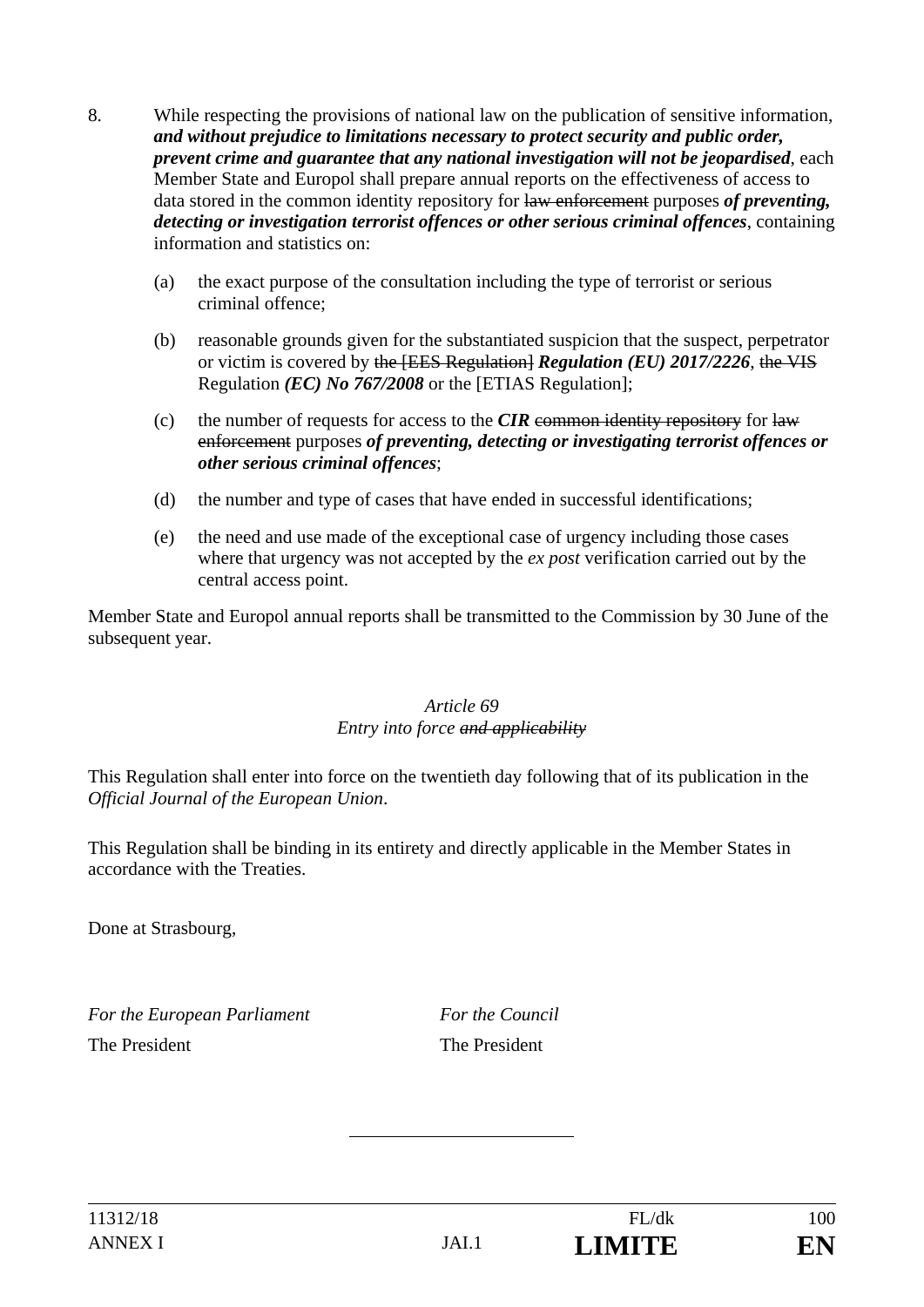8. While respecting the provisions of national law on the publication of sensitive information, ***and without prejudice to limitations necessary to protect security and public order, prevent crime and guarantee that any national investigation will not be jeopardised***, each Member State and Europol shall prepare annual reports on the effectiveness of access to data stored in the common identity repository for ~~law enforcement~~ purposes ***of preventing, detecting or investigation terrorist offences or other serious criminal offences***, containing information and statistics on:

   (a) the exact purpose of the consultation including the type of terrorist or serious criminal offence;

   (b) reasonable grounds given for the substantiated suspicion that the suspect, perpetrator or victim is covered by ~~the [EES Regulation]~~ ***Regulation (EU) 2017/2226***, ~~the VIS~~ Regulation ***(EC) No 767/2008*** or the [ETIAS Regulation];

   (c) the number of requests for access to the ***CIR*** ~~common identity repository~~ for ~~law enforcement~~ purposes ***of preventing, detecting or investigating terrorist offences or other serious criminal offences***;

   (d) the number and type of cases that have ended in successful identifications;

   (e) the need and use made of the exceptional case of urgency including those cases where that urgency was not accepted by the *ex post* verification carried out by the central access point.

Member State and Europol annual reports shall be transmitted to the Commission by 30 June of the subsequent year.

*Article 69*

*Entry into force ~~and applicability~~*

This Regulation shall enter into force on the twentieth day following that of its publication in the *Official Journal of the European Union*.

This Regulation shall be binding in its entirety and directly applicable in the Member States in accordance with the Treaties.

Done at Strasbourg,

*For the European Parliament* | *For the Council*
The President | The President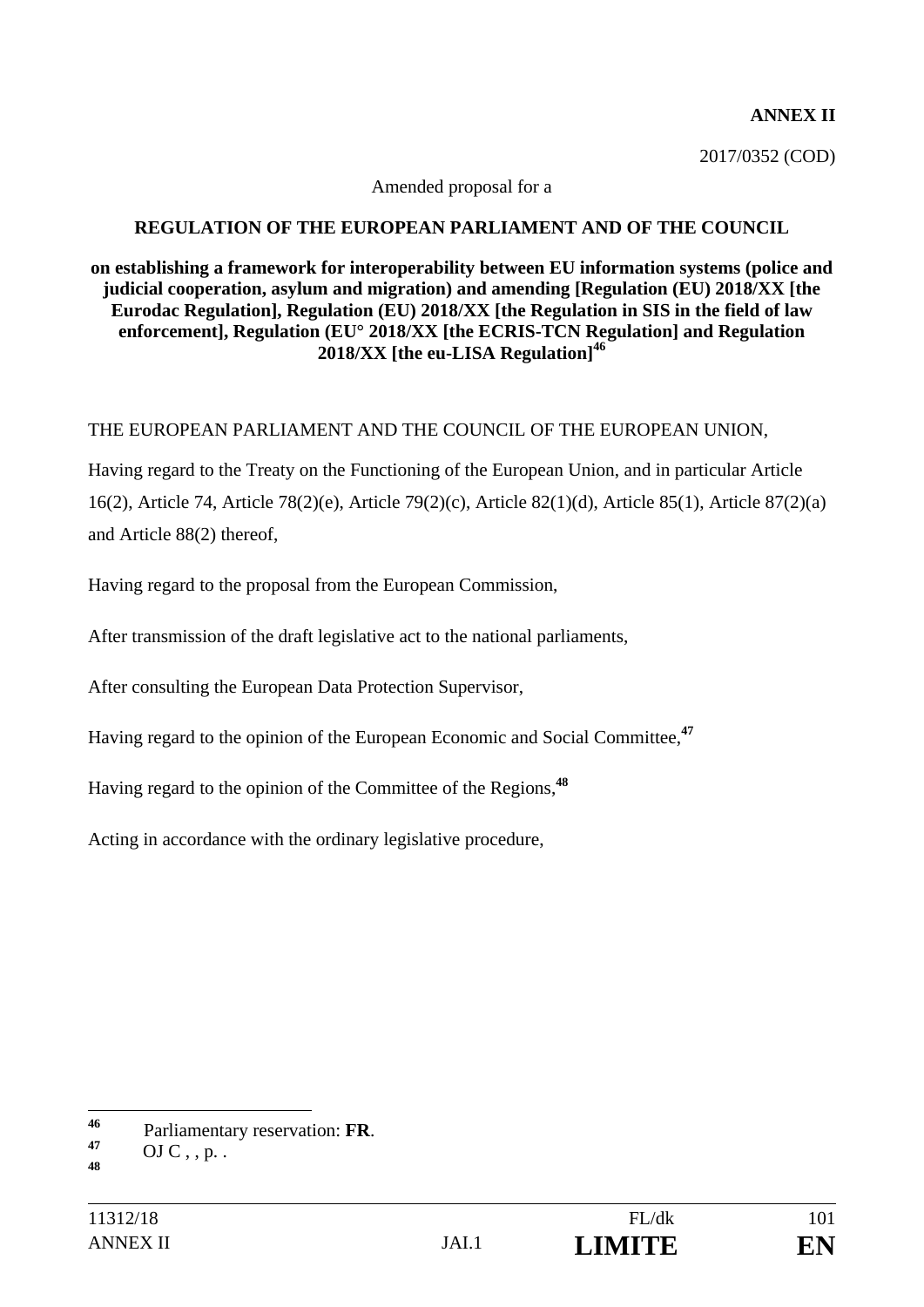**ANNEX II**

2017/0352 (COD)

Amended proposal for a

**REGULATION OF THE EUROPEAN PARLIAMENT AND OF THE COUNCIL**

**on establishing a framework for interoperability between EU information systems (police and judicial cooperation, asylum and migration) and amending [Regulation (EU) 2018/XX [the Eurodac Regulation], Regulation (EU) 2018/XX [the Regulation in SIS in the field of law enforcement], Regulation (EU° 2018/XX [the ECRIS-TCN Regulation] and Regulation 2018/XX [the eu-LISA Regulation][46]**

THE EUROPEAN PARLIAMENT AND THE COUNCIL OF THE EUROPEAN UNION,

Having regard to the Treaty on the Functioning of the European Union, and in particular Article 16(2), Article 74, Article 78(2)(e), Article 79(2)(c), Article 82(1)(d), Article 85(1), Article 87(2)(a) and Article 88(2) thereof,

Having regard to the proposal from the European Commission,

After transmission of the draft legislative act to the national parliaments,

After consulting the European Data Protection Supervisor,

Having regard to the opinion of the European Economic and Social Committee,[47]

Having regard to the opinion of the Committee of the Regions,[48]

Acting in accordance with the ordinary legislative procedure,

---

[46] Parliamentary reservation: **FR**.

[47] OJ C , , p. .

[48]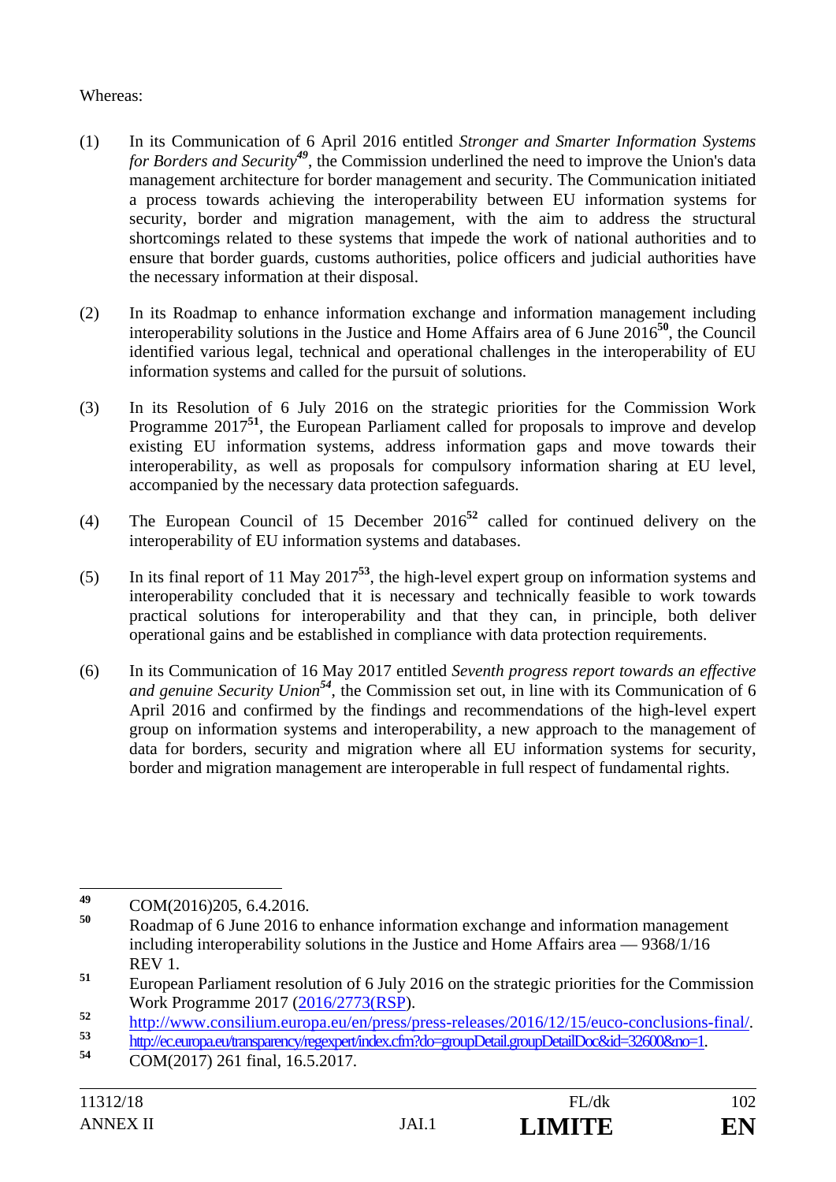Whereas:

(1) In its Communication of 6 April 2016 entitled *Stronger and Smarter Information Systems for Borders and Security*[49], the Commission underlined the need to improve the Union's data management architecture for border management and security. The Communication initiated a process towards achieving the interoperability between EU information systems for security, border and migration management, with the aim to address the structural shortcomings related to these systems that impede the work of national authorities and to ensure that border guards, customs authorities, police officers and judicial authorities have the necessary information at their disposal.

(2) In its Roadmap to enhance information exchange and information management including interoperability solutions in the Justice and Home Affairs area of 6 June 2016[50], the Council identified various legal, technical and operational challenges in the interoperability of EU information systems and called for the pursuit of solutions.

(3) In its Resolution of 6 July 2016 on the strategic priorities for the Commission Work Programme 2017[51], the European Parliament called for proposals to improve and develop existing EU information systems, address information gaps and move towards their interoperability, as well as proposals for compulsory information sharing at EU level, accompanied by the necessary data protection safeguards.

(4) The European Council of 15 December 2016[52] called for continued delivery on the interoperability of EU information systems and databases.

(5) In its final report of 11 May 2017[53], the high-level expert group on information systems and interoperability concluded that it is necessary and technically feasible to work towards practical solutions for interoperability and that they can, in principle, both deliver operational gains and be established in compliance with data protection requirements.

(6) In its Communication of 16 May 2017 entitled *Seventh progress report towards an effective and genuine Security Union*[54], the Commission set out, in line with its Communication of 6 April 2016 and confirmed by the findings and recommendations of the high-level expert group on information systems and interoperability, a new approach to the management of data for borders, security and migration where all EU information systems for security, border and migration management are interoperable in full respect of fundamental rights.

---

[49] COM(2016)205, 6.4.2016.

[50] Roadmap of 6 June 2016 to enhance information exchange and information management including interoperability solutions in the Justice and Home Affairs area — 9368/1/16 REV 1.

[51] European Parliament resolution of 6 July 2016 on the strategic priorities for the Commission Work Programme 2017 (2016/2773(RSP)).

[52] http://www.consilium.europa.eu/en/press/press-releases/2016/12/15/euco-conclusions-final/.

[53] http://ec.europa.eu/transparency/regexpert/index.cfm?do=groupDetail.groupDetailDoc&id=32600&no=1.

[54] COM(2017) 261 final, 16.5.2017.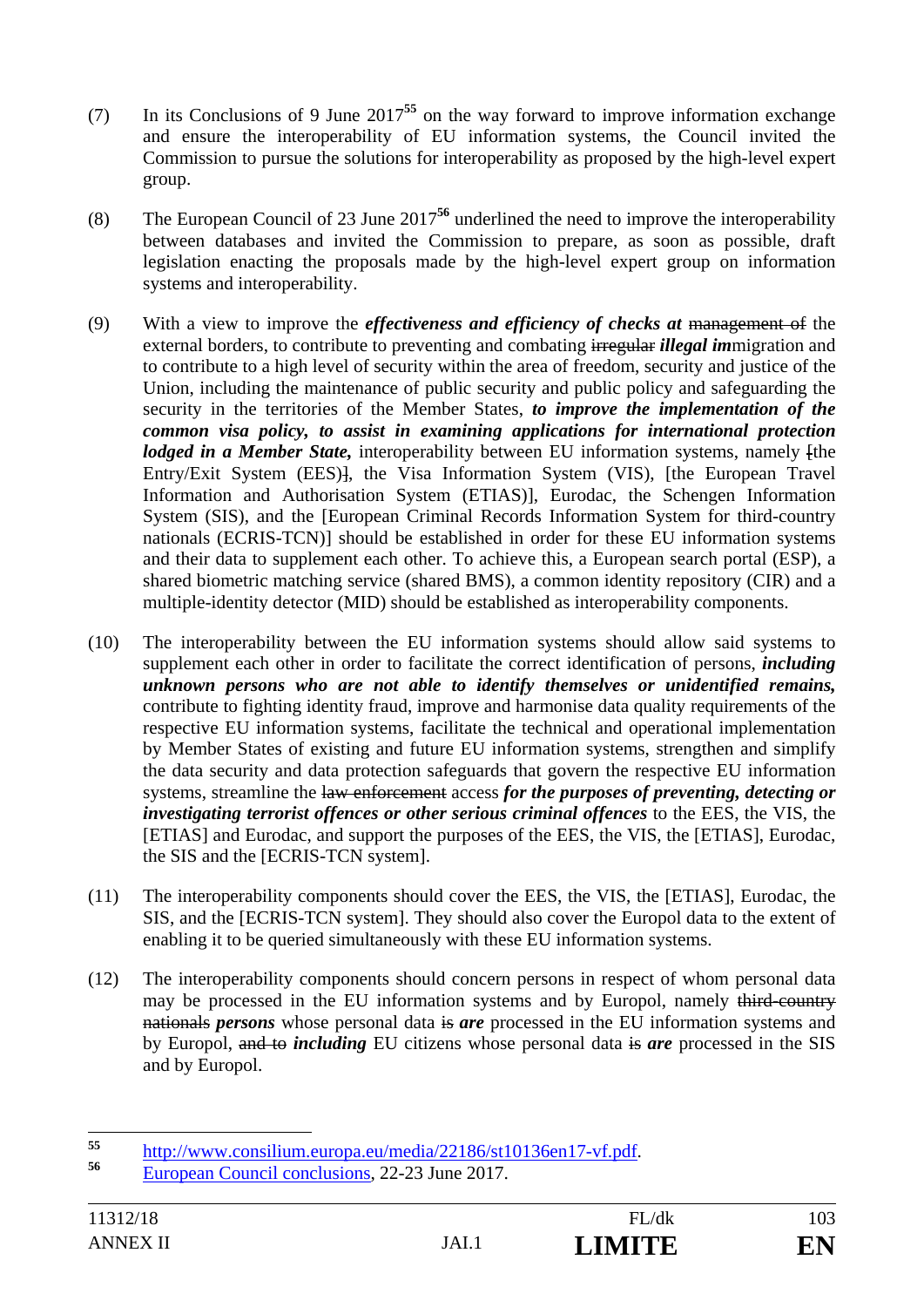(7) In its Conclusions of 9 June 2017[55] on the way forward to improve information exchange and ensure the interoperability of EU information systems, the Council invited the Commission to pursue the solutions for interoperability as proposed by the high-level expert group.

(8) The European Council of 23 June 2017[56] underlined the need to improve the interoperability between databases and invited the Commission to prepare, as soon as possible, draft legislation enacting the proposals made by the high-level expert group on information systems and interoperability.

(9) With a view to improve the ***effectiveness and efficiency of checks at*** ~~management of~~ the external borders, to contribute to preventing and combating ~~irregular~~ ***illegal im***migration and to contribute to a high level of security within the area of freedom, security and justice of the Union, including the maintenance of public security and public policy and safeguarding the security in the territories of the Member States, ***to improve the implementation of the common visa policy, to assist in examining applications for international protection lodged in a Member State,*** interoperability between EU information systems, namely ~~[~~the Entry/Exit System (EES)~~]~~, the Visa Information System (VIS), [the European Travel Information and Authorisation System (ETIAS)], Eurodac, the Schengen Information System (SIS), and the [European Criminal Records Information System for third-country nationals (ECRIS-TCN)] should be established in order for these EU information systems and their data to supplement each other. To achieve this, a European search portal (ESP), a shared biometric matching service (shared BMS), a common identity repository (CIR) and a multiple-identity detector (MID) should be established as interoperability components.

(10) The interoperability between the EU information systems should allow said systems to supplement each other in order to facilitate the correct identification of persons, ***including unknown persons who are not able to identify themselves or unidentified remains,*** contribute to fighting identity fraud, improve and harmonise data quality requirements of the respective EU information systems, facilitate the technical and operational implementation by Member States of existing and future EU information systems, strengthen and simplify the data security and data protection safeguards that govern the respective EU information systems, streamline the ~~law enforcement~~ access ***for the purposes of preventing, detecting or investigating terrorist offences or other serious criminal offences*** to the EES, the VIS, the [ETIAS] and Eurodac, and support the purposes of the EES, the VIS, the [ETIAS], Eurodac, the SIS and the [ECRIS-TCN system].

(11) The interoperability components should cover the EES, the VIS, the [ETIAS], Eurodac, the SIS, and the [ECRIS-TCN system]. They should also cover the Europol data to the extent of enabling it to be queried simultaneously with these EU information systems.

(12) The interoperability components should concern persons in respect of whom personal data may be processed in the EU information systems and by Europol, namely ~~third-country nationals~~ ***persons*** whose personal data ~~is~~ ***are*** processed in the EU information systems and by Europol, ~~and to~~ ***including*** EU citizens whose personal data ~~is~~ ***are*** processed in the SIS and by Europol.

---

[55] http://www.consilium.europa.eu/media/22186/st10136en17-vf.pdf.

[56] European Council conclusions, 22-23 June 2017.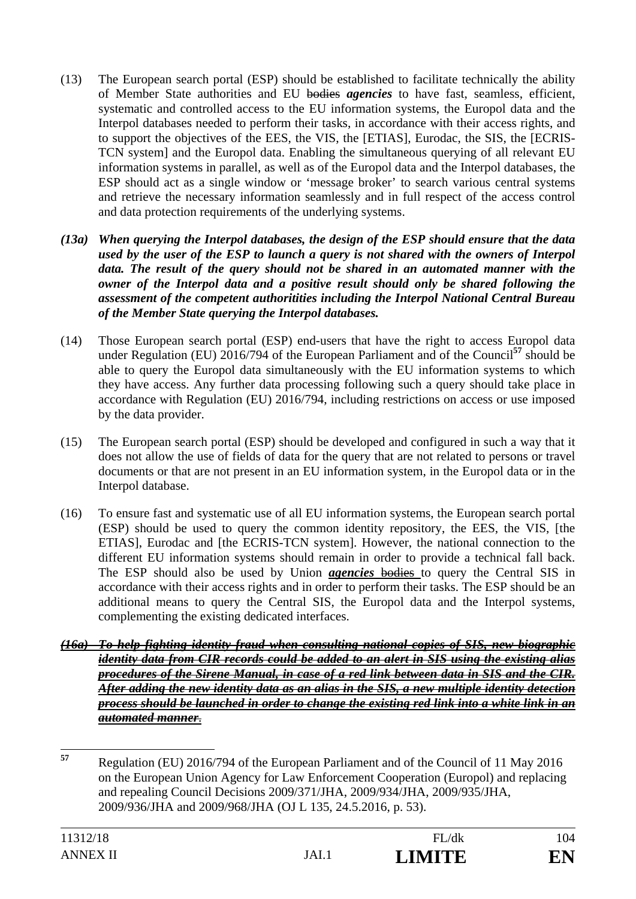(13) The European search portal (ESP) should be established to facilitate technically the ability of Member State authorities and EU ~~bodies~~ ***agencies*** to have fast, seamless, efficient, systematic and controlled access to the EU information systems, the Europol data and the Interpol databases needed to perform their tasks, in accordance with their access rights, and to support the objectives of the EES, the VIS, the [ETIAS], Eurodac, the SIS, the [ECRIS-TCN system] and the Europol data. Enabling the simultaneous querying of all relevant EU information systems in parallel, as well as of the Europol data and the Interpol databases, the ESP should act as a single window or 'message broker' to search various central systems and retrieve the necessary information seamlessly and in full respect of the access control and data protection requirements of the underlying systems.

***(13a) When querying the Interpol databases, the design of the ESP should ensure that the data used by the user of the ESP to launch a query is not shared with the owners of Interpol data. The result of the query should not be shared in an automated manner with the owner of the Interpol data and a positive result should only be shared following the assessment of the competent authoritities including the Interpol National Central Bureau of the Member State querying the Interpol databases.***

(14) Those European search portal (ESP) end-users that have the right to access Europol data under Regulation (EU) 2016/794 of the European Parliament and of the Council[57] should be able to query the Europol data simultaneously with the EU information systems to which they have access. Any further data processing following such a query should take place in accordance with Regulation (EU) 2016/794, including restrictions on access or use imposed by the data provider.

(15) The European search portal (ESP) should be developed and configured in such a way that it does not allow the use of fields of data for the query that are not related to persons or travel documents or that are not present in an EU information system, in the Europol data or in the Interpol database.

(16) To ensure fast and systematic use of all EU information systems, the European search portal (ESP) should be used to query the common identity repository, the EES, the VIS, [the ETIAS], Eurodac and [the ECRIS-TCN system]. However, the national connection to the different EU information systems should remain in order to provide a technical fall back. The ESP should also be used by Union ***agencies*** ~~bodies~~ to query the Central SIS in accordance with their access rights and in order to perform their tasks. The ESP should be an additional means to query the Central SIS, the Europol data and the Interpol systems, complementing the existing dedicated interfaces.

~~***(16a) To help fighting identity fraud when consulting national copies of SIS, new biographic identity data from CIR records could be added to an alert in SIS using the existing alias procedures of the Sirene Manual, in case of a red link between data in SIS and the CIR. After adding the new identity data as an alias in the SIS, a new multiple identity detection process should be launched in order to change the existing red link into a white link in an automated manner.***~~

---

[57] Regulation (EU) 2016/794 of the European Parliament and of the Council of 11 May 2016 on the European Union Agency for Law Enforcement Cooperation (Europol) and replacing and repealing Council Decisions 2009/371/JHA, 2009/934/JHA, 2009/935/JHA, 2009/936/JHA and 2009/968/JHA (OJ L 135, 24.5.2016, p. 53).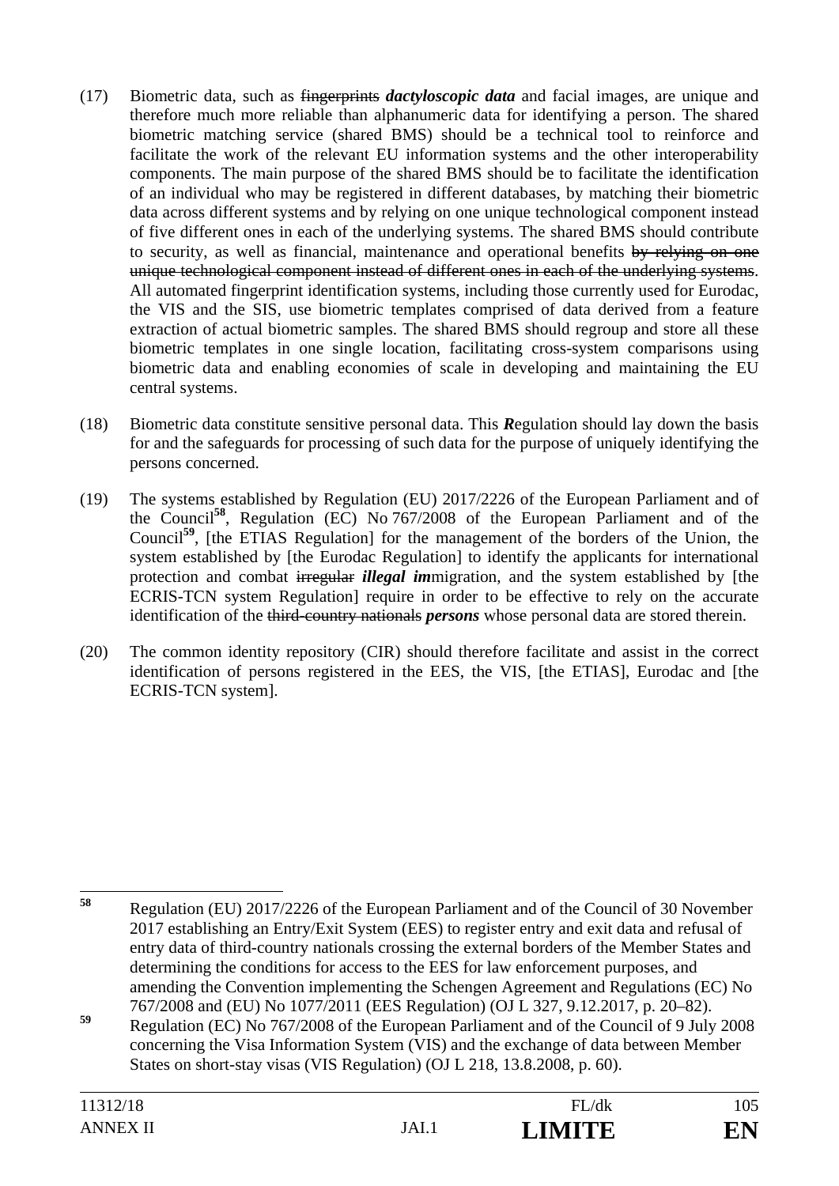(17) Biometric data, such as ~~fingerprints~~ ***dactyloscopic data*** and facial images, are unique and therefore much more reliable than alphanumeric data for identifying a person. The shared biometric matching service (shared BMS) should be a technical tool to reinforce and facilitate the work of the relevant EU information systems and the other interoperability components. The main purpose of the shared BMS should be to facilitate the identification of an individual who may be registered in different databases, by matching their biometric data across different systems and by relying on one unique technological component instead of five different ones in each of the underlying systems. The shared BMS should contribute to security, as well as financial, maintenance and operational benefits ~~by relying on one unique technological component instead of different ones in each of the underlying systems~~. All automated fingerprint identification systems, including those currently used for Eurodac, the VIS and the SIS, use biometric templates comprised of data derived from a feature extraction of actual biometric samples. The shared BMS should regroup and store all these biometric templates in one single location, facilitating cross-system comparisons using biometric data and enabling economies of scale in developing and maintaining the EU central systems.

(18) Biometric data constitute sensitive personal data. This ***R***egulation should lay down the basis for and the safeguards for processing of such data for the purpose of uniquely identifying the persons concerned.

(19) The systems established by Regulation (EU) 2017/2226 of the European Parliament and of the Council[58], Regulation (EC) No 767/2008 of the European Parliament and of the Council[59], [the ETIAS Regulation] for the management of the borders of the Union, the system established by [the Eurodac Regulation] to identify the applicants for international protection and combat ~~irregular~~ ***illegal im***migration, and the system established by [the ECRIS-TCN system Regulation] require in order to be effective to rely on the accurate identification of the ~~third-country nationals~~ ***persons*** whose personal data are stored therein.

(20) The common identity repository (CIR) should therefore facilitate and assist in the correct identification of persons registered in the EES, the VIS, [the ETIAS], Eurodac and [the ECRIS-TCN system].

---

[58] Regulation (EU) 2017/2226 of the European Parliament and of the Council of 30 November 2017 establishing an Entry/Exit System (EES) to register entry and exit data and refusal of entry data of third-country nationals crossing the external borders of the Member States and determining the conditions for access to the EES for law enforcement purposes, and amending the Convention implementing the Schengen Agreement and Regulations (EC) No 767/2008 and (EU) No 1077/2011 (EES Regulation) (OJ L 327, 9.12.2017, p. 20–82).

[59] Regulation (EC) No 767/2008 of the European Parliament and of the Council of 9 July 2008 concerning the Visa Information System (VIS) and the exchange of data between Member States on short-stay visas (VIS Regulation) (OJ L 218, 13.8.2008, p. 60).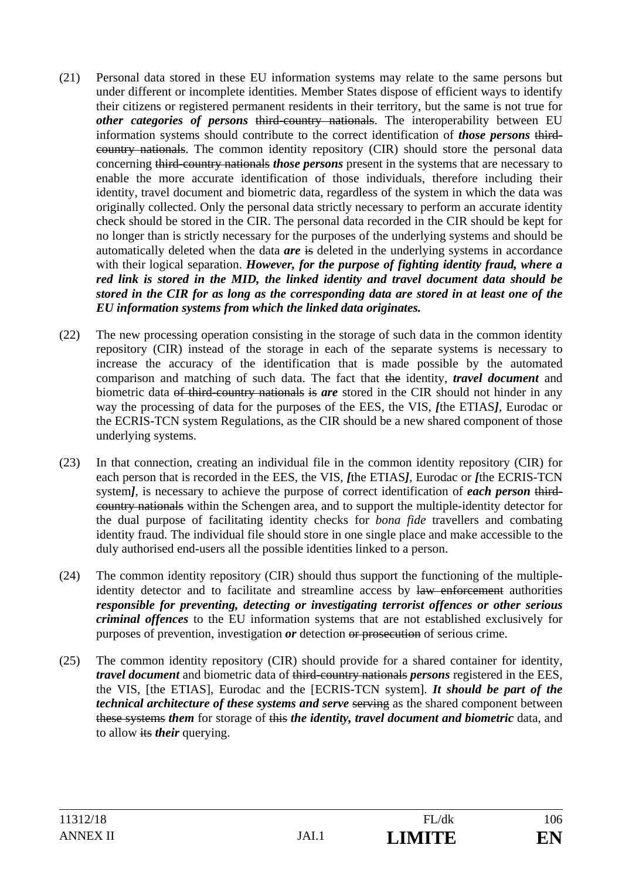(21) Personal data stored in these EU information systems may relate to the same persons but under different or incomplete identities. Member States dispose of efficient ways to identify their citizens or registered permanent residents in their territory, but the same is not true for ***other categories of persons*** ~~third-country nationals~~. The interoperability between EU information systems should contribute to the correct identification of ***those persons*** ~~third-country nationals~~. The common identity repository (CIR) should store the personal data concerning ~~third-country nationals~~ ***those persons*** present in the systems that are necessary to enable the more accurate identification of those individuals, therefore including their identity, travel document and biometric data, regardless of the system in which the data was originally collected. Only the personal data strictly necessary to perform an accurate identity check should be stored in the CIR. The personal data recorded in the CIR should be kept for no longer than is strictly necessary for the purposes of the underlying systems and should be automatically deleted when the data ***are*** ~~is~~ deleted in the underlying systems in accordance with their logical separation. ***However, for the purpose of fighting identity fraud, where a red link is stored in the MID, the linked identity and travel document data should be stored in the CIR for as long as the corresponding data are stored in at least one of the EU information systems from which the linked data originates.***

(22) The new processing operation consisting in the storage of such data in the common identity repository (CIR) instead of the storage in each of the separate systems is necessary to increase the accuracy of the identification that is made possible by the automated comparison and matching of such data. The fact that ~~the~~ identity, ***travel document*** and biometric data ~~of third-country nationals~~ ~~is~~ ***are*** stored in the CIR should not hinder in any way the processing of data for the purposes of the EES, the VIS, ***[***the ETIAS***]***, Eurodac or the ECRIS-TCN system Regulations, as the CIR should be a new shared component of those underlying systems.

(23) In that connection, creating an individual file in the common identity repository (CIR) for each person that is recorded in the EES, the VIS, ***[***the ETIAS***]***, Eurodac or ***[***the ECRIS-TCN system***]***, is necessary to achieve the purpose of correct identification of ***each person*** ~~third-country nationals~~ within the Schengen area, and to support the multiple-identity detector for the dual purpose of facilitating identity checks for *bona fide* travellers and combating identity fraud. The individual file should store in one single place and make accessible to the duly authorised end-users all the possible identities linked to a person.

(24) The common identity repository (CIR) should thus support the functioning of the multiple-identity detector and to facilitate and streamline access by ~~law enforcement~~ authorities ***responsible for preventing, detecting or investigating terrorist offences or other serious criminal offences*** to the EU information systems that are not established exclusively for purposes of prevention, investigation ***or*** detection ~~or prosecution~~ of serious crime.

(25) The common identity repository (CIR) should provide for a shared container for identity, ***travel document*** and biometric data of ~~third-country nationals~~ ***persons*** registered in the EES, the VIS, [the ETIAS], Eurodac and the [ECRIS-TCN system]. ***It should be part of the technical architecture of these systems and serve*** ~~serving~~ as the shared component between ~~these systems~~ ***them*** for storage of ~~this~~ ***the identity, travel document and biometric*** data, and to allow ~~its~~ ***their*** querying.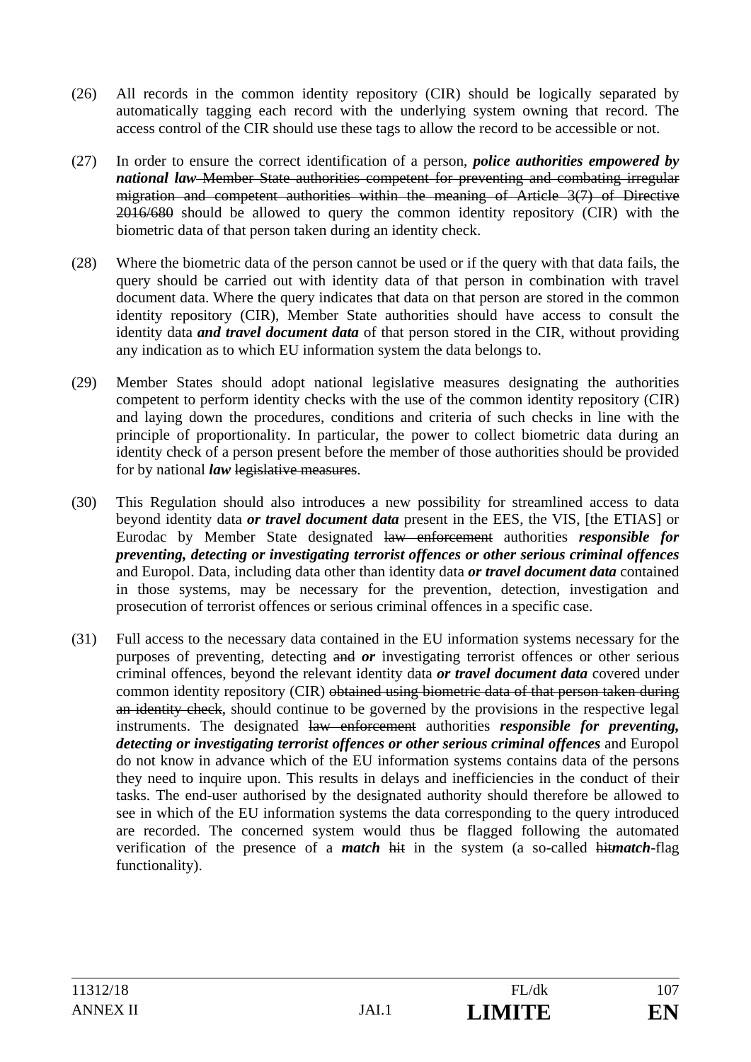(26) All records in the common identity repository (CIR) should be logically separated by automatically tagging each record with the underlying system owning that record. The access control of the CIR should use these tags to allow the record to be accessible or not.

(27) In order to ensure the correct identification of a person, ***police authorities empowered by national law*** ~~Member State authorities competent for preventing and combating irregular migration and competent authorities within the meaning of Article 3(7) of Directive 2016/680~~ should be allowed to query the common identity repository (CIR) with the biometric data of that person taken during an identity check.

(28) Where the biometric data of the person cannot be used or if the query with that data fails, the query should be carried out with identity data of that person in combination with travel document data. Where the query indicates that data on that person are stored in the common identity repository (CIR), Member State authorities should have access to consult the identity data ***and travel document data*** of that person stored in the CIR, without providing any indication as to which EU information system the data belongs to.

(29) Member States should adopt national legislative measures designating the authorities competent to perform identity checks with the use of the common identity repository (CIR) and laying down the procedures, conditions and criteria of such checks in line with the principle of proportionality. In particular, the power to collect biometric data during an identity check of a person present before the member of those authorities should be provided for by national ***law*** ~~legislative measures~~.

(30) This Regulation should also introduce~~s~~ a new possibility for streamlined access to data beyond identity data ***or travel document data*** present in the EES, the VIS, [the ETIAS] or Eurodac by Member State designated ~~law enforcement~~ authorities ***responsible for preventing, detecting or investigating terrorist offences or other serious criminal offences*** and Europol. Data, including data other than identity data ***or travel document data*** contained in those systems, may be necessary for the prevention, detection, investigation and prosecution of terrorist offences or serious criminal offences in a specific case.

(31) Full access to the necessary data contained in the EU information systems necessary for the purposes of preventing, detecting ~~and~~ ***or*** investigating terrorist offences or other serious criminal offences, beyond the relevant identity data ***or travel document data*** covered under common identity repository (CIR) ~~obtained using biometric data of that person taken during an identity check~~, should continue to be governed by the provisions in the respective legal instruments. The designated ~~law enforcement~~ authorities ***responsible for preventing, detecting or investigating terrorist offences or other serious criminal offences*** and Europol do not know in advance which of the EU information systems contains data of the persons they need to inquire upon. This results in delays and inefficiencies in the conduct of their tasks. The end-user authorised by the designated authority should therefore be allowed to see in which of the EU information systems the data corresponding to the query introduced are recorded. The concerned system would thus be flagged following the automated verification of the presence of a ***match*** ~~hit~~ in the system (a so-called ~~hit~~***match***-flag functionality).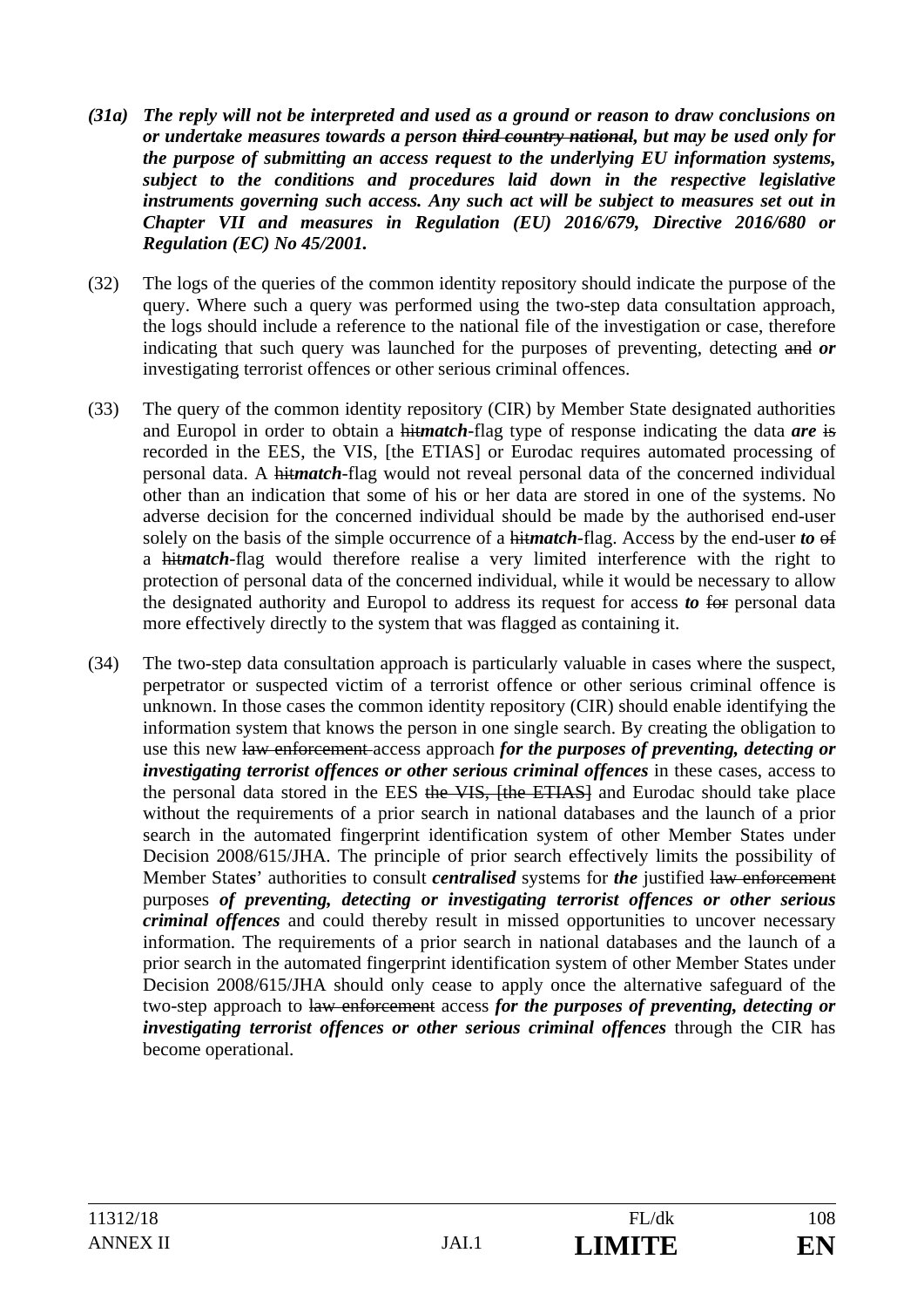*(31a)* ***The reply will not be interpreted and used as a ground or reason to draw conclusions on or undertake measures towards a person ~~third country national~~, but may be used only for the purpose of submitting an access request to the underlying EU information systems, subject to the conditions and procedures laid down in the respective legislative instruments governing such access. Any such act will be subject to measures set out in Chapter VII and measures in Regulation (EU) 2016/679, Directive 2016/680 or Regulation (EC) No 45/2001.***

(32) The logs of the queries of the common identity repository should indicate the purpose of the query. Where such a query was performed using the two-step data consultation approach, the logs should include a reference to the national file of the investigation or case, therefore indicating that such query was launched for the purposes of preventing, detecting ~~and~~ ***or*** investigating terrorist offences or other serious criminal offences.

(33) The query of the common identity repository (CIR) by Member State designated authorities and Europol in order to obtain a ~~hit~~***match***-flag type of response indicating the data ***are*** ~~is~~ recorded in the EES, the VIS, [the ETIAS] or Eurodac requires automated processing of personal data. A ~~hit~~***match***-flag would not reveal personal data of the concerned individual other than an indication that some of his or her data are stored in one of the systems. No adverse decision for the concerned individual should be made by the authorised end-user solely on the basis of the simple occurrence of a ~~hit~~***match***-flag. Access by the end-user ***to*** ~~of~~ a ~~hit~~***match***-flag would therefore realise a very limited interference with the right to protection of personal data of the concerned individual, while it would be necessary to allow the designated authority and Europol to address its request for access ***to*** ~~for~~ personal data more effectively directly to the system that was flagged as containing it.

(34) The two-step data consultation approach is particularly valuable in cases where the suspect, perpetrator or suspected victim of a terrorist offence or other serious criminal offence is unknown. In those cases the common identity repository (CIR) should enable identifying the information system that knows the person in one single search. By creating the obligation to use this new ~~law enforcement~~ access approach ***for the purposes of preventing, detecting or investigating terrorist offences or other serious criminal offences*** in these cases, access to the personal data stored in the EES ~~the VIS, [the ETIAS]~~ and Eurodac should take place without the requirements of a prior search in national databases and the launch of a prior search in the automated fingerprint identification system of other Member States under Decision 2008/615/JHA. The principle of prior search effectively limits the possibility of Member State***s***' authorities to consult ***centralised*** systems for ***the*** justified ~~law enforcement~~ purposes ***of preventing, detecting or investigating terrorist offences or other serious criminal offences*** and could thereby result in missed opportunities to uncover necessary information. The requirements of a prior search in national databases and the launch of a prior search in the automated fingerprint identification system of other Member States under Decision 2008/615/JHA should only cease to apply once the alternative safeguard of the two-step approach to ~~law enforcement~~ access ***for the purposes of preventing, detecting or investigating terrorist offences or other serious criminal offences*** through the CIR has become operational.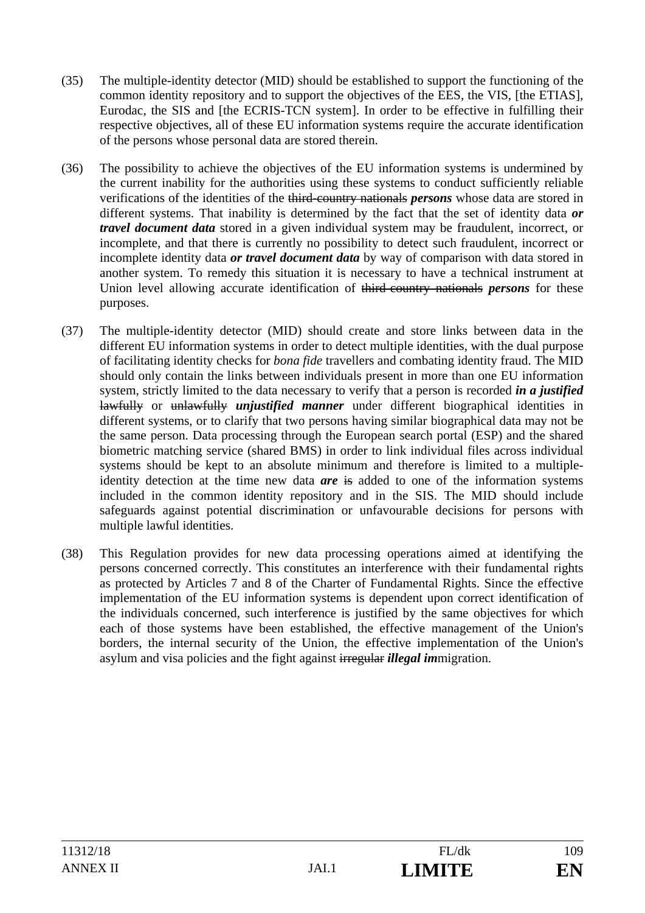(35) The multiple-identity detector (MID) should be established to support the functioning of the common identity repository and to support the objectives of the EES, the VIS, [the ETIAS], Eurodac, the SIS and [the ECRIS-TCN system]. In order to be effective in fulfilling their respective objectives, all of these EU information systems require the accurate identification of the persons whose personal data are stored therein.

(36) The possibility to achieve the objectives of the EU information systems is undermined by the current inability for the authorities using these systems to conduct sufficiently reliable verifications of the identities of the ~~third-country nationals~~ ***persons*** whose data are stored in different systems. That inability is determined by the fact that the set of identity data ***or travel document data*** stored in a given individual system may be fraudulent, incorrect, or incomplete, and that there is currently no possibility to detect such fraudulent, incorrect or incomplete identity data ***or travel document data*** by way of comparison with data stored in another system. To remedy this situation it is necessary to have a technical instrument at Union level allowing accurate identification of ~~third-country nationals~~ ***persons*** for these purposes.

(37) The multiple-identity detector (MID) should create and store links between data in the different EU information systems in order to detect multiple identities, with the dual purpose of facilitating identity checks for *bona fide* travellers and combating identity fraud. The MID should only contain the links between individuals present in more than one EU information system, strictly limited to the data necessary to verify that a person is recorded ***in a justified*** ~~lawfully~~ or ~~unlawfully~~ ***unjustified manner*** under different biographical identities in different systems, or to clarify that two persons having similar biographical data may not be the same person. Data processing through the European search portal (ESP) and the shared biometric matching service (shared BMS) in order to link individual files across individual systems should be kept to an absolute minimum and therefore is limited to a multiple-identity detection at the time new data ***are*** ~~is~~ added to one of the information systems included in the common identity repository and in the SIS. The MID should include safeguards against potential discrimination or unfavourable decisions for persons with multiple lawful identities.

(38) This Regulation provides for new data processing operations aimed at identifying the persons concerned correctly. This constitutes an interference with their fundamental rights as protected by Articles 7 and 8 of the Charter of Fundamental Rights. Since the effective implementation of the EU information systems is dependent upon correct identification of the individuals concerned, such interference is justified by the same objectives for which each of those systems have been established, the effective management of the Union's borders, the internal security of the Union, the effective implementation of the Union's asylum and visa policies and the fight against ~~irregular~~ ***illegal im***migration.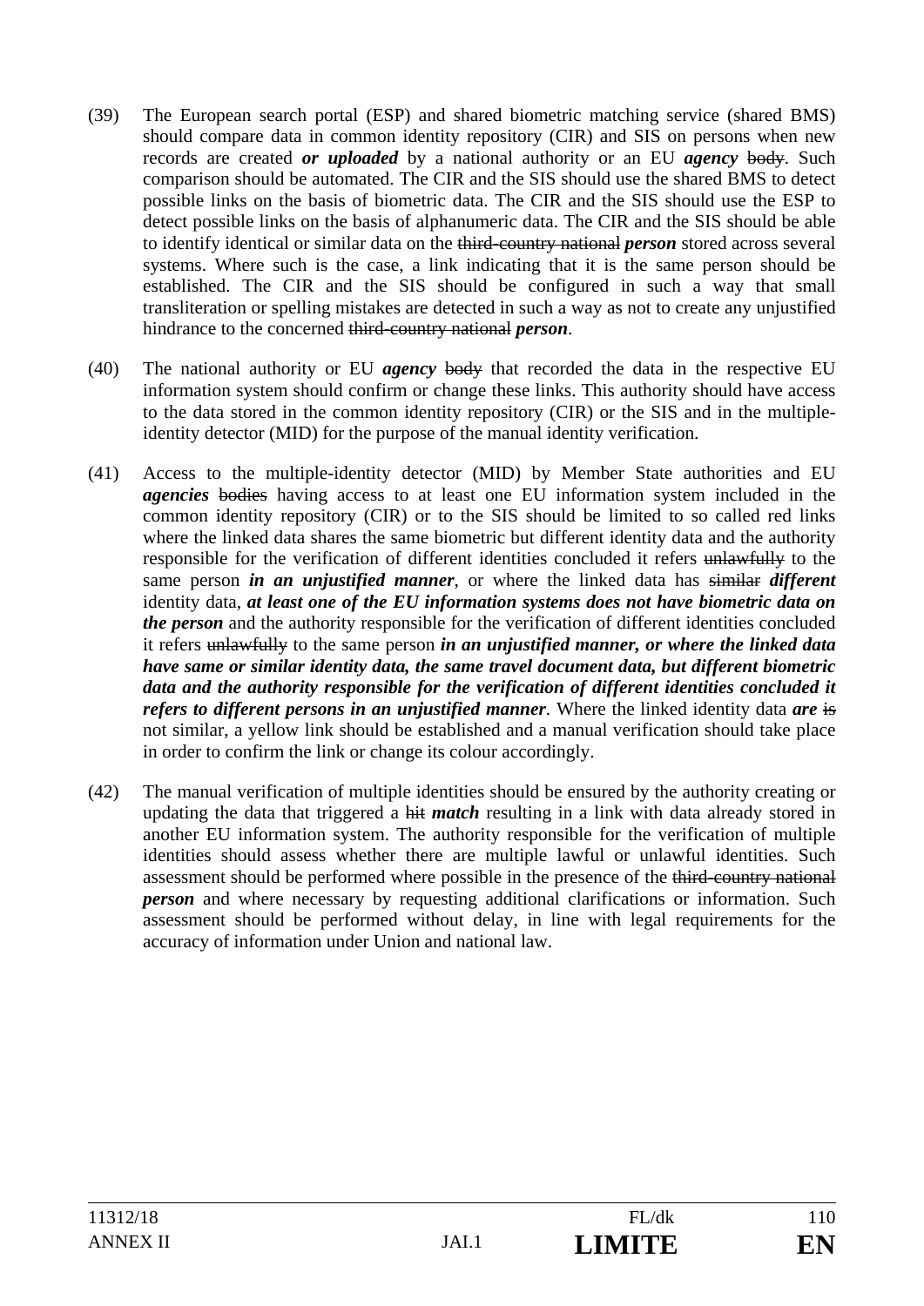(39) The European search portal (ESP) and shared biometric matching service (shared BMS) should compare data in common identity repository (CIR) and SIS on persons when new records are created ***or uploaded*** by a national authority or an EU ***agency*** ~~body~~. Such comparison should be automated. The CIR and the SIS should use the shared BMS to detect possible links on the basis of biometric data. The CIR and the SIS should use the ESP to detect possible links on the basis of alphanumeric data. The CIR and the SIS should be able to identify identical or similar data on the ~~third-country national~~ ***person*** stored across several systems. Where such is the case, a link indicating that it is the same person should be established. The CIR and the SIS should be configured in such a way that small transliteration or spelling mistakes are detected in such a way as not to create any unjustified hindrance to the concerned ~~third-country national~~ ***person***.

(40) The national authority or EU ***agency*** ~~body~~ that recorded the data in the respective EU information system should confirm or change these links. This authority should have access to the data stored in the common identity repository (CIR) or the SIS and in the multiple-identity detector (MID) for the purpose of the manual identity verification.

(41) Access to the multiple-identity detector (MID) by Member State authorities and EU ***agencies*** ~~bodies~~ having access to at least one EU information system included in the common identity repository (CIR) or to the SIS should be limited to so called red links where the linked data shares the same biometric but different identity data and the authority responsible for the verification of different identities concluded it refers ~~unlawfully~~ to the same person ***in an unjustified manner***, or where the linked data has ~~similar~~ ***different*** identity data, ***at least one of the EU information systems does not have biometric data on the person*** and the authority responsible for the verification of different identities concluded it refers ~~unlawfully~~ to the same person ***in an unjustified manner, or where the linked data have same or similar identity data, the same travel document data, but different biometric data and the authority responsible for the verification of different identities concluded it refers to different persons in an unjustified manner***. Where the linked identity data ***are*** ~~is~~ not similar, a yellow link should be established and a manual verification should take place in order to confirm the link or change its colour accordingly.

(42) The manual verification of multiple identities should be ensured by the authority creating or updating the data that triggered a ~~hit~~ ***match*** resulting in a link with data already stored in another EU information system. The authority responsible for the verification of multiple identities should assess whether there are multiple lawful or unlawful identities. Such assessment should be performed where possible in the presence of the ~~third-country national~~ ***person*** and where necessary by requesting additional clarifications or information. Such assessment should be performed without delay, in line with legal requirements for the accuracy of information under Union and national law.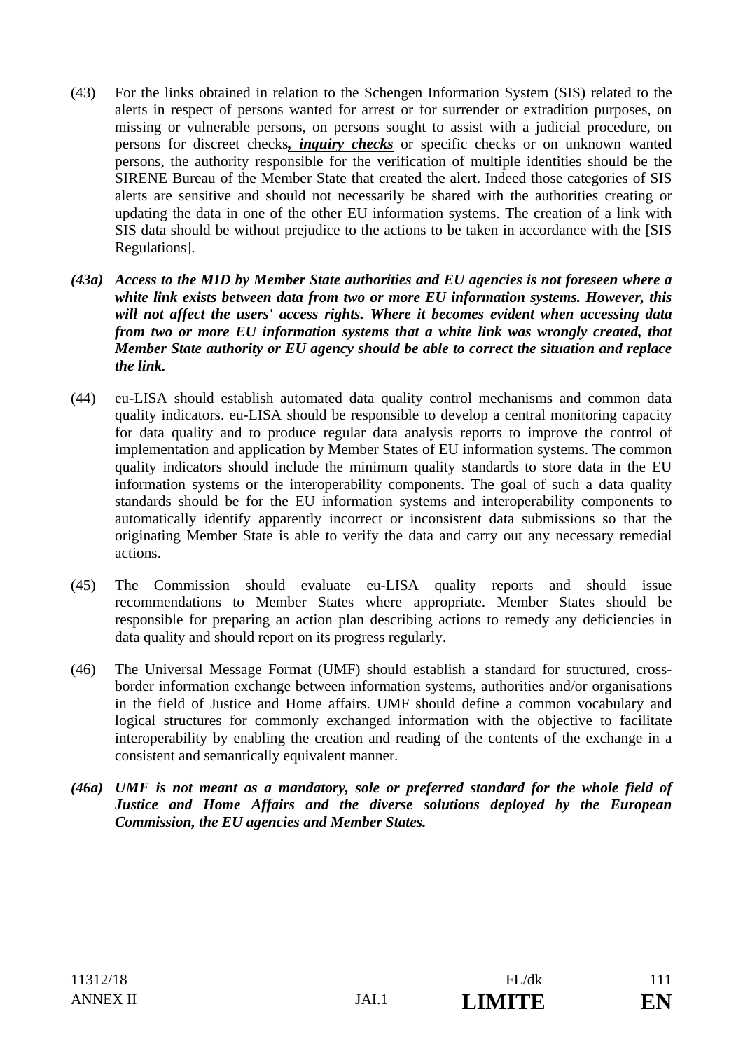(43) For the links obtained in relation to the Schengen Information System (SIS) related to the alerts in respect of persons wanted for arrest or for surrender or extradition purposes, on missing or vulnerable persons, on persons sought to assist with a judicial procedure, on persons for discreet checks***, inquiry checks*** or specific checks or on unknown wanted persons, the authority responsible for the verification of multiple identities should be the SIRENE Bureau of the Member State that created the alert. Indeed those categories of SIS alerts are sensitive and should not necessarily be shared with the authorities creating or updating the data in one of the other EU information systems. The creation of a link with SIS data should be without prejudice to the actions to be taken in accordance with the [SIS Regulations].

***(43a) Access to the MID by Member State authorities and EU agencies is not foreseen where a white link exists between data from two or more EU information systems. However, this will not affect the users' access rights. Where it becomes evident when accessing data from two or more EU information systems that a white link was wrongly created, that Member State authority or EU agency should be able to correct the situation and replace the link.***

(44) eu-LISA should establish automated data quality control mechanisms and common data quality indicators. eu-LISA should be responsible to develop a central monitoring capacity for data quality and to produce regular data analysis reports to improve the control of implementation and application by Member States of EU information systems. The common quality indicators should include the minimum quality standards to store data in the EU information systems or the interoperability components. The goal of such a data quality standards should be for the EU information systems and interoperability components to automatically identify apparently incorrect or inconsistent data submissions so that the originating Member State is able to verify the data and carry out any necessary remedial actions.

(45) The Commission should evaluate eu-LISA quality reports and should issue recommendations to Member States where appropriate. Member States should be responsible for preparing an action plan describing actions to remedy any deficiencies in data quality and should report on its progress regularly.

(46) The Universal Message Format (UMF) should establish a standard for structured, cross-border information exchange between information systems, authorities and/or organisations in the field of Justice and Home affairs. UMF should define a common vocabulary and logical structures for commonly exchanged information with the objective to facilitate interoperability by enabling the creation and reading of the contents of the exchange in a consistent and semantically equivalent manner.

***(46a) UMF is not meant as a mandatory, sole or preferred standard for the whole field of Justice and Home Affairs and the diverse solutions deployed by the European Commission, the EU agencies and Member States.***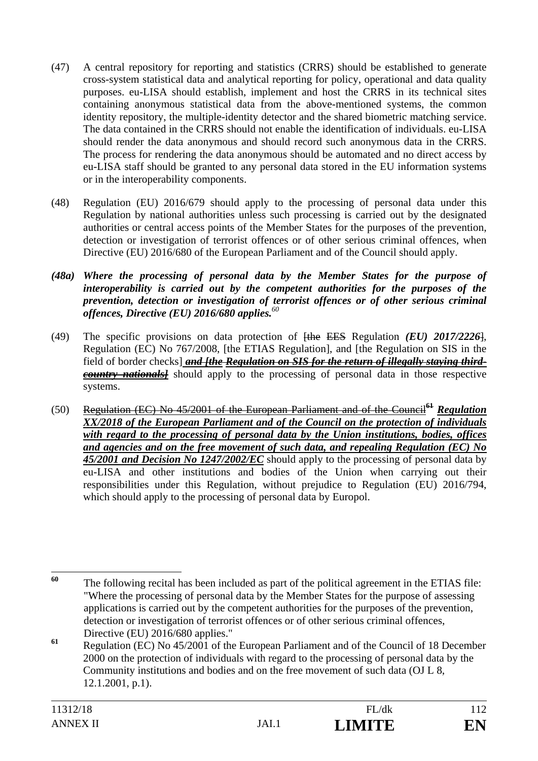(47) A central repository for reporting and statistics (CRRS) should be established to generate cross-system statistical data and analytical reporting for policy, operational and data quality purposes. eu-LISA should establish, implement and host the CRRS in its technical sites containing anonymous statistical data from the above-mentioned systems, the common identity repository, the multiple-identity detector and the shared biometric matching service. The data contained in the CRRS should not enable the identification of individuals. eu-LISA should render the data anonymous and should record such anonymous data in the CRRS. The process for rendering the data anonymous should be automated and no direct access by eu-LISA staff should be granted to any personal data stored in the EU information systems or in the interoperability components.

(48) Regulation (EU) 2016/679 should apply to the processing of personal data under this Regulation by national authorities unless such processing is carried out by the designated authorities or central access points of the Member States for the purposes of the prevention, detection or investigation of terrorist offences or of other serious criminal offences, when Directive (EU) 2016/680 of the European Parliament and of the Council should apply.

***(48a) Where the processing of personal data by the Member States for the purpose of interoperability is carried out by the competent authorities for the purposes of the prevention, detection or investigation of terrorist offences or of other serious criminal offences, Directive (EU) 2016/680 applies.***[60]

(49) The specific provisions on data protection of ~~[the EES~~ Regulation ***(EU) 2017/2226***~~]~~, Regulation (EC) No 767/2008, [the ETIAS Regulation], and [the Regulation on SIS in the field of border checks] ***~~and [the Regulation on SIS for the return of illegally staying third-country nationals]~~*** should apply to the processing of personal data in those respective systems.

(50) ~~Regulation (EC) No 45/2001 of the European Parliament and of the Council~~[61] ***Regulation XX/2018 of the European Parliament and of the Council on the protection of individuals with regard to the processing of personal data by the Union institutions, bodies, offices and agencies and on the free movement of such data, and repealing Regulation (EC) No 45/2001 and Decision No 1247/2002/EC*** should apply to the processing of personal data by eu-LISA and other institutions and bodies of the Union when carrying out their responsibilities under this Regulation, without prejudice to Regulation (EU) 2016/794, which should apply to the processing of personal data by Europol.

---

[60] The following recital has been included as part of the political agreement in the ETIAS file: "Where the processing of personal data by the Member States for the purpose of assessing applications is carried out by the competent authorities for the purposes of the prevention, detection or investigation of terrorist offences or of other serious criminal offences, Directive (EU) 2016/680 applies."

[61] Regulation (EC) No 45/2001 of the European Parliament and of the Council of 18 December 2000 on the protection of individuals with regard to the processing of personal data by the Community institutions and bodies and on the free movement of such data (OJ L 8, 12.1.2001, p.1).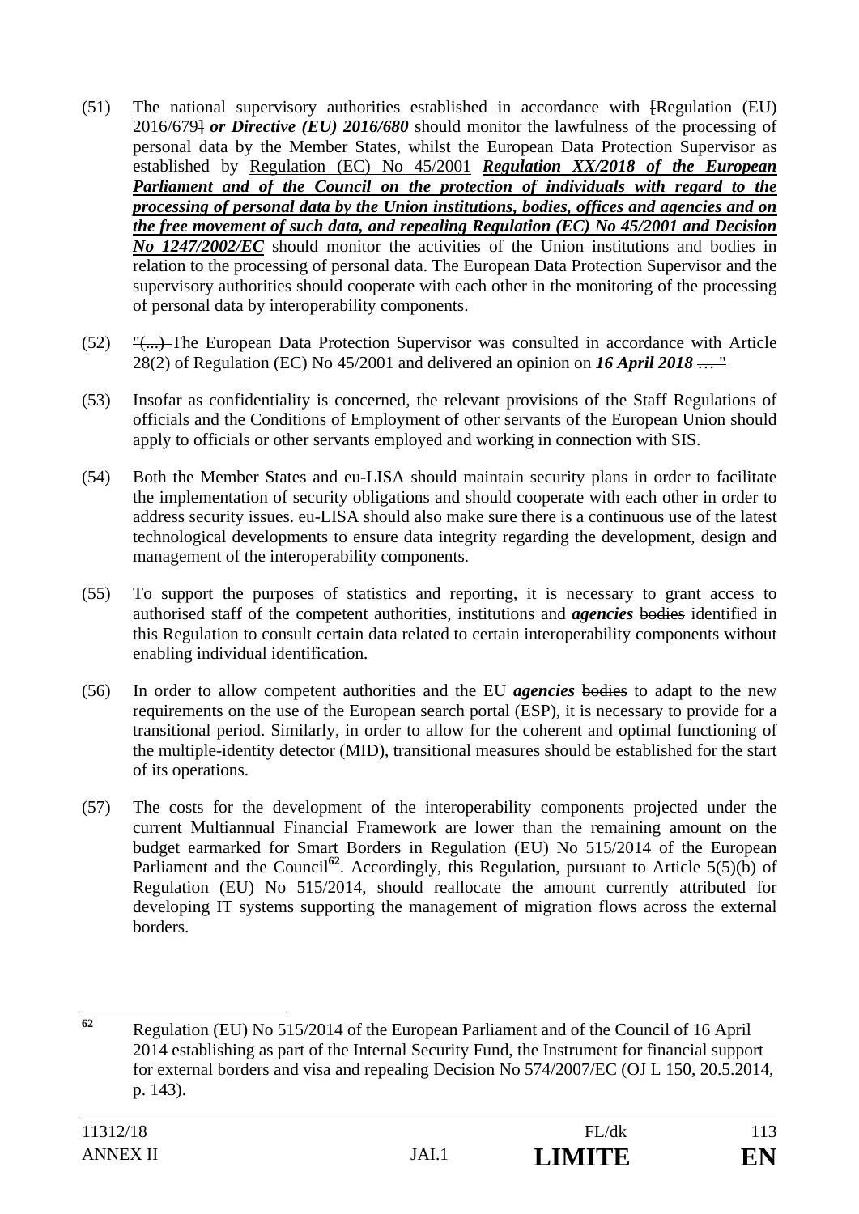(51) The national supervisory authorities established in accordance with ~~[~~Regulation (EU) 2016/679~~]~~ ***or Directive (EU) 2016/680*** should monitor the lawfulness of the processing of personal data by the Member States, whilst the European Data Protection Supervisor as established by ~~Regulation (EC) No 45/2001~~ ***<u>Regulation XX/2018 of the European Parliament and of the Council on the protection of individuals with regard to the processing of personal data by the Union institutions, bodies, offices and agencies and on the free movement of such data, and repealing Regulation (EC) No 45/2001 and Decision No 1247/2002/EC</u>*** should monitor the activities of the Union institutions and bodies in relation to the processing of personal data. The European Data Protection Supervisor and the supervisory authorities should cooperate with each other in the monitoring of the processing of personal data by interoperability components.

(52) ~~"(...)~~ The European Data Protection Supervisor was consulted in accordance with Article 28(2) of Regulation (EC) No 45/2001 and delivered an opinion on ***16 April 2018*** ~~… "~~

(53) Insofar as confidentiality is concerned, the relevant provisions of the Staff Regulations of officials and the Conditions of Employment of other servants of the European Union should apply to officials or other servants employed and working in connection with SIS.

(54) Both the Member States and eu-LISA should maintain security plans in order to facilitate the implementation of security obligations and should cooperate with each other in order to address security issues. eu-LISA should also make sure there is a continuous use of the latest technological developments to ensure data integrity regarding the development, design and management of the interoperability components.

(55) To support the purposes of statistics and reporting, it is necessary to grant access to authorised staff of the competent authorities, institutions and ***agencies*** ~~bodies~~ identified in this Regulation to consult certain data related to certain interoperability components without enabling individual identification.

(56) In order to allow competent authorities and the EU ***agencies*** ~~bodies~~ to adapt to the new requirements on the use of the European search portal (ESP), it is necessary to provide for a transitional period. Similarly, in order to allow for the coherent and optimal functioning of the multiple-identity detector (MID), transitional measures should be established for the start of its operations.

(57) The costs for the development of the interoperability components projected under the current Multiannual Financial Framework are lower than the remaining amount on the budget earmarked for Smart Borders in Regulation (EU) No 515/2014 of the European Parliament and the Council[62]. Accordingly, this Regulation, pursuant to Article 5(5)(b) of Regulation (EU) No 515/2014, should reallocate the amount currently attributed for developing IT systems supporting the management of migration flows across the external borders.

---

[62] Regulation (EU) No 515/2014 of the European Parliament and of the Council of 16 April 2014 establishing as part of the Internal Security Fund, the Instrument for financial support for external borders and visa and repealing Decision No 574/2007/EC (OJ L 150, 20.5.2014, p. 143).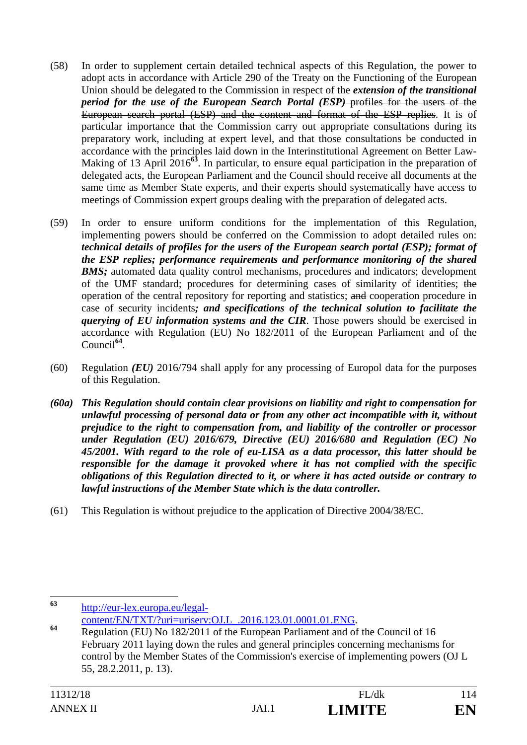(58) In order to supplement certain detailed technical aspects of this Regulation, the power to adopt acts in accordance with Article 290 of the Treaty on the Functioning of the European Union should be delegated to the Commission in respect of the ***extension of the transitional period for the use of the European Search Portal (ESP)*** ~~profiles for the users of the European search portal (ESP) and the content and format of the ESP replies~~. It is of particular importance that the Commission carry out appropriate consultations during its preparatory work, including at expert level, and that those consultations be conducted in accordance with the principles laid down in the Interinstitutional Agreement on Better Law-Making of 13 April 2016[63]. In particular, to ensure equal participation in the preparation of delegated acts, the European Parliament and the Council should receive all documents at the same time as Member State experts, and their experts should systematically have access to meetings of Commission expert groups dealing with the preparation of delegated acts.

(59) In order to ensure uniform conditions for the implementation of this Regulation, implementing powers should be conferred on the Commission to adopt detailed rules on: ***technical details of profiles for the users of the European search portal (ESP); format of the ESP replies; performance requirements and performance monitoring of the shared BMS;*** automated data quality control mechanisms, procedures and indicators; development of the UMF standard; procedures for determining cases of similarity of identities; ~~the~~ operation of the central repository for reporting and statistics; ~~and~~ cooperation procedure in case of security incidents***; and specifications of the technical solution to facilitate the querying of EU information systems and the CIR***. Those powers should be exercised in accordance with Regulation (EU) No 182/2011 of the European Parliament and of the Council[64].

(60) Regulation ***(EU)*** 2016/794 shall apply for any processing of Europol data for the purposes of this Regulation.

***(60a) This Regulation should contain clear provisions on liability and right to compensation for unlawful processing of personal data or from any other act incompatible with it, without prejudice to the right to compensation from, and liability of the controller or processor under Regulation (EU) 2016/679, Directive (EU) 2016/680 and Regulation (EC) No 45/2001. With regard to the role of eu-LISA as a data processor, this latter should be responsible for the damage it provoked where it has not complied with the specific obligations of this Regulation directed to it, or where it has acted outside or contrary to lawful instructions of the Member State which is the data controller.***

(61) This Regulation is without prejudice to the application of Directive 2004/38/EC.

---

[63] http://eur-lex.europa.eu/legal-content/EN/TXT/?uri=uriserv:OJ.L_.2016.123.01.0001.01.ENG.

[64] Regulation (EU) No 182/2011 of the European Parliament and of the Council of 16 February 2011 laying down the rules and general principles concerning mechanisms for control by the Member States of the Commission's exercise of implementing powers (OJ L 55, 28.2.2011, p. 13).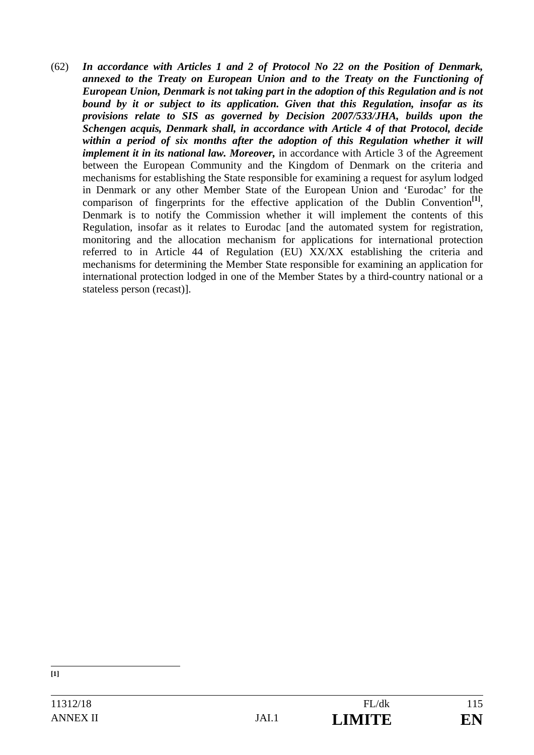(62) ***In accordance with Articles 1 and 2 of Protocol No 22 on the Position of Denmark, annexed to the Treaty on European Union and to the Treaty on the Functioning of European Union, Denmark is not taking part in the adoption of this Regulation and is not bound by it or subject to its application. Given that this Regulation, insofar as its provisions relate to SIS as governed by Decision 2007/533/JHA, builds upon the Schengen acquis, Denmark shall, in accordance with Article 4 of that Protocol, decide within a period of six months after the adoption of this Regulation whether it will implement it in its national law. Moreover,*** in accordance with Article 3 of the Agreement between the European Community and the Kingdom of Denmark on the criteria and mechanisms for establishing the State responsible for examining a request for asylum lodged in Denmark or any other Member State of the European Union and 'Eurodac' for the comparison of fingerprints for the effective application of the Dublin Convention[1], Denmark is to notify the Commission whether it will implement the contents of this Regulation, insofar as it relates to Eurodac [and the automated system for registration, monitoring and the allocation mechanism for applications for international protection referred to in Article 44 of Regulation (EU) XX/XX establishing the criteria and mechanisms for determining the Member State responsible for examining an application for international protection lodged in one of the Member States by a third-country national or a stateless person (recast)].

---

**[1]**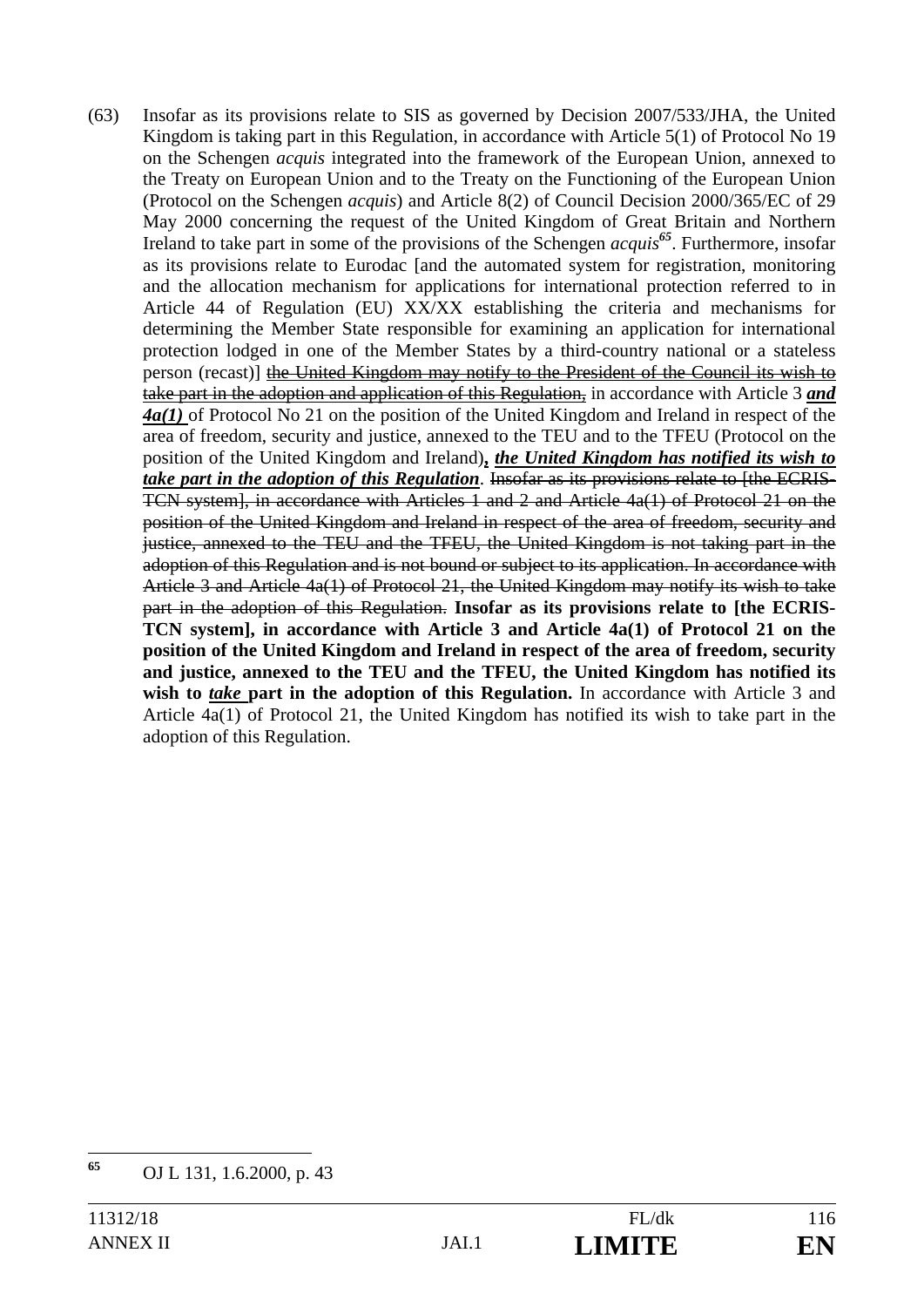(63) Insofar as its provisions relate to SIS as governed by Decision 2007/533/JHA, the United Kingdom is taking part in this Regulation, in accordance with Article 5(1) of Protocol No 19 on the Schengen *acquis* integrated into the framework of the European Union, annexed to the Treaty on European Union and to the Treaty on the Functioning of the European Union (Protocol on the Schengen *acquis*) and Article 8(2) of Council Decision 2000/365/EC of 29 May 2000 concerning the request of the United Kingdom of Great Britain and Northern Ireland to take part in some of the provisions of the Schengen *acquis*[65]. Furthermore, insofar as its provisions relate to Eurodac [and the automated system for registration, monitoring and the allocation mechanism for applications for international protection referred to in Article 44 of Regulation (EU) XX/XX establishing the criteria and mechanisms for determining the Member State responsible for examining an application for international protection lodged in one of the Member States by a third-country national or a stateless person (recast)] ~~the United Kingdom may notify to the President of the Council its wish to take part in the adoption and application of this Regulation,~~ in accordance with Article 3 ***and 4a(1)*** of Protocol No 21 on the position of the United Kingdom and Ireland in respect of the area of freedom, security and justice, annexed to the TEU and to the TFEU (Protocol on the position of the United Kingdom and Ireland)**,** ***the United Kingdom has notified its wish to take part in the adoption of this Regulation***. ~~Insofar as its provisions relate to [the ECRIS-TCN system], in accordance with Articles 1 and 2 and Article 4a(1) of Protocol 21 on the position of the United Kingdom and Ireland in respect of the area of freedom, security and justice, annexed to the TEU and the TFEU, the United Kingdom is not taking part in the adoption of this Regulation and is not bound or subject to its application. In accordance with Article 3 and Article 4a(1) of Protocol 21, the United Kingdom may notify its wish to take part in the adoption of this Regulation.~~ **Insofar as its provisions relate to [the ECRIS-TCN system], in accordance with Article 3 and Article 4a(1) of Protocol 21 on the position of the United Kingdom and Ireland in respect of the area of freedom, security and justice, annexed to the TEU and the TFEU, the United Kingdom has notified its wish to *take* part in the adoption of this Regulation.** In accordance with Article 3 and Article 4a(1) of Protocol 21, the United Kingdom has notified its wish to take part in the adoption of this Regulation.

---

[65] OJ L 131, 1.6.2000, p. 43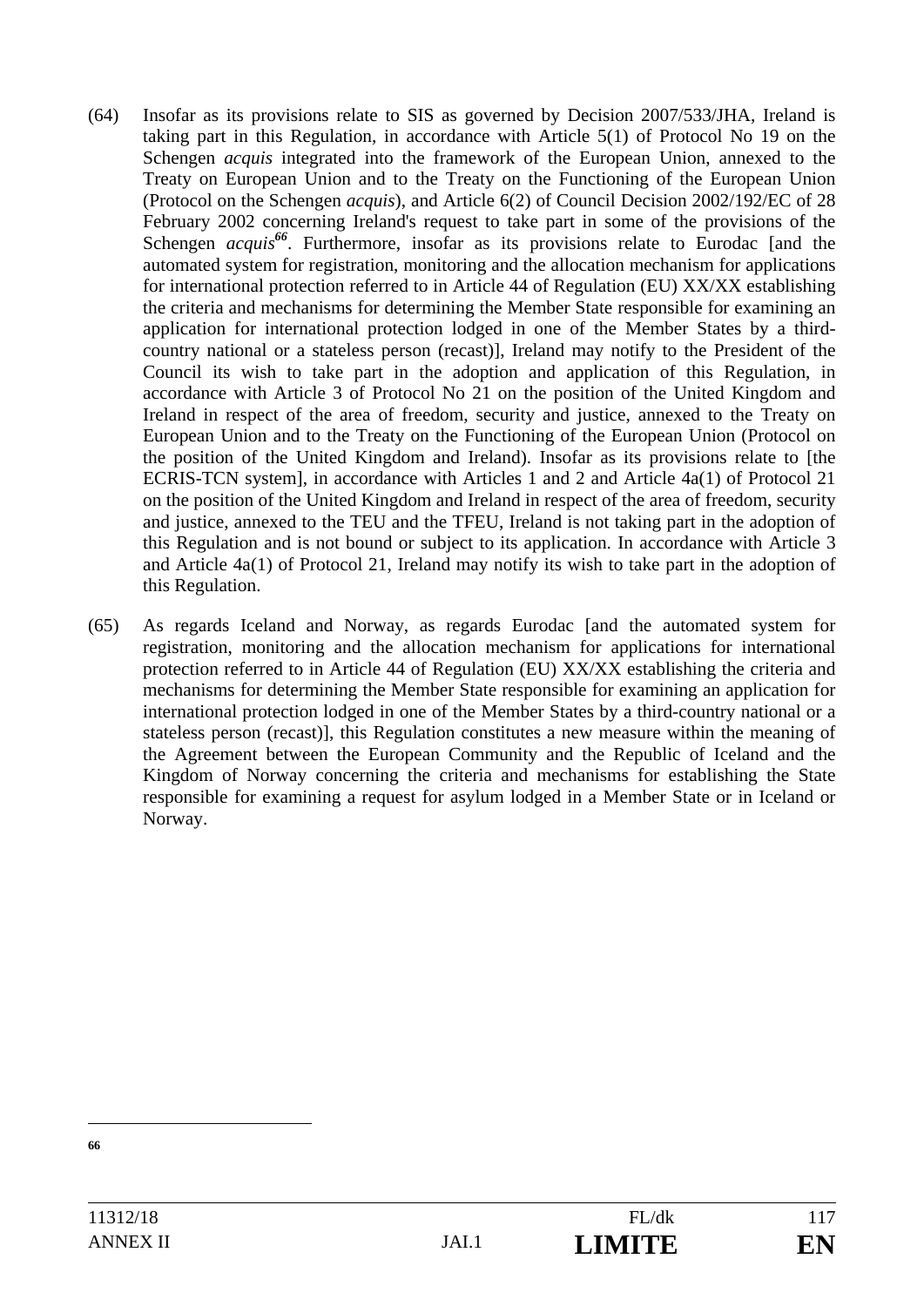(64) Insofar as its provisions relate to SIS as governed by Decision 2007/533/JHA, Ireland is taking part in this Regulation, in accordance with Article 5(1) of Protocol No 19 on the Schengen *acquis* integrated into the framework of the European Union, annexed to the Treaty on European Union and to the Treaty on the Functioning of the European Union (Protocol on the Schengen *acquis*), and Article 6(2) of Council Decision 2002/192/EC of 28 February 2002 concerning Ireland's request to take part in some of the provisions of the Schengen *acquis*[66]. Furthermore, insofar as its provisions relate to Eurodac [and the automated system for registration, monitoring and the allocation mechanism for applications for international protection referred to in Article 44 of Regulation (EU) XX/XX establishing the criteria and mechanisms for determining the Member State responsible for examining an application for international protection lodged in one of the Member States by a third-country national or a stateless person (recast)], Ireland may notify to the President of the Council its wish to take part in the adoption and application of this Regulation, in accordance with Article 3 of Protocol No 21 on the position of the United Kingdom and Ireland in respect of the area of freedom, security and justice, annexed to the Treaty on European Union and to the Treaty on the Functioning of the European Union (Protocol on the position of the United Kingdom and Ireland). Insofar as its provisions relate to [the ECRIS-TCN system], in accordance with Articles 1 and 2 and Article 4a(1) of Protocol 21 on the position of the United Kingdom and Ireland in respect of the area of freedom, security and justice, annexed to the TEU and the TFEU, Ireland is not taking part in the adoption of this Regulation and is not bound or subject to its application. In accordance with Article 3 and Article 4a(1) of Protocol 21, Ireland may notify its wish to take part in the adoption of this Regulation.

(65) As regards Iceland and Norway, as regards Eurodac [and the automated system for registration, monitoring and the allocation mechanism for applications for international protection referred to in Article 44 of Regulation (EU) XX/XX establishing the criteria and mechanisms for determining the Member State responsible for examining an application for international protection lodged in one of the Member States by a third-country national or a stateless person (recast)], this Regulation constitutes a new measure within the meaning of the Agreement between the European Community and the Republic of Iceland and the Kingdom of Norway concerning the criteria and mechanisms for establishing the State responsible for examining a request for asylum lodged in a Member State or in Iceland or Norway.

---

[66]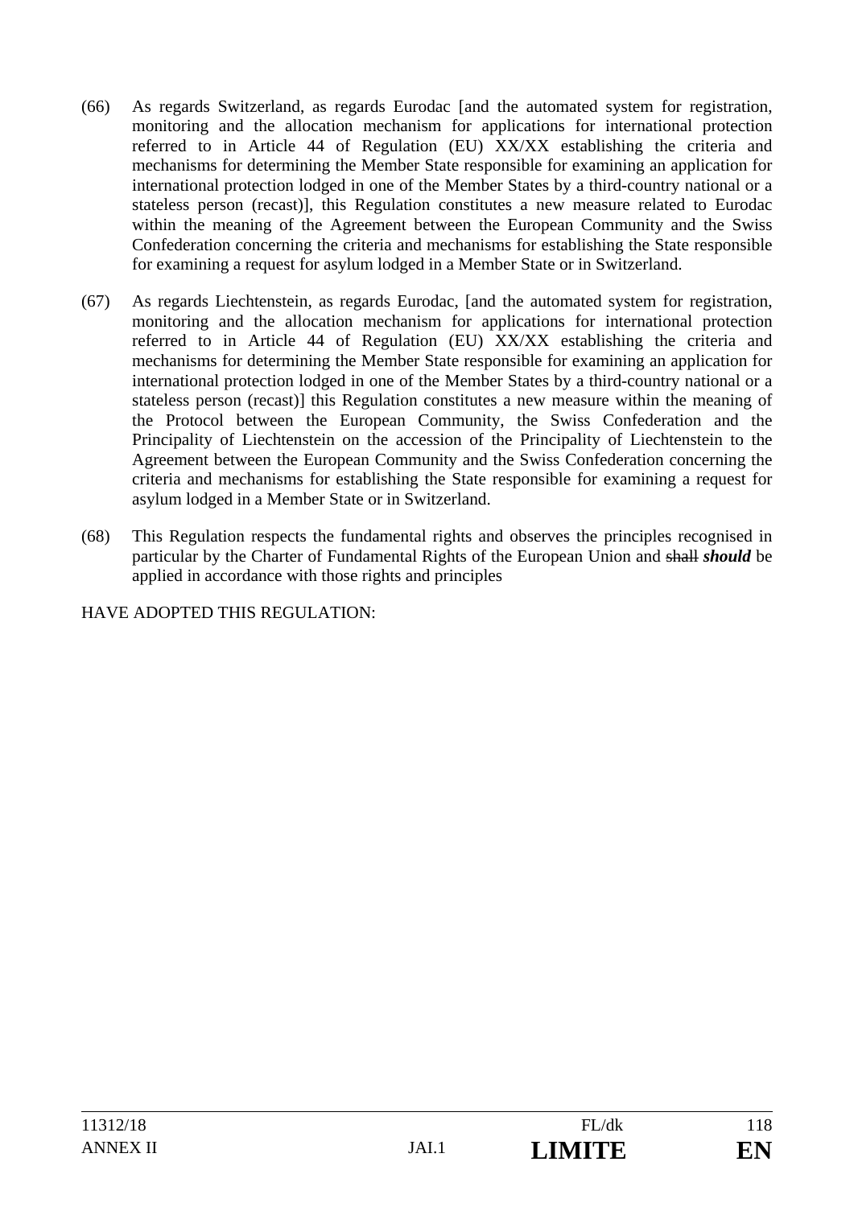(66) As regards Switzerland, as regards Eurodac [and the automated system for registration, monitoring and the allocation mechanism for applications for international protection referred to in Article 44 of Regulation (EU) XX/XX establishing the criteria and mechanisms for determining the Member State responsible for examining an application for international protection lodged in one of the Member States by a third-country national or a stateless person (recast)], this Regulation constitutes a new measure related to Eurodac within the meaning of the Agreement between the European Community and the Swiss Confederation concerning the criteria and mechanisms for establishing the State responsible for examining a request for asylum lodged in a Member State or in Switzerland.

(67) As regards Liechtenstein, as regards Eurodac, [and the automated system for registration, monitoring and the allocation mechanism for applications for international protection referred to in Article 44 of Regulation (EU) XX/XX establishing the criteria and mechanisms for determining the Member State responsible for examining an application for international protection lodged in one of the Member States by a third-country national or a stateless person (recast)] this Regulation constitutes a new measure within the meaning of the Protocol between the European Community, the Swiss Confederation and the Principality of Liechtenstein on the accession of the Principality of Liechtenstein to the Agreement between the European Community and the Swiss Confederation concerning the criteria and mechanisms for establishing the State responsible for examining a request for asylum lodged in a Member State or in Switzerland.

(68) This Regulation respects the fundamental rights and observes the principles recognised in particular by the Charter of Fundamental Rights of the European Union and ~~shall~~ ***should*** be applied in accordance with those rights and principles

HAVE ADOPTED THIS REGULATION: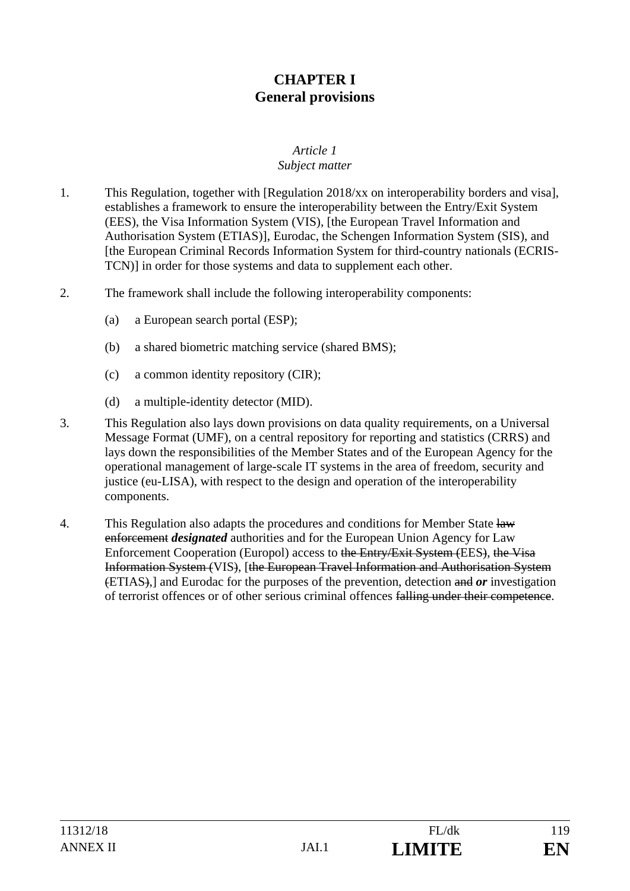# CHAPTER I
# General provisions

*Article 1*
*Subject matter*

1. This Regulation, together with [Regulation 2018/xx on interoperability borders and visa], establishes a framework to ensure the interoperability between the Entry/Exit System (EES), the Visa Information System (VIS), [the European Travel Information and Authorisation System (ETIAS)], Eurodac, the Schengen Information System (SIS), and [the European Criminal Records Information System for third-country nationals (ECRIS-TCN)] in order for those systems and data to supplement each other.

2. The framework shall include the following interoperability components:

   (a) a European search portal (ESP);

   (b) a shared biometric matching service (shared BMS);

   (c) a common identity repository (CIR);

   (d) a multiple-identity detector (MID).

3. This Regulation also lays down provisions on data quality requirements, on a Universal Message Format (UMF), on a central repository for reporting and statistics (CRRS) and lays down the responsibilities of the Member States and of the European Agency for the operational management of large-scale IT systems in the area of freedom, security and justice (eu-LISA), with respect to the design and operation of the interoperability components.

4. This Regulation also adapts the procedures and conditions for Member State ~~law enforcement~~ ***designated*** authorities and for the European Union Agency for Law Enforcement Cooperation (Europol) access to ~~the Entry/Exit System (~~EES~~)~~, ~~the Visa Information System (~~VIS~~)~~, [~~the European Travel Information and Authorisation System (~~ETIAS~~)~~,] and Eurodac for the purposes of the prevention, detection ~~and~~ ***or*** investigation of terrorist offences or of other serious criminal offences ~~falling under their competence~~.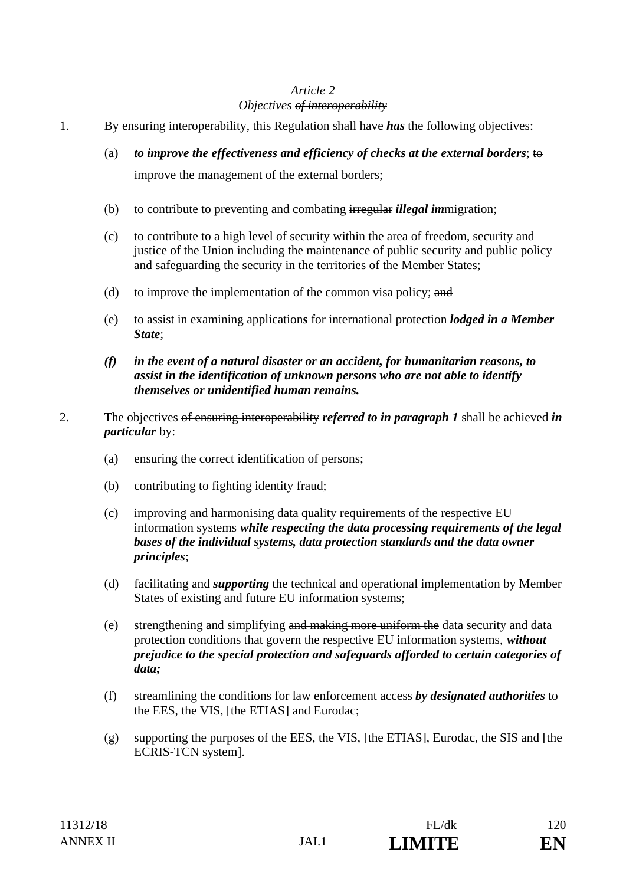*Article 2*
*Objectives ~~of interoperability~~*

1. By ensuring interoperability, this Regulation ~~shall have~~ ***has*** the following objectives:

   (a) ***to improve the effectiveness and efficiency of checks at the external borders***; ~~to improve the management of the external borders~~;

   (b) to contribute to preventing and combating ~~irregular~~ ***illegal im***migration;

   (c) to contribute to a high level of security within the area of freedom, security and justice of the Union including the maintenance of public security and public policy and safeguarding the security in the territories of the Member States;

   (d) to improve the implementation of the common visa policy; ~~and~~

   (e) to assist in examining application***s*** for international protection ***lodged in a Member State***;

   ***(f) in the event of a natural disaster or an accident, for humanitarian reasons, to assist in the identification of unknown persons who are not able to identify themselves or unidentified human remains.***

2. The objectives ~~of ensuring interoperability~~ ***referred to in paragraph 1*** shall be achieved ***in particular*** by:

   (a) ensuring the correct identification of persons;

   (b) contributing to fighting identity fraud;

   (c) improving and harmonising data quality requirements of the respective EU information systems ***while respecting the data processing requirements of the legal bases of the individual systems, data protection standards and ~~the data owner~~ principles***;

   (d) facilitating and ***supporting*** the technical and operational implementation by Member States of existing and future EU information systems;

   (e) strengthening and simplifying ~~and making more uniform the~~ data security and data protection conditions that govern the respective EU information systems, ***without prejudice to the special protection and safeguards afforded to certain categories of data;***

   (f) streamlining the conditions for ~~law enforcement~~ access ***by designated authorities*** to the EES, the VIS, [the ETIAS] and Eurodac;

   (g) supporting the purposes of the EES, the VIS, [the ETIAS], Eurodac, the SIS and [the ECRIS-TCN system].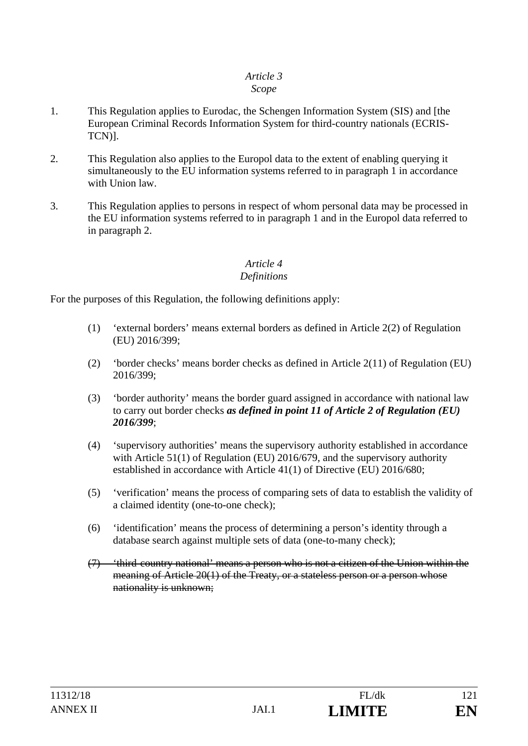*Article 3*
*Scope*

1. This Regulation applies to Eurodac, the Schengen Information System (SIS) and [the European Criminal Records Information System for third-country nationals (ECRIS-TCN)].

2. This Regulation also applies to the Europol data to the extent of enabling querying it simultaneously to the EU information systems referred to in paragraph 1 in accordance with Union law.

3. This Regulation applies to persons in respect of whom personal data may be processed in the EU information systems referred to in paragraph 1 and in the Europol data referred to in paragraph 2.

*Article 4*
*Definitions*

For the purposes of this Regulation, the following definitions apply:

(1) 'external borders' means external borders as defined in Article 2(2) of Regulation (EU) 2016/399;

(2) 'border checks' means border checks as defined in Article 2(11) of Regulation (EU) 2016/399;

(3) 'border authority' means the border guard assigned in accordance with national law to carry out border checks ***as defined in point 11 of Article 2 of Regulation (EU) 2016/399***;

(4) 'supervisory authorities' means the supervisory authority established in accordance with Article 51(1) of Regulation (EU) 2016/679, and the supervisory authority established in accordance with Article 41(1) of Directive (EU) 2016/680;

(5) 'verification' means the process of comparing sets of data to establish the validity of a claimed identity (one-to-one check);

(6) 'identification' means the process of determining a person's identity through a database search against multiple sets of data (one-to-many check);

~~(7) 'third-country national' means a person who is not a citizen of the Union within the meaning of Article 20(1) of the Treaty, or a stateless person or a person whose nationality is unknown;~~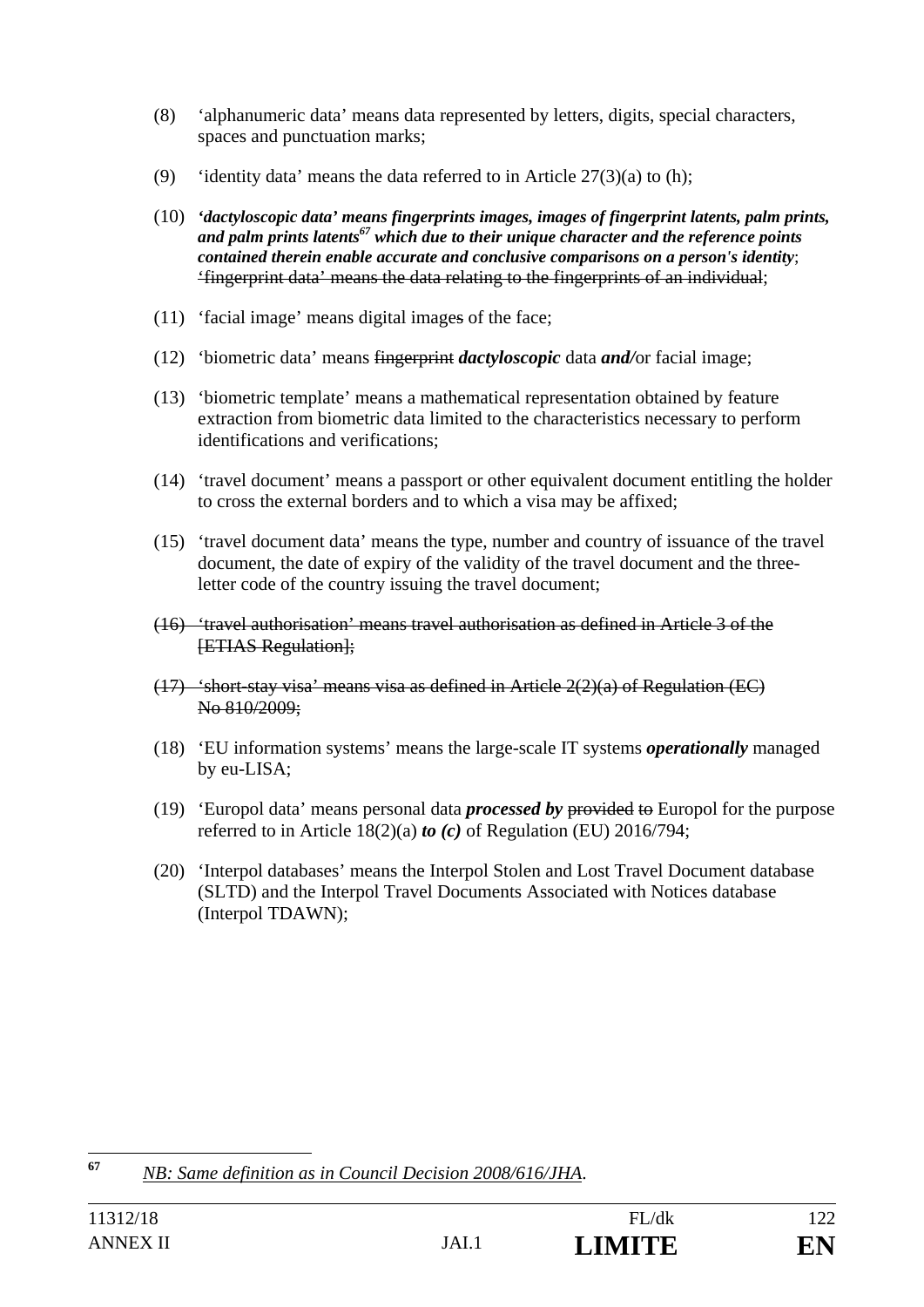(8) 'alphanumeric data' means data represented by letters, digits, special characters, spaces and punctuation marks;

(9) 'identity data' means the data referred to in Article 27(3)(a) to (h);

(10) ***'dactyloscopic data' means fingerprints images, images of fingerprint latents, palm prints, and palm prints latents[67] which due to their unique character and the reference points contained therein enable accurate and conclusive comparisons on a person's identity***; ~~'fingerprint data' means the data relating to the fingerprints of an individual~~;

(11) 'facial image' means digital image~~s~~ of the face;

(12) 'biometric data' means ~~fingerprint~~ ***dactyloscopic*** data ***and/***or facial image;

(13) 'biometric template' means a mathematical representation obtained by feature extraction from biometric data limited to the characteristics necessary to perform identifications and verifications;

(14) 'travel document' means a passport or other equivalent document entitling the holder to cross the external borders and to which a visa may be affixed;

(15) 'travel document data' means the type, number and country of issuance of the travel document, the date of expiry of the validity of the travel document and the three-letter code of the country issuing the travel document;

~~(16) 'travel authorisation' means travel authorisation as defined in Article 3 of the [ETIAS Regulation];~~

~~(17) 'short-stay visa' means visa as defined in Article 2(2)(a) of Regulation (EC) No 810/2009;~~

(18) 'EU information systems' means the large-scale IT systems ***operationally*** managed by eu-LISA;

(19) 'Europol data' means personal data ***processed by*** ~~provided to~~ Europol for the purpose referred to in Article 18(2)(a) ***to (c)*** of Regulation (EU) 2016/794;

(20) 'Interpol databases' means the Interpol Stolen and Lost Travel Document database (SLTD) and the Interpol Travel Documents Associated with Notices database (Interpol TDAWN);

---

[67] *NB: Same definition as in Council Decision 2008/616/JHA.*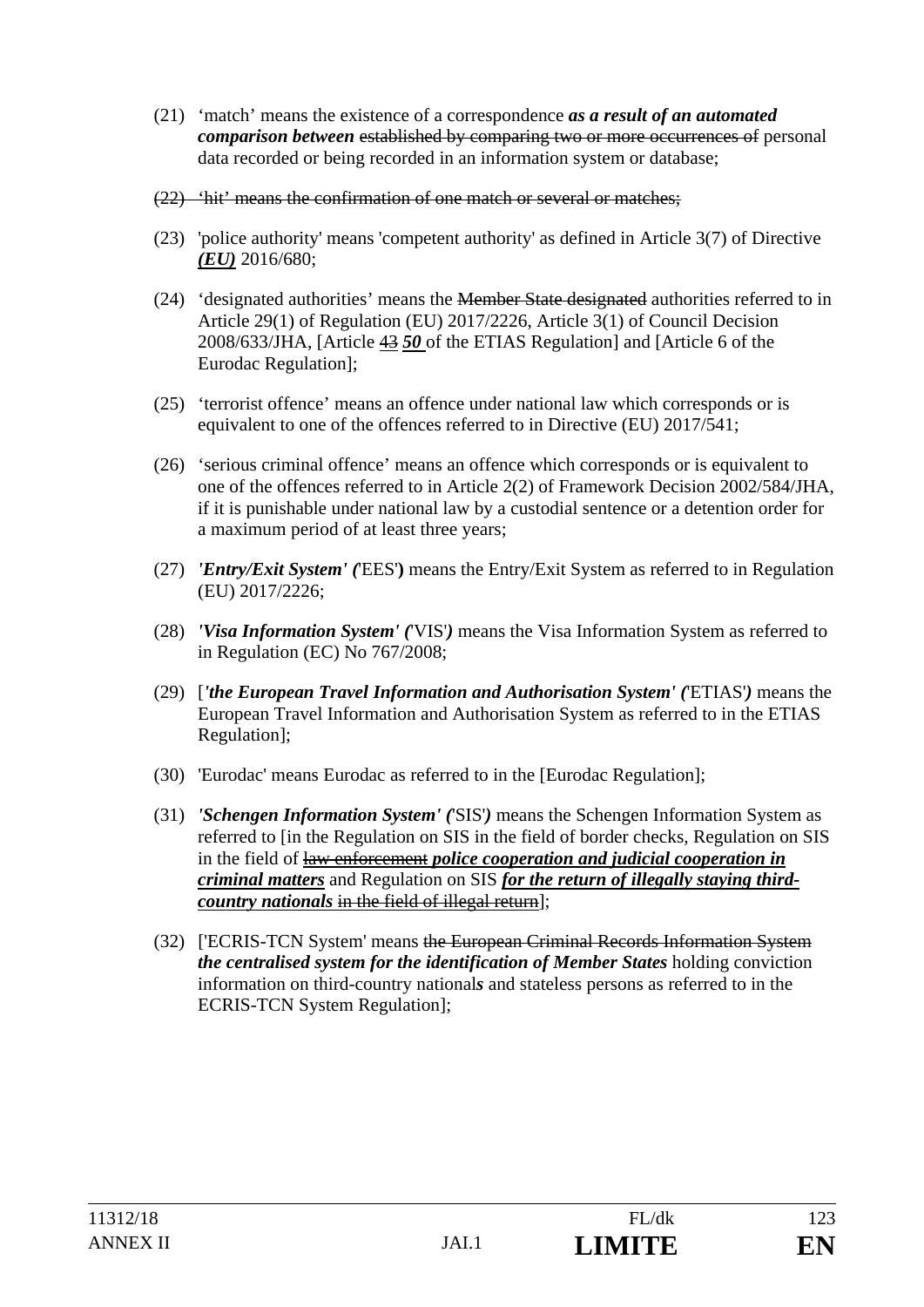(21) 'match' means the existence of a correspondence ***as a result of an automated comparison between*** ~~established by comparing two or more occurrences of~~ personal data recorded or being recorded in an information system or database;

~~(22) 'hit' means the confirmation of one match or several or matches;~~

(23) 'police authority' means 'competent authority' as defined in Article 3(7) of Directive ***(EU)*** 2016/680;

(24) 'designated authorities' means the ~~Member State designated~~ authorities referred to in Article 29(1) of Regulation (EU) 2017/2226, Article 3(1) of Council Decision 2008/633/JHA, [Article ~~43~~ ***50*** of the ETIAS Regulation] and [Article 6 of the Eurodac Regulation];

(25) 'terrorist offence' means an offence under national law which corresponds or is equivalent to one of the offences referred to in Directive (EU) 2017/541;

(26) 'serious criminal offence' means an offence which corresponds or is equivalent to one of the offences referred to in Article 2(2) of Framework Decision 2002/584/JHA, if it is punishable under national law by a custodial sentence or a detention order for a maximum period of at least three years;

(27) ***'Entry/Exit System' ('***EES'**)** means the Entry/Exit System as referred to in Regulation (EU) 2017/2226;

(28) ***'Visa Information System' ('***VIS'***)*** means the Visa Information System as referred to in Regulation (EC) No 767/2008;

(29) [***'the European Travel Information and Authorisation System' ('***ETIAS'***)*** means the European Travel Information and Authorisation System as referred to in the ETIAS Regulation];

(30) 'Eurodac' means Eurodac as referred to in the [Eurodac Regulation];

(31) ***'Schengen Information System' ('***SIS'***)*** means the Schengen Information System as referred to [in the Regulation on SIS in the field of border checks, Regulation on SIS in the field of ~~law enforcement~~ ***police cooperation and judicial cooperation in criminal matters*** and Regulation on SIS ***for the return of illegally staying third-country nationals*** ~~in the field of illegal return~~];

(32) ['ECRIS-TCN System' means ~~the European Criminal Records Information System~~ ***the centralised system for the identification of Member States*** holding conviction information on third-country national***s*** and stateless persons as referred to in the ECRIS-TCN System Regulation];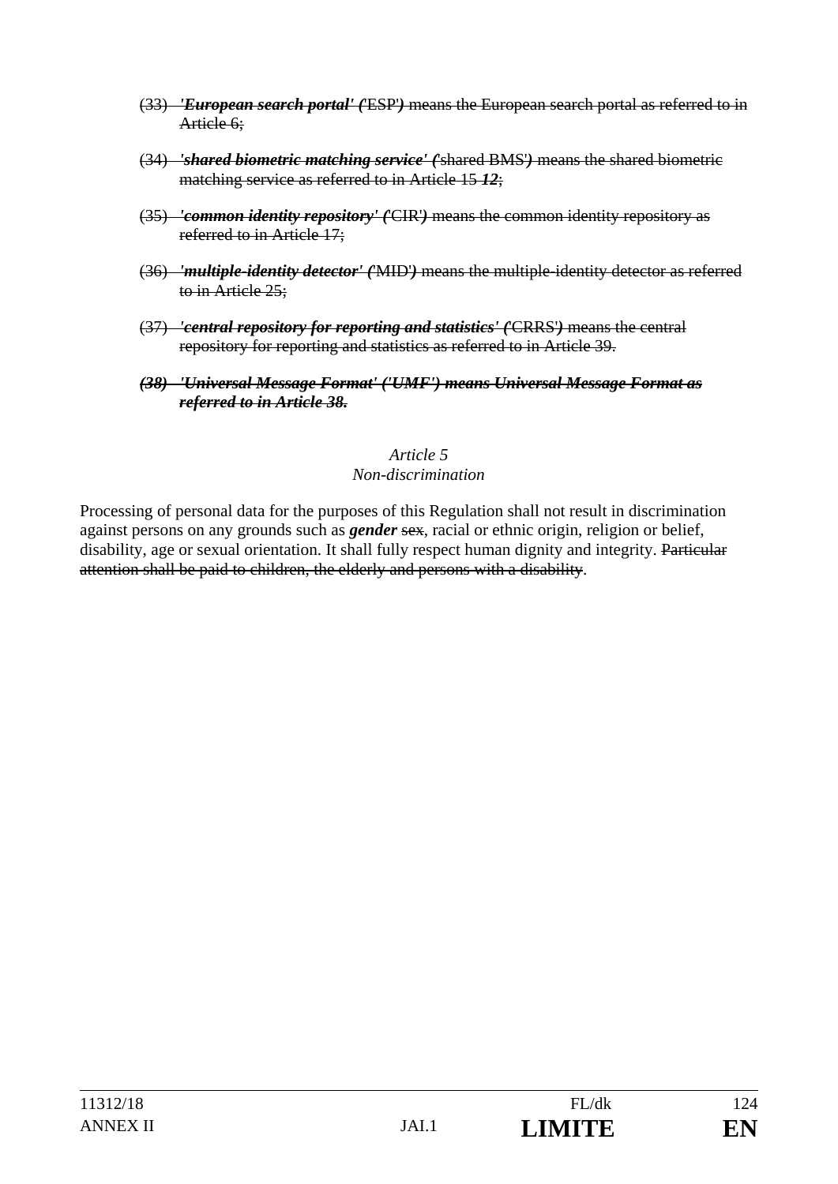(33) ~~***'European search portal' (***'ESP'***)*** means the European search portal as referred to in Article 6;~~

(34) ~~***'shared biometric matching service' (***'shared BMS'***)*** means the shared biometric matching service as referred to in Article 15~~ ~~***12***~~;

(35) ~~***'common identity repository' (***'CIR'***)*** means the common identity repository as referred to in Article 17;~~

(36) ~~***'multiple-identity detector' (***'MID'***)*** means the multiple-identity detector as referred to in Article 25;~~

(37) ~~***'central repository for reporting and statistics' (***'CRRS'***)*** means the central repository for reporting and statistics as referred to in Article 39.~~

~~***(38) 'Universal Message Format' ('UMF') means Universal Message Format as referred to in Article 38.***~~

*Article 5*

*Non-discrimination*

Processing of personal data for the purposes of this Regulation shall not result in discrimination against persons on any grounds such as ***gender*** ~~sex~~, racial or ethnic origin, religion or belief, disability, age or sexual orientation. It shall fully respect human dignity and integrity. ~~Particular attention shall be paid to children, the elderly and persons with a disability~~.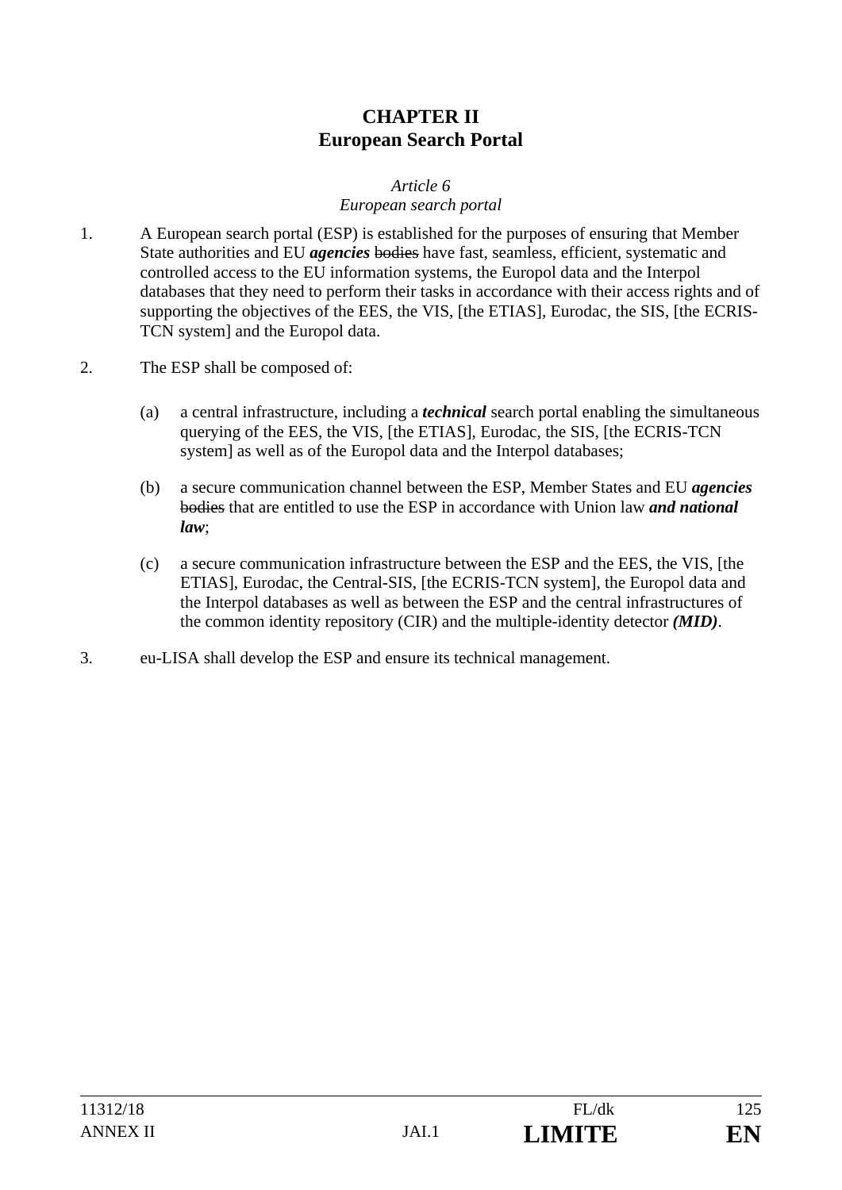# CHAPTER II
# European Search Portal

*Article 6*
*European search portal*

1. A European search portal (ESP) is established for the purposes of ensuring that Member State authorities and EU ***agencies*** ~~bodies~~ have fast, seamless, efficient, systematic and controlled access to the EU information systems, the Europol data and the Interpol databases that they need to perform their tasks in accordance with their access rights and of supporting the objectives of the EES, the VIS, [the ETIAS], Eurodac, the SIS, [the ECRIS-TCN system] and the Europol data.

2. The ESP shall be composed of:

   (a) a central infrastructure, including a ***technical*** search portal enabling the simultaneous querying of the EES, the VIS, [the ETIAS], Eurodac, the SIS, [the ECRIS-TCN system] as well as of the Europol data and the Interpol databases;

   (b) a secure communication channel between the ESP, Member States and EU ***agencies*** ~~bodies~~ that are entitled to use the ESP in accordance with Union law ***and national law***;

   (c) a secure communication infrastructure between the ESP and the EES, the VIS, [the ETIAS], Eurodac, the Central-SIS, [the ECRIS-TCN system], the Europol data and the Interpol databases as well as between the ESP and the central infrastructures of the common identity repository (CIR) and the multiple-identity detector ***(MID)***.

3. eu-LISA shall develop the ESP and ensure its technical management.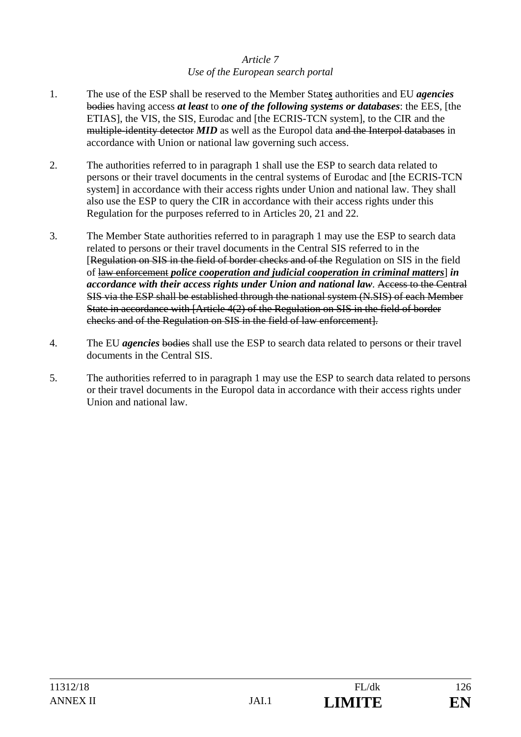*Article 7*
*Use of the European search portal*

1. The use of the ESP shall be reserved to the Member State***s*** authorities and EU ***agencies*** ~~bodies~~ having access ***at least*** to ***one of the following systems or databases***: the EES, [the ETIAS], the VIS, the SIS, Eurodac and [the ECRIS-TCN system], to the CIR and the ~~multiple-identity detector~~ ***MID*** as well as the Europol data ~~and the Interpol databases~~ in accordance with Union or national law governing such access.

2. The authorities referred to in paragraph 1 shall use the ESP to search data related to persons or their travel documents in the central systems of Eurodac and [the ECRIS-TCN system] in accordance with their access rights under Union and national law. They shall also use the ESP to query the CIR in accordance with their access rights under this Regulation for the purposes referred to in Articles 20, 21 and 22.

3. The Member State authorities referred to in paragraph 1 may use the ESP to search data related to persons or their travel documents in the Central SIS referred to in the [~~Regulation on SIS in the field of border checks and of the~~ Regulation on SIS in the field of ~~law enforcement~~ ***police cooperation and judicial cooperation in criminal matters***] ***in accordance with their access rights under Union and national law***. ~~Access to the Central SIS via the ESP shall be established through the national system (N.SIS) of each Member State in accordance with [Article 4(2) of the Regulation on SIS in the field of border checks and of the Regulation on SIS in the field of law enforcement].~~

4. The EU ***agencies*** ~~bodies~~ shall use the ESP to search data related to persons or their travel documents in the Central SIS.

5. The authorities referred to in paragraph 1 may use the ESP to search data related to persons or their travel documents in the Europol data in accordance with their access rights under Union and national law.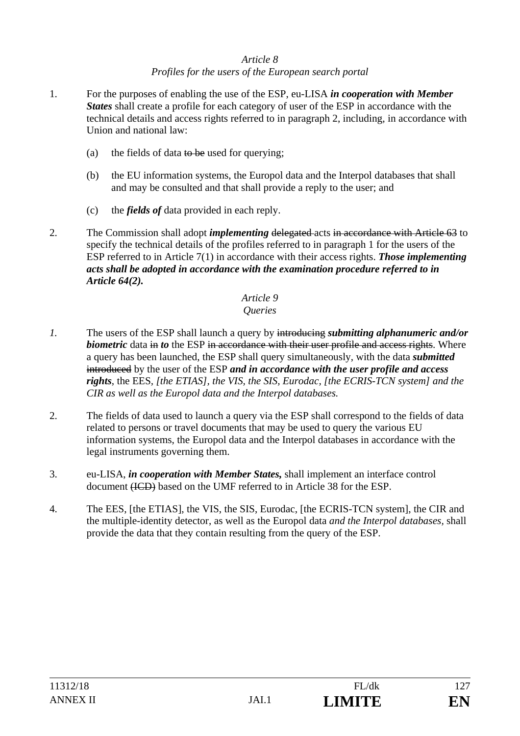*Article 8*
*Profiles for the users of the European search portal*

1. For the purposes of enabling the use of the ESP, eu-LISA ***in cooperation with Member States*** shall create a profile for each category of user of the ESP in accordance with the technical details and access rights referred to in paragraph 2, including, in accordance with Union and national law:

   (a) the fields of data ~~to be~~ used for querying;

   (b) the EU information systems, the Europol data and the Interpol databases that shall and may be consulted and that shall provide a reply to the user; and

   (c) the ***fields of*** data provided in each reply.

2. The Commission shall adopt ***implementing*** ~~delegated~~ acts ~~in accordance with Article 63~~ to specify the technical details of the profiles referred to in paragraph 1 for the users of the ESP referred to in Article 7(1) in accordance with their access rights. ***Those implementing acts shall be adopted in accordance with the examination procedure referred to in Article 64(2).***

*Article 9*
*Queries*

*1.* The users of the ESP shall launch a query by ~~introducing~~ ***submitting alphanumeric and/or biometric*** data ~~in~~ ***to*** the ESP ~~in accordance with their user profile and access rights~~. Where a query has been launched, the ESP shall query simultaneously, with the data ***submitted*** ~~introduced~~ by the user of the ESP ***and in accordance with the user profile and access rights***, the EES, *[the ETIAS], the VIS, the SIS, Eurodac, [the ECRIS-TCN system] and the CIR as well as the Europol data and the Interpol databases.*

2. The fields of data used to launch a query via the ESP shall correspond to the fields of data related to persons or travel documents that may be used to query the various EU information systems, the Europol data and the Interpol databases in accordance with the legal instruments governing them.

3. eu-LISA, ***in cooperation with Member States,*** shall implement an interface control document ~~(ICD)~~ based on the UMF referred to in Article 38 for the ESP.

4. The EES, [the ETIAS], the VIS, the SIS, Eurodac, [the ECRIS-TCN system], the CIR and the multiple-identity detector, as well as the Europol data *and the Interpol databases*, shall provide the data that they contain resulting from the query of the ESP.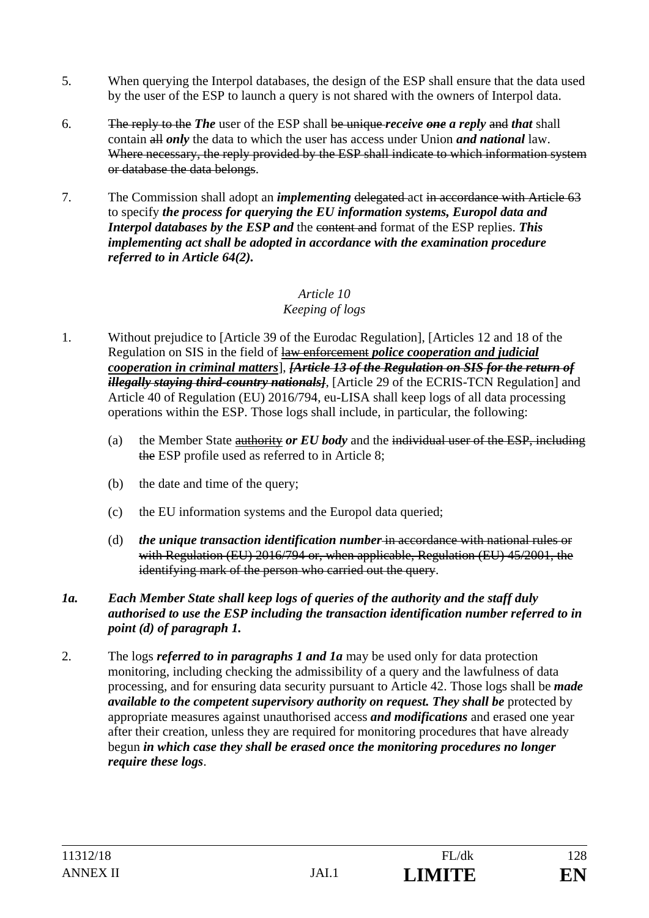5. When querying the Interpol databases, the design of the ESP shall ensure that the data used by the user of the ESP to launch a query is not shared with the owners of Interpol data.

6. ~~The reply to the~~ ***The*** user of the ESP shall ~~be unique~~ ***receive*** ~~***one***~~ ***a reply*** ~~and~~ ***that*** shall contain ~~all~~ ***only*** the data to which the user has access under Union ***and national*** law. ~~Where necessary, the reply provided by the ESP shall indicate to which information system or database the data belongs~~.

7. The Commission shall adopt an ***implementing*** ~~delegated~~ act ~~in accordance with Article 63~~ to specify ***the process for querying the EU information systems, Europol data and Interpol databases by the ESP and*** the ~~content and~~ format of the ESP replies. ***This implementing act shall be adopted in accordance with the examination procedure referred to in Article 64(2).***

*Article 10*
*Keeping of logs*

1. Without prejudice to [Article 39 of the Eurodac Regulation], [Articles 12 and 18 of the Regulation on SIS in the field of ~~law enforcement~~ ***police cooperation and judicial cooperation in criminal matters***], ~~***[Article 13 of the Regulation on SIS for the return of illegally staying third-country nationals]***~~, [Article 29 of the ECRIS-TCN Regulation] and Article 40 of Regulation (EU) 2016/794, eu-LISA shall keep logs of all data processing operations within the ESP. Those logs shall include, in particular, the following:

   (a) the Member State ~~authority~~ ***or EU body*** and the ~~individual user of the ESP, including the~~ ESP profile used as referred to in Article 8;

   (b) the date and time of the query;

   (c) the EU information systems and the Europol data queried;

   (d) ***the unique transaction identification number*** ~~in accordance with national rules or with Regulation (EU) 2016/794 or, when applicable, Regulation (EU) 45/2001, the identifying mark of the person who carried out the query~~.

***1a. Each Member State shall keep logs of queries of the authority and the staff duly authorised to use the ESP including the transaction identification number referred to in point (d) of paragraph 1.***

2. The logs ***referred to in paragraphs 1 and 1a*** may be used only for data protection monitoring, including checking the admissibility of a query and the lawfulness of data processing, and for ensuring data security pursuant to Article 42. Those logs shall be ***made available to the competent supervisory authority on request. They shall be*** protected by appropriate measures against unauthorised access ***and modifications*** and erased one year after their creation, unless they are required for monitoring procedures that have already begun ***in which case they shall be erased once the monitoring procedures no longer require these logs***.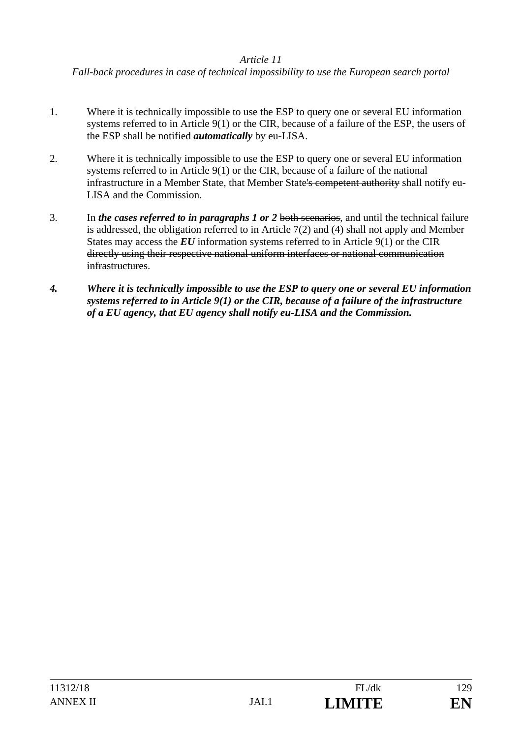*Article 11*
*Fall-back procedures in case of technical impossibility to use the European search portal*

1. Where it is technically impossible to use the ESP to query one or several EU information systems referred to in Article 9(1) or the CIR, because of a failure of the ESP, the users of the ESP shall be notified ***automatically*** by eu-LISA.

2. Where it is technically impossible to use the ESP to query one or several EU information systems referred to in Article 9(1) or the CIR, because of a failure of the national infrastructure in a Member State, that Member State~~'s competent authority~~ shall notify eu-LISA and the Commission.

3. In ***the cases referred to in paragraphs 1 or 2*** ~~both scenarios~~, and until the technical failure is addressed, the obligation referred to in Article 7(2) and (4) shall not apply and Member States may access the ***EU*** information systems referred to in Article 9(1) or the CIR ~~directly using their respective national uniform interfaces or national communication infrastructures~~.

***4. Where it is technically impossible to use the ESP to query one or several EU information systems referred to in Article 9(1) or the CIR, because of a failure of the infrastructure of a EU agency, that EU agency shall notify eu-LISA and the Commission.***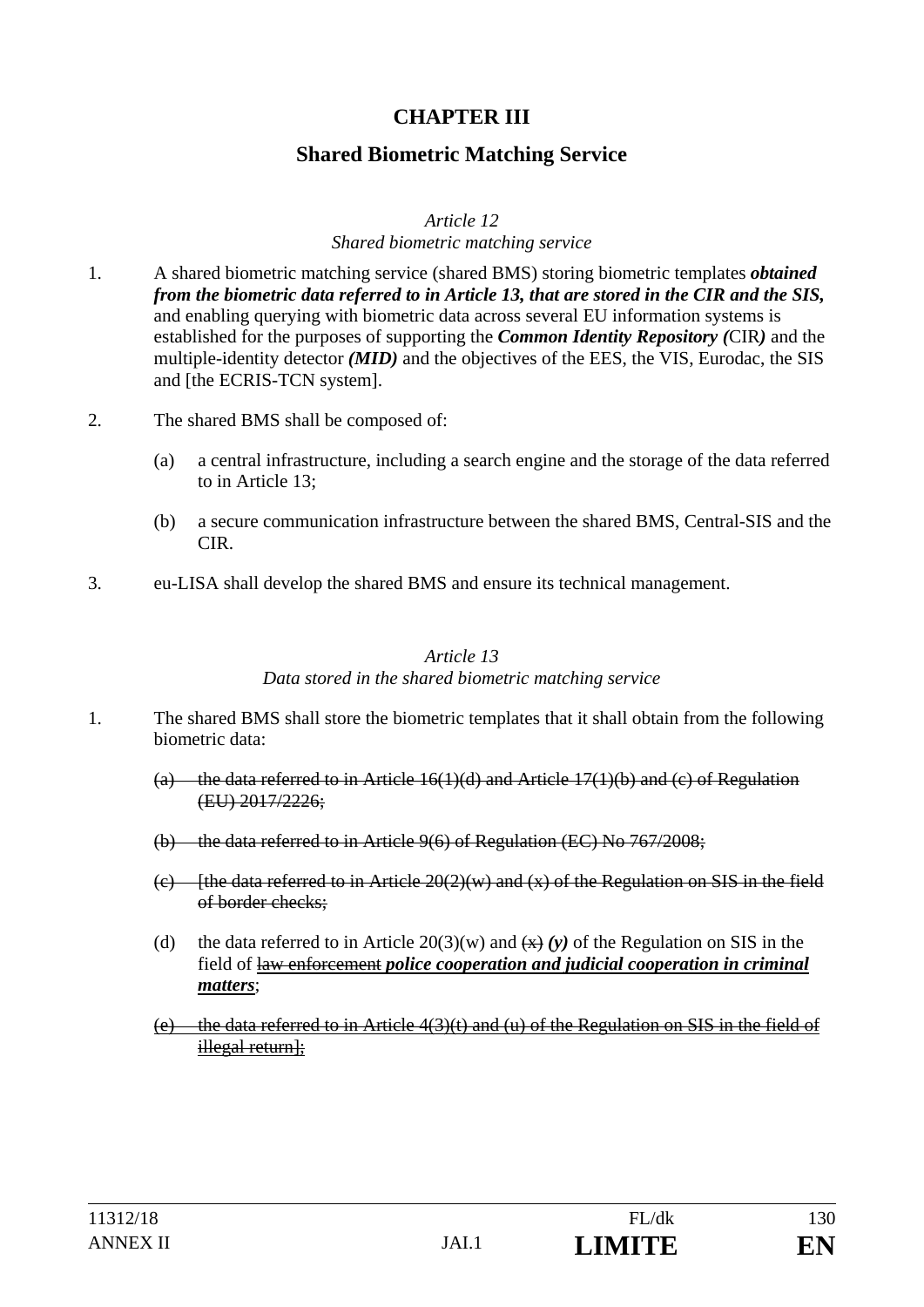# CHAPTER III

## Shared Biometric Matching Service

*Article 12*
*Shared biometric matching service*

1. A shared biometric matching service (shared BMS) storing biometric templates ***obtained from the biometric data referred to in Article 13, that are stored in the CIR and the SIS,*** and enabling querying with biometric data across several EU information systems is established for the purposes of supporting the ***Common Identity Repository (*CIR*)*** and the multiple-identity detector ***(MID)*** and the objectives of the EES, the VIS, Eurodac, the SIS and [the ECRIS-TCN system].

2. The shared BMS shall be composed of:

   (a) a central infrastructure, including a search engine and the storage of the data referred to in Article 13;

   (b) a secure communication infrastructure between the shared BMS, Central-SIS and the CIR.

3. eu-LISA shall develop the shared BMS and ensure its technical management.

*Article 13*
*Data stored in the shared biometric matching service*

1. The shared BMS shall store the biometric templates that it shall obtain from the following biometric data:

   ~~(a) the data referred to in Article 16(1)(d) and Article 17(1)(b) and (c) of Regulation (EU) 2017/2226;~~

   ~~(b) the data referred to in Article 9(6) of Regulation (EC) No 767/2008;~~

   ~~(c) [the data referred to in Article 20(2)(w) and (x) of the Regulation on SIS in the field of border checks;~~

   (d) the data referred to in Article 20(3)(w) and ~~(x)~~ ***(y)*** of the Regulation on SIS in the field of ~~law enforcement~~ ***police cooperation and judicial cooperation in criminal matters***;

   ~~(e) the data referred to in Article 4(3)(t) and (u) of the Regulation on SIS in the field of illegal return];~~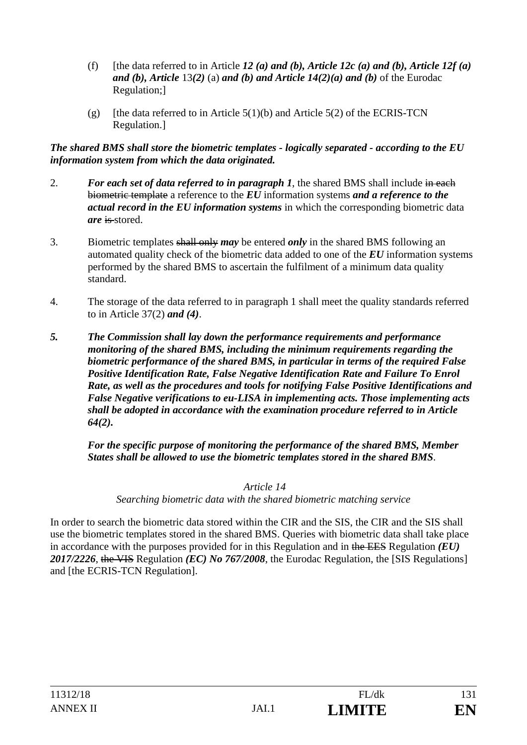(f) [the data referred to in Article ***12 (a) and (b), Article 12c (a) and (b), Article 12f (a) and (b), Article*** 13***(2)*** (a) ***and (b) and Article 14(2)(a) and (b)*** of the Eurodac Regulation;]

(g) [the data referred to in Article 5(1)(b) and Article 5(2) of the ECRIS-TCN Regulation.]

***The shared BMS shall store the biometric templates - logically separated - according to the EU information system from which the data originated.***

2. ***For each set of data referred to in paragraph 1***, the shared BMS shall include ~~in each biometric template~~ a reference to the ***EU*** information systems ***and a reference to the actual record in the EU information systems*** in which the corresponding biometric data ***are*** ~~is~~ stored.

3. Biometric templates ~~shall only~~ ***may*** be entered ***only*** in the shared BMS following an automated quality check of the biometric data added to one of the ***EU*** information systems performed by the shared BMS to ascertain the fulfilment of a minimum data quality standard.

4. The storage of the data referred to in paragraph 1 shall meet the quality standards referred to in Article 37(2) ***and (4)***.

***5. The Commission shall lay down the performance requirements and performance monitoring of the shared BMS, including the minimum requirements regarding the biometric performance of the shared BMS, in particular in terms of the required False Positive Identification Rate, False Negative Identification Rate and Failure To Enrol Rate, as well as the procedures and tools for notifying False Positive Identifications and False Negative verifications to eu-LISA in implementing acts. Those implementing acts shall be adopted in accordance with the examination procedure referred to in Article 64(2).***

***For the specific purpose of monitoring the performance of the shared BMS, Member States shall be allowed to use the biometric templates stored in the shared BMS***.

*Article 14*

*Searching biometric data with the shared biometric matching service*

In order to search the biometric data stored within the CIR and the SIS, the CIR and the SIS shall use the biometric templates stored in the shared BMS. Queries with biometric data shall take place in accordance with the purposes provided for in this Regulation and in ~~the EES~~ Regulation ***(EU) 2017/2226***, ~~the VIS~~ Regulation ***(EC) No 767/2008***, the Eurodac Regulation, the [SIS Regulations] and [the ECRIS-TCN Regulation].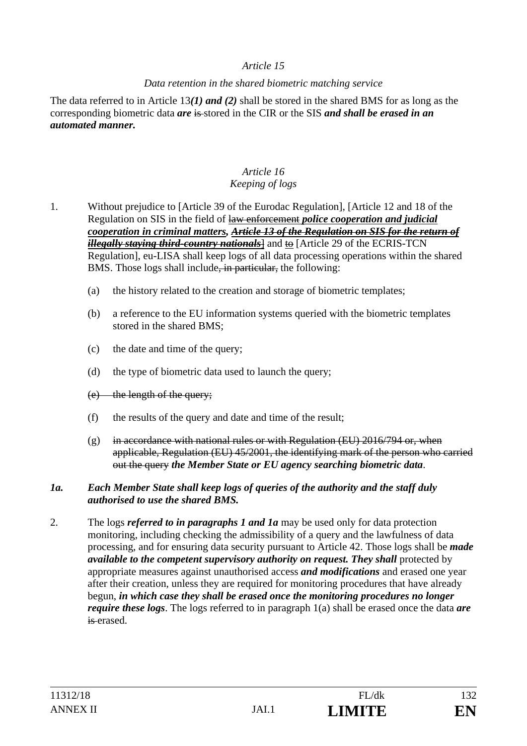*Article 15*

*Data retention in the shared biometric matching service*

The data referred to in Article 13***(1) and (2)*** shall be stored in the shared BMS for as long as the corresponding biometric data ***are*** ~~is~~ stored in the CIR or the SIS ***and shall be erased in an automated manner.***

*Article 16*
*Keeping of logs*

1. Without prejudice to [Article 39 of the Eurodac Regulation], [Article 12 and 18 of the Regulation on SIS in the field of ~~law enforcement~~ ***police cooperation and judicial cooperation in criminal matters***, ~~***Article 13 of the Regulation on SIS for the return of illegally staying third-country nationals***~~] and ~~to~~ [Article 29 of the ECRIS-TCN Regulation], eu-LISA shall keep logs of all data processing operations within the shared BMS. Those logs shall include~~, in particular,~~ the following:

   (a) the history related to the creation and storage of biometric templates;

   (b) a reference to the EU information systems queried with the biometric templates stored in the shared BMS;

   (c) the date and time of the query;

   (d) the type of biometric data used to launch the query;

   ~~(e) the length of the query;~~

   (f) the results of the query and date and time of the result;

   (g) ~~in accordance with national rules or with Regulation (EU) 2016/794 or, when applicable, Regulation (EU) 45/2001, the identifying mark of the person who carried out the query~~ ***the Member State or EU agency searching biometric data***.

***1a. Each Member State shall keep logs of queries of the authority and the staff duly authorised to use the shared BMS.***

2. The logs ***referred to in paragraphs 1 and 1a*** may be used only for data protection monitoring, including checking the admissibility of a query and the lawfulness of data processing, and for ensuring data security pursuant to Article 42. Those logs shall be ***made available to the competent supervisory authority on request. They shall*** protected by appropriate measures against unauthorised access ***and modifications*** and erased one year after their creation, unless they are required for monitoring procedures that have already begun, ***in which case they shall be erased once the monitoring procedures no longer require these logs***. The logs referred to in paragraph 1(a) shall be erased once the data ***are*** ~~is~~ erased.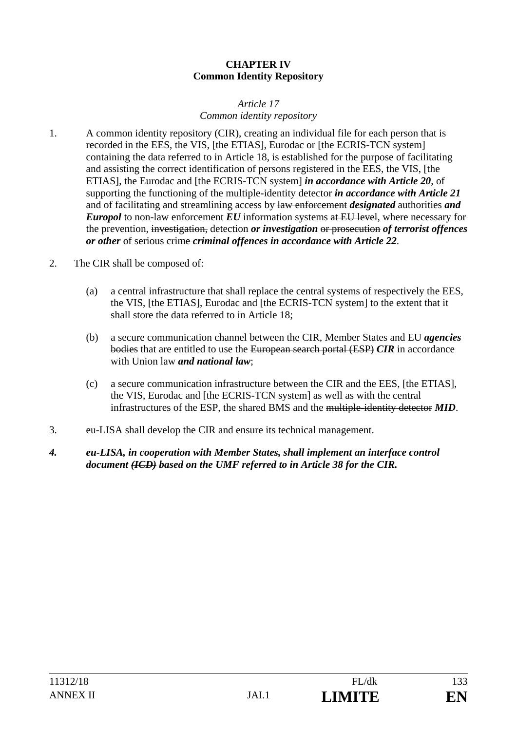**CHAPTER IV**
**Common Identity Repository**

*Article 17*
*Common identity repository*

1. A common identity repository (CIR), creating an individual file for each person that is recorded in the EES, the VIS, [the ETIAS], Eurodac or [the ECRIS-TCN system] containing the data referred to in Article 18, is established for the purpose of facilitating and assisting the correct identification of persons registered in the EES, the VIS, [the ETIAS], the Eurodac and [the ECRIS-TCN system] ***in accordance with Article 20***, of supporting the functioning of the multiple-identity detector ***in accordance with Article 21*** and of facilitating and streamlining access by ~~law enforcement~~ ***designated*** authorities ***and Europol*** to non-law enforcement ***EU*** information systems ~~at EU level~~, where necessary for the prevention, ~~investigation,~~ detection ***or investigation*** ~~or prosecution~~ ***of terrorist offences or other*** ~~of~~ serious ~~crime~~ ***criminal offences in accordance with Article 22***.

2. The CIR shall be composed of:

   (a) a central infrastructure that shall replace the central systems of respectively the EES, the VIS, [the ETIAS], Eurodac and [the ECRIS-TCN system] to the extent that it shall store the data referred to in Article 18;

   (b) a secure communication channel between the CIR, Member States and EU ***agencies*** ~~bodies~~ that are entitled to use the ~~European search portal (ESP)~~ ***CIR*** in accordance with Union law ***and national law***;

   (c) a secure communication infrastructure between the CIR and the EES, [the ETIAS], the VIS, Eurodac and [the ECRIS-TCN system] as well as with the central infrastructures of the ESP, the shared BMS and the ~~multiple-identity detector~~ ***MID***.

3. eu-LISA shall develop the CIR and ensure its technical management.

***4. eu-LISA, in cooperation with Member States, shall implement an interface control document*** ~~***(ICD)***~~ ***based on the UMF referred to in Article 38 for the CIR.***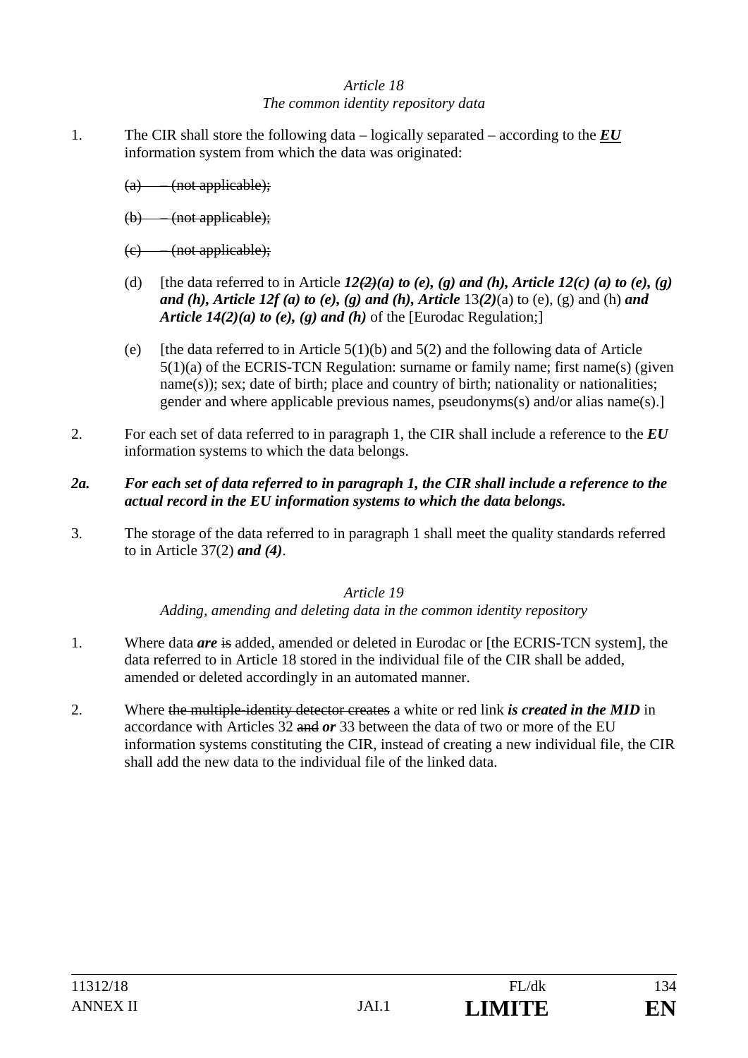*Article 18*
*The common identity repository data*

1. The CIR shall store the following data – logically separated – according to the ***EU*** information system from which the data was originated:

   ~~(a) – (not applicable);~~

   ~~(b) – (not applicable);~~

   ~~(c) – (not applicable);~~

   (d) [the data referred to in Article ***12~~(2)~~(a) to (e), (g) and (h), Article 12(c) (a) to (e), (g) and (h), Article 12f (a) to (e), (g) and (h), Article*** 13***(2)***(a) to (e), (g) and (h) ***and Article 14(2)(a) to (e), (g) and (h)*** of the [Eurodac Regulation;]

   (e) [the data referred to in Article 5(1)(b) and 5(2) and the following data of Article 5(1)(a) of the ECRIS-TCN Regulation: surname or family name; first name(s) (given name(s)); sex; date of birth; place and country of birth; nationality or nationalities; gender and where applicable previous names, pseudonyms(s) and/or alias name(s).]

2. For each set of data referred to in paragraph 1, the CIR shall include a reference to the ***EU*** information systems to which the data belongs.

***2a. For each set of data referred to in paragraph 1, the CIR shall include a reference to the actual record in the EU information systems to which the data belongs.***

3. The storage of the data referred to in paragraph 1 shall meet the quality standards referred to in Article 37(2) ***and (4)***.

*Article 19*
*Adding, amending and deleting data in the common identity repository*

1. Where data ***are*** ~~is~~ added, amended or deleted in Eurodac or [the ECRIS-TCN system], the data referred to in Article 18 stored in the individual file of the CIR shall be added, amended or deleted accordingly in an automated manner.

2. Where ~~the multiple-identity detector creates~~ a white or red link ***is created in the MID*** in accordance with Articles 32 ~~and~~ ***or*** 33 between the data of two or more of the EU information systems constituting the CIR, instead of creating a new individual file, the CIR shall add the new data to the individual file of the linked data.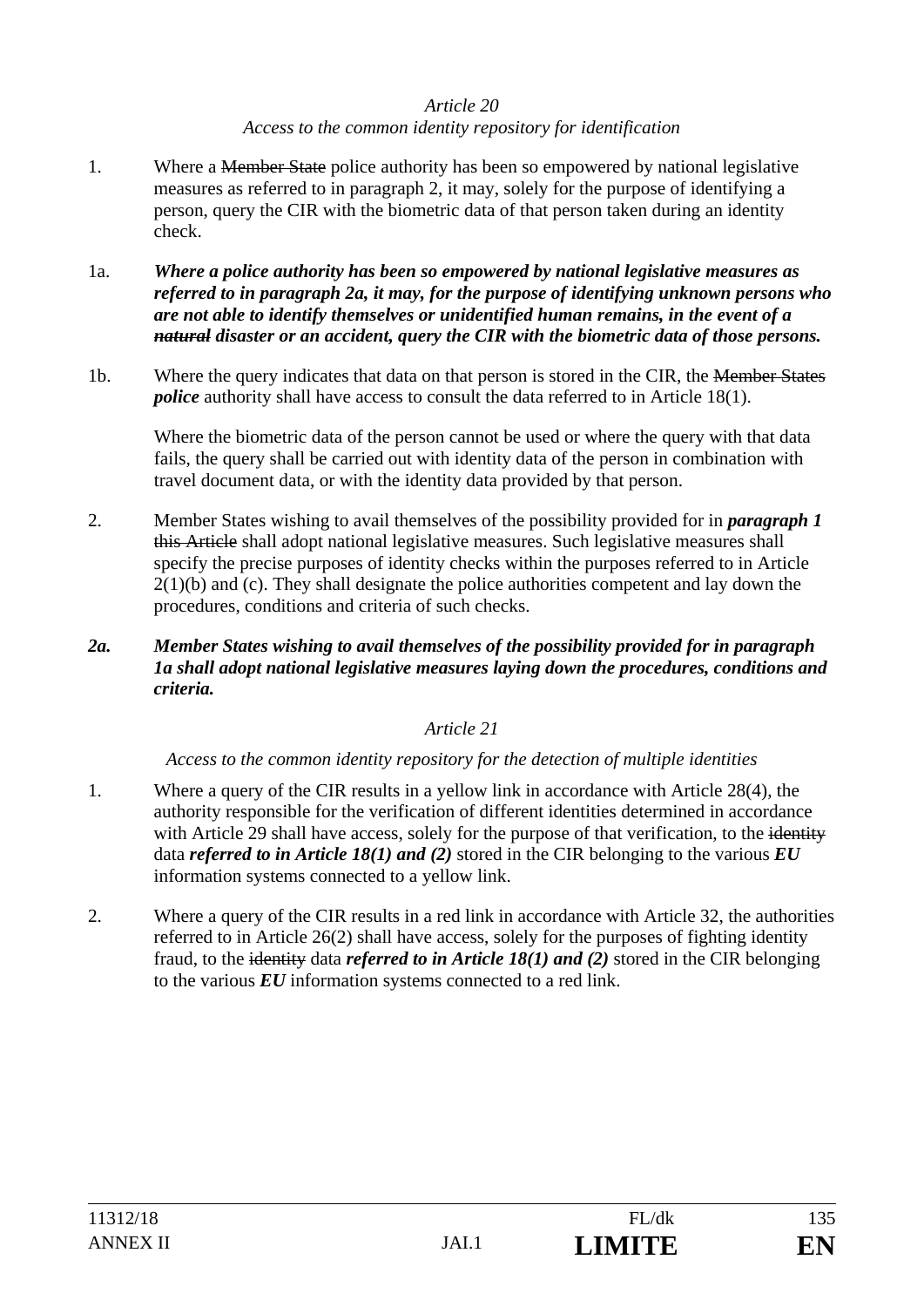*Article 20*
*Access to the common identity repository for identification*

1. Where a ~~Member State~~ police authority has been so empowered by national legislative measures as referred to in paragraph 2, it may, solely for the purpose of identifying a person, query the CIR with the biometric data of that person taken during an identity check.

1a. ***Where a police authority has been so empowered by national legislative measures as referred to in paragraph 2a, it may, for the purpose of identifying unknown persons who are not able to identify themselves or unidentified human remains, in the event of a ~~natural~~ disaster or an accident, query the CIR with the biometric data of those persons.***

1b. Where the query indicates that data on that person is stored in the CIR, the ~~Member States~~ ***police*** authority shall have access to consult the data referred to in Article 18(1).

Where the biometric data of the person cannot be used or where the query with that data fails, the query shall be carried out with identity data of the person in combination with travel document data, or with the identity data provided by that person.

2. Member States wishing to avail themselves of the possibility provided for in ***paragraph 1*** ~~this Article~~ shall adopt national legislative measures. Such legislative measures shall specify the precise purposes of identity checks within the purposes referred to in Article 2(1)(b) and (c). They shall designate the police authorities competent and lay down the procedures, conditions and criteria of such checks.

***2a. Member States wishing to avail themselves of the possibility provided for in paragraph 1a shall adopt national legislative measures laying down the procedures, conditions and criteria.***

*Article 21*

*Access to the common identity repository for the detection of multiple identities*

1. Where a query of the CIR results in a yellow link in accordance with Article 28(4), the authority responsible for the verification of different identities determined in accordance with Article 29 shall have access, solely for the purpose of that verification, to the ~~identity~~ data ***referred to in Article 18(1) and (2)*** stored in the CIR belonging to the various ***EU*** information systems connected to a yellow link.

2. Where a query of the CIR results in a red link in accordance with Article 32, the authorities referred to in Article 26(2) shall have access, solely for the purposes of fighting identity fraud, to the ~~identity~~ data ***referred to in Article 18(1) and (2)*** stored in the CIR belonging to the various ***EU*** information systems connected to a red link.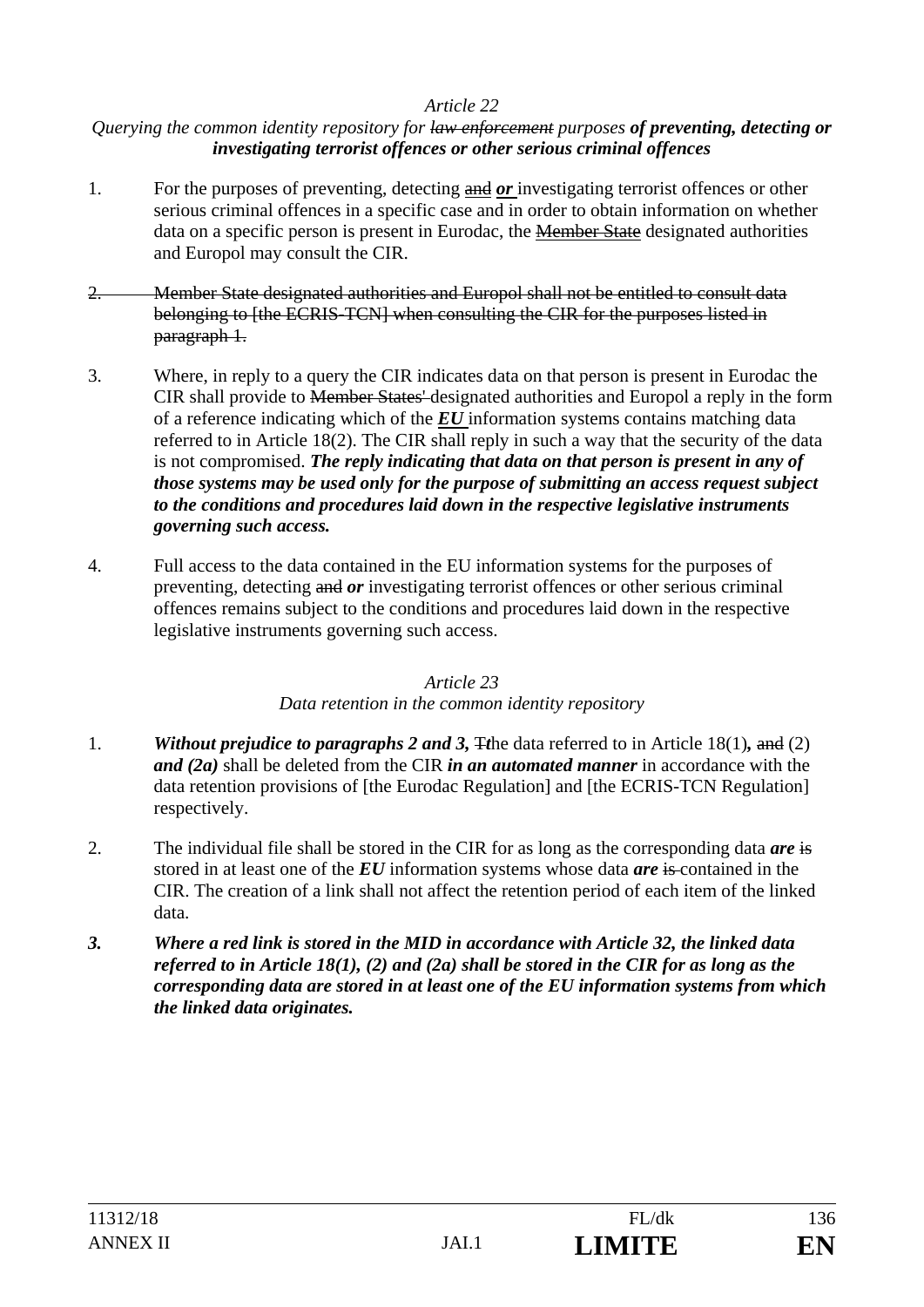*Article 22*

*Querying the common identity repository for ~~law enforcement~~ purposes* ***of preventing, detecting or investigating terrorist offences or other serious criminal offences***

1. For the purposes of preventing, detecting ~~and~~ ***or*** investigating terrorist offences or other serious criminal offences in a specific case and in order to obtain information on whether data on a specific person is present in Eurodac, the ~~Member State~~ designated authorities and Europol may consult the CIR.

2. ~~Member State designated authorities and Europol shall not be entitled to consult data belonging to [the ECRIS-TCN] when consulting the CIR for the purposes listed in paragraph 1.~~

3. Where, in reply to a query the CIR indicates data on that person is present in Eurodac the CIR shall provide to ~~Member States'~~ designated authorities and Europol a reply in the form of a reference indicating which of the ***EU*** information systems contains matching data referred to in Article 18(2). The CIR shall reply in such a way that the security of the data is not compromised. ***The reply indicating that data on that person is present in any of those systems may be used only for the purpose of submitting an access request subject to the conditions and procedures laid down in the respective legislative instruments governing such access.***

4. Full access to the data contained in the EU information systems for the purposes of preventing, detecting ~~and~~ ***or*** investigating terrorist offences or other serious criminal offences remains subject to the conditions and procedures laid down in the respective legislative instruments governing such access.

*Article 23*

*Data retention in the common identity repository*

1. ***Without prejudice to paragraphs 2 and 3, T***~~T~~he data referred to in Article 18(1)***,*** ~~and~~ (2) ***and (2a)*** shall be deleted from the CIR ***in an automated manner*** in accordance with the data retention provisions of [the Eurodac Regulation] and [the ECRIS-TCN Regulation] respectively.

2. The individual file shall be stored in the CIR for as long as the corresponding data ***are*** ~~is~~ stored in at least one of the ***EU*** information systems whose data ***are*** ~~is~~ contained in the CIR. The creation of a link shall not affect the retention period of each item of the linked data.

***3. Where a red link is stored in the MID in accordance with Article 32, the linked data referred to in Article 18(1), (2) and (2a) shall be stored in the CIR for as long as the corresponding data are stored in at least one of the EU information systems from which the linked data originates.***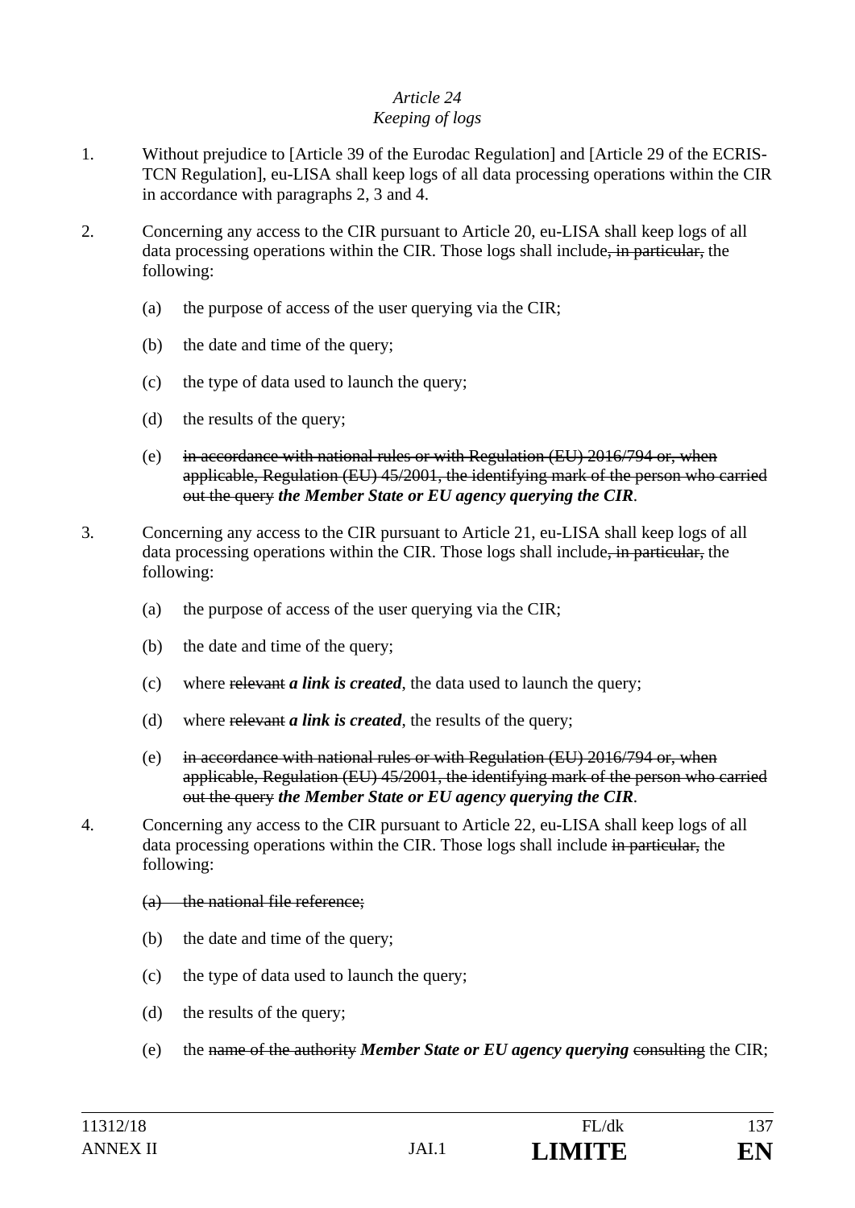*Article 24*
*Keeping of logs*

1. Without prejudice to [Article 39 of the Eurodac Regulation] and [Article 29 of the ECRIS-TCN Regulation], eu-LISA shall keep logs of all data processing operations within the CIR in accordance with paragraphs 2, 3 and 4.

2. Concerning any access to the CIR pursuant to Article 20, eu-LISA shall keep logs of all data processing operations within the CIR. Those logs shall include~~, in particular,~~ the following:

   (a) the purpose of access of the user querying via the CIR;

   (b) the date and time of the query;

   (c) the type of data used to launch the query;

   (d) the results of the query;

   (e) ~~in accordance with national rules or with Regulation (EU) 2016/794 or, when applicable, Regulation (EU) 45/2001, the identifying mark of the person who carried out the query~~ ***the Member State or EU agency querying the CIR***.

3. Concerning any access to the CIR pursuant to Article 21, eu-LISA shall keep logs of all data processing operations within the CIR. Those logs shall include~~, in particular,~~ the following:

   (a) the purpose of access of the user querying via the CIR;

   (b) the date and time of the query;

   (c) where ~~relevant~~ ***a link is created***, the data used to launch the query;

   (d) where ~~relevant~~ ***a link is created***, the results of the query;

   (e) ~~in accordance with national rules or with Regulation (EU) 2016/794 or, when applicable, Regulation (EU) 45/2001, the identifying mark of the person who carried out the query~~ ***the Member State or EU agency querying the CIR***.

4. Concerning any access to the CIR pursuant to Article 22, eu-LISA shall keep logs of all data processing operations within the CIR. Those logs shall include ~~in particular,~~ the following:

   ~~(a) the national file reference;~~

   (b) the date and time of the query;

   (c) the type of data used to launch the query;

   (d) the results of the query;

   (e) the ~~name of the authority~~ ***Member State or EU agency querying*** ~~consulting~~ the CIR;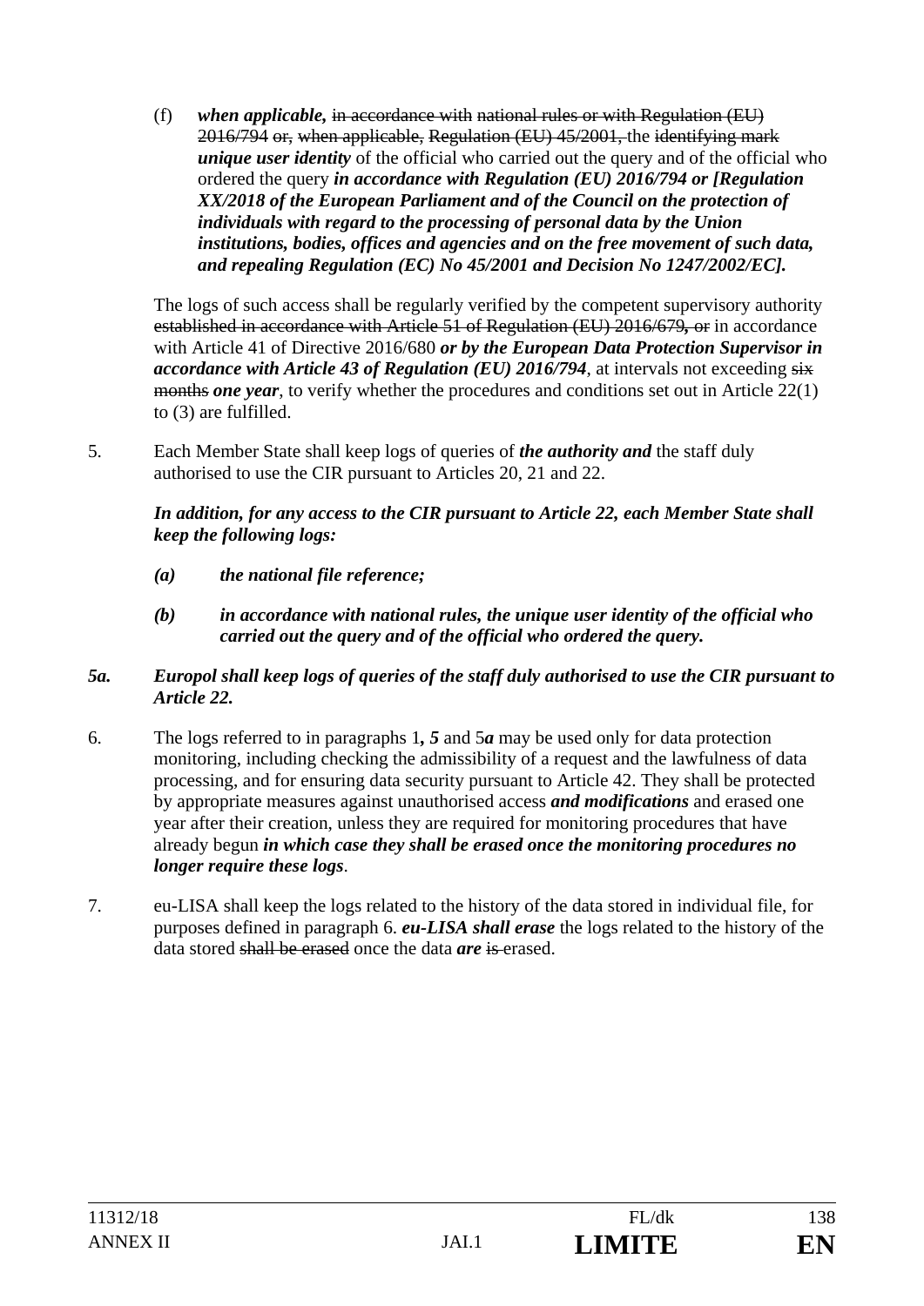(f) ***when applicable,*** ~~in accordance with national rules or with Regulation (EU) 2016/794 or, when applicable, Regulation (EU) 45/2001,~~ the ~~identifying mark~~ ***unique user identity*** of the official who carried out the query and of the official who ordered the query ***in accordance with Regulation (EU) 2016/794 or [Regulation XX/2018 of the European Parliament and of the Council on the protection of individuals with regard to the processing of personal data by the Union institutions, bodies, offices and agencies and on the free movement of such data, and repealing Regulation (EC) No 45/2001 and Decision No 1247/2002/EC].***

The logs of such access shall be regularly verified by the competent supervisory authority ~~established in accordance with Article 51 of Regulation (EU) 2016/679, or~~ in accordance with Article 41 of Directive 2016/680 ***or by the European Data Protection Supervisor in accordance with Article 43 of Regulation (EU) 2016/794***, at intervals not exceeding ~~six months~~ ***one year***, to verify whether the procedures and conditions set out in Article 22(1) to (3) are fulfilled.

5. Each Member State shall keep logs of queries of ***the authority and*** the staff duly authorised to use the CIR pursuant to Articles 20, 21 and 22.

***In addition, for any access to the CIR pursuant to Article 22, each Member State shall keep the following logs:***

***(a) the national file reference;***

***(b) in accordance with national rules, the unique user identity of the official who carried out the query and of the official who ordered the query.***

***5a. Europol shall keep logs of queries of the staff duly authorised to use the CIR pursuant to Article 22.***

6. The logs referred to in paragraphs 1***, 5*** and 5***a*** may be used only for data protection monitoring, including checking the admissibility of a request and the lawfulness of data processing, and for ensuring data security pursuant to Article 42. They shall be protected by appropriate measures against unauthorised access ***and modifications*** and erased one year after their creation, unless they are required for monitoring procedures that have already begun ***in which case they shall be erased once the monitoring procedures no longer require these logs***.

7. eu-LISA shall keep the logs related to the history of the data stored in individual file, for purposes defined in paragraph 6. ***eu-LISA shall erase*** the logs related to the history of the data stored ~~shall be erased~~ once the data ***are*** ~~is~~ erased.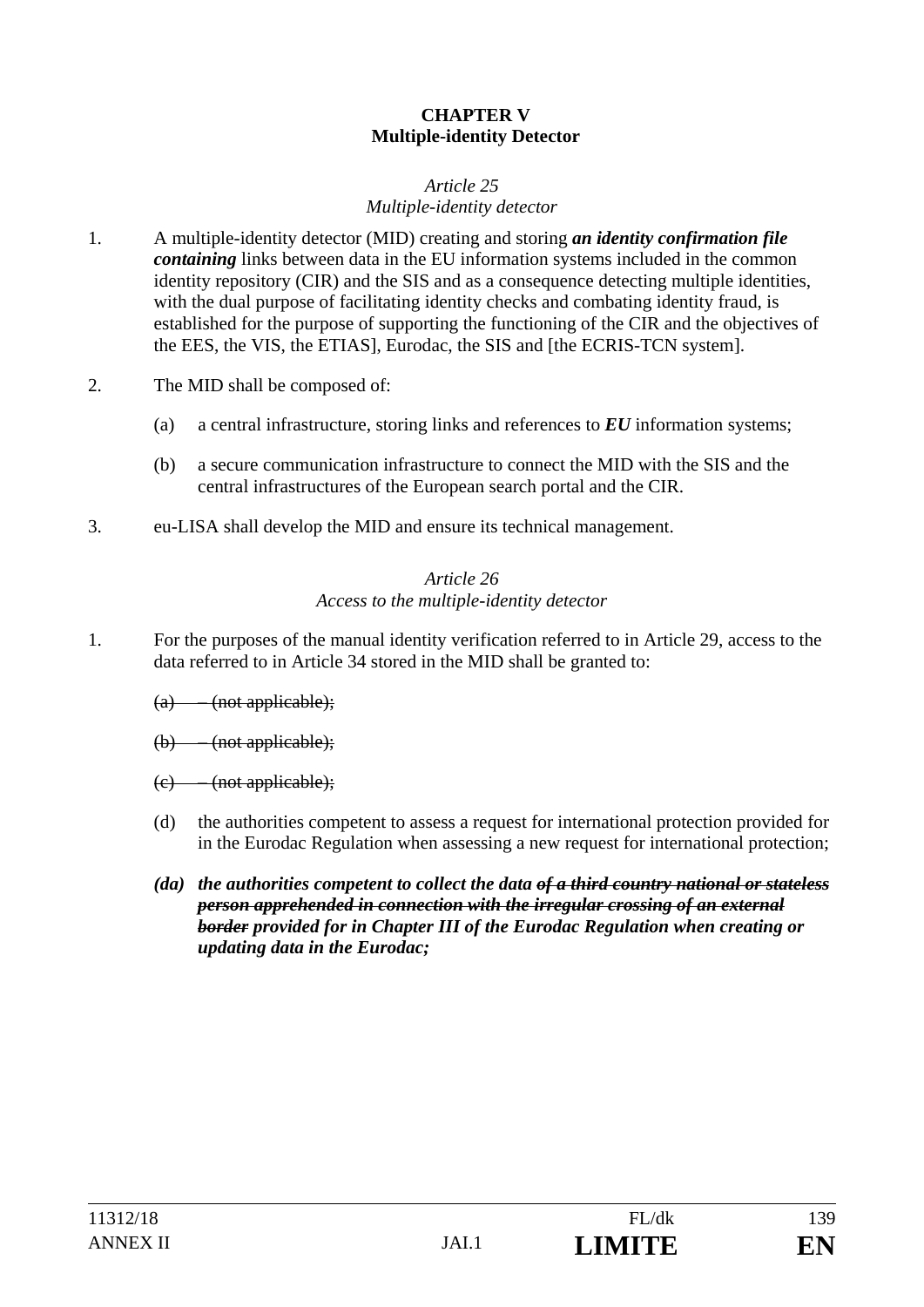**CHAPTER V**
**Multiple-identity Detector**

*Article 25*
*Multiple-identity detector*

1. A multiple-identity detector (MID) creating and storing ***an identity confirmation file containing*** links between data in the EU information systems included in the common identity repository (CIR) and the SIS and as a consequence detecting multiple identities, with the dual purpose of facilitating identity checks and combating identity fraud, is established for the purpose of supporting the functioning of the CIR and the objectives of the EES, the VIS, the ETIAS], Eurodac, the SIS and [the ECRIS-TCN system].

2. The MID shall be composed of:

   (a) a central infrastructure, storing links and references to ***EU*** information systems;

   (b) a secure communication infrastructure to connect the MID with the SIS and the central infrastructures of the European search portal and the CIR.

3. eu-LISA shall develop the MID and ensure its technical management.

*Article 26*
*Access to the multiple-identity detector*

1. For the purposes of the manual identity verification referred to in Article 29, access to the data referred to in Article 34 stored in the MID shall be granted to:

   ~~(a) – (not applicable);~~

   ~~(b) – (not applicable);~~

   ~~(c) – (not applicable);~~

   (d) the authorities competent to assess a request for international protection provided for in the Eurodac Regulation when assessing a new request for international protection;

   ***(da) the authorities competent to collect the data ~~of a third country national or stateless person apprehended in connection with the irregular crossing of an external border~~ provided for in Chapter III of the Eurodac Regulation when creating or updating data in the Eurodac;***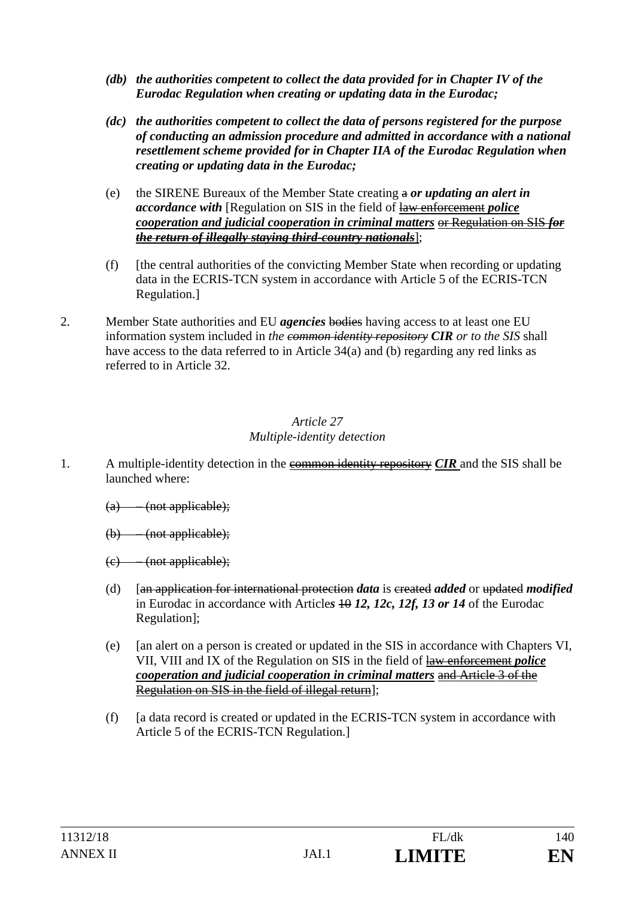*(db) **the authorities competent to collect the data provided for in Chapter IV of the Eurodac Regulation when creating or updating data in the Eurodac;***

*(dc) **the authorities competent to collect the data of persons registered for the purpose of conducting an admission procedure and admitted in accordance with a national resettlement scheme provided for in Chapter IIA of the Eurodac Regulation when creating or updating data in the Eurodac;***

(e) the SIRENE Bureaux of the Member State creating ~~a~~ ***or updating an alert in accordance with*** [Regulation on SIS in the field of ~~law enforcement~~ ***police cooperation and judicial cooperation in criminal matters*** ~~or Regulation on SIS~~ ~~***for the return of illegally staying third-country nationals***~~];

(f) [the central authorities of the convicting Member State when recording or updating data in the ECRIS-TCN system in accordance with Article 5 of the ECRIS-TCN Regulation.]

2. Member State authorities and EU ***agencies*** ~~bodies~~ having access to at least one EU information system included in *the* ~~*common identity repository*~~ ***CIR*** *or to the SIS* shall have access to the data referred to in Article 34(a) and (b) regarding any red links as referred to in Article 32.

*Article 27*
*Multiple-identity detection*

1. A multiple-identity detection in the ~~common identity repository~~ ***CIR*** and the SIS shall be launched where:

~~(a) – (not applicable);~~

~~(b) – (not applicable);~~

~~(c) – (not applicable);~~

(d) [~~an application for international protection~~ ***data*** is ~~created~~ ***added*** or ~~updated~~ ***modified*** in Eurodac in accordance with Article***s*** ~~10~~ ***12, 12c, 12f, 13 or 14*** of the Eurodac Regulation];

(e) [an alert on a person is created or updated in the SIS in accordance with Chapters VI, VII, VIII and IX of the Regulation on SIS in the field of ~~law enforcement~~ ***police cooperation and judicial cooperation in criminal matters*** ~~and Article 3 of the Regulation on SIS in the field of illegal return~~];

(f) [a data record is created or updated in the ECRIS-TCN system in accordance with Article 5 of the ECRIS-TCN Regulation.]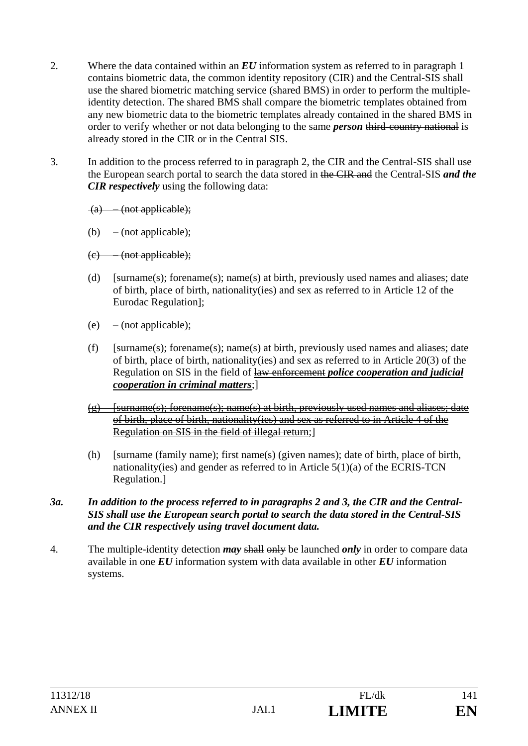2. Where the data contained within an ***EU*** information system as referred to in paragraph 1 contains biometric data, the common identity repository (CIR) and the Central-SIS shall use the shared biometric matching service (shared BMS) in order to perform the multiple-identity detection. The shared BMS shall compare the biometric templates obtained from any new biometric data to the biometric templates already contained in the shared BMS in order to verify whether or not data belonging to the same ***person*** ~~third-country national~~ is already stored in the CIR or in the Central SIS.

3. In addition to the process referred to in paragraph 2, the CIR and the Central-SIS shall use the European search portal to search the data stored in ~~the CIR and~~ the Central-SIS ***and the CIR respectively*** using the following data:

   ~~(a) – (not applicable);~~

   ~~(b) – (not applicable);~~

   ~~(c) – (not applicable);~~

   (d) [surname(s); forename(s); name(s) at birth, previously used names and aliases; date of birth, place of birth, nationality(ies) and sex as referred to in Article 12 of the Eurodac Regulation];

   ~~(e) – (not applicable);~~

   (f) [surname(s); forename(s); name(s) at birth, previously used names and aliases; date of birth, place of birth, nationality(ies) and sex as referred to in Article 20(3) of the Regulation on SIS in the field of ~~law enforcement~~ ***police cooperation and judicial cooperation in criminal matters***;]

   ~~(g) [surname(s); forename(s); name(s) at birth, previously used names and aliases; date of birth, place of birth, nationality(ies) and sex as referred to in Article 4 of the Regulation on SIS in the field of illegal return~~;]

   (h) [surname (family name); first name(s) (given names); date of birth, place of birth, nationality(ies) and gender as referred to in Article 5(1)(a) of the ECRIS-TCN Regulation.]

***3a. In addition to the process referred to in paragraphs 2 and 3, the CIR and the Central-SIS shall use the European search portal to search the data stored in the Central-SIS and the CIR respectively using travel document data.***

4. The multiple-identity detection ***may*** ~~shall only~~ be launched ***only*** in order to compare data available in one ***EU*** information system with data available in other ***EU*** information systems.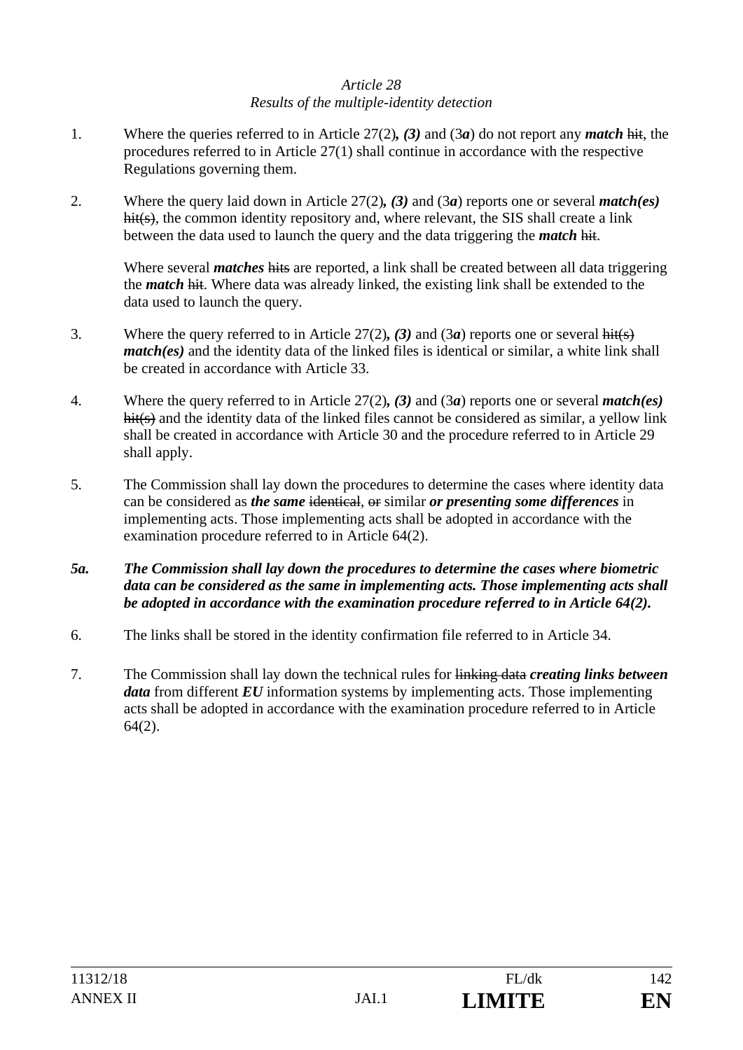*Article 28*
*Results of the multiple-identity detection*

1. Where the queries referred to in Article 27(2)***, (3)*** and (3***a***) do not report any ***match*** ~~hit~~, the procedures referred to in Article 27(1) shall continue in accordance with the respective Regulations governing them.

2. Where the query laid down in Article 27(2)***, (3)*** and (3***a***) reports one or several ***match(es)*** ~~hit(s)~~, the common identity repository and, where relevant, the SIS shall create a link between the data used to launch the query and the data triggering the ***match*** ~~hit~~.

   Where several ***matches*** ~~hits~~ are reported, a link shall be created between all data triggering the ***match*** ~~hit~~. Where data was already linked, the existing link shall be extended to the data used to launch the query.

3. Where the query referred to in Article 27(2)***, (3)*** and (3***a***) reports one or several ~~hit(s)~~ ***match(es)*** and the identity data of the linked files is identical or similar, a white link shall be created in accordance with Article 33.

4. Where the query referred to in Article 27(2)***, (3)*** and (3***a***) reports one or several ***match(es)*** ~~hit(s)~~ and the identity data of the linked files cannot be considered as similar, a yellow link shall be created in accordance with Article 30 and the procedure referred to in Article 29 shall apply.

5. The Commission shall lay down the procedures to determine the cases where identity data can be considered as ***the same*** ~~identical~~, ~~or~~ similar ***or presenting some differences*** in implementing acts. Those implementing acts shall be adopted in accordance with the examination procedure referred to in Article 64(2).

***5a. The Commission shall lay down the procedures to determine the cases where biometric data can be considered as the same in implementing acts. Those implementing acts shall be adopted in accordance with the examination procedure referred to in Article 64(2).***

6. The links shall be stored in the identity confirmation file referred to in Article 34.

7. The Commission shall lay down the technical rules for ~~linking data~~ ***creating links between data*** from different ***EU*** information systems by implementing acts. Those implementing acts shall be adopted in accordance with the examination procedure referred to in Article 64(2).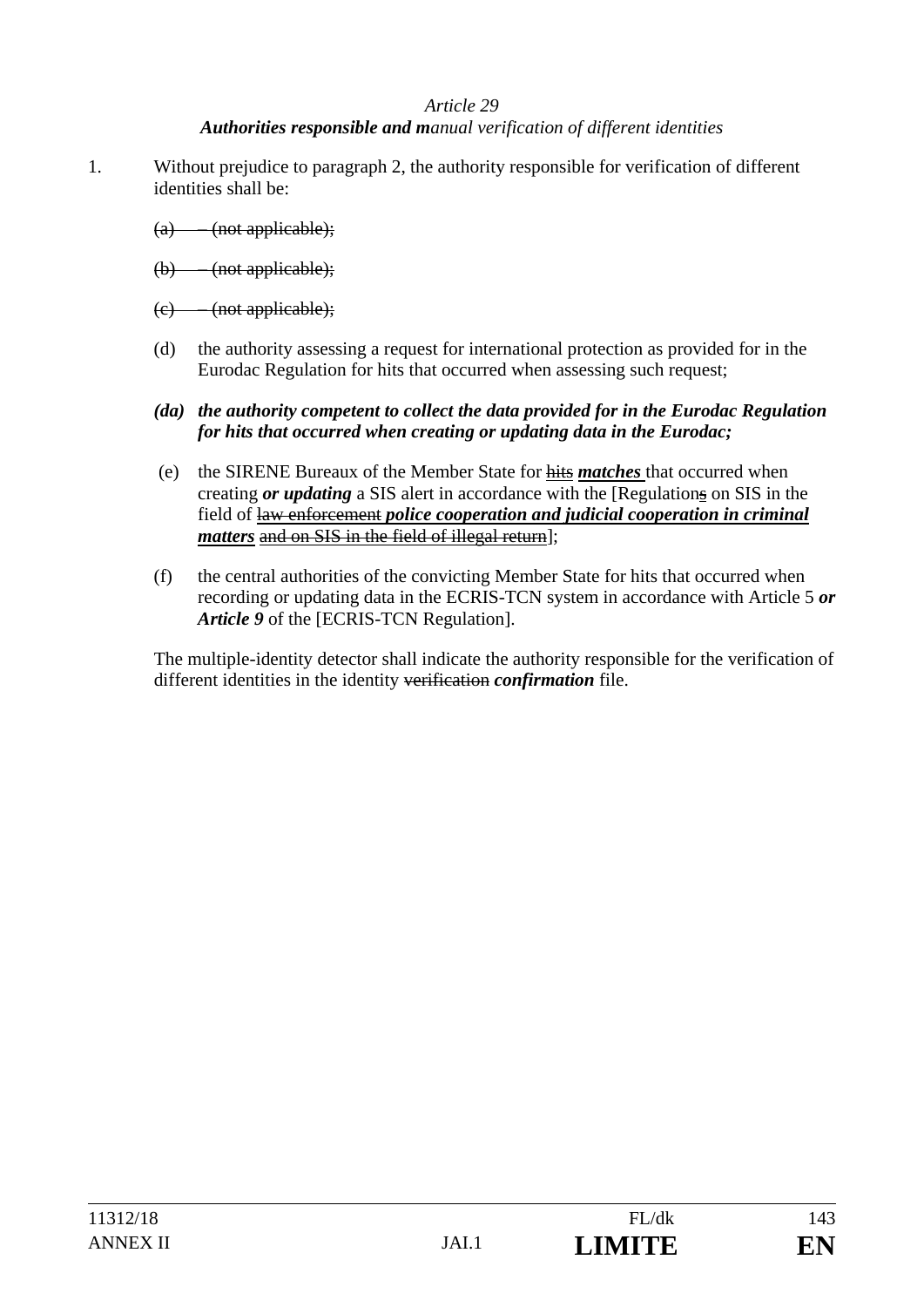*Article 29*

***Authorities responsible and m****anual verification of different identities*

1. Without prejudice to paragraph 2, the authority responsible for verification of different identities shall be:

   ~~(a) – (not applicable);~~

   ~~(b) – (not applicable);~~

   ~~(c) – (not applicable);~~

   (d) the authority assessing a request for international protection as provided for in the Eurodac Regulation for hits that occurred when assessing such request;

   ***(da) the authority competent to collect the data provided for in the Eurodac Regulation for hits that occurred when creating or updating data in the Eurodac;***

   (e) the SIRENE Bureaux of the Member State for ~~hits~~ ***matches*** that occurred when creating ***or updating*** a SIS alert in accordance with the [Regulation~~s~~ on SIS in the field of ~~law enforcement~~ ***police cooperation and judicial cooperation in criminal matters*** ~~and on SIS in the field of illegal return~~];

   (f) the central authorities of the convicting Member State for hits that occurred when recording or updating data in the ECRIS-TCN system in accordance with Article 5 ***or Article 9*** of the [ECRIS-TCN Regulation].

   The multiple-identity detector shall indicate the authority responsible for the verification of different identities in the identity ~~verification~~ ***confirmation*** file.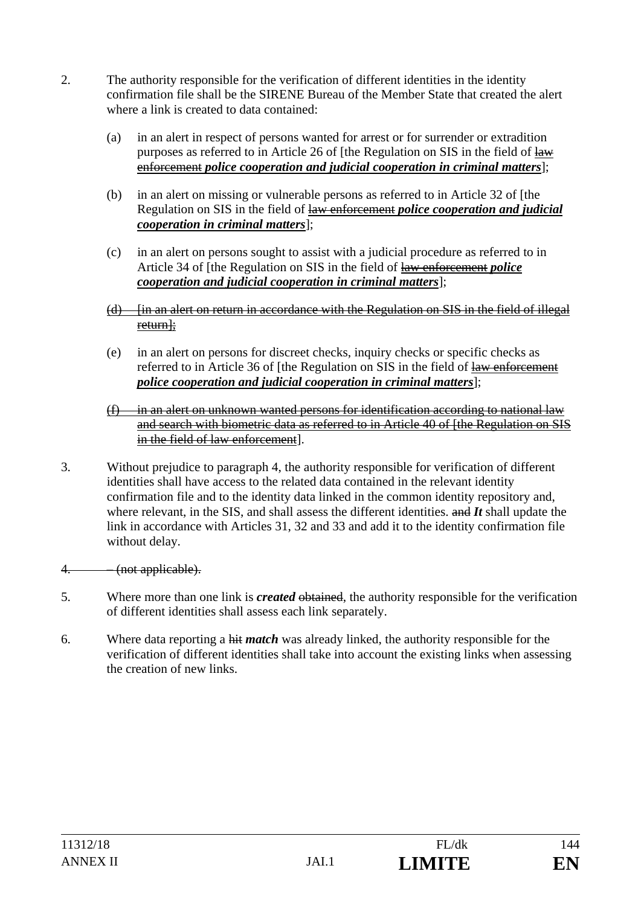2. The authority responsible for the verification of different identities in the identity confirmation file shall be the SIRENE Bureau of the Member State that created the alert where a link is created to data contained:

   (a) in an alert in respect of persons wanted for arrest or for surrender or extradition purposes as referred to in Article 26 of [the Regulation on SIS in the field of ~~law enforcement~~ ***police cooperation and judicial cooperation in criminal matters***];

   (b) in an alert on missing or vulnerable persons as referred to in Article 32 of [the Regulation on SIS in the field of ~~law enforcement~~ ***police cooperation and judicial cooperation in criminal matters***];

   (c) in an alert on persons sought to assist with a judicial procedure as referred to in Article 34 of [the Regulation on SIS in the field of ~~law enforcement~~ ***police cooperation and judicial cooperation in criminal matters***];

   ~~(d) [in an alert on return in accordance with the Regulation on SIS in the field of illegal return];~~

   (e) in an alert on persons for discreet checks, inquiry checks or specific checks as referred to in Article 36 of [the Regulation on SIS in the field of ~~law enforcement~~ ***police cooperation and judicial cooperation in criminal matters***];

   ~~(f) in an alert on unknown wanted persons for identification according to national law and search with biometric data as referred to in Article 40 of [the Regulation on SIS in the field of law enforcement~~].

3. Without prejudice to paragraph 4, the authority responsible for verification of different identities shall have access to the related data contained in the relevant identity confirmation file and to the identity data linked in the common identity repository and, where relevant, in the SIS, and shall assess the different identities. ~~and~~ ***It*** shall update the link in accordance with Articles 31, 32 and 33 and add it to the identity confirmation file without delay.

~~4. – (not applicable).~~

5. Where more than one link is ***created*** ~~obtained~~, the authority responsible for the verification of different identities shall assess each link separately.

6. Where data reporting a ~~hit~~ ***match*** was already linked, the authority responsible for the verification of different identities shall take into account the existing links when assessing the creation of new links.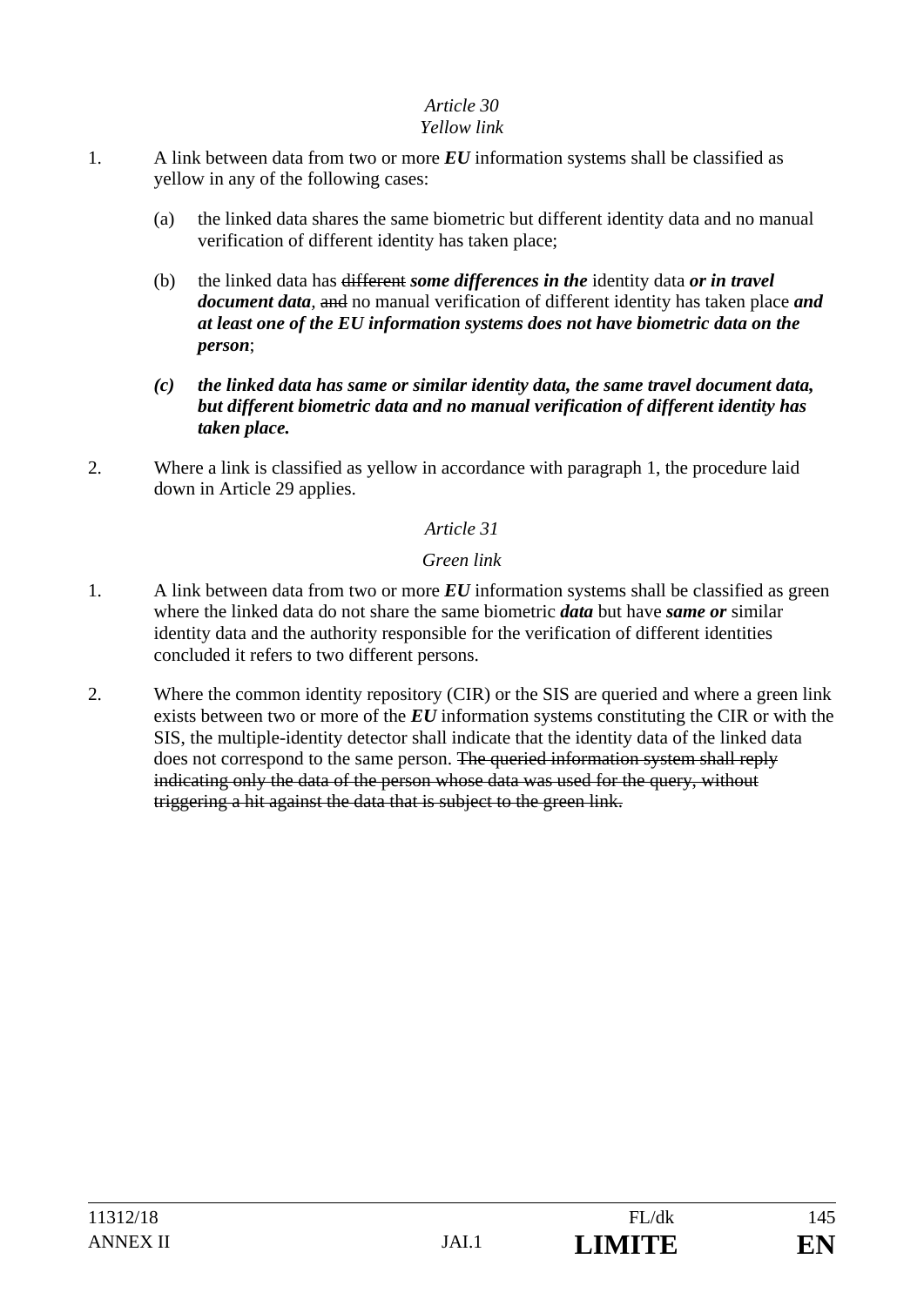*Article 30*
*Yellow link*

1. A link between data from two or more ***EU*** information systems shall be classified as yellow in any of the following cases:

   (a) the linked data shares the same biometric but different identity data and no manual verification of different identity has taken place;

   (b) the linked data has ~~different~~ ***some differences in the*** identity data ***or in travel document data***, ~~and~~ no manual verification of different identity has taken place ***and at least one of the EU information systems does not have biometric data on the person***;

   ***(c) the linked data has same or similar identity data, the same travel document data, but different biometric data and no manual verification of different identity has taken place.***

2. Where a link is classified as yellow in accordance with paragraph 1, the procedure laid down in Article 29 applies.

*Article 31*

*Green link*

1. A link between data from two or more ***EU*** information systems shall be classified as green where the linked data do not share the same biometric ***data*** but have ***same or*** similar identity data and the authority responsible for the verification of different identities concluded it refers to two different persons.

2. Where the common identity repository (CIR) or the SIS are queried and where a green link exists between two or more of the ***EU*** information systems constituting the CIR or with the SIS, the multiple-identity detector shall indicate that the identity data of the linked data does not correspond to the same person. ~~The queried information system shall reply indicating only the data of the person whose data was used for the query, without triggering a hit against the data that is subject to the green link.~~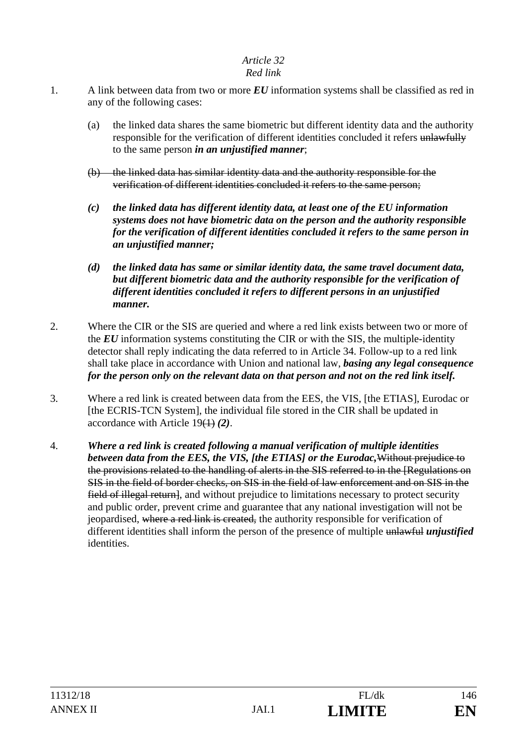*Article 32*
*Red link*

1. A link between data from two or more ***EU*** information systems shall be classified as red in any of the following cases:

   (a) the linked data shares the same biometric but different identity data and the authority responsible for the verification of different identities concluded it refers ~~unlawfully~~ to the same person ***in an unjustified manner***;

   ~~(b) the linked data has similar identity data and the authority responsible for the verification of different identities concluded it refers to the same person;~~

   ***(c) the linked data has different identity data, at least one of the EU information systems does not have biometric data on the person and the authority responsible for the verification of different identities concluded it refers to the same person in an unjustified manner;***

   ***(d) the linked data has same or similar identity data, the same travel document data, but different biometric data and the authority responsible for the verification of different identities concluded it refers to different persons in an unjustified manner.***

2. Where the CIR or the SIS are queried and where a red link exists between two or more of the ***EU*** information systems constituting the CIR or with the SIS, the multiple-identity detector shall reply indicating the data referred to in Article 34. Follow-up to a red link shall take place in accordance with Union and national law, ***basing any legal consequence for the person only on the relevant data on that person and not on the red link itself.***

3. Where a red link is created between data from the EES, the VIS, [the ETIAS], Eurodac or [the ECRIS-TCN System], the individual file stored in the CIR shall be updated in accordance with Article 19~~(1)~~ ***(2)***.

4. ***Where a red link is created following a manual verification of multiple identities between data from the EES, the VIS, [the ETIAS] or the Eurodac,***~~Without prejudice to the provisions related to the handling of alerts in the SIS referred to in the [Regulations on SIS in the field of border checks, on SIS in the field of law enforcement and on SIS in the field of illegal return]~~, and without prejudice to limitations necessary to protect security and public order, prevent crime and guarantee that any national investigation will not be jeopardised, ~~where a red link is created,~~ the authority responsible for verification of different identities shall inform the person of the presence of multiple ~~unlawful~~ ***unjustified*** identities.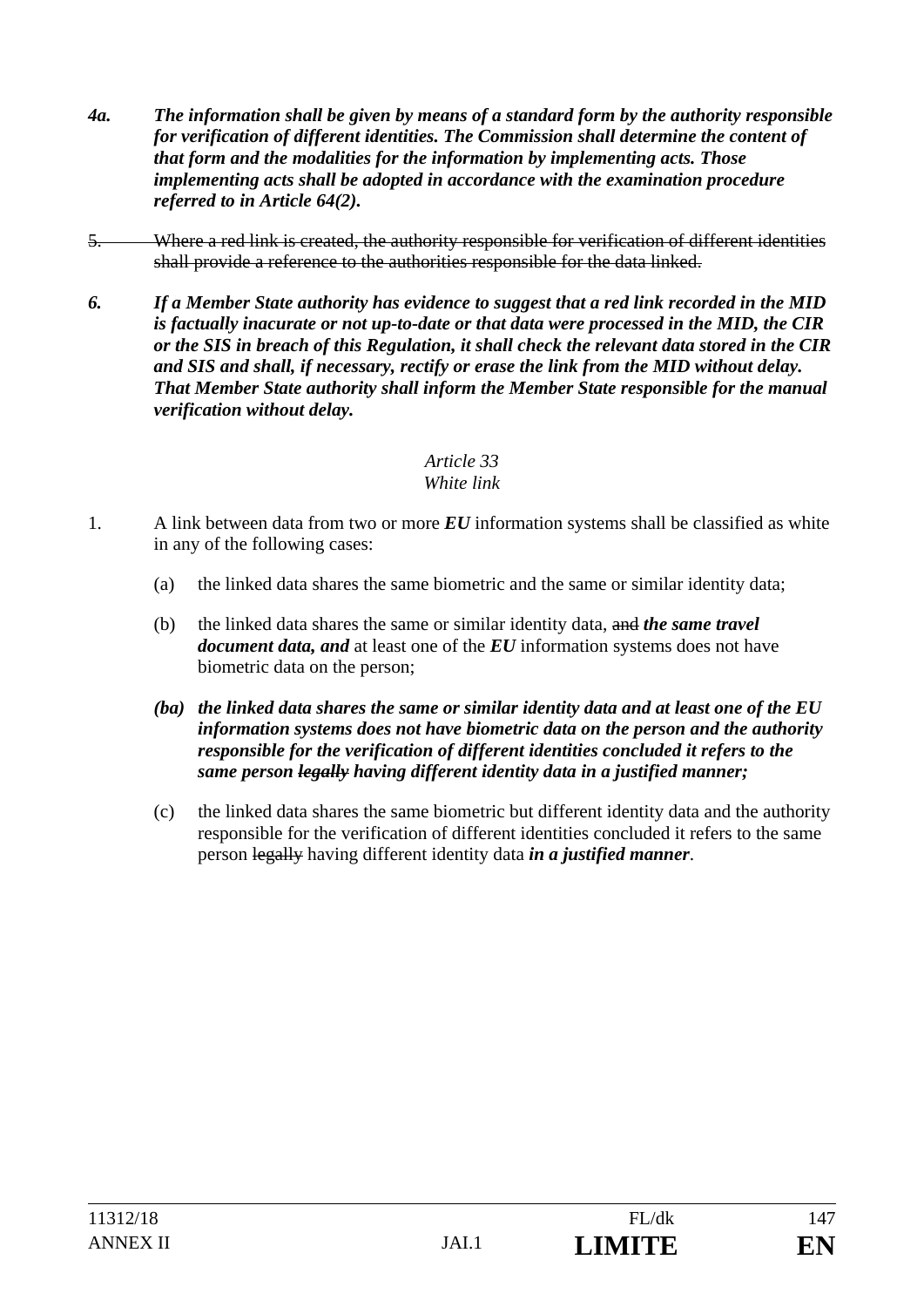***4a. The information shall be given by means of a standard form by the authority responsible for verification of different identities. The Commission shall determine the content of that form and the modalities for the information by implementing acts. Those implementing acts shall be adopted in accordance with the examination procedure referred to in Article 64(2).***

~~5. Where a red link is created, the authority responsible for verification of different identities shall provide a reference to the authorities responsible for the data linked.~~

***6. If a Member State authority has evidence to suggest that a red link recorded in the MID is factually inacurate or not up-to-date or that data were processed in the MID, the CIR or the SIS in breach of this Regulation, it shall check the relevant data stored in the CIR and SIS and shall, if necessary, rectify or erase the link from the MID without delay. That Member State authority shall inform the Member State responsible for the manual verification without delay.***

*Article 33*
*White link*

1. A link between data from two or more ***EU*** information systems shall be classified as white in any of the following cases:

   (a) the linked data shares the same biometric and the same or similar identity data;

   (b) the linked data shares the same or similar identity data, ~~and~~ ***the same travel document data, and*** at least one of the ***EU*** information systems does not have biometric data on the person;

   ***(ba) the linked data shares the same or similar identity data and at least one of the EU information systems does not have biometric data on the person and the authority responsible for the verification of different identities concluded it refers to the same person ~~legally~~ having different identity data in a justified manner;***

   (c) the linked data shares the same biometric but different identity data and the authority responsible for the verification of different identities concluded it refers to the same person ~~legally~~ having different identity data ***in a justified manner***.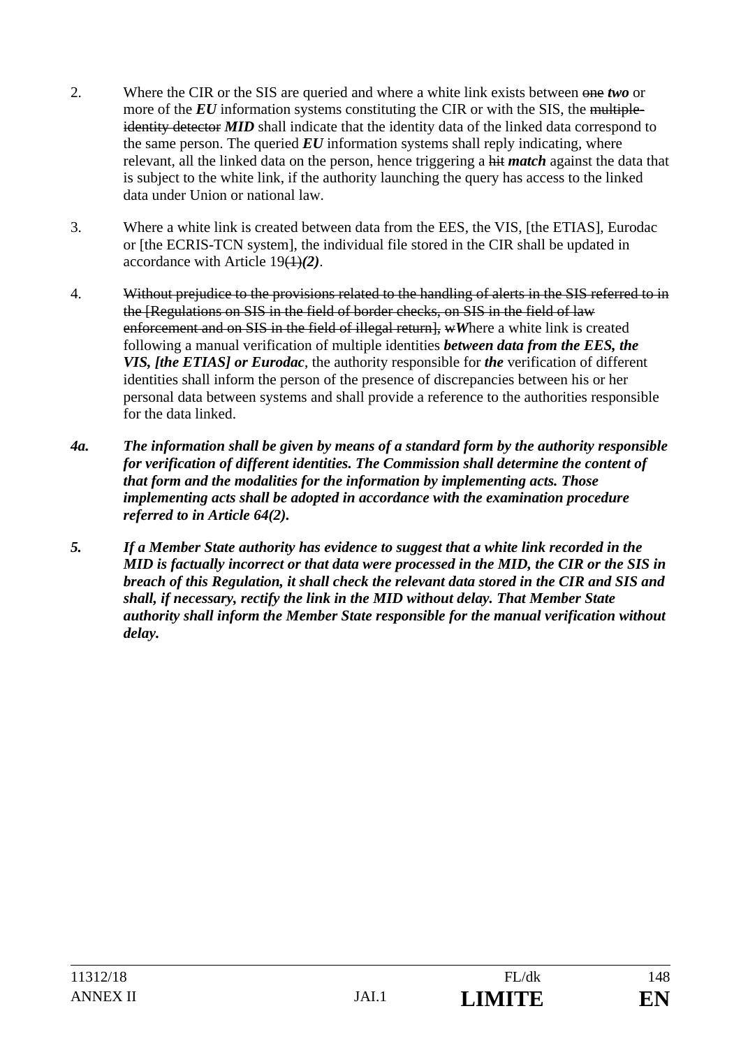2. Where the CIR or the SIS are queried and where a white link exists between ~~one~~ ***two*** or more of the ***EU*** information systems constituting the CIR or with the SIS, the ~~multiple-identity detector~~ ***MID*** shall indicate that the identity data of the linked data correspond to the same person. The queried ***EU*** information systems shall reply indicating, where relevant, all the linked data on the person, hence triggering a ~~hit~~ ***match*** against the data that is subject to the white link, if the authority launching the query has access to the linked data under Union or national law.

3. Where a white link is created between data from the EES, the VIS, [the ETIAS], Eurodac or [the ECRIS-TCN system], the individual file stored in the CIR shall be updated in accordance with Article 19~~(1)~~***(2)***.

4. ~~Without prejudice to the provisions related to the handling of alerts in the SIS referred to in the [Regulations on SIS in the field of border checks, on SIS in the field of law enforcement and on SIS in the field of illegal return], w~~***W***here a white link is created following a manual verification of multiple identities ***between data from the EES, the VIS, [the ETIAS] or Eurodac***, the authority responsible for ***the*** verification of different identities shall inform the person of the presence of discrepancies between his or her personal data between systems and shall provide a reference to the authorities responsible for the data linked.

***4a. The information shall be given by means of a standard form by the authority responsible for verification of different identities. The Commission shall determine the content of that form and the modalities for the information by implementing acts. Those implementing acts shall be adopted in accordance with the examination procedure referred to in Article 64(2).***

***5. If a Member State authority has evidence to suggest that a white link recorded in the MID is factually incorrect or that data were processed in the MID, the CIR or the SIS in breach of this Regulation, it shall check the relevant data stored in the CIR and SIS and shall, if necessary, rectify the link in the MID without delay. That Member State authority shall inform the Member State responsible for the manual verification without delay.***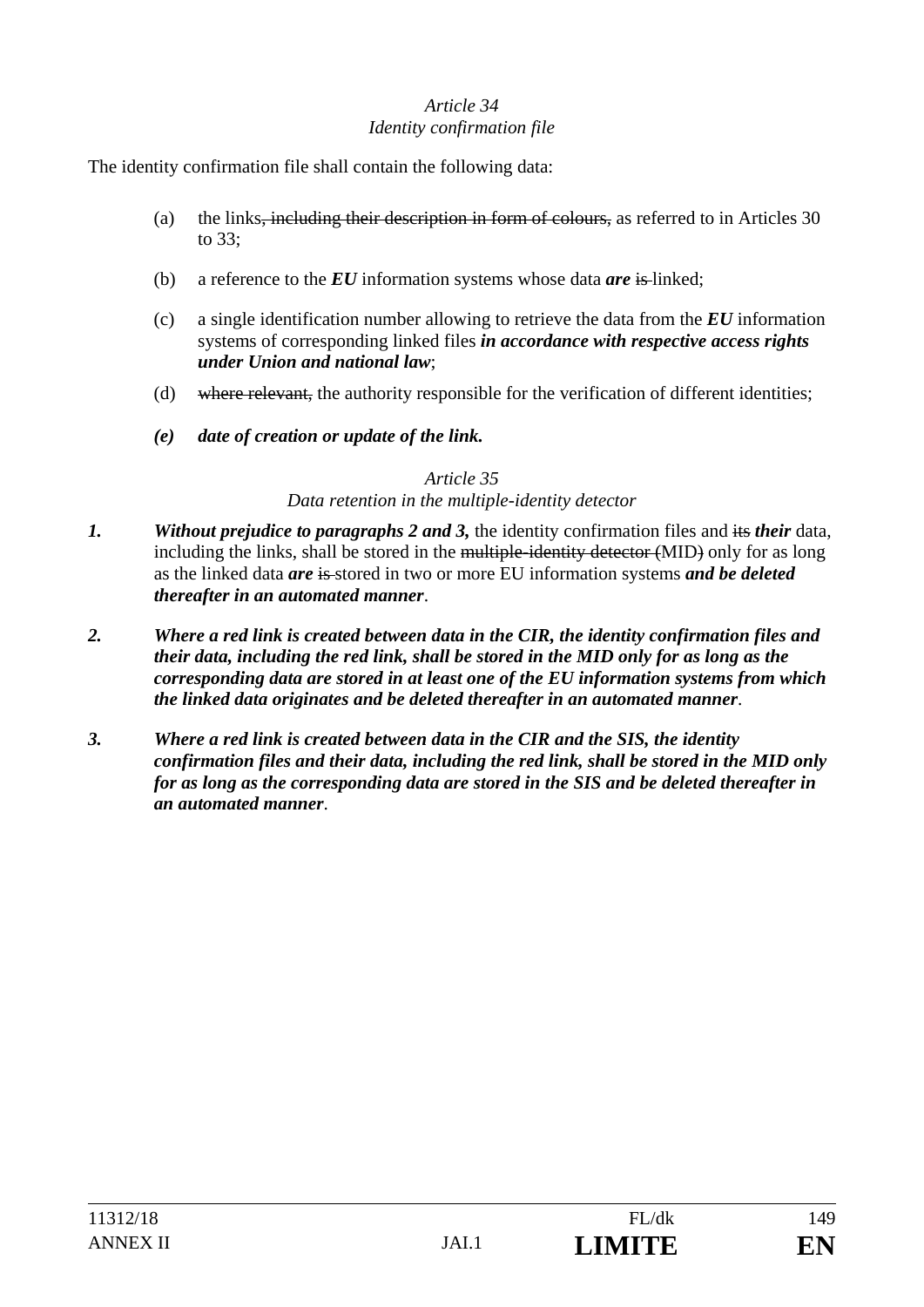*Article 34*
*Identity confirmation file*

The identity confirmation file shall contain the following data:

(a) the links~~, including their description in form of colours,~~ as referred to in Articles 30 to 33;

(b) a reference to the ***EU*** information systems whose data ***are*** ~~is~~ linked;

(c) a single identification number allowing to retrieve the data from the ***EU*** information systems of corresponding linked files ***in accordance with respective access rights under Union and national law***;

(d) ~~where relevant,~~ the authority responsible for the verification of different identities;

***(e) date of creation or update of the link.***

*Article 35*
*Data retention in the multiple-identity detector*

***1.*** ***Without prejudice to paragraphs 2 and 3,*** the identity confirmation files and ~~its~~ ***their*** data, including the links, shall be stored in the ~~multiple-identity detector (~~MID~~)~~ only for as long as the linked data ***are*** ~~is~~ stored in two or more EU information systems ***and be deleted thereafter in an automated manner***.

***2. Where a red link is created between data in the CIR, the identity confirmation files and their data, including the red link, shall be stored in the MID only for as long as the corresponding data are stored in at least one of the EU information systems from which the linked data originates and be deleted thereafter in an automated manner***.

***3. Where a red link is created between data in the CIR and the SIS, the identity confirmation files and their data, including the red link, shall be stored in the MID only for as long as the corresponding data are stored in the SIS and be deleted thereafter in an automated manner***.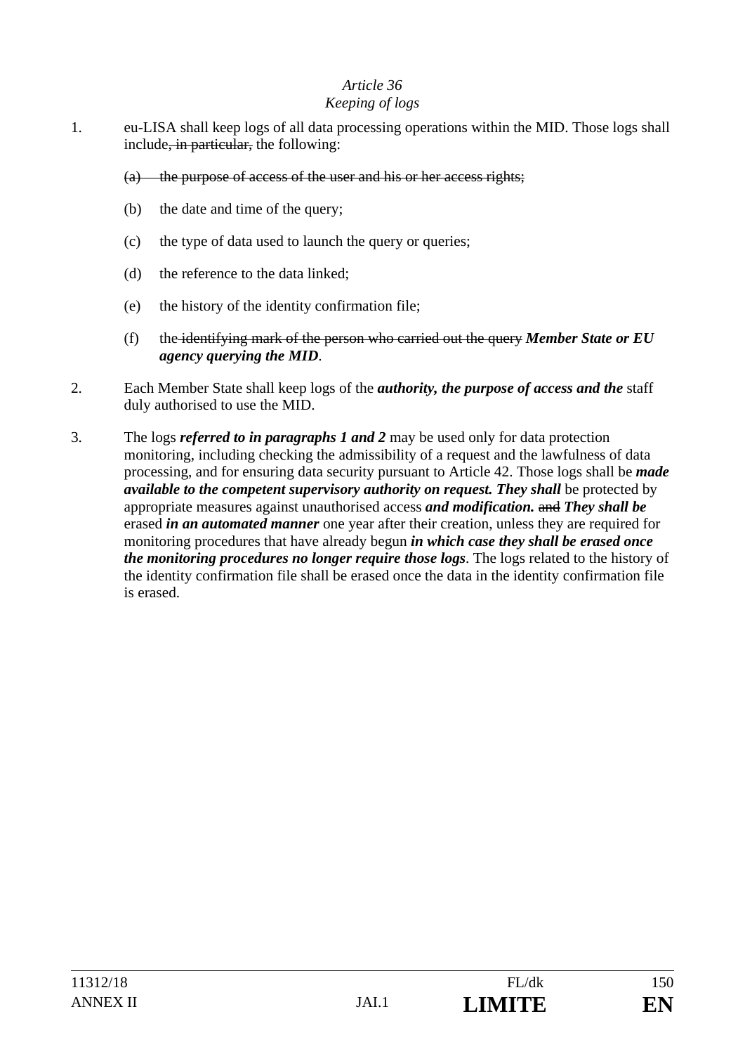*Article 36*
*Keeping of logs*

1. eu-LISA shall keep logs of all data processing operations within the MID. Those logs shall include~~, in particular,~~ the following:

   ~~(a) the purpose of access of the user and his or her access rights;~~

   (b) the date and time of the query;

   (c) the type of data used to launch the query or queries;

   (d) the reference to the data linked;

   (e) the history of the identity confirmation file;

   (f) the ~~identifying mark of the person who carried out the query~~ ***Member State or EU agency querying the MID***.

2. Each Member State shall keep logs of the ***authority, the purpose of access and the*** staff duly authorised to use the MID.

3. The logs ***referred to in paragraphs 1 and 2*** may be used only for data protection monitoring, including checking the admissibility of a request and the lawfulness of data processing, and for ensuring data security pursuant to Article 42. Those logs shall be ***made available to the competent supervisory authority on request. They shall*** be protected by appropriate measures against unauthorised access ***and modification.*** ~~and~~ ***They shall be*** erased ***in an automated manner*** one year after their creation, unless they are required for monitoring procedures that have already begun ***in which case they shall be erased once the monitoring procedures no longer require those logs***. The logs related to the history of the identity confirmation file shall be erased once the data in the identity confirmation file is erased.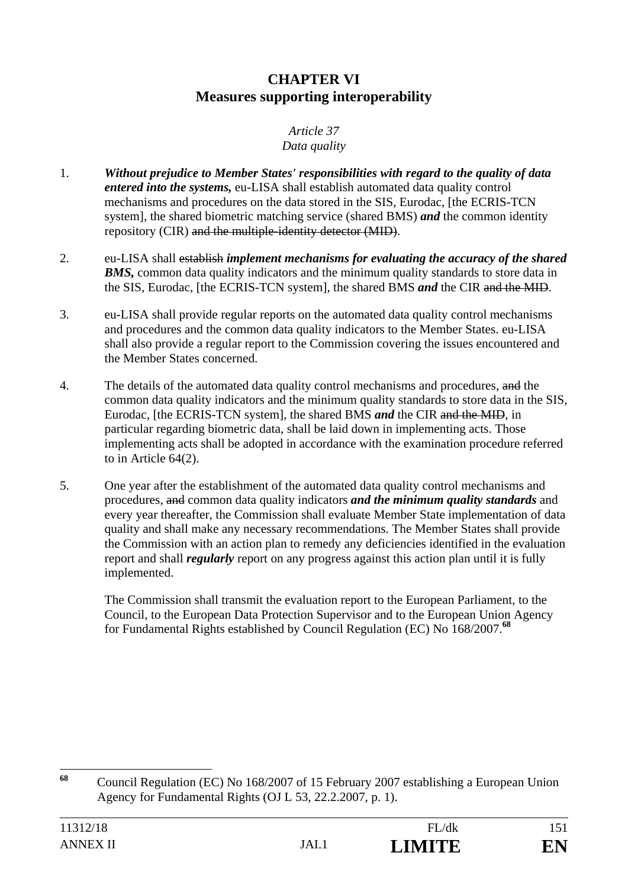## CHAPTER VI
## Measures supporting interoperability

*Article 37*
*Data quality*

1. ***Without prejudice to Member States' responsibilities with regard to the quality of data entered into the systems,*** eu-LISA shall establish automated data quality control mechanisms and procedures on the data stored in the SIS, Eurodac, [the ECRIS-TCN system], the shared biometric matching service (shared BMS) ***and*** the common identity repository (CIR) ~~and the multiple-identity detector (MID)~~.

2. eu-LISA shall ~~establish~~ ***implement mechanisms for evaluating the accuracy of the shared BMS,*** common data quality indicators and the minimum quality standards to store data in the SIS, Eurodac, [the ECRIS-TCN system], the shared BMS ***and*** the CIR ~~and the MID~~.

3. eu-LISA shall provide regular reports on the automated data quality control mechanisms and procedures and the common data quality indicators to the Member States. eu-LISA shall also provide a regular report to the Commission covering the issues encountered and the Member States concerned.

4. The details of the automated data quality control mechanisms and procedures, ~~and~~ the common data quality indicators and the minimum quality standards to store data in the SIS, Eurodac, [the ECRIS-TCN system], the shared BMS ***and*** the CIR ~~and the MID~~, in particular regarding biometric data, shall be laid down in implementing acts. Those implementing acts shall be adopted in accordance with the examination procedure referred to in Article 64(2).

5. One year after the establishment of the automated data quality control mechanisms and procedures, ~~and~~ common data quality indicators ***and the minimum quality standards*** and every year thereafter, the Commission shall evaluate Member State implementation of data quality and shall make any necessary recommendations. The Member States shall provide the Commission with an action plan to remedy any deficiencies identified in the evaluation report and shall ***regularly*** report on any progress against this action plan until it is fully implemented.

   The Commission shall transmit the evaluation report to the European Parliament, to the Council, to the European Data Protection Supervisor and to the European Union Agency for Fundamental Rights established by Council Regulation (EC) No 168/2007.[68]

---

[68] Council Regulation (EC) No 168/2007 of 15 February 2007 establishing a European Union Agency for Fundamental Rights (OJ L 53, 22.2.2007, p. 1).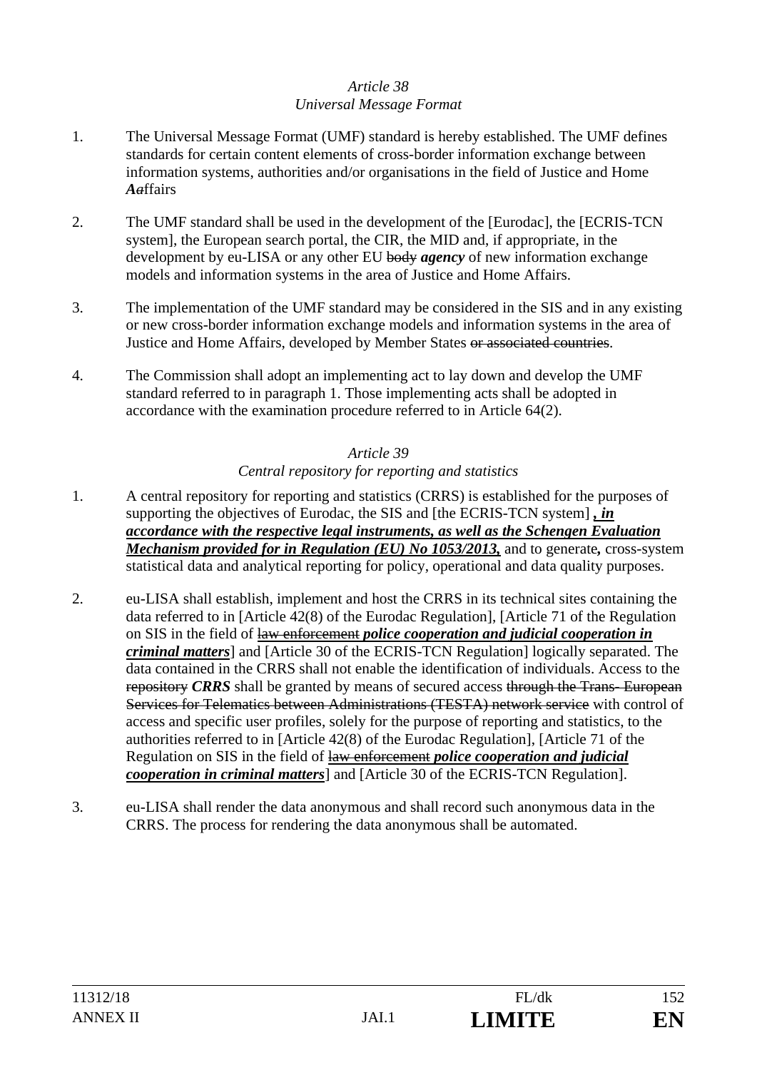*Article 38*
*Universal Message Format*

1. The Universal Message Format (UMF) standard is hereby established. The UMF defines standards for certain content elements of cross-border information exchange between information systems, authorities and/or organisations in the field of Justice and Home ***A*~~a~~**ffairs

2. The UMF standard shall be used in the development of the [Eurodac], the [ECRIS-TCN system], the European search portal, the CIR, the MID and, if appropriate, in the development by eu-LISA or any other EU ~~body~~ ***agency*** of new information exchange models and information systems in the area of Justice and Home Affairs.

3. The implementation of the UMF standard may be considered in the SIS and in any existing or new cross-border information exchange models and information systems in the area of Justice and Home Affairs, developed by Member States ~~or associated countries~~.

4. The Commission shall adopt an implementing act to lay down and develop the UMF standard referred to in paragraph 1. Those implementing acts shall be adopted in accordance with the examination procedure referred to in Article 64(2).

*Article 39*
*Central repository for reporting and statistics*

1. A central repository for reporting and statistics (CRRS) is established for the purposes of supporting the objectives of Eurodac, the SIS and [the ECRIS-TCN system] ***<u>, in accordance with the respective legal instruments, as well as the Schengen Evaluation Mechanism provided for in Regulation (EU) No 1053/2013,</u>*** and to generate**,** cross-system statistical data and analytical reporting for policy, operational and data quality purposes.

2. eu-LISA shall establish, implement and host the CRRS in its technical sites containing the data referred to in [Article 42(8) of the Eurodac Regulation], [Article 71 of the Regulation on SIS in the field of ~~law enforcement~~ ***<u>police cooperation and judicial cooperation in criminal matters</u>***] and [Article 30 of the ECRIS-TCN Regulation] logically separated. The data contained in the CRRS shall not enable the identification of individuals. Access to the ~~repository~~ ***CRRS*** shall be granted by means of secured access ~~through the Trans- European Services for Telematics between Administrations (TESTA) network service~~ with control of access and specific user profiles, solely for the purpose of reporting and statistics, to the authorities referred to in [Article 42(8) of the Eurodac Regulation], [Article 71 of the Regulation on SIS in the field of ~~law enforcement~~ ***<u>police cooperation and judicial cooperation in criminal matters</u>***] and [Article 30 of the ECRIS-TCN Regulation].

3. eu-LISA shall render the data anonymous and shall record such anonymous data in the CRRS. The process for rendering the data anonymous shall be automated.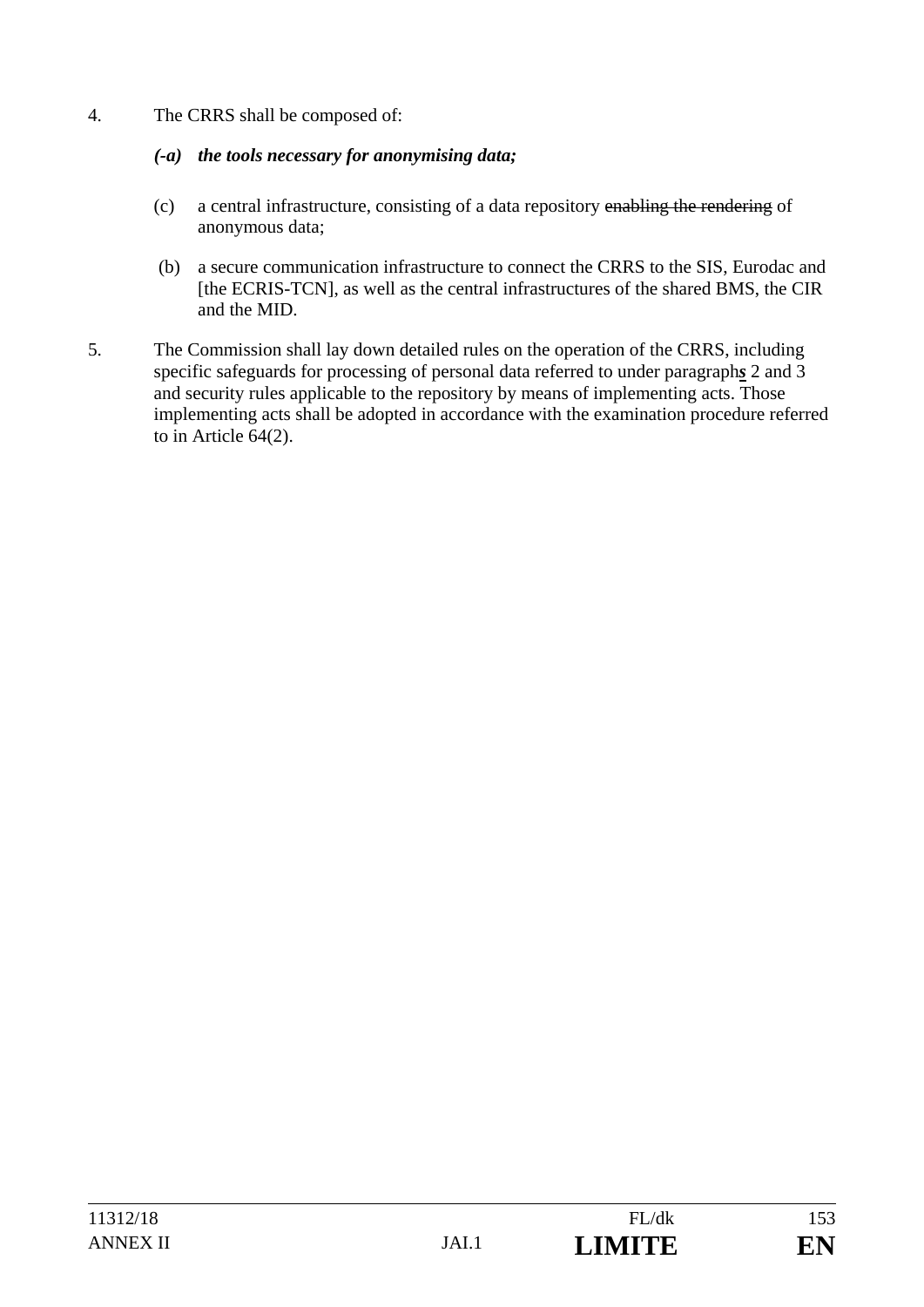4. The CRRS shall be composed of:

   ***(-a) the tools necessary for anonymising data;***

   (c) a central infrastructure, consisting of a data repository ~~enabling the rendering~~ of anonymous data;

   (b) a secure communication infrastructure to connect the CRRS to the SIS, Eurodac and [the ECRIS-TCN], as well as the central infrastructures of the shared BMS, the CIR and the MID.

5. The Commission shall lay down detailed rules on the operation of the CRRS, including specific safeguards for processing of personal data referred to under paragraph***s*** 2 and 3 and security rules applicable to the repository by means of implementing acts. Those implementing acts shall be adopted in accordance with the examination procedure referred to in Article 64(2).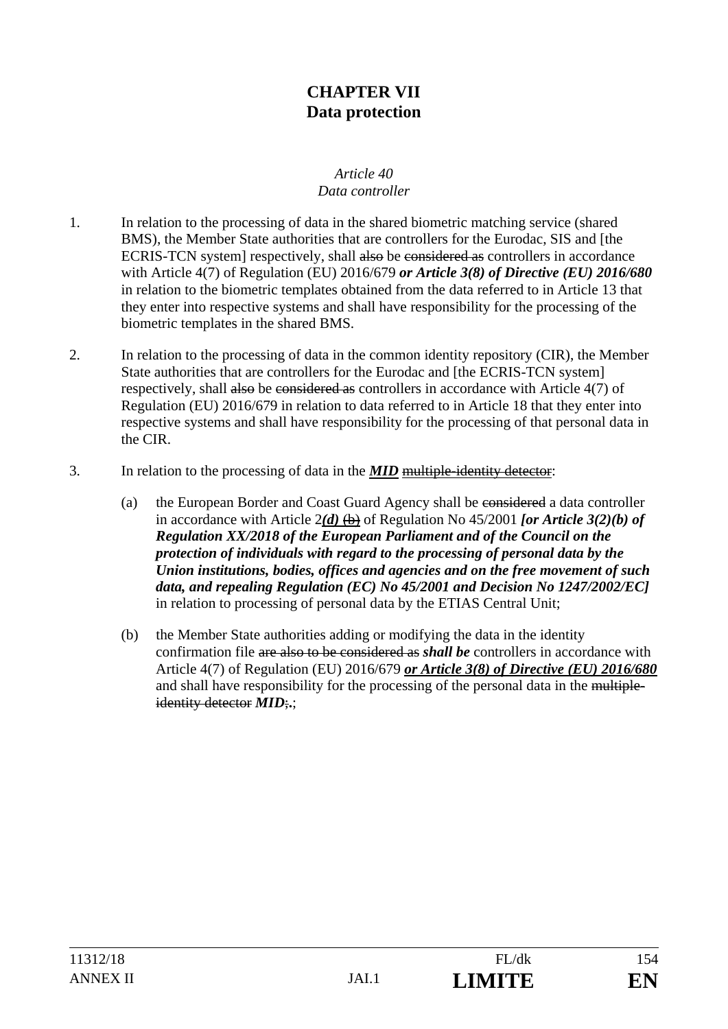# CHAPTER VII
# Data protection

*Article 40*
*Data controller*

1. In relation to the processing of data in the shared biometric matching service (shared BMS), the Member State authorities that are controllers for the Eurodac, SIS and [the ECRIS-TCN system] respectively, shall ~~also~~ be ~~considered as~~ controllers in accordance with Article 4(7) of Regulation (EU) 2016/679 ***or Article 3(8) of Directive (EU) 2016/680*** in relation to the biometric templates obtained from the data referred to in Article 13 that they enter into respective systems and shall have responsibility for the processing of the biometric templates in the shared BMS.

2. In relation to the processing of data in the common identity repository (CIR), the Member State authorities that are controllers for the Eurodac and [the ECRIS-TCN system] respectively, shall ~~also~~ be ~~considered as~~ controllers in accordance with Article 4(7) of Regulation (EU) 2016/679 in relation to data referred to in Article 18 that they enter into respective systems and shall have responsibility for the processing of that personal data in the CIR.

3. In relation to the processing of data in the ***MID*** ~~multiple-identity detector~~:

   (a) the European Border and Coast Guard Agency shall be ~~considered~~ a data controller in accordance with Article 2***(d)*** ~~(b)~~ of Regulation No 45/2001 ***[or Article 3(2)(b) of Regulation XX/2018 of the European Parliament and of the Council on the protection of individuals with regard to the processing of personal data by the Union institutions, bodies, offices and agencies and on the free movement of such data, and repealing Regulation (EC) No 45/2001 and Decision No 1247/2002/EC]*** in relation to processing of personal data by the ETIAS Central Unit;

   (b) the Member State authorities adding or modifying the data in the identity confirmation file ~~are also to be considered as~~ ***shall be*** controllers in accordance with Article 4(7) of Regulation (EU) 2016/679 ***or Article 3(8) of Directive (EU) 2016/680*** and shall have responsibility for the processing of the personal data in the ~~multiple-identity detector~~ ***MID***~~;~~.;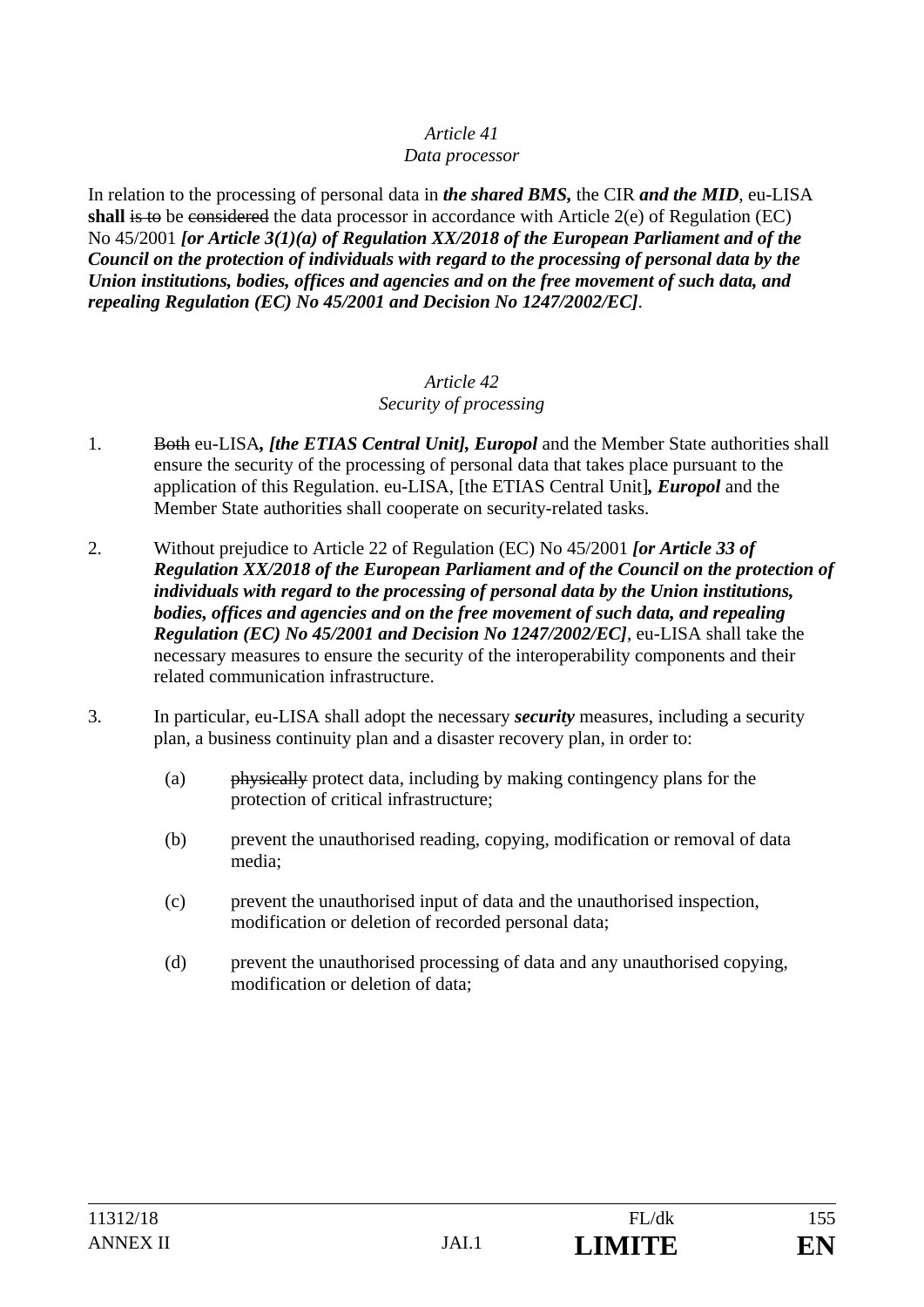*Article 41*
*Data processor*

In relation to the processing of personal data in ***the shared BMS,*** the CIR ***and the MID***, eu-LISA **shall** ~~is to~~ be ~~considered~~ the data processor in accordance with Article 2(e) of Regulation (EC) No 45/2001 ***[or Article 3(1)(a) of Regulation XX/2018 of the European Parliament and of the Council on the protection of individuals with regard to the processing of personal data by the Union institutions, bodies, offices and agencies and on the free movement of such data, and repealing Regulation (EC) No 45/2001 and Decision No 1247/2002/EC]***.

*Article 42*
*Security of processing*

1. ~~Both~~ eu-LISA***, [the ETIAS Central Unit], Europol*** and the Member State authorities shall ensure the security of the processing of personal data that takes place pursuant to the application of this Regulation. eu-LISA, [the ETIAS Central Unit]***, Europol*** and the Member State authorities shall cooperate on security-related tasks.

2. Without prejudice to Article 22 of Regulation (EC) No 45/2001 ***[or Article 33 of Regulation XX/2018 of the European Parliament and of the Council on the protection of individuals with regard to the processing of personal data by the Union institutions, bodies, offices and agencies and on the free movement of such data, and repealing Regulation (EC) No 45/2001 and Decision No 1247/2002/EC]***, eu-LISA shall take the necessary measures to ensure the security of the interoperability components and their related communication infrastructure.

3. In particular, eu-LISA shall adopt the necessary ***security*** measures, including a security plan, a business continuity plan and a disaster recovery plan, in order to:

   (a) ~~physically~~ protect data, including by making contingency plans for the protection of critical infrastructure;

   (b) prevent the unauthorised reading, copying, modification or removal of data media;

   (c) prevent the unauthorised input of data and the unauthorised inspection, modification or deletion of recorded personal data;

   (d) prevent the unauthorised processing of data and any unauthorised copying, modification or deletion of data;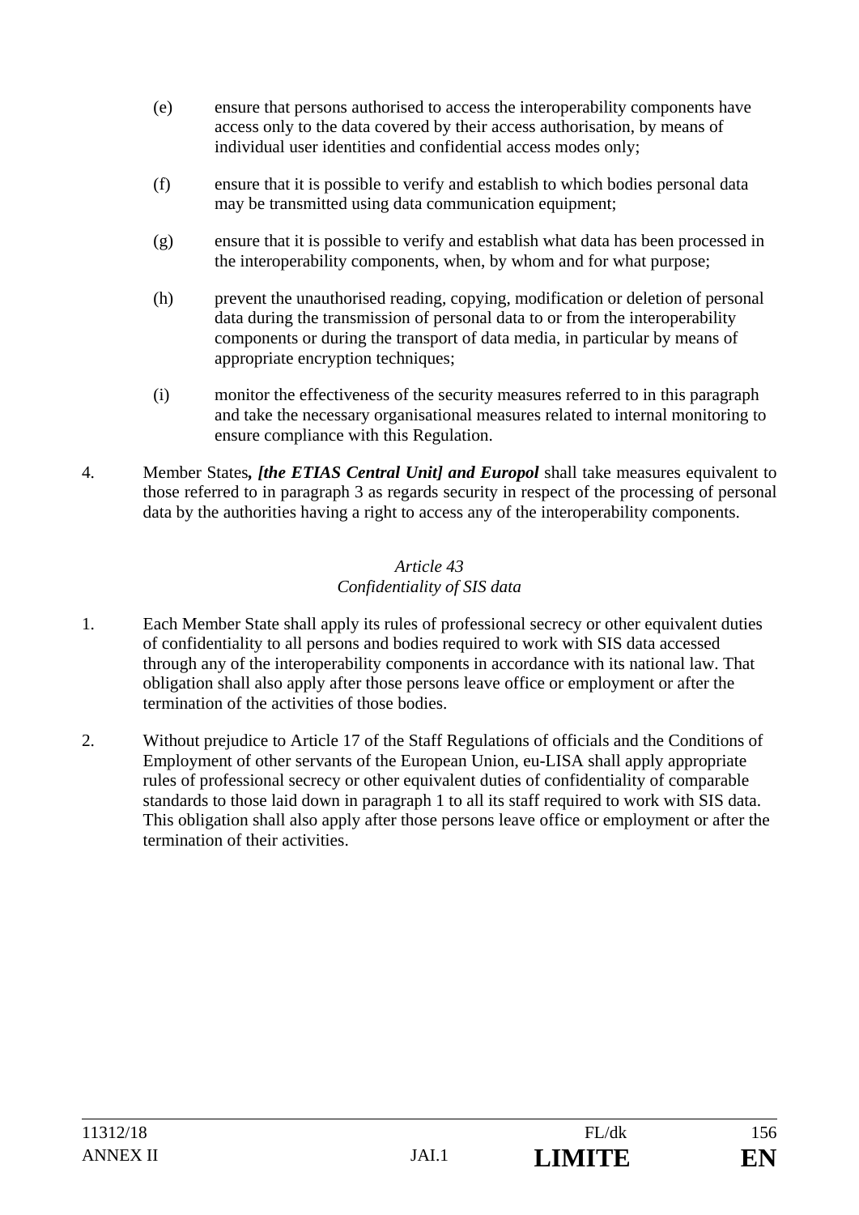(e) ensure that persons authorised to access the interoperability components have access only to the data covered by their access authorisation, by means of individual user identities and confidential access modes only;

(f) ensure that it is possible to verify and establish to which bodies personal data may be transmitted using data communication equipment;

(g) ensure that it is possible to verify and establish what data has been processed in the interoperability components, when, by whom and for what purpose;

(h) prevent the unauthorised reading, copying, modification or deletion of personal data during the transmission of personal data to or from the interoperability components or during the transport of data media, in particular by means of appropriate encryption techniques;

(i) monitor the effectiveness of the security measures referred to in this paragraph and take the necessary organisational measures related to internal monitoring to ensure compliance with this Regulation.

4. Member States***, [the ETIAS Central Unit] and Europol*** shall take measures equivalent to those referred to in paragraph 3 as regards security in respect of the processing of personal data by the authorities having a right to access any of the interoperability components.

*Article 43*
*Confidentiality of SIS data*

1. Each Member State shall apply its rules of professional secrecy or other equivalent duties of confidentiality to all persons and bodies required to work with SIS data accessed through any of the interoperability components in accordance with its national law. That obligation shall also apply after those persons leave office or employment or after the termination of the activities of those bodies.

2. Without prejudice to Article 17 of the Staff Regulations of officials and the Conditions of Employment of other servants of the European Union, eu-LISA shall apply appropriate rules of professional secrecy or other equivalent duties of confidentiality of comparable standards to those laid down in paragraph 1 to all its staff required to work with SIS data. This obligation shall also apply after those persons leave office or employment or after the termination of their activities.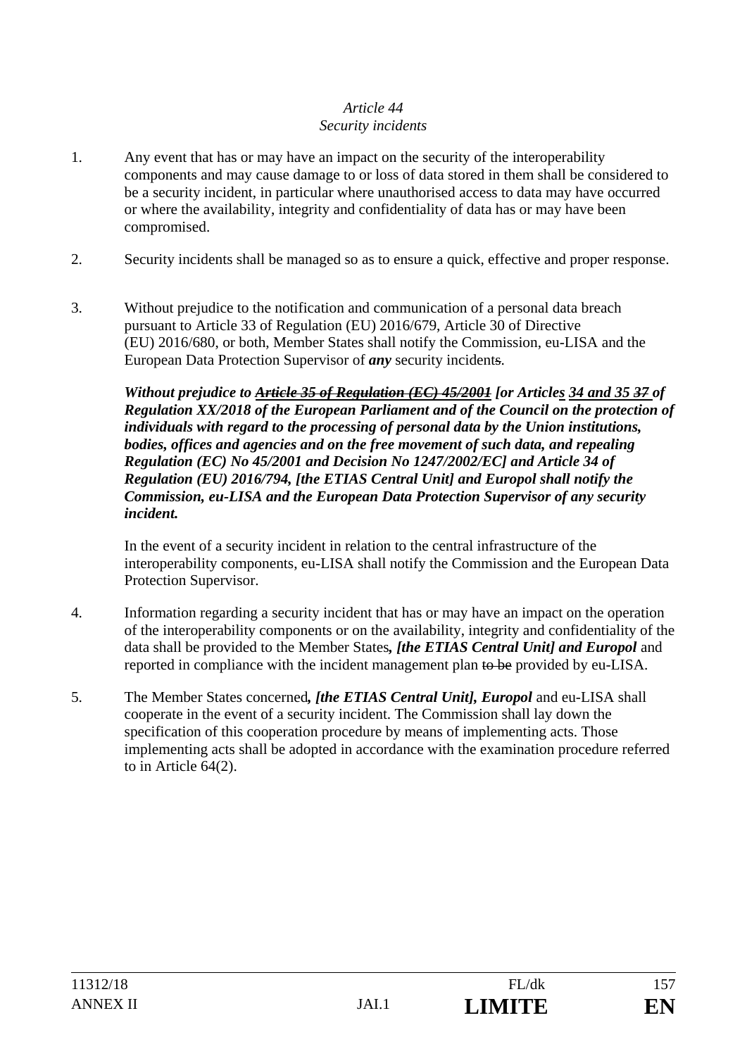*Article 44*
*Security incidents*

1. Any event that has or may have an impact on the security of the interoperability components and may cause damage to or loss of data stored in them shall be considered to be a security incident, in particular where unauthorised access to data may have occurred or where the availability, integrity and confidentiality of data has or may have been compromised.

2. Security incidents shall be managed so as to ensure a quick, effective and proper response.

3. Without prejudice to the notification and communication of a personal data breach pursuant to Article 33 of Regulation (EU) 2016/679, Article 30 of Directive (EU) 2016/680, or both, Member States shall notify the Commission, eu-LISA and the European Data Protection Supervisor of ***any*** security incident~~s~~.

   ***Without prejudice to ~~Article 35 of Regulation (EC) 45/2001~~ [or Articles 34 and 35 ~~37~~ of Regulation XX/2018 of the European Parliament and of the Council on the protection of individuals with regard to the processing of personal data by the Union institutions, bodies, offices and agencies and on the free movement of such data, and repealing Regulation (EC) No 45/2001 and Decision No 1247/2002/EC] and Article 34 of Regulation (EU) 2016/794, [the ETIAS Central Unit] and Europol shall notify the Commission, eu-LISA and the European Data Protection Supervisor of any security incident.***

   In the event of a security incident in relation to the central infrastructure of the interoperability components, eu-LISA shall notify the Commission and the European Data Protection Supervisor.

4. Information regarding a security incident that has or may have an impact on the operation of the interoperability components or on the availability, integrity and confidentiality of the data shall be provided to the Member States***, [the ETIAS Central Unit] and Europol*** and reported in compliance with the incident management plan ~~to be~~ provided by eu-LISA.

5. The Member States concerned***, [the ETIAS Central Unit], Europol*** and eu-LISA shall cooperate in the event of a security incident. The Commission shall lay down the specification of this cooperation procedure by means of implementing acts. Those implementing acts shall be adopted in accordance with the examination procedure referred to in Article 64(2).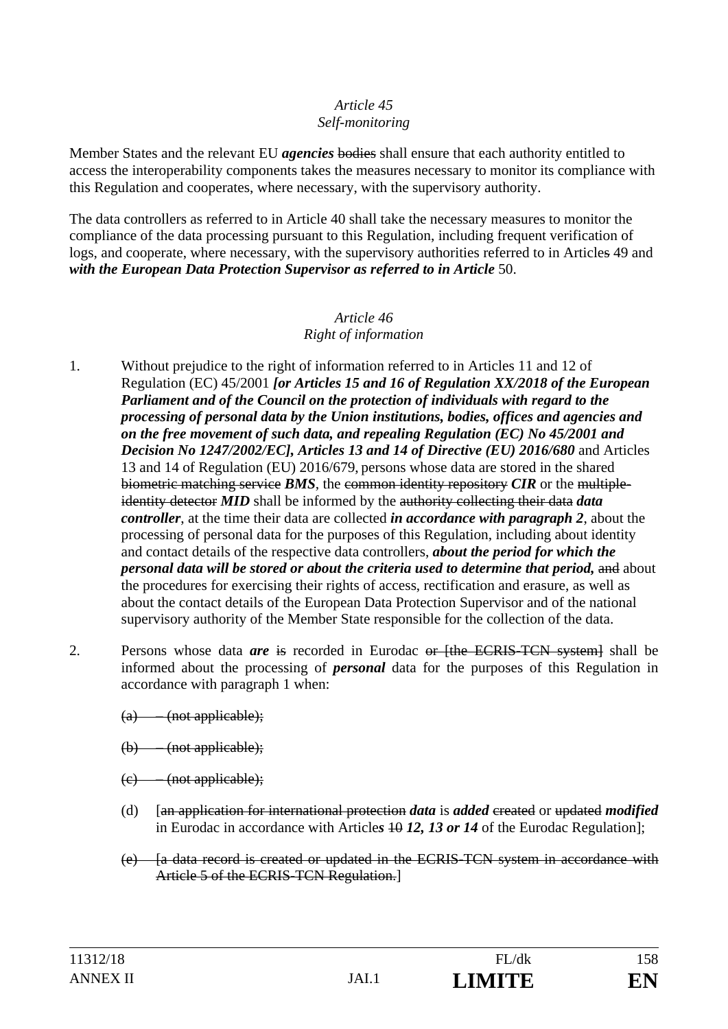*Article 45*
*Self-monitoring*

Member States and the relevant EU ***agencies*** ~~bodies~~ shall ensure that each authority entitled to access the interoperability components takes the measures necessary to monitor its compliance with this Regulation and cooperates, where necessary, with the supervisory authority.

The data controllers as referred to in Article 40 shall take the necessary measures to monitor the compliance of the data processing pursuant to this Regulation, including frequent verification of logs, and cooperate, where necessary, with the supervisory authorities referred to in Article~~s~~ 49 and ***with the European Data Protection Supervisor as referred to in Article*** 50.

*Article 46*
*Right of information*

1. Without prejudice to the right of information referred to in Articles 11 and 12 of Regulation (EC) 45/2001 ***[or Articles 15 and 16 of Regulation XX/2018 of the European Parliament and of the Council on the protection of individuals with regard to the processing of personal data by the Union institutions, bodies, offices and agencies and on the free movement of such data, and repealing Regulation (EC) No 45/2001 and Decision No 1247/2002/EC], Articles 13 and 14 of Directive (EU) 2016/680*** and Articles 13 and 14 of Regulation (EU) 2016/679, persons whose data are stored in the shared ~~biometric matching service~~ ***BMS***, the ~~common identity repository~~ ***CIR*** or the ~~multiple-identity detector~~ ***MID*** shall be informed by the ~~authority collecting their data~~ ***data controller***, at the time their data are collected ***in accordance with paragraph 2***, about the processing of personal data for the purposes of this Regulation, including about identity and contact details of the respective data controllers, ***about the period for which the personal data will be stored or about the criteria used to determine that period,*** ~~and~~ about the procedures for exercising their rights of access, rectification and erasure, as well as about the contact details of the European Data Protection Supervisor and of the national supervisory authority of the Member State responsible for the collection of the data.

2. Persons whose data ***are*** ~~is~~ recorded in Eurodac ~~or [the ECRIS-TCN system]~~ shall be informed about the processing of ***personal*** data for the purposes of this Regulation in accordance with paragraph 1 when:

   ~~(a) – (not applicable);~~

   ~~(b) – (not applicable);~~

   ~~(c) – (not applicable);~~

   (d) [~~an application for international protection~~ ***data*** is ***added*** ~~created~~ or ~~updated~~ ***modified*** in Eurodac in accordance with Article***s*** ~~10~~ ***12, 13 or 14*** of the Eurodac Regulation];

   ~~(e) [a data record is created or updated in the ECRIS-TCN system in accordance with Article 5 of the ECRIS-TCN Regulation.~~]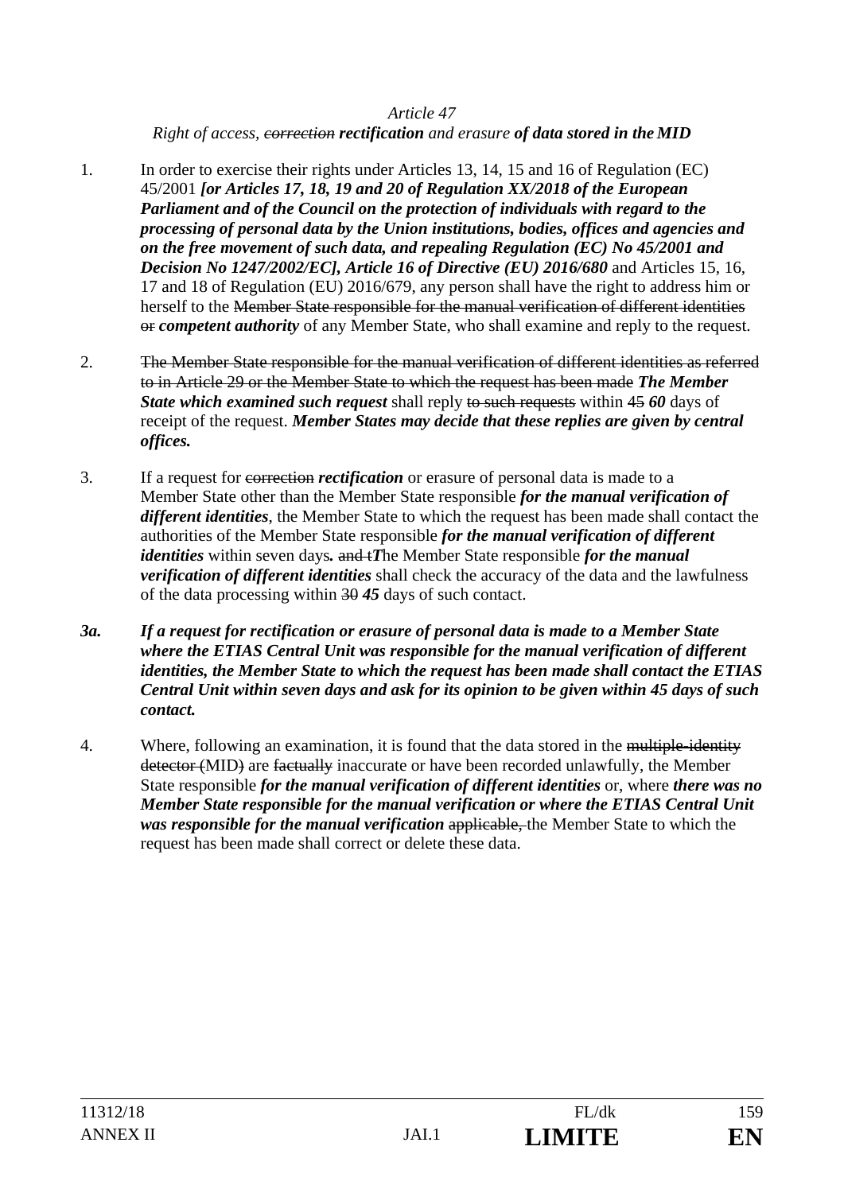*Article 47*

*Right of access, ~~correction~~ **rectification** and erasure **of data stored in the MID***

1. In order to exercise their rights under Articles 13, 14, 15 and 16 of Regulation (EC) 45/2001 ***[or Articles 17, 18, 19 and 20 of Regulation XX/2018 of the European Parliament and of the Council on the protection of individuals with regard to the processing of personal data by the Union institutions, bodies, offices and agencies and on the free movement of such data, and repealing Regulation (EC) No 45/2001 and Decision No 1247/2002/EC], Article 16 of Directive (EU) 2016/680*** and Articles 15, 16, 17 and 18 of Regulation (EU) 2016/679, any person shall have the right to address him or herself to the ~~Member State responsible for the manual verification of different identities or~~ ***competent authority*** of any Member State, who shall examine and reply to the request.

2. ~~The Member State responsible for the manual verification of different identities as referred to in Article 29 or the Member State to which the request has been made~~ ***The Member State which examined such request*** shall reply ~~to such requests~~ within ~~45~~ ***60*** days of receipt of the request. ***Member States may decide that these replies are given by central offices.***

3. If a request for ~~correction~~ ***rectification*** or erasure of personal data is made to a Member State other than the Member State responsible ***for the manual verification of different identities***, the Member State to which the request has been made shall contact the authorities of the Member State responsible ***for the manual verification of different identities*** within seven days***.*** ~~and t~~***T***he Member State responsible ***for the manual verification of different identities*** shall check the accuracy of the data and the lawfulness of the data processing within ~~30~~ ***45*** days of such contact.

***3a. If a request for rectification or erasure of personal data is made to a Member State where the ETIAS Central Unit was responsible for the manual verification of different identities, the Member State to which the request has been made shall contact the ETIAS Central Unit within seven days and ask for its opinion to be given within 45 days of such contact.***

4. Where, following an examination, it is found that the data stored in the ~~multiple-identity detector (~~MID~~)~~ are ~~factually~~ inaccurate or have been recorded unlawfully, the Member State responsible ***for the manual verification of different identities*** or, where ***there was no Member State responsible for the manual verification or where the ETIAS Central Unit was responsible for the manual verification*** ~~applicable,~~ the Member State to which the request has been made shall correct or delete these data.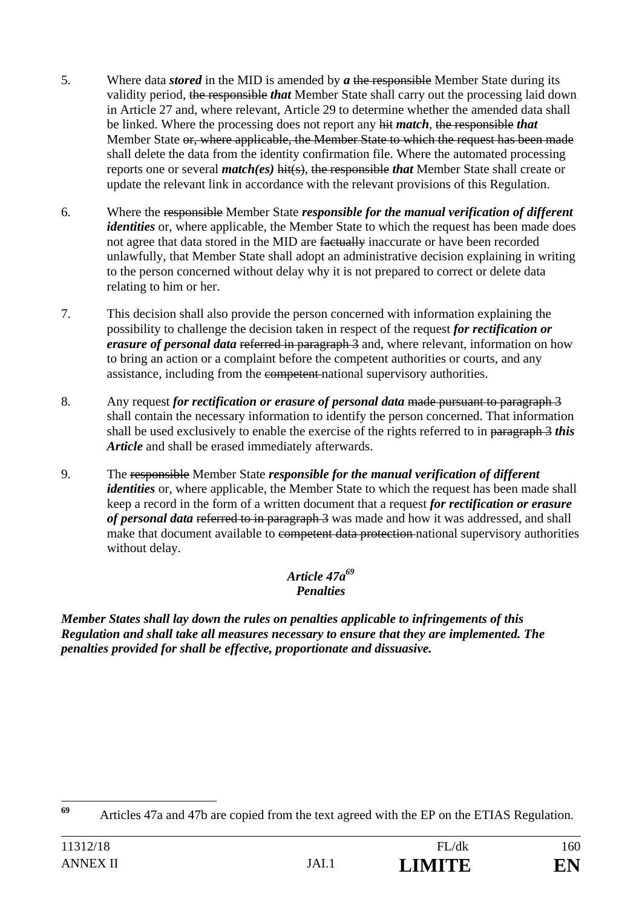5. Where data ***stored*** in the MID is amended by ***a*** ~~the responsible~~ Member State during its validity period, ~~the responsible~~ ***that*** Member State shall carry out the processing laid down in Article 27 and, where relevant, Article 29 to determine whether the amended data shall be linked. Where the processing does not report any ~~hit~~ ***match***, ~~the responsible~~ ***that*** Member State ~~or, where applicable, the Member State to which the request has been made~~ shall delete the data from the identity confirmation file. Where the automated processing reports one or several ***match(es)*** ~~hit(s)~~, ~~the responsible~~ ***that*** Member State shall create or update the relevant link in accordance with the relevant provisions of this Regulation.

6. Where the ~~responsible~~ Member State ***responsible for the manual verification of different identities*** or, where applicable, the Member State to which the request has been made does not agree that data stored in the MID are ~~factually~~ inaccurate or have been recorded unlawfully, that Member State shall adopt an administrative decision explaining in writing to the person concerned without delay why it is not prepared to correct or delete data relating to him or her.

7. This decision shall also provide the person concerned with information explaining the possibility to challenge the decision taken in respect of the request ***for rectification or erasure of personal data*** ~~referred in paragraph 3~~ and, where relevant, information on how to bring an action or a complaint before the competent authorities or courts, and any assistance, including from the ~~competent~~ national supervisory authorities.

8. Any request ***for rectification or erasure of personal data*** ~~made pursuant to paragraph 3~~ shall contain the necessary information to identify the person concerned. That information shall be used exclusively to enable the exercise of the rights referred to in ~~paragraph 3~~ ***this Article*** and shall be erased immediately afterwards.

9. The ~~responsible~~ Member State ***responsible for the manual verification of different identities*** or, where applicable, the Member State to which the request has been made shall keep a record in the form of a written document that a request ***for rectification or erasure of personal data*** ~~referred to in paragraph 3~~ was made and how it was addressed, and shall make that document available to ~~competent data protection~~ national supervisory authorities without delay.

***Article 47a[69]***
***Penalties***

***Member States shall lay down the rules on penalties applicable to infringements of this Regulation and shall take all measures necessary to ensure that they are implemented. The penalties provided for shall be effective, proportionate and dissuasive.***

---

[69] Articles 47a and 47b are copied from the text agreed with the EP on the ETIAS Regulation.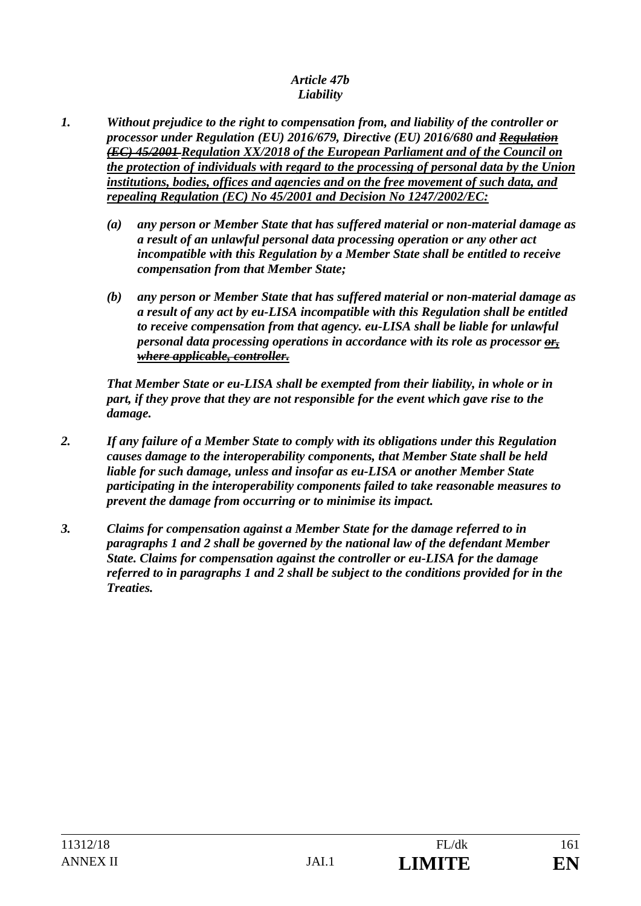*Article 47b*
*Liability*

1. ***Without prejudice to the right to compensation from, and liability of the controller or processor under Regulation (EU) 2016/679, Directive (EU) 2016/680 and ~~Regulation (EC) 45/2001~~ <u>Regulation XX/2018 of the European Parliament and of the Council on the protection of individuals with regard to the processing of personal data by the Union institutions, bodies, offices and agencies and on the free movement of such data, and repealing Regulation (EC) No 45/2001 and Decision No 1247/2002/EC:</u>***

   (a) ***any person or Member State that has suffered material or non-material damage as a result of an unlawful personal data processing operation or any other act incompatible with this Regulation by a Member State shall be entitled to receive compensation from that Member State;***

   (b) ***any person or Member State that has suffered material or non-material damage as a result of any act by eu-LISA incompatible with this Regulation shall be entitled to receive compensation from that agency. eu-LISA shall be liable for unlawful personal data processing operations in accordance with its role as processor ~~or, where applicable, controller.~~***

   ***That Member State or eu-LISA shall be exempted from their liability, in whole or in part, if they prove that they are not responsible for the event which gave rise to the damage.***

2. ***If any failure of a Member State to comply with its obligations under this Regulation causes damage to the interoperability components, that Member State shall be held liable for such damage, unless and insofar as eu-LISA or another Member State participating in the interoperability components failed to take reasonable measures to prevent the damage from occurring or to minimise its impact.***

3. ***Claims for compensation against a Member State for the damage referred to in paragraphs 1 and 2 shall be governed by the national law of the defendant Member State. Claims for compensation against the controller or eu-LISA for the damage referred to in paragraphs 1 and 2 shall be subject to the conditions provided for in the Treaties.***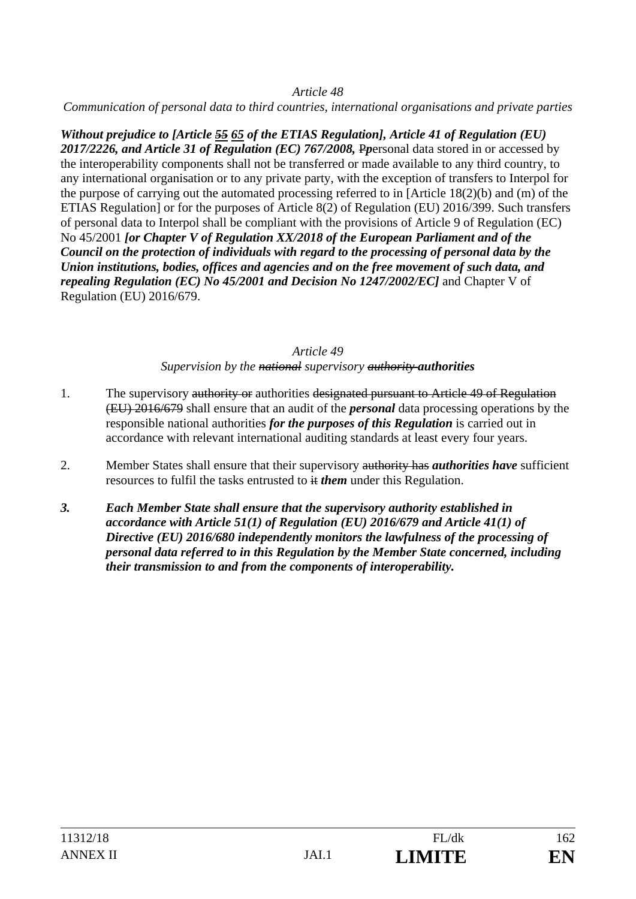*Article 48*

*Communication of personal data to third countries, international organisations and private parties*

***Without prejudice to [Article ~~55~~ 65 of the ETIAS Regulation], Article 41 of Regulation (EU) 2017/2226, and Article 31 of Regulation (EC) 767/2008,*** ~~P~~***p***ersonal data stored in or accessed by the interoperability components shall not be transferred or made available to any third country, to any international organisation or to any private party, with the exception of transfers to Interpol for the purpose of carrying out the automated processing referred to in [Article 18(2)(b) and (m) of the ETIAS Regulation] or for the purposes of Article 8(2) of Regulation (EU) 2016/399. Such transfers of personal data to Interpol shall be compliant with the provisions of Article 9 of Regulation (EC) No 45/2001 ***[or Chapter V of Regulation XX/2018 of the European Parliament and of the Council on the protection of individuals with regard to the processing of personal data by the Union institutions, bodies, offices and agencies and on the free movement of such data, and repealing Regulation (EC) No 45/2001 and Decision No 1247/2002/EC]*** and Chapter V of Regulation (EU) 2016/679.

*Article 49*

*Supervision by the ~~national~~ supervisory ~~authority~~* ***authorities***

1. The supervisory ~~authority or~~ authorities ~~designated pursuant to Article 49 of Regulation (EU) 2016/679~~ shall ensure that an audit of the ***personal*** data processing operations by the responsible national authorities ***for the purposes of this Regulation*** is carried out in accordance with relevant international auditing standards at least every four years.

2. Member States shall ensure that their supervisory ~~authority has~~ ***authorities have*** sufficient resources to fulfil the tasks entrusted to ~~it~~ ***them*** under this Regulation.

***3. Each Member State shall ensure that the supervisory authority established in accordance with Article 51(1) of Regulation (EU) 2016/679 and Article 41(1) of Directive (EU) 2016/680 independently monitors the lawfulness of the processing of personal data referred to in this Regulation by the Member State concerned, including their transmission to and from the components of interoperability.***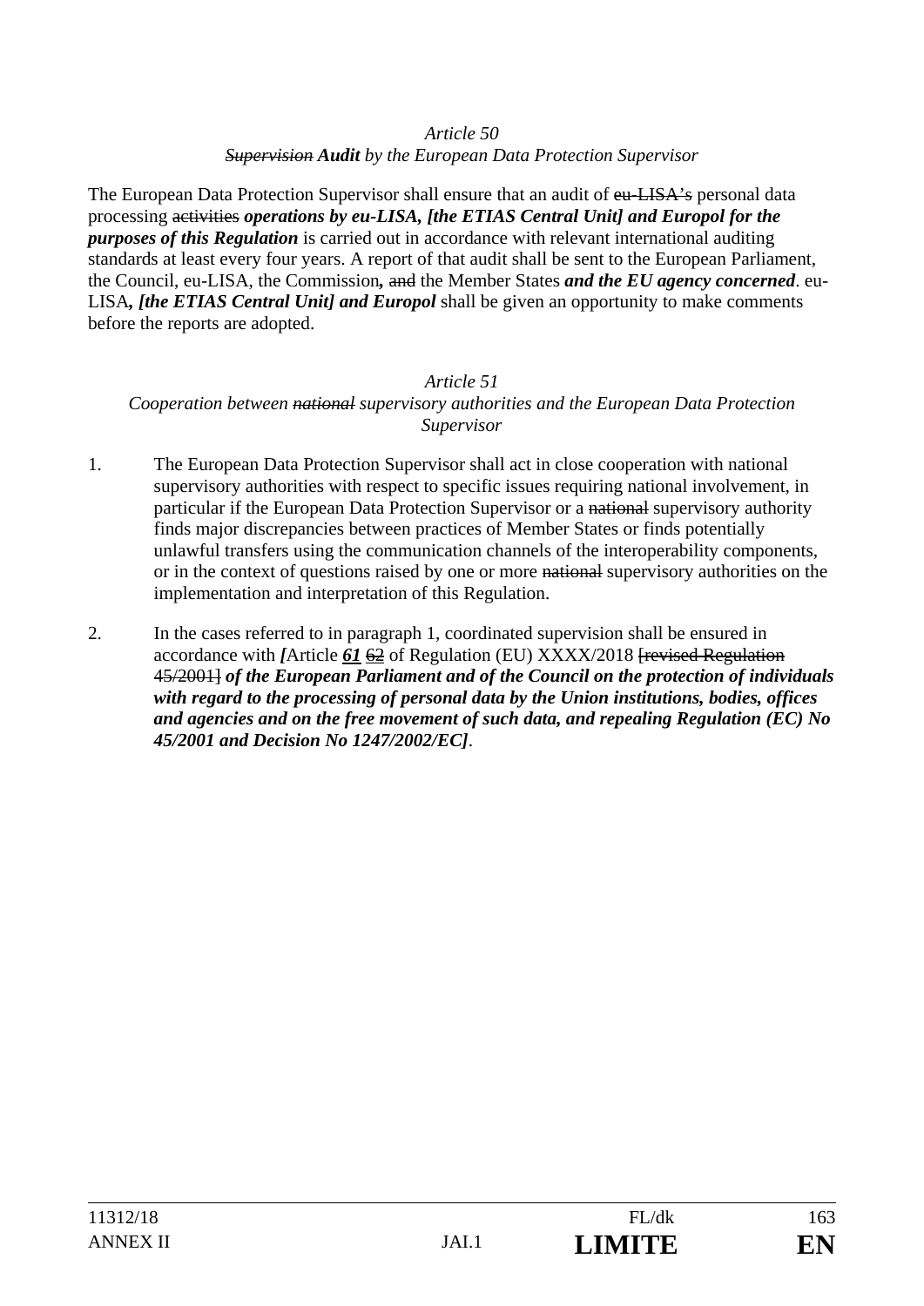*Article 50*

~~*Supervision*~~ ***Audit*** *by the European Data Protection Supervisor*

The European Data Protection Supervisor shall ensure that an audit of ~~eu-LISA's~~ personal data processing ~~activities~~ ***operations by eu-LISA, [the ETIAS Central Unit] and Europol for the purposes of this Regulation*** is carried out in accordance with relevant international auditing standards at least every four years. A report of that audit shall be sent to the European Parliament, the Council, eu-LISA, the Commission***,*** ~~and~~ the Member States ***and the EU agency concerned***. eu-LISA***, [the ETIAS Central Unit] and Europol*** shall be given an opportunity to make comments before the reports are adopted.

*Article 51*

*Cooperation between ~~national~~ supervisory authorities and the European Data Protection Supervisor*

1. The European Data Protection Supervisor shall act in close cooperation with national supervisory authorities with respect to specific issues requiring national involvement, in particular if the European Data Protection Supervisor or a ~~national~~ supervisory authority finds major discrepancies between practices of Member States or finds potentially unlawful transfers using the communication channels of the interoperability components, or in the context of questions raised by one or more ~~national~~ supervisory authorities on the implementation and interpretation of this Regulation.

2. In the cases referred to in paragraph 1, coordinated supervision shall be ensured in accordance with ***[***Article ***61*** ~~62~~ of Regulation (EU) XXXX/2018 ~~[revised Regulation 45/2001]~~ ***of the European Parliament and of the Council on the protection of individuals with regard to the processing of personal data by the Union institutions, bodies, offices and agencies and on the free movement of such data, and repealing Regulation (EC) No 45/2001 and Decision No 1247/2002/EC]***.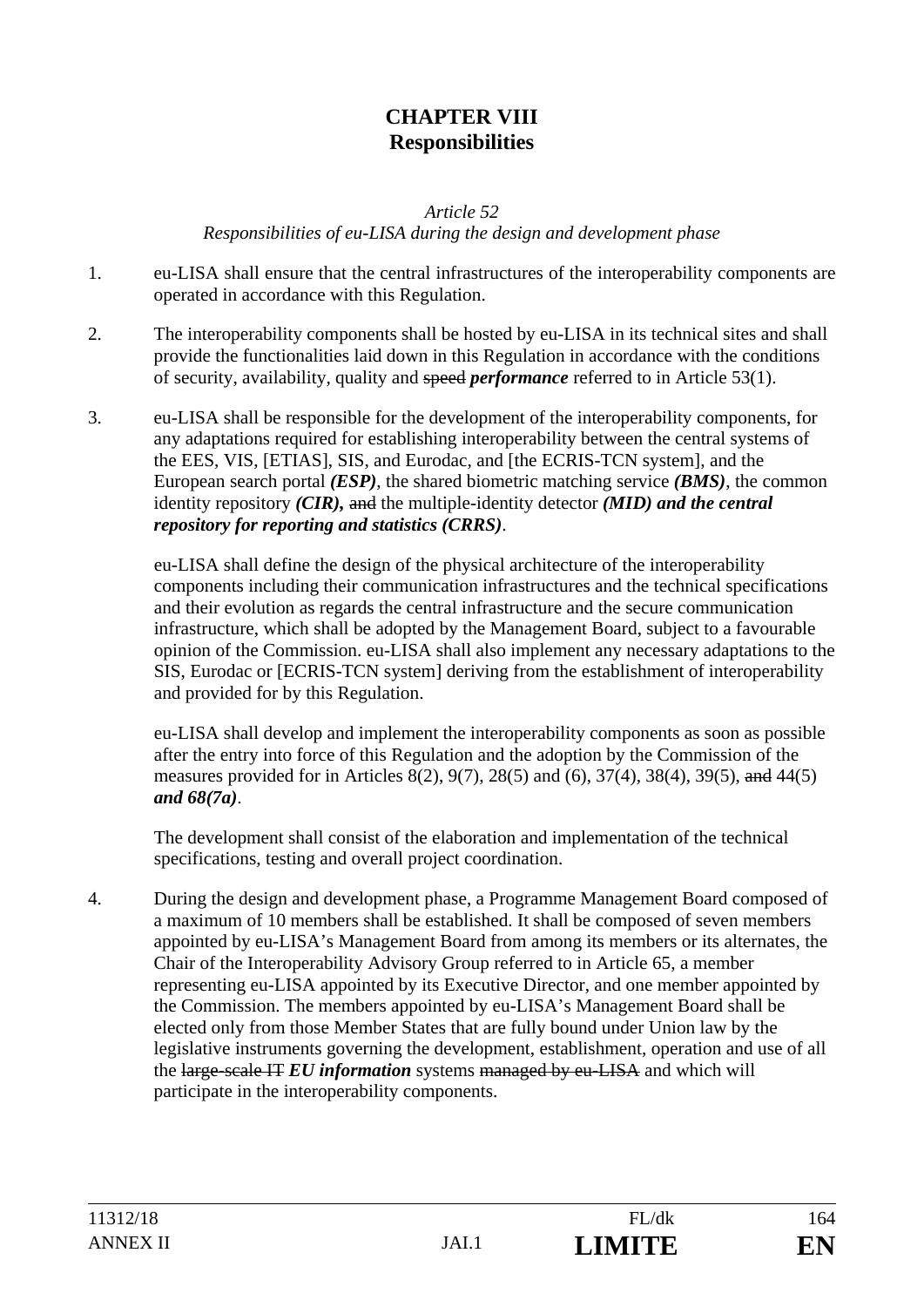# CHAPTER VIII
# Responsibilities

*Article 52*
*Responsibilities of eu-LISA during the design and development phase*

1. eu-LISA shall ensure that the central infrastructures of the interoperability components are operated in accordance with this Regulation.

2. The interoperability components shall be hosted by eu-LISA in its technical sites and shall provide the functionalities laid down in this Regulation in accordance with the conditions of security, availability, quality and ~~speed~~ ***performance*** referred to in Article 53(1).

3. eu-LISA shall be responsible for the development of the interoperability components, for any adaptations required for establishing interoperability between the central systems of the EES, VIS, [ETIAS], SIS, and Eurodac, and [the ECRIS-TCN system], and the European search portal ***(ESP)***, the shared biometric matching service ***(BMS)***, the common identity repository ***(CIR),*** ~~and~~ the multiple-identity detector ***(MID) and the central repository for reporting and statistics (CRRS)***.

   eu-LISA shall define the design of the physical architecture of the interoperability components including their communication infrastructures and the technical specifications and their evolution as regards the central infrastructure and the secure communication infrastructure, which shall be adopted by the Management Board, subject to a favourable opinion of the Commission. eu-LISA shall also implement any necessary adaptations to the SIS, Eurodac or [ECRIS-TCN system] deriving from the establishment of interoperability and provided for by this Regulation.

   eu-LISA shall develop and implement the interoperability components as soon as possible after the entry into force of this Regulation and the adoption by the Commission of the measures provided for in Articles 8(2), 9(7), 28(5) and (6), 37(4), 38(4), 39(5), ~~and~~ 44(5) ***and 68(7a)***.

   The development shall consist of the elaboration and implementation of the technical specifications, testing and overall project coordination.

4. During the design and development phase, a Programme Management Board composed of a maximum of 10 members shall be established. It shall be composed of seven members appointed by eu-LISA's Management Board from among its members or its alternates, the Chair of the Interoperability Advisory Group referred to in Article 65, a member representing eu-LISA appointed by its Executive Director, and one member appointed by the Commission. The members appointed by eu-LISA's Management Board shall be elected only from those Member States that are fully bound under Union law by the legislative instruments governing the development, establishment, operation and use of all the ~~large-scale IT~~ ***EU information*** systems ~~managed by eu-LISA~~ and which will participate in the interoperability components.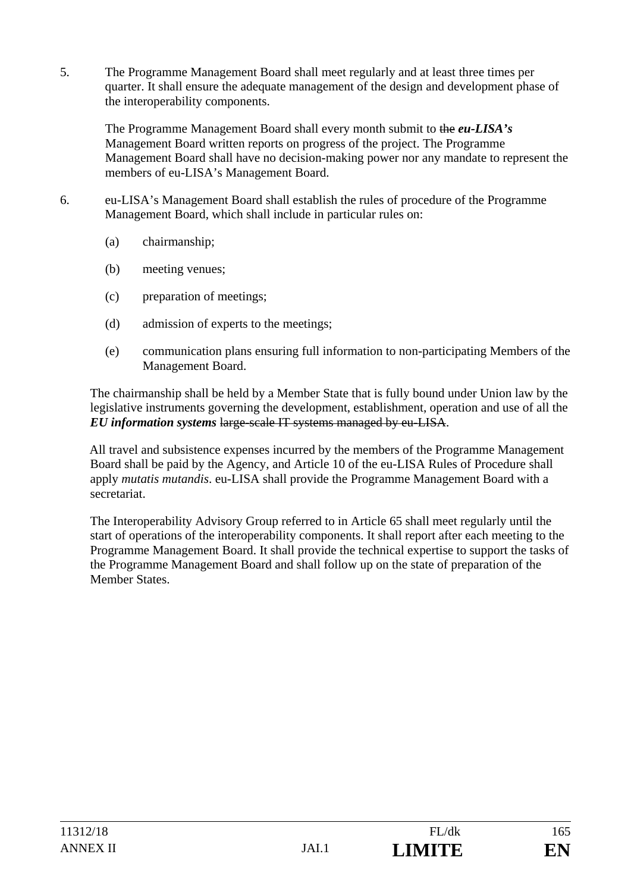5. The Programme Management Board shall meet regularly and at least three times per quarter. It shall ensure the adequate management of the design and development phase of the interoperability components.

   The Programme Management Board shall every month submit to ~~the~~ ***eu-LISA's*** Management Board written reports on progress of the project. The Programme Management Board shall have no decision-making power nor any mandate to represent the members of eu-LISA's Management Board.

6. eu-LISA's Management Board shall establish the rules of procedure of the Programme Management Board, which shall include in particular rules on:

   (a) chairmanship;

   (b) meeting venues;

   (c) preparation of meetings;

   (d) admission of experts to the meetings;

   (e) communication plans ensuring full information to non-participating Members of the Management Board.

The chairmanship shall be held by a Member State that is fully bound under Union law by the legislative instruments governing the development, establishment, operation and use of all the ***EU information systems*** ~~large-scale IT systems managed by eu-LISA~~.

All travel and subsistence expenses incurred by the members of the Programme Management Board shall be paid by the Agency, and Article 10 of the eu-LISA Rules of Procedure shall apply *mutatis mutandis*. eu-LISA shall provide the Programme Management Board with a secretariat.

The Interoperability Advisory Group referred to in Article 65 shall meet regularly until the start of operations of the interoperability components. It shall report after each meeting to the Programme Management Board. It shall provide the technical expertise to support the tasks of the Programme Management Board and shall follow up on the state of preparation of the Member States.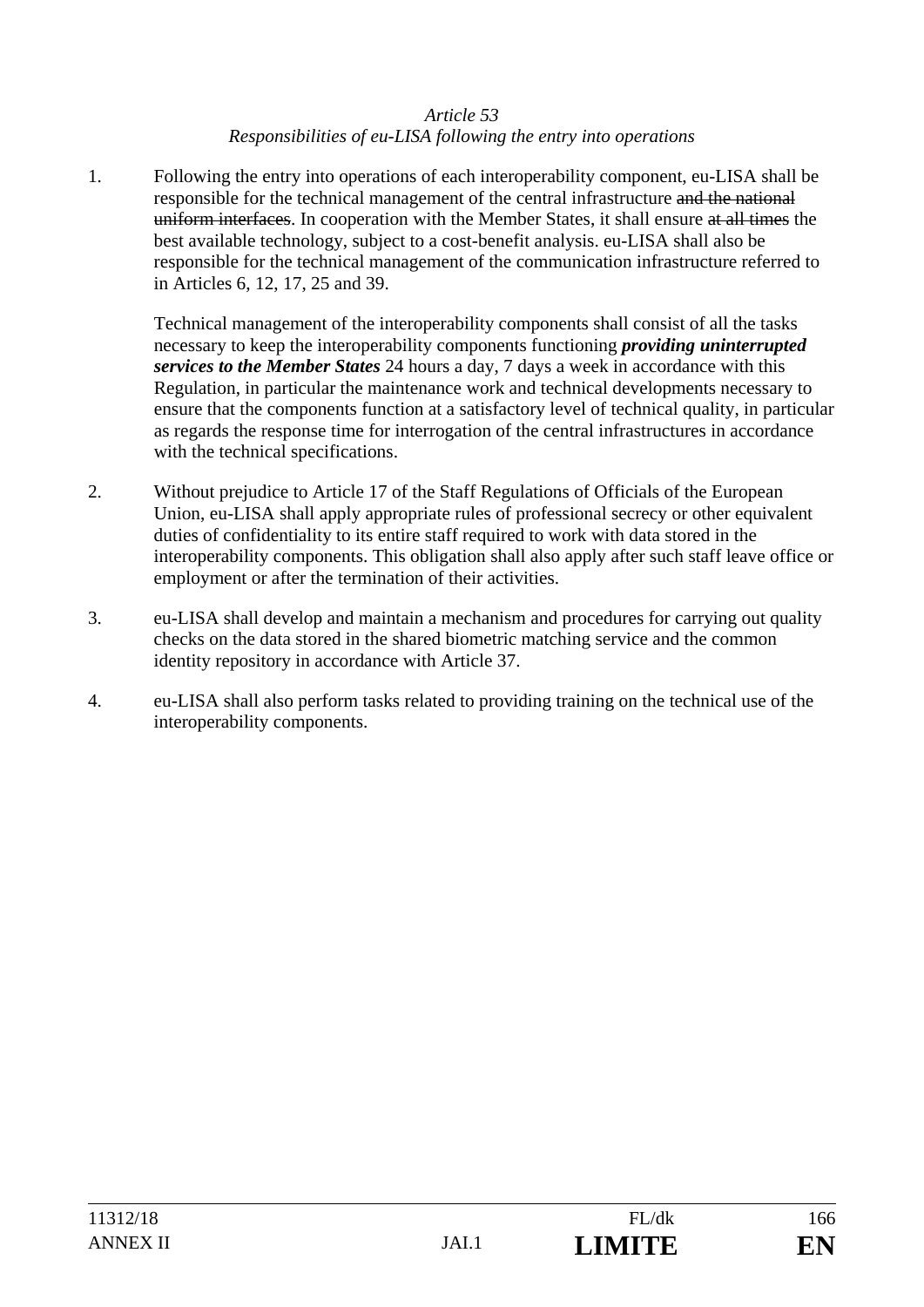*Article 53*
*Responsibilities of eu-LISA following the entry into operations*

1. Following the entry into operations of each interoperability component, eu-LISA shall be responsible for the technical management of the central infrastructure ~~and the national uniform interfaces~~. In cooperation with the Member States, it shall ensure ~~at all times~~ the best available technology, subject to a cost-benefit analysis. eu-LISA shall also be responsible for the technical management of the communication infrastructure referred to in Articles 6, 12, 17, 25 and 39.

   Technical management of the interoperability components shall consist of all the tasks necessary to keep the interoperability components functioning ***providing uninterrupted services to the Member States*** 24 hours a day, 7 days a week in accordance with this Regulation, in particular the maintenance work and technical developments necessary to ensure that the components function at a satisfactory level of technical quality, in particular as regards the response time for interrogation of the central infrastructures in accordance with the technical specifications.

2. Without prejudice to Article 17 of the Staff Regulations of Officials of the European Union, eu-LISA shall apply appropriate rules of professional secrecy or other equivalent duties of confidentiality to its entire staff required to work with data stored in the interoperability components. This obligation shall also apply after such staff leave office or employment or after the termination of their activities.

3. eu-LISA shall develop and maintain a mechanism and procedures for carrying out quality checks on the data stored in the shared biometric matching service and the common identity repository in accordance with Article 37.

4. eu-LISA shall also perform tasks related to providing training on the technical use of the interoperability components.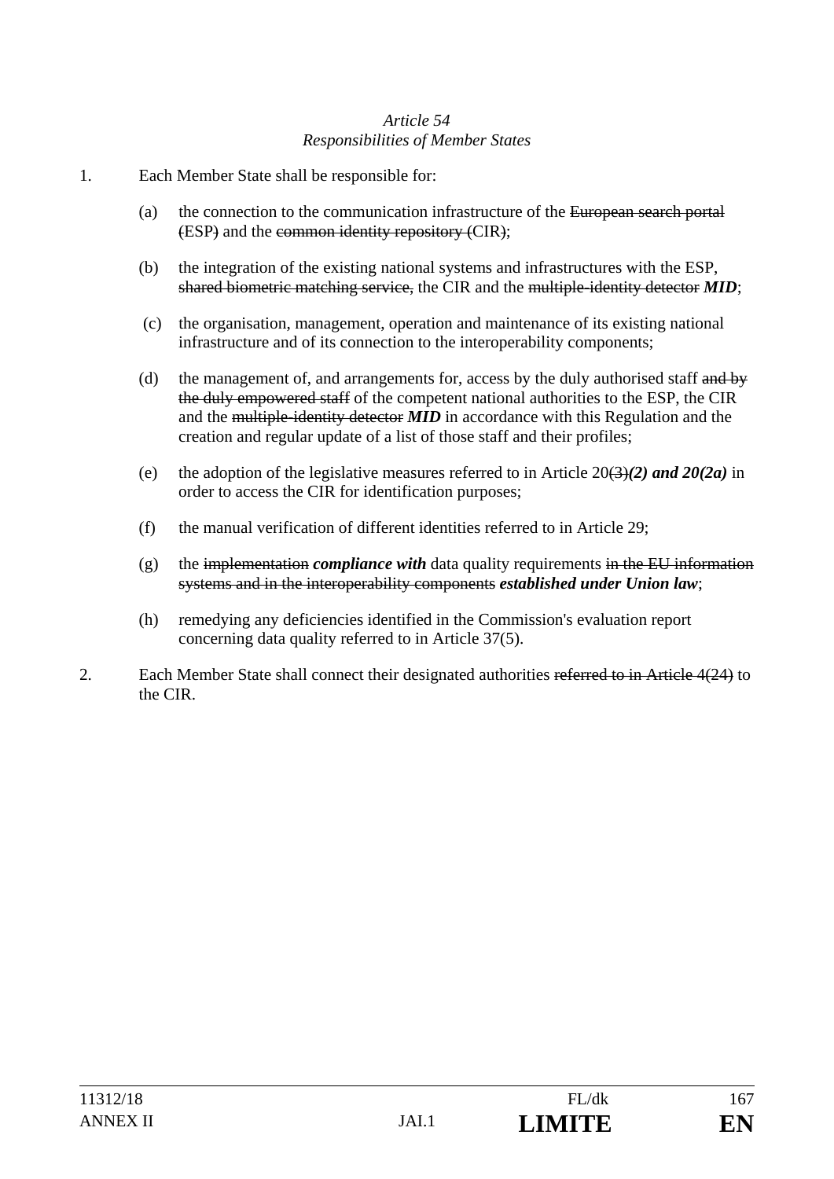*Article 54*
*Responsibilities of Member States*

1. Each Member State shall be responsible for:

   (a) the connection to the communication infrastructure of the ~~European search portal (~~ESP~~)~~ and the ~~common identity repository (~~CIR~~)~~;

   (b) the integration of the existing national systems and infrastructures with the ESP, ~~shared biometric matching service,~~ the CIR and the ~~multiple-identity detector~~ ***MID***;

   (c) the organisation, management, operation and maintenance of its existing national infrastructure and of its connection to the interoperability components;

   (d) the management of, and arrangements for, access by the duly authorised staff ~~and by the duly empowered staff~~ of the competent national authorities to the ESP, the CIR and the ~~multiple-identity detector~~ ***MID*** in accordance with this Regulation and the creation and regular update of a list of those staff and their profiles;

   (e) the adoption of the legislative measures referred to in Article 20~~(3)~~***(2) and 20(2a)*** in order to access the CIR for identification purposes;

   (f) the manual verification of different identities referred to in Article 29;

   (g) the ~~implementation~~ ***compliance with*** data quality requirements ~~in the EU information systems and in the interoperability components~~ ***established under Union law***;

   (h) remedying any deficiencies identified in the Commission's evaluation report concerning data quality referred to in Article 37(5).

2. Each Member State shall connect their designated authorities ~~referred to in Article 4(24)~~ to the CIR.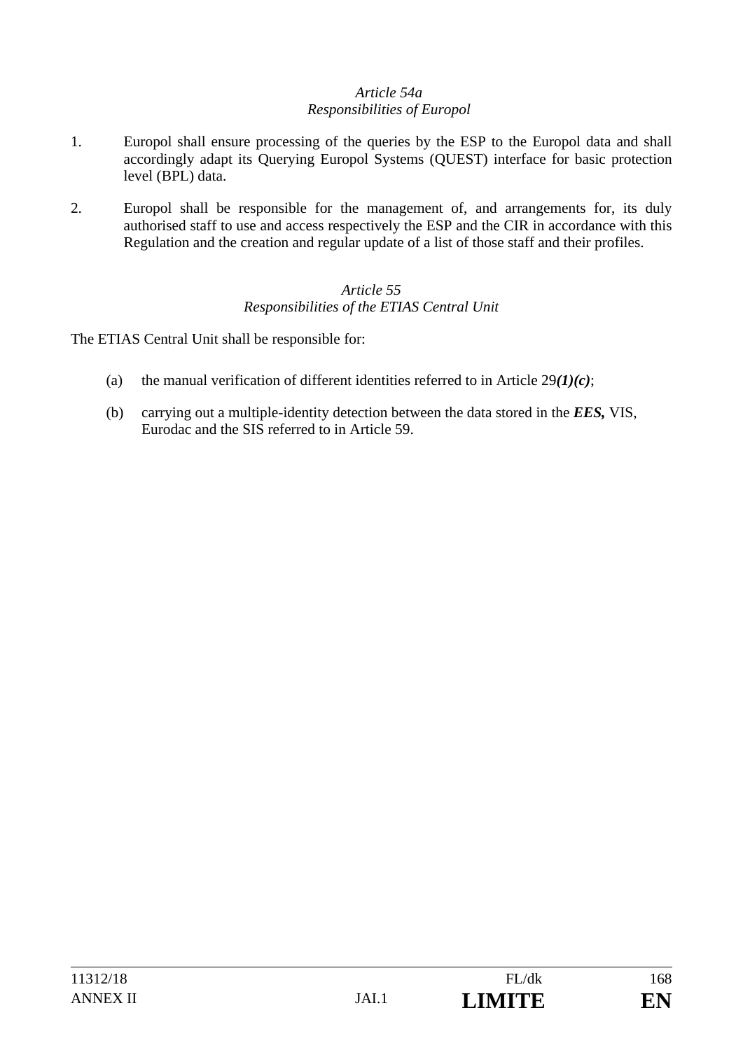*Article 54a*
*Responsibilities of Europol*

1. Europol shall ensure processing of the queries by the ESP to the Europol data and shall accordingly adapt its Querying Europol Systems (QUEST) interface for basic protection level (BPL) data.

2. Europol shall be responsible for the management of, and arrangements for, its duly authorised staff to use and access respectively the ESP and the CIR in accordance with this Regulation and the creation and regular update of a list of those staff and their profiles.

*Article 55*
*Responsibilities of the ETIAS Central Unit*

The ETIAS Central Unit shall be responsible for:

(a) the manual verification of different identities referred to in Article 29***(1)(c)***;

(b) carrying out a multiple-identity detection between the data stored in the ***EES,*** VIS, Eurodac and the SIS referred to in Article 59.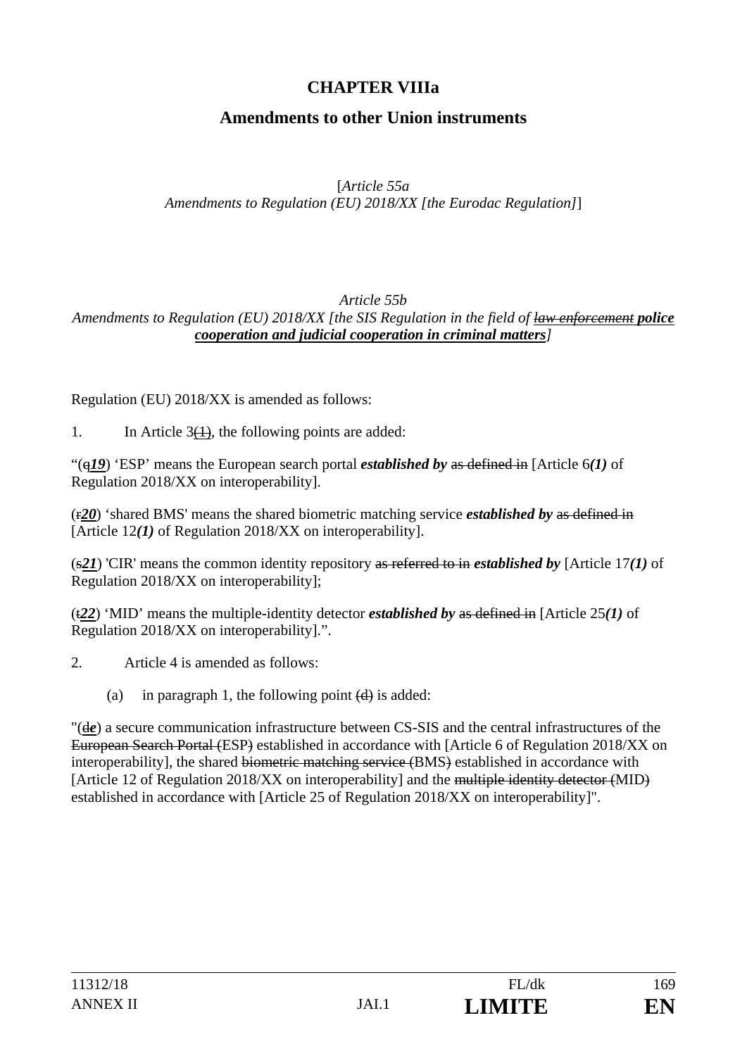# CHAPTER VIIIa

## Amendments to other Union instruments

[*Article 55a*
*Amendments to Regulation (EU) 2018/XX [the Eurodac Regulation]*]

*Article 55b*
*Amendments to Regulation (EU) 2018/XX [the SIS Regulation in the field of ~~law enforcement~~* ***police cooperation and judicial cooperation in criminal matters****]*

Regulation (EU) 2018/XX is amended as follows:

1. In Article 3~~(1)~~, the following points are added:

"(~~q~~***19***) 'ESP' means the European search portal ***established by*** ~~as defined in~~ [Article 6***(1)*** of Regulation 2018/XX on interoperability].

(~~r~~***20***) 'shared BMS' means the shared biometric matching service ***established by*** ~~as defined in~~ [Article 12***(1)*** of Regulation 2018/XX on interoperability].

(~~s~~***21***) 'CIR' means the common identity repository ~~as referred to in~~ ***established by*** [Article 17***(1)*** of Regulation 2018/XX on interoperability];

(~~t~~***22***) 'MID' means the multiple-identity detector ***established by*** ~~as defined in~~ [Article 25***(1)*** of Regulation 2018/XX on interoperability].".

2. Article 4 is amended as follows:

   (a) in paragraph 1, the following point ~~(d)~~ is added:

"(~~d~~***e***) a secure communication infrastructure between CS-SIS and the central infrastructures of the ~~European Search Portal (~~ESP~~)~~ established in accordance with [Article 6 of Regulation 2018/XX on interoperability], the shared ~~biometric matching service (~~BMS~~)~~ established in accordance with [Article 12 of Regulation 2018/XX on interoperability] and the ~~multiple identity detector (~~MID~~)~~ established in accordance with [Article 25 of Regulation 2018/XX on interoperability]".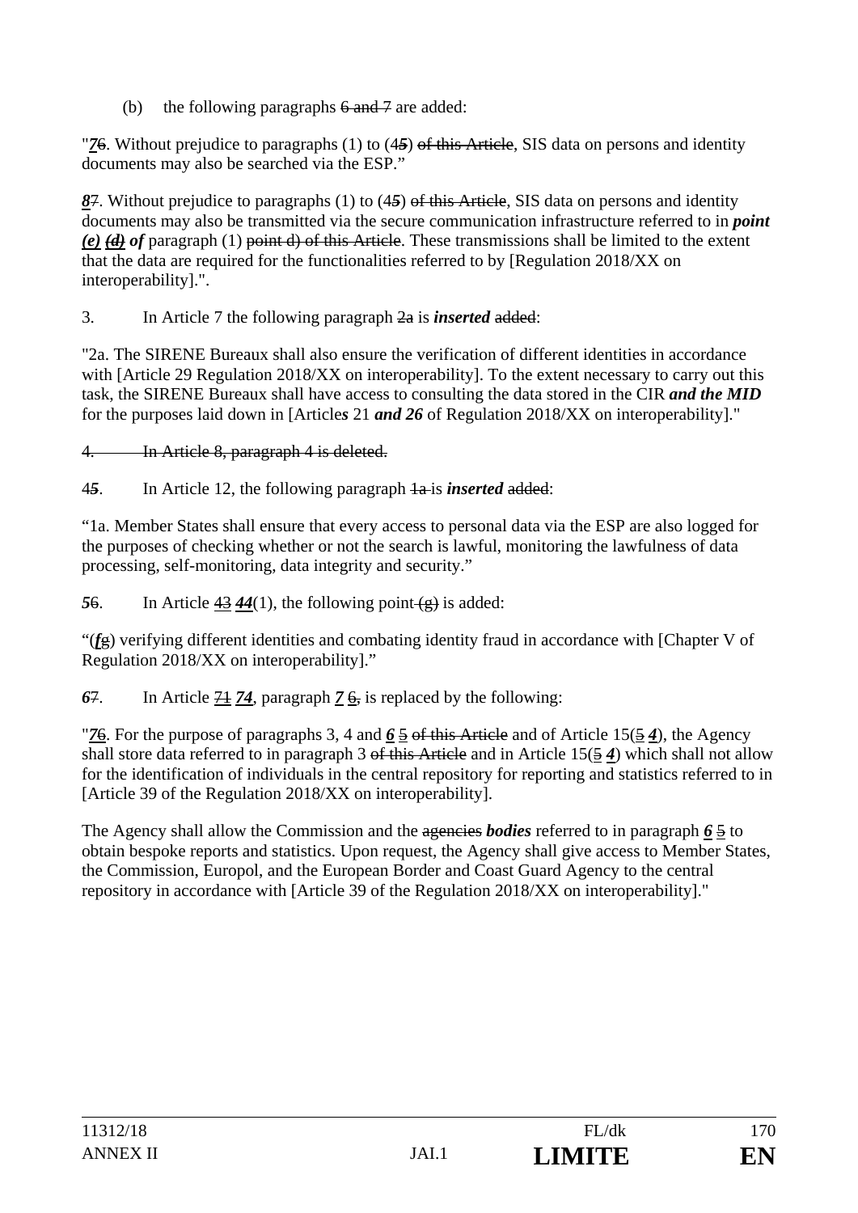(b) the following paragraphs ~~6 and 7~~ are added:

"***7***~~6~~. Without prejudice to paragraphs (1) to (4***5***) ~~of this Article~~, SIS data on persons and identity documents may also be searched via the ESP."

***8***~~7~~. Without prejudice to paragraphs (1) to (4***5***) ~~of this Article~~, SIS data on persons and identity documents may also be transmitted via the secure communication infrastructure referred to in ***point (e)*** ***~~(d)~~*** ***of*** paragraph (1) ~~point d) of this Article~~. These transmissions shall be limited to the extent that the data are required for the functionalities referred to by [Regulation 2018/XX on interoperability].".

3. In Article 7 the following paragraph ~~2a~~ is ***inserted*** ~~added~~:

"2a. The SIRENE Bureaux shall also ensure the verification of different identities in accordance with [Article 29 Regulation 2018/XX on interoperability]. To the extent necessary to carry out this task, the SIRENE Bureaux shall have access to consulting the data stored in the CIR ***and the MID*** for the purposes laid down in [Article***s*** 21 ***and 26*** of Regulation 2018/XX on interoperability]."

~~4. In Article 8, paragraph 4 is deleted.~~

4***5***. In Article 12, the following paragraph ~~1a~~ is ***inserted*** ~~added~~:

"1a. Member States shall ensure that every access to personal data via the ESP are also logged for the purposes of checking whether or not the search is lawful, monitoring the lawfulness of data processing, self-monitoring, data integrity and security."

***5***~~6~~. In Article ~~43~~ ***44***(1), the following point ~~(g)~~ is added:

"(***f***~~g~~) verifying different identities and combating identity fraud in accordance with [Chapter V of Regulation 2018/XX on interoperability]."

***6***~~7~~. In Article ~~71~~ ***74***, paragraph ***7*** ~~6,~~ is replaced by the following:

"***7***~~6~~. For the purpose of paragraphs 3, 4 and ***6*** ~~5~~ ~~of this Article~~ and of Article 15(~~5~~ ***4***), the Agency shall store data referred to in paragraph 3 ~~of this Article~~ and in Article 15(~~5~~ ***4***) which shall not allow for the identification of individuals in the central repository for reporting and statistics referred to in [Article 39 of the Regulation 2018/XX on interoperability].

The Agency shall allow the Commission and the ~~agencies~~ ***bodies*** referred to in paragraph ***6*** ~~5~~ to obtain bespoke reports and statistics. Upon request, the Agency shall give access to Member States, the Commission, Europol, and the European Border and Coast Guard Agency to the central repository in accordance with [Article 39 of the Regulation 2018/XX on interoperability]."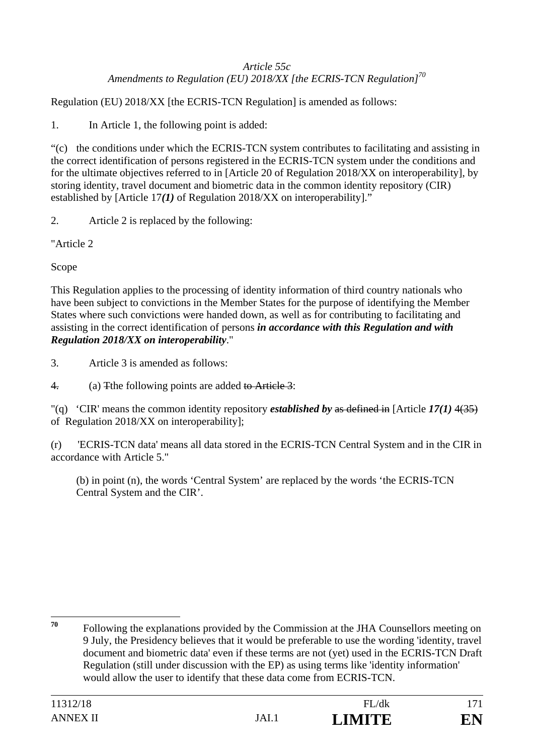*Article 55c*
*Amendments to Regulation (EU) 2018/XX [the ECRIS-TCN Regulation]*[70]

Regulation (EU) 2018/XX [the ECRIS-TCN Regulation] is amended as follows:

1. In Article 1, the following point is added:

"(c) the conditions under which the ECRIS-TCN system contributes to facilitating and assisting in the correct identification of persons registered in the ECRIS-TCN system under the conditions and for the ultimate objectives referred to in [Article 20 of Regulation 2018/XX on interoperability], by storing identity, travel document and biometric data in the common identity repository (CIR) established by [Article 17***(1)*** of Regulation 2018/XX on interoperability]."

2. Article 2 is replaced by the following:

"Article 2

Scope

This Regulation applies to the processing of identity information of third country nationals who have been subject to convictions in the Member States for the purpose of identifying the Member States where such convictions were handed down, as well as for contributing to facilitating and assisting in the correct identification of persons ***in accordance with this Regulation and with Regulation 2018/XX on interoperability***."

3. Article 3 is amended as follows:

~~4.~~ (a) ~~T~~the following points are added ~~to Article 3~~:

"(q) 'CIR' means the common identity repository ***established by*** ~~as defined in~~ [Article ***17(1)*** ~~4(35)~~ of Regulation 2018/XX on interoperability];

(r) 'ECRIS-TCN data' means all data stored in the ECRIS-TCN Central System and in the CIR in accordance with Article 5."

(b) in point (n), the words 'Central System' are replaced by the words 'the ECRIS-TCN Central System and the CIR'.

---

[70] Following the explanations provided by the Commission at the JHA Counsellors meeting on 9 July, the Presidency believes that it would be preferable to use the wording 'identity, travel document and biometric data' even if these terms are not (yet) used in the ECRIS-TCN Draft Regulation (still under discussion with the EP) as using terms like 'identity information' would allow the user to identify that these data come from ECRIS-TCN.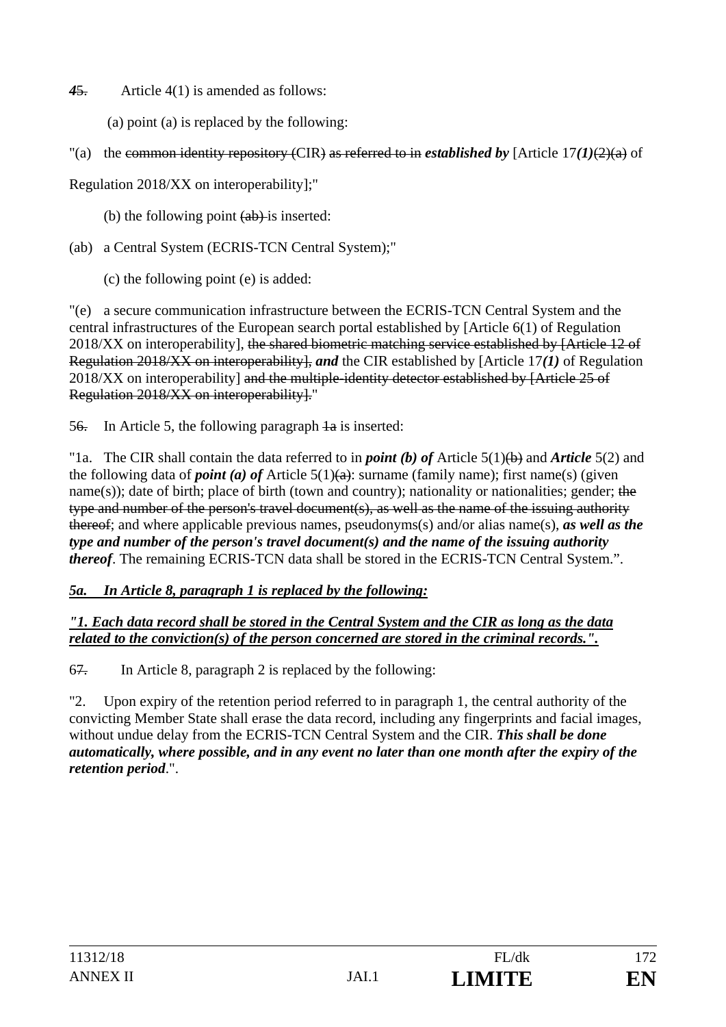*4*~~5.~~ Article 4(1) is amended as follows:

(a) point (a) is replaced by the following:

"(a) the ~~common identity repository (~~CIR~~)~~ ~~as referred to in~~ ***established by*** [Article 17***(1)***~~(2)(a)~~ of Regulation 2018/XX on interoperability];"

(b) the following point ~~(ab)~~ is inserted:

(ab) a Central System (ECRIS-TCN Central System);"

(c) the following point (e) is added:

"(e) a secure communication infrastructure between the ECRIS-TCN Central System and the central infrastructures of the European search portal established by [Article 6(1) of Regulation 2018/XX on interoperability], ~~the shared biometric matching service established by [Article 12 of Regulation 2018/XX on interoperability],~~ ***and*** the CIR established by [Article 17***(1)*** of Regulation 2018/XX on interoperability] ~~and the multiple-identity detector established by [Article 25 of Regulation 2018/XX on interoperability].~~"

5~~6.~~ In Article 5, the following paragraph ~~1a~~ is inserted:

"1a. The CIR shall contain the data referred to in ***point (b) of*** Article 5(1)~~(b)~~ and ***Article*** 5(2) and the following data of ***point (a) of*** Article 5(1)~~(a)~~: surname (family name); first name(s) (given name(s)); date of birth; place of birth (town and country); nationality or nationalities; gender; ~~the type and number of the person's travel document(s), as well as the name of the issuing authority thereof~~; and where applicable previous names, pseudonyms(s) and/or alias name(s), ***as well as the type and number of the person's travel document(s) and the name of the issuing authority thereof***. The remaining ECRIS-TCN data shall be stored in the ECRIS-TCN Central System.".

<u>***5a. In Article 8, paragraph 1 is replaced by the following:***</u>

<u>***"1. Each data record shall be stored in the Central System and the CIR as long as the data related to the conviction(s) of the person concerned are stored in the criminal records.".***</u>

6~~7.~~ In Article 8, paragraph 2 is replaced by the following:

"2. Upon expiry of the retention period referred to in paragraph 1, the central authority of the convicting Member State shall erase the data record, including any fingerprints and facial images, without undue delay from the ECRIS-TCN Central System and the CIR. ***This shall be done automatically, where possible, and in any event no later than one month after the expiry of the retention period***.".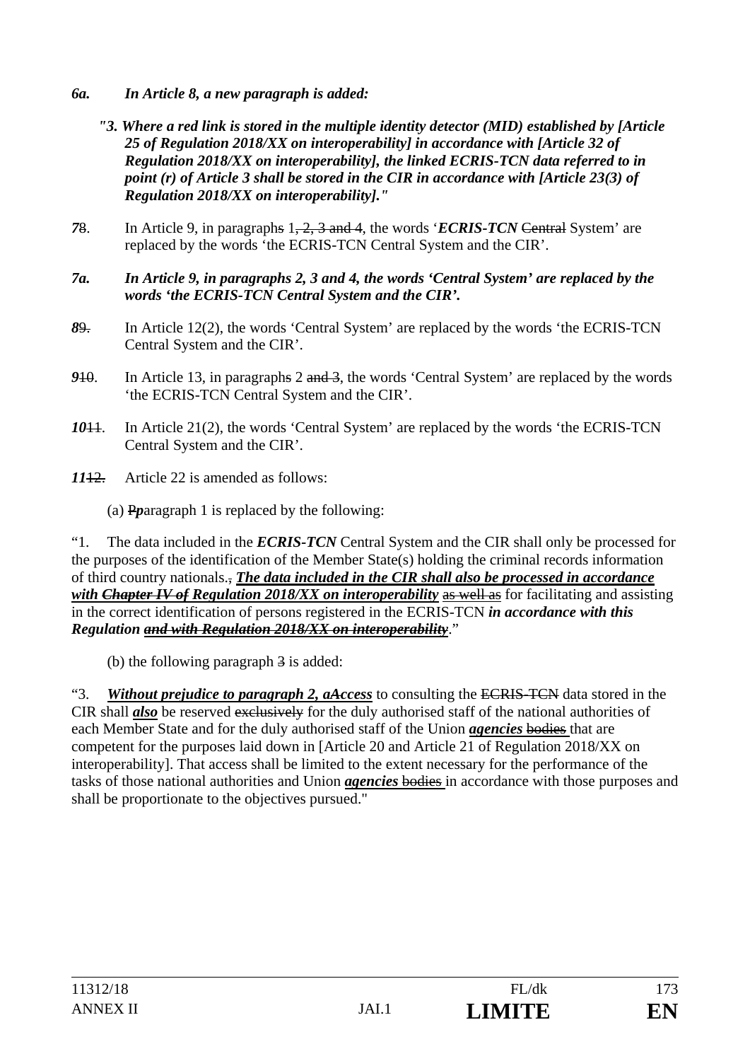***6a. In Article 8, a new paragraph is added:***

***"3. Where a red link is stored in the multiple identity detector (MID) established by [Article 25 of Regulation 2018/XX on interoperability] in accordance with [Article 32 of Regulation 2018/XX on interoperability], the linked ECRIS-TCN data referred to in point (r) of Article 3 shall be stored in the CIR in accordance with [Article 23(3) of Regulation 2018/XX on interoperability]."***

***7*~~8~~. In Article 9, in paragraph~~s~~ 1~~, 2, 3 and 4~~, the words '***ECRIS-TCN*** ~~Central~~ System' are replaced by the words 'the ECRIS-TCN Central System and the CIR'.

***7a. In Article 9, in paragraphs 2, 3 and 4, the words 'Central System' are replaced by the words 'the ECRIS-TCN Central System and the CIR'.***

***8*~~9.~~ In Article 12(2), the words 'Central System' are replaced by the words 'the ECRIS-TCN Central System and the CIR'.

***9*~~10~~. In Article 13, in paragraph~~s~~ 2 ~~and 3~~, the words 'Central System' are replaced by the words 'the ECRIS-TCN Central System and the CIR'.

***10*~~11~~. In Article 21(2), the words 'Central System' are replaced by the words 'the ECRIS-TCN Central System and the CIR'.

***11*~~12.~~ Article 22 is amended as follows:

(a) ~~P~~***p***aragraph 1 is replaced by the following:

"1. The data included in the ***ECRIS-TCN*** Central System and the CIR shall only be processed for the purposes of the identification of the Member State(s) holding the criminal records information of third country nationals.~~,~~ ***The data included in the CIR shall also be processed in accordance with ~~Chapter IV of~~ Regulation 2018/XX on interoperability*** ~~as well as~~ for facilitating and assisting in the correct identification of persons registered in the ECRIS-TCN ***in accordance with this Regulation ~~and with Regulation 2018/XX on interoperability~~***."

(b) the following paragraph ~~3~~ is added:

"3. ***Without prejudice to paragraph 2, a***~~A~~ccess to consulting the ~~ECRIS-TCN~~ data stored in the CIR shall ***also*** be reserved ~~exclusively~~ for the duly authorised staff of the national authorities of each Member State and for the duly authorised staff of the Union ***agencies*** ~~bodies~~ that are competent for the purposes laid down in [Article 20 and Article 21 of Regulation 2018/XX on interoperability]. That access shall be limited to the extent necessary for the performance of the tasks of those national authorities and Union ***agencies*** ~~bodies~~ in accordance with those purposes and shall be proportionate to the objectives pursued."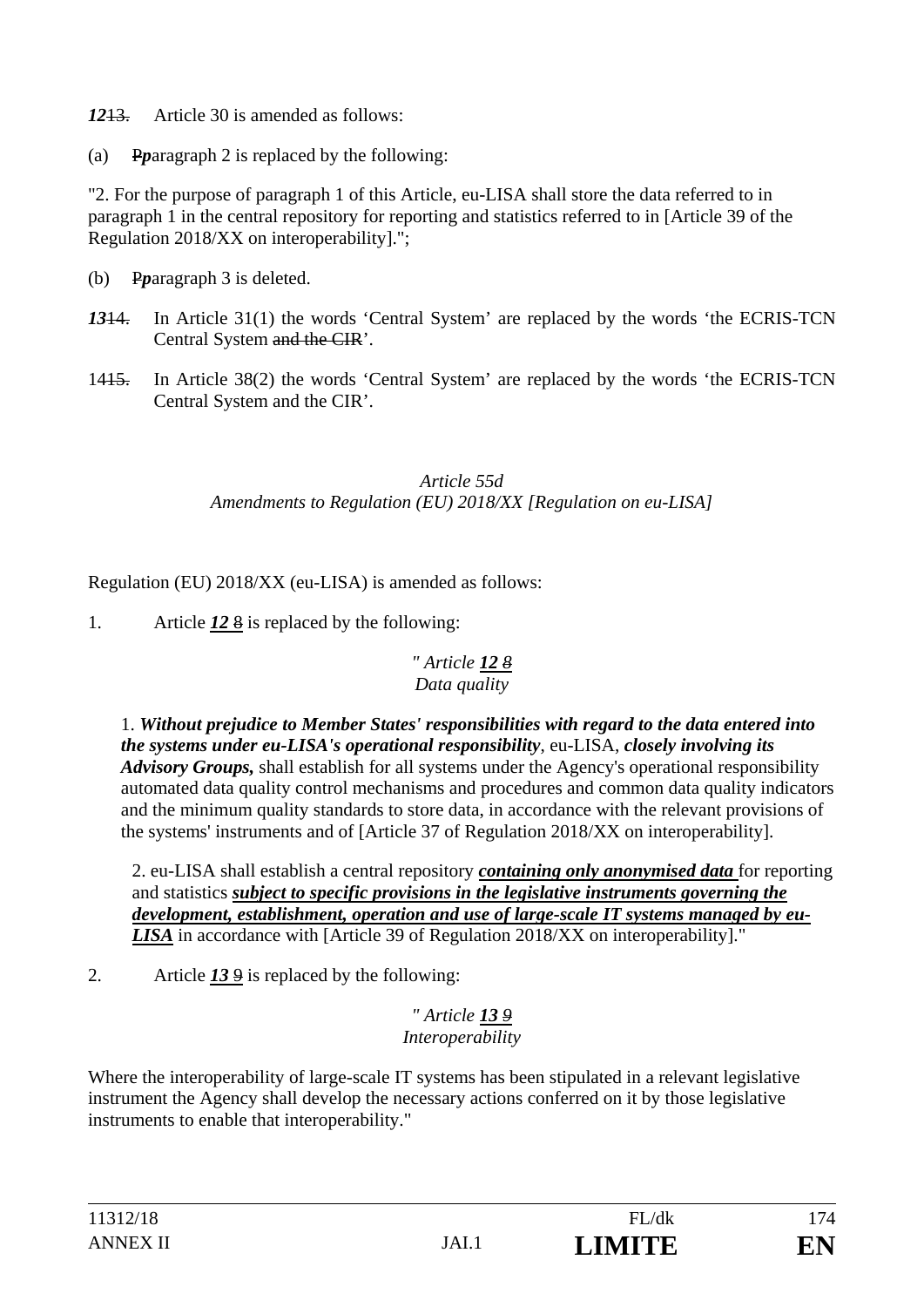***12***~~13.~~ Article 30 is amended as follows:

(a) ~~P~~***p***aragraph 2 is replaced by the following:

"2. For the purpose of paragraph 1 of this Article, eu-LISA shall store the data referred to in paragraph 1 in the central repository for reporting and statistics referred to in [Article 39 of the Regulation 2018/XX on interoperability].";

(b) ~~P~~***p***aragraph 3 is deleted.

***13***~~14.~~ In Article 31(1) the words 'Central System' are replaced by the words 'the ECRIS-TCN Central System ~~and the CIR~~'.

14~~15.~~ In Article 38(2) the words 'Central System' are replaced by the words 'the ECRIS-TCN Central System and the CIR'.

*Article 55d*
*Amendments to Regulation (EU) 2018/XX [Regulation on eu-LISA]*

Regulation (EU) 2018/XX (eu-LISA) is amended as follows:

1. Article ***12*** ~~8~~ is replaced by the following:

*" Article **12** ~~8~~*
*Data quality*

1. ***Without prejudice to Member States' responsibilities with regard to the data entered into the systems under eu-LISA's operational responsibility***, eu-LISA, ***closely involving its Advisory Groups,*** shall establish for all systems under the Agency's operational responsibility automated data quality control mechanisms and procedures and common data quality indicators and the minimum quality standards to store data, in accordance with the relevant provisions of the systems' instruments and of [Article 37 of Regulation 2018/XX on interoperability].

2. eu-LISA shall establish a central repository ***containing only anonymised data*** for reporting and statistics ***subject to specific provisions in the legislative instruments governing the development, establishment, operation and use of large-scale IT systems managed by eu-LISA*** in accordance with [Article 39 of Regulation 2018/XX on interoperability]."

2. Article ***13*** ~~9~~ is replaced by the following:

*" Article **13** ~~9~~*
*Interoperability*

Where the interoperability of large-scale IT systems has been stipulated in a relevant legislative instrument the Agency shall develop the necessary actions conferred on it by those legislative instruments to enable that interoperability."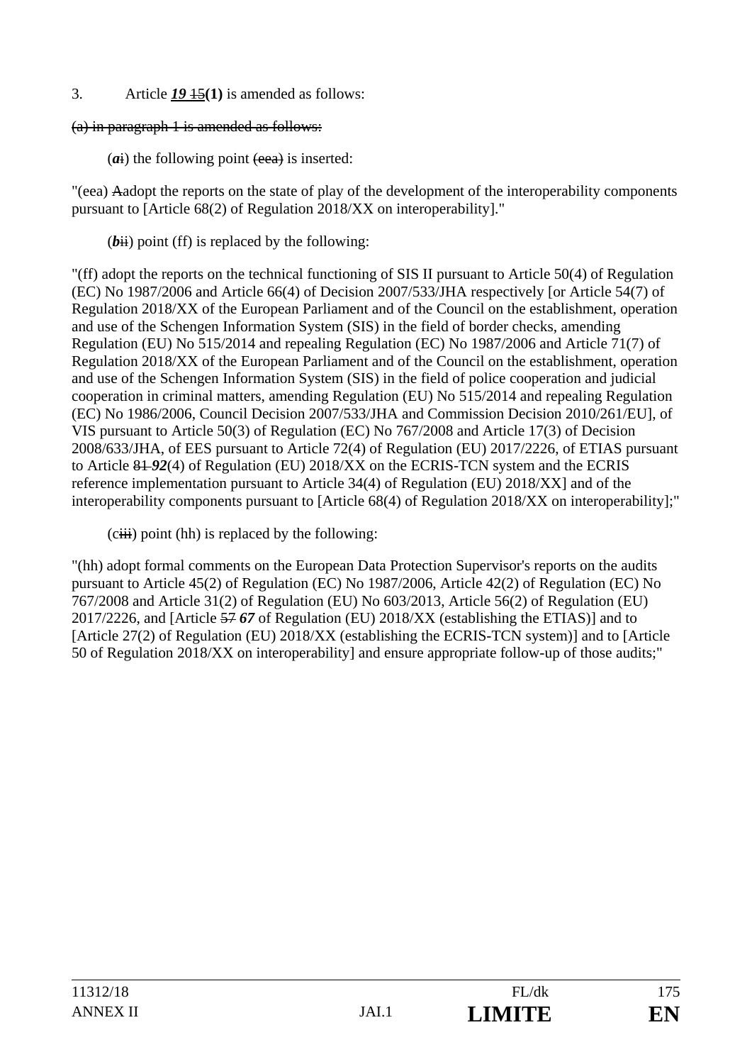3. Article ***19*** ~~15~~**(1)** is amended as follows:

~~(a) in paragraph 1 is amended as follows:~~

(***a***~~i~~) the following point ~~(eea)~~ is inserted:

"(eea) ~~A~~adopt the reports on the state of play of the development of the interoperability components pursuant to [Article 68(2) of Regulation 2018/XX on interoperability]."

(***b***~~ii~~) point (ff) is replaced by the following:

"(ff) adopt the reports on the technical functioning of SIS II pursuant to Article 50(4) of Regulation (EC) No 1987/2006 and Article 66(4) of Decision 2007/533/JHA respectively [or Article 54(7) of Regulation 2018/XX of the European Parliament and of the Council on the establishment, operation and use of the Schengen Information System (SIS) in the field of border checks, amending Regulation (EU) No 515/2014 and repealing Regulation (EC) No 1987/2006 and Article 71(7) of Regulation 2018/XX of the European Parliament and of the Council on the establishment, operation and use of the Schengen Information System (SIS) in the field of police cooperation and judicial cooperation in criminal matters, amending Regulation (EU) No 515/2014 and repealing Regulation (EC) No 1986/2006, Council Decision 2007/533/JHA and Commission Decision 2010/261/EU], of VIS pursuant to Article 50(3) of Regulation (EC) No 767/2008 and Article 17(3) of Decision 2008/633/JHA, of EES pursuant to Article 72(4) of Regulation (EU) 2017/2226, of ETIAS pursuant to Article ~~81~~ ***92***(4) of Regulation (EU) 2018/XX on the ECRIS-TCN system and the ECRIS reference implementation pursuant to Article 34(4) of Regulation (EU) 2018/XX] and of the interoperability components pursuant to [Article 68(4) of Regulation 2018/XX on interoperability];"

(c~~iii~~) point (hh) is replaced by the following:

"(hh) adopt formal comments on the European Data Protection Supervisor's reports on the audits pursuant to Article 45(2) of Regulation (EC) No 1987/2006, Article 42(2) of Regulation (EC) No 767/2008 and Article 31(2) of Regulation (EU) No 603/2013, Article 56(2) of Regulation (EU) 2017/2226, and [Article ~~57~~ ***67*** of Regulation (EU) 2018/XX (establishing the ETIAS)] and to [Article 27(2) of Regulation (EU) 2018/XX (establishing the ECRIS-TCN system)] and to [Article 50 of Regulation 2018/XX on interoperability] and ensure appropriate follow-up of those audits;"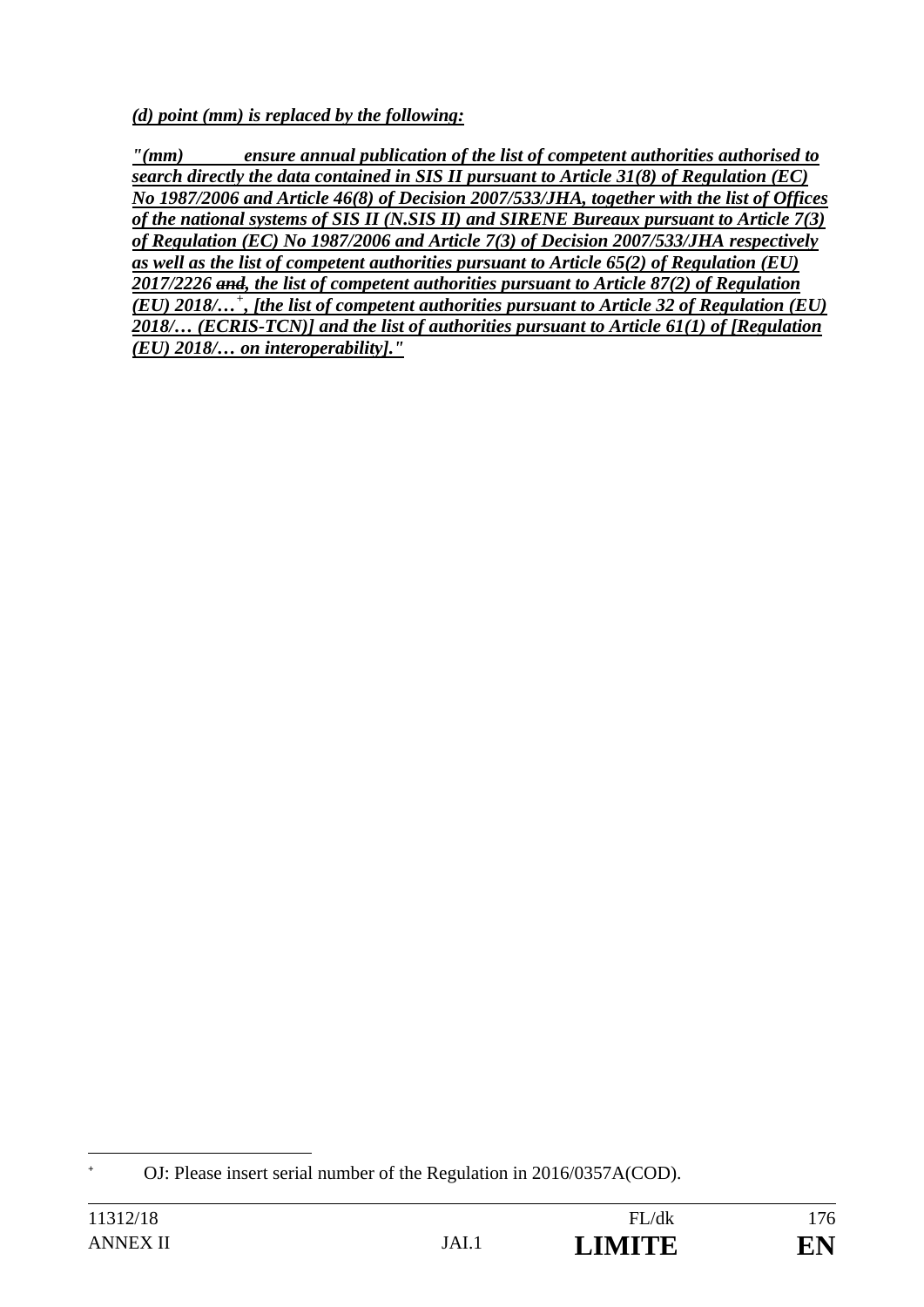***(d) point (mm) is replaced by the following:***

***"(mm) ensure annual publication of the list of competent authorities authorised to search directly the data contained in SIS II pursuant to Article 31(8) of Regulation (EC) No 1987/2006 and Article 46(8) of Decision 2007/533/JHA, together with the list of Offices of the national systems of SIS II (N.SIS II) and SIRENE Bureaux pursuant to Article 7(3) of Regulation (EC) No 1987/2006 and Article 7(3) of Decision 2007/533/JHA respectively as well as the list of competent authorities pursuant to Article 65(2) of Regulation (EU) 2017/2226 ~~and~~, the list of competent authorities pursuant to Article 87(2) of Regulation (EU) 2018/…[+], [the list of competent authorities pursuant to Article 32 of Regulation (EU) 2018/… (ECRIS-TCN)] and the list of authorities pursuant to Article 61(1) of [Regulation (EU) 2018/… on interoperability]."***

---

[+] OJ: Please insert serial number of the Regulation in 2016/0357A(COD).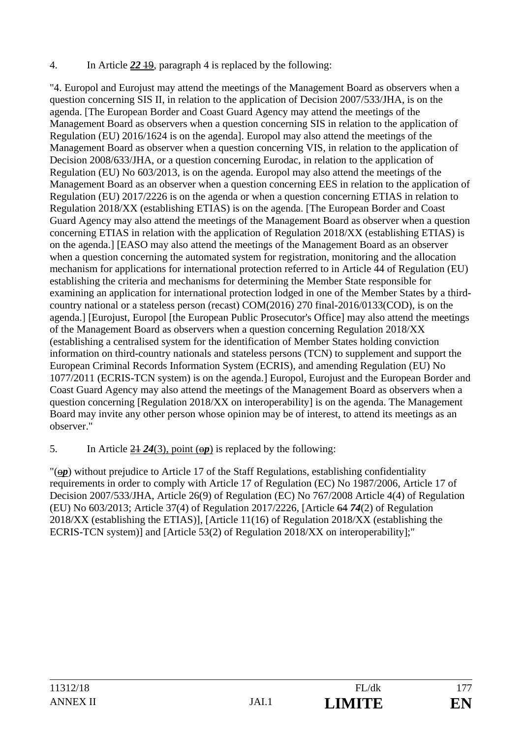4. In Article ***22*** ~~19~~, paragraph 4 is replaced by the following:

"4. Europol and Eurojust may attend the meetings of the Management Board as observers when a question concerning SIS II, in relation to the application of Decision 2007/533/JHA, is on the agenda. [The European Border and Coast Guard Agency may attend the meetings of the Management Board as observers when a question concerning SIS in relation to the application of Regulation (EU) 2016/1624 is on the agenda]. Europol may also attend the meetings of the Management Board as observer when a question concerning VIS, in relation to the application of Decision 2008/633/JHA, or a question concerning Eurodac, in relation to the application of Regulation (EU) No 603/2013, is on the agenda. Europol may also attend the meetings of the Management Board as an observer when a question concerning EES in relation to the application of Regulation (EU) 2017/2226 is on the agenda or when a question concerning ETIAS in relation to Regulation 2018/XX (establishing ETIAS) is on the agenda. [The European Border and Coast Guard Agency may also attend the meetings of the Management Board as observer when a question concerning ETIAS in relation with the application of Regulation 2018/XX (establishing ETIAS) is on the agenda.] [EASO may also attend the meetings of the Management Board as an observer when a question concerning the automated system for registration, monitoring and the allocation mechanism for applications for international protection referred to in Article 44 of Regulation (EU) establishing the criteria and mechanisms for determining the Member State responsible for examining an application for international protection lodged in one of the Member States by a third-country national or a stateless person (recast) COM(2016) 270 final-2016/0133(COD), is on the agenda.] [Eurojust, Europol [the European Public Prosecutor's Office] may also attend the meetings of the Management Board as observers when a question concerning Regulation 2018/XX (establishing a centralised system for the identification of Member States holding conviction information on third-country nationals and stateless persons (TCN) to supplement and support the European Criminal Records Information System (ECRIS), and amending Regulation (EU) No 1077/2011 (ECRIS-TCN system) is on the agenda.] Europol, Eurojust and the European Border and Coast Guard Agency may also attend the meetings of the Management Board as observers when a question concerning [Regulation 2018/XX on interoperability] is on the agenda. The Management Board may invite any other person whose opinion may be of interest, to attend its meetings as an observer."

5. In Article ~~21~~ ***24***(3), point (~~o~~***p***) is replaced by the following:

"(~~o~~***p***) without prejudice to Article 17 of the Staff Regulations, establishing confidentiality requirements in order to comply with Article 17 of Regulation (EC) No 1987/2006, Article 17 of Decision 2007/533/JHA, Article 26(9) of Regulation (EC) No 767/2008 Article 4(4) of Regulation (EU) No 603/2013; Article 37(4) of Regulation 2017/2226, [Article ~~64~~ ***74***(2) of Regulation 2018/XX (establishing the ETIAS)], [Article 11(16) of Regulation 2018/XX (establishing the ECRIS-TCN system)] and [Article 53(2) of Regulation 2018/XX on interoperability];"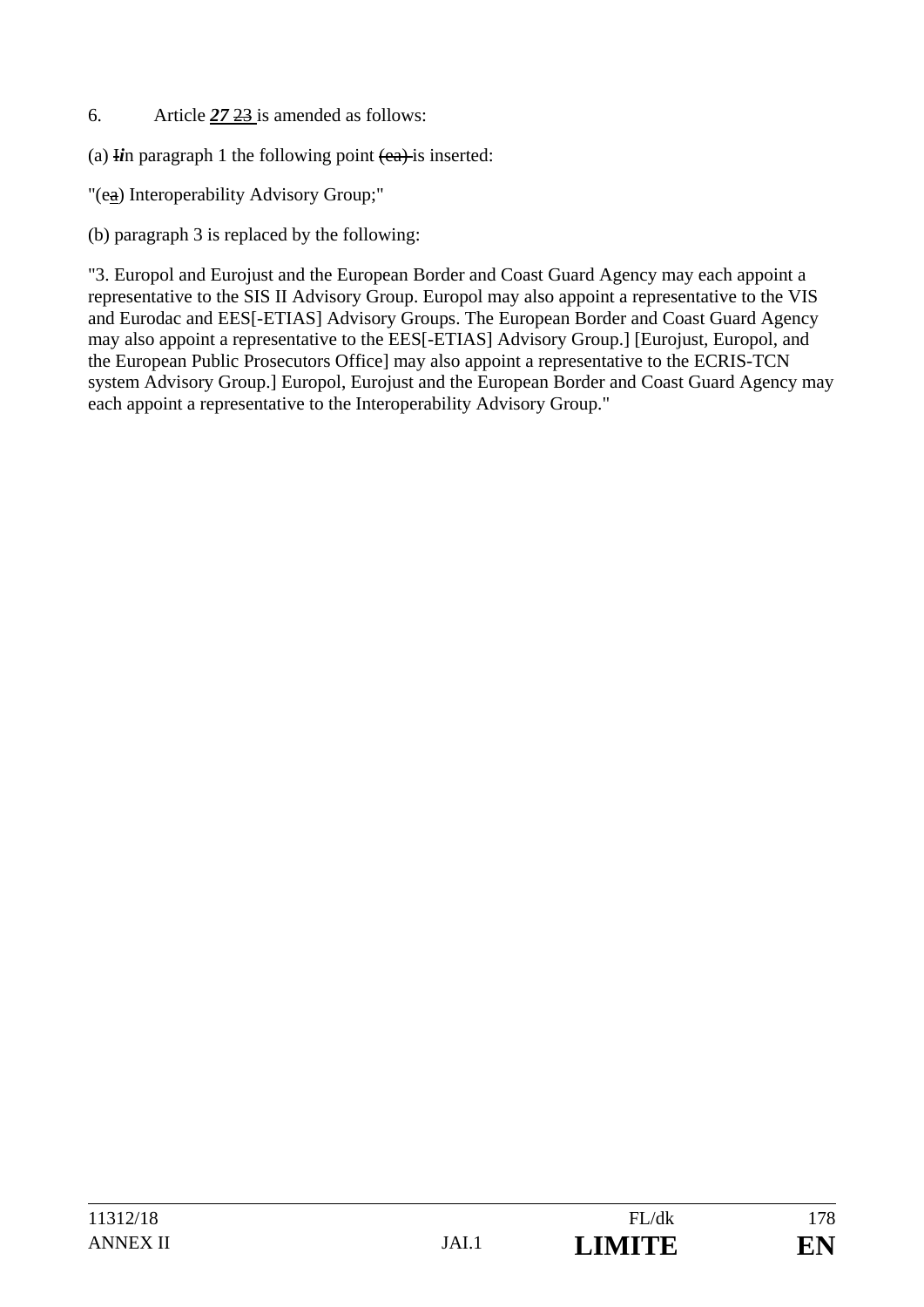6. Article ***27*** ~~23~~ is amended as follows:

(a) ~~I~~***i***n paragraph 1 the following point ~~(ea)~~ is inserted:

"(e~~a~~) Interoperability Advisory Group;"

(b) paragraph 3 is replaced by the following:

"3. Europol and Eurojust and the European Border and Coast Guard Agency may each appoint a representative to the SIS II Advisory Group. Europol may also appoint a representative to the VIS and Eurodac and EES[-ETIAS] Advisory Groups. The European Border and Coast Guard Agency may also appoint a representative to the EES[-ETIAS] Advisory Group.] [Eurojust, Europol, and the European Public Prosecutors Office] may also appoint a representative to the ECRIS-TCN system Advisory Group.] Europol, Eurojust and the European Border and Coast Guard Agency may each appoint a representative to the Interoperability Advisory Group."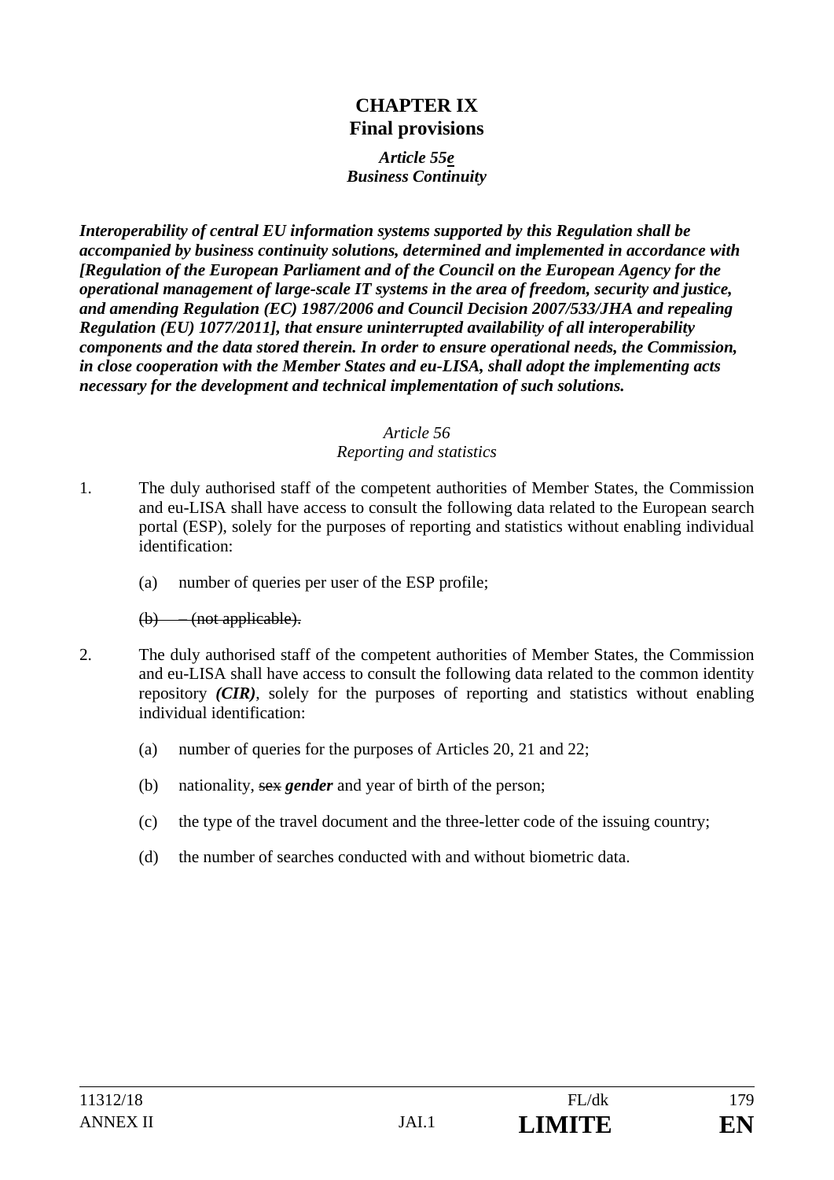# CHAPTER IX
## Final provisions

***Article 55e***
***Business Continuity***

***Interoperability of central EU information systems supported by this Regulation shall be accompanied by business continuity solutions, determined and implemented in accordance with [Regulation of the European Parliament and of the Council on the European Agency for the operational management of large-scale IT systems in the area of freedom, security and justice, and amending Regulation (EC) 1987/2006 and Council Decision 2007/533/JHA and repealing Regulation (EU) 1077/2011], that ensure uninterrupted availability of all interoperability components and the data stored therein. In order to ensure operational needs, the Commission, in close cooperation with the Member States and eu-LISA, shall adopt the implementing acts necessary for the development and technical implementation of such solutions.***

*Article 56*
*Reporting and statistics*

1. The duly authorised staff of the competent authorities of Member States, the Commission and eu-LISA shall have access to consult the following data related to the European search portal (ESP), solely for the purposes of reporting and statistics without enabling individual identification:

   (a) number of queries per user of the ESP profile;

   ~~(b) – (not applicable).~~

2. The duly authorised staff of the competent authorities of Member States, the Commission and eu-LISA shall have access to consult the following data related to the common identity repository ***(CIR)***, solely for the purposes of reporting and statistics without enabling individual identification:

   (a) number of queries for the purposes of Articles 20, 21 and 22;

   (b) nationality, ~~sex~~ ***gender*** and year of birth of the person;

   (c) the type of the travel document and the three-letter code of the issuing country;

   (d) the number of searches conducted with and without biometric data.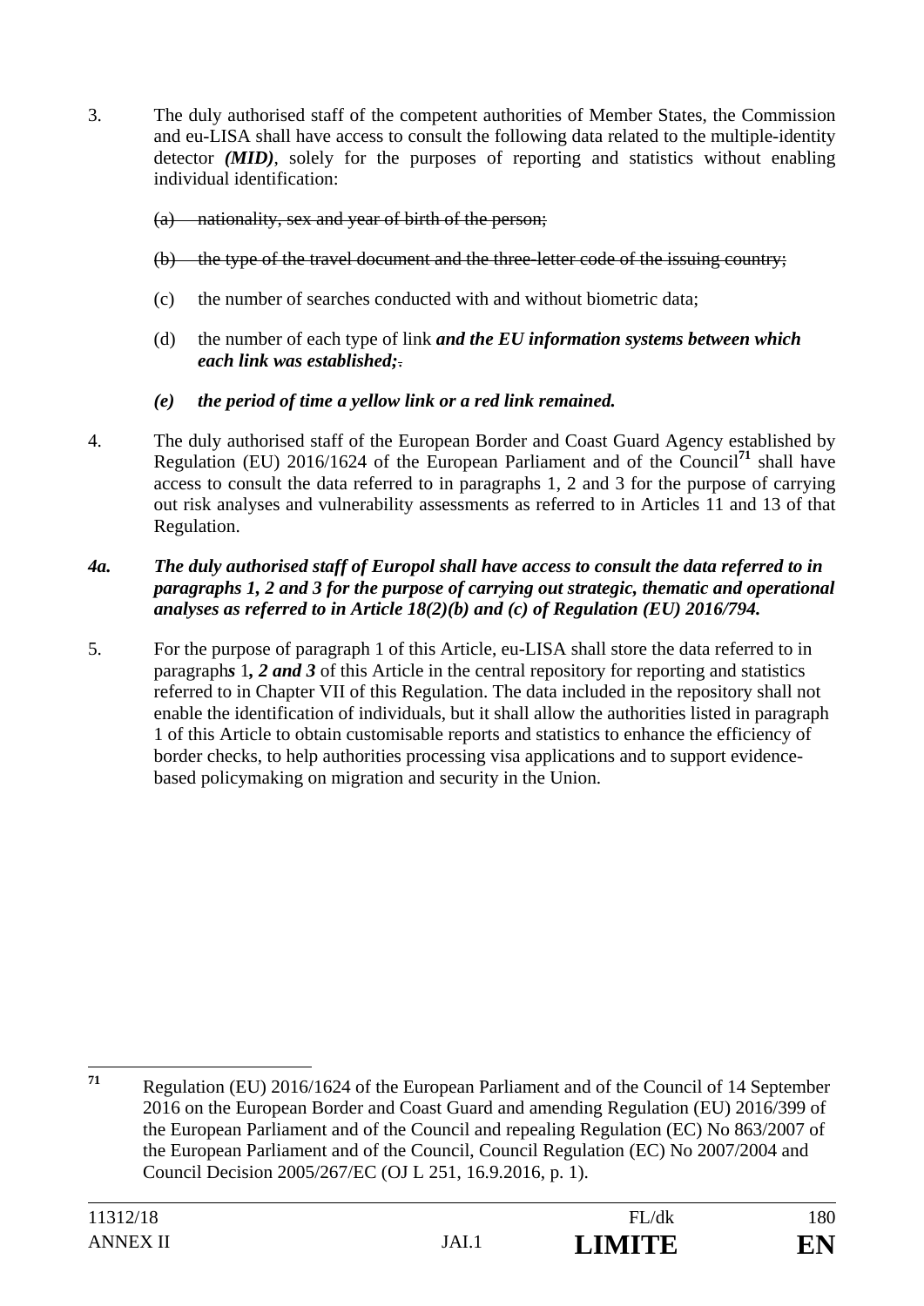3. The duly authorised staff of the competent authorities of Member States, the Commission and eu-LISA shall have access to consult the following data related to the multiple-identity detector ***(MID)***, solely for the purposes of reporting and statistics without enabling individual identification:

   ~~(a) nationality, sex and year of birth of the person;~~

   ~~(b) the type of the travel document and the three-letter code of the issuing country;~~

   (c) the number of searches conducted with and without biometric data;

   (d) the number of each type of link ***and the EU information systems between which each link was established;***~~.~~

   ***(e) the period of time a yellow link or a red link remained.***

4. The duly authorised staff of the European Border and Coast Guard Agency established by Regulation (EU) 2016/1624 of the European Parliament and of the Council[71] shall have access to consult the data referred to in paragraphs 1, 2 and 3 for the purpose of carrying out risk analyses and vulnerability assessments as referred to in Articles 11 and 13 of that Regulation.

***4a. The duly authorised staff of Europol shall have access to consult the data referred to in paragraphs 1, 2 and 3 for the purpose of carrying out strategic, thematic and operational analyses as referred to in Article 18(2)(b) and (c) of Regulation (EU) 2016/794.***

5. For the purpose of paragraph 1 of this Article, eu-LISA shall store the data referred to in paragraph***s*** 1***, 2 and 3*** of this Article in the central repository for reporting and statistics referred to in Chapter VII of this Regulation. The data included in the repository shall not enable the identification of individuals, but it shall allow the authorities listed in paragraph 1 of this Article to obtain customisable reports and statistics to enhance the efficiency of border checks, to help authorities processing visa applications and to support evidence-based policymaking on migration and security in the Union.

---

[71] Regulation (EU) 2016/1624 of the European Parliament and of the Council of 14 September 2016 on the European Border and Coast Guard and amending Regulation (EU) 2016/399 of the European Parliament and of the Council and repealing Regulation (EC) No 863/2007 of the European Parliament and of the Council, Council Regulation (EC) No 2007/2004 and Council Decision 2005/267/EC (OJ L 251, 16.9.2016, p. 1).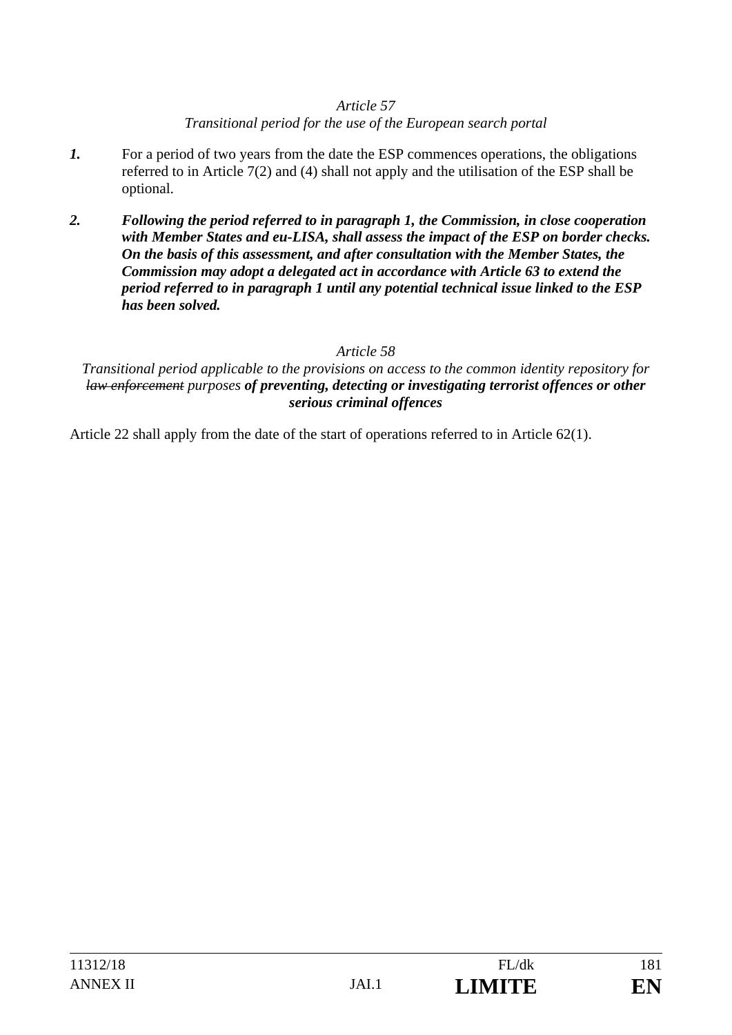*Article 57*

*Transitional period for the use of the European search portal*

***1.*** For a period of two years from the date the ESP commences operations, the obligations referred to in Article 7(2) and (4) shall not apply and the utilisation of the ESP shall be optional.

***2. Following the period referred to in paragraph 1, the Commission, in close cooperation with Member States and eu-LISA, shall assess the impact of the ESP on border checks. On the basis of this assessment, and after consultation with the Member States, the Commission may adopt a delegated act in accordance with Article 63 to extend the period referred to in paragraph 1 until any potential technical issue linked to the ESP has been solved.***

*Article 58*

*Transitional period applicable to the provisions on access to the common identity repository for ~~law enforcement~~ purposes* ***of preventing, detecting or investigating terrorist offences or other serious criminal offences***

Article 22 shall apply from the date of the start of operations referred to in Article 62(1).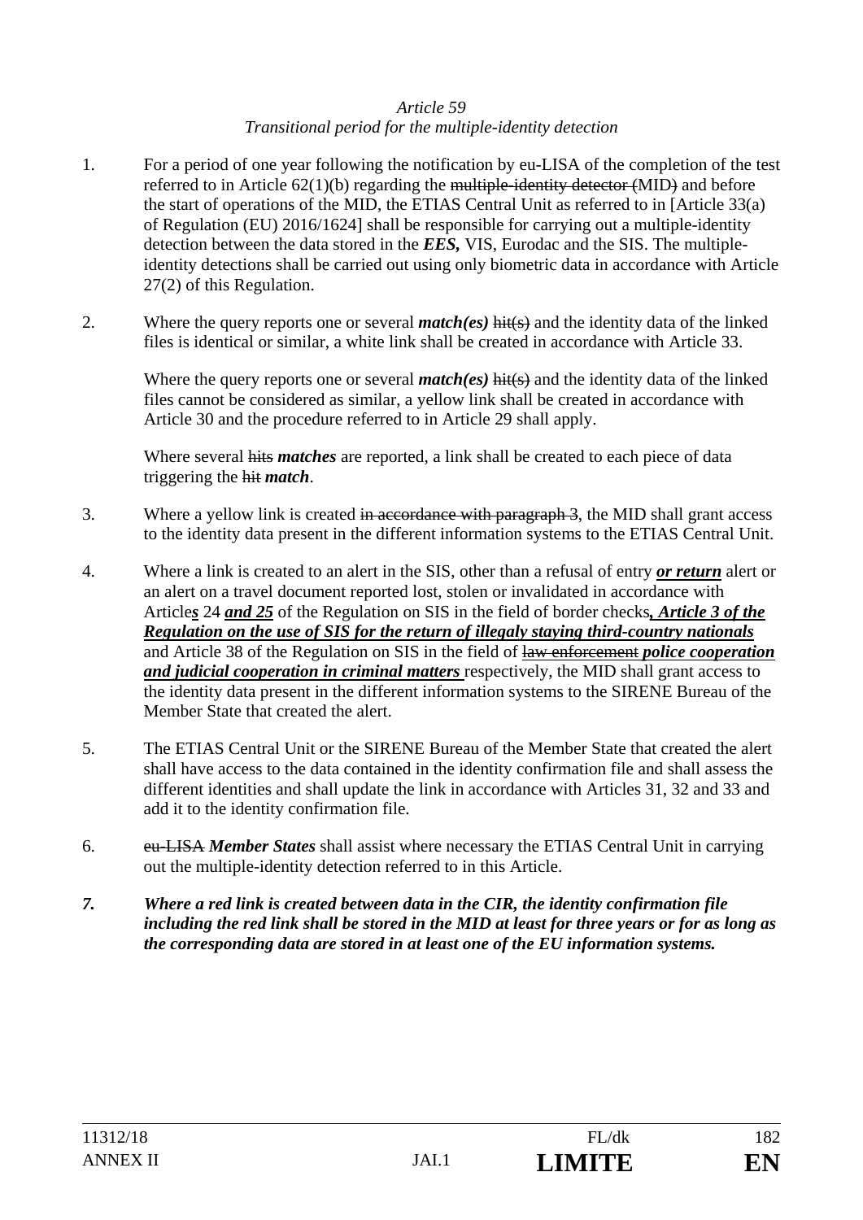*Article 59*
*Transitional period for the multiple-identity detection*

1. For a period of one year following the notification by eu-LISA of the completion of the test referred to in Article 62(1)(b) regarding the ~~multiple-identity detector (~~MID~~)~~ and before the start of operations of the MID, the ETIAS Central Unit as referred to in [Article 33(a) of Regulation (EU) 2016/1624] shall be responsible for carrying out a multiple-identity detection between the data stored in the ***EES,*** VIS, Eurodac and the SIS. The multiple-identity detections shall be carried out using only biometric data in accordance with Article 27(2) of this Regulation.

2. Where the query reports one or several ***match(es)*** ~~hit(s)~~ and the identity data of the linked files is identical or similar, a white link shall be created in accordance with Article 33.

   Where the query reports one or several ***match(es)*** ~~hit(s)~~ and the identity data of the linked files cannot be considered as similar, a yellow link shall be created in accordance with Article 30 and the procedure referred to in Article 29 shall apply.

   Where several ~~hits~~ ***matches*** are reported, a link shall be created to each piece of data triggering the ~~hit~~ ***match***.

3. Where a yellow link is created ~~in accordance with paragraph 3~~, the MID shall grant access to the identity data present in the different information systems to the ETIAS Central Unit.

4. Where a link is created to an alert in the SIS, other than a refusal of entry ***<u>or return</u>*** alert or an alert on a travel document reported lost, stolen or invalidated in accordance with Article***<u>s</u>*** 24 ***<u>and 25</u>*** of the Regulation on SIS in the field of border checks***<u>, Article 3 of the Regulation on the use of SIS for the return of illegaly staying third-country nationals</u>*** and Article 38 of the Regulation on SIS in the field of ~~law enforcement~~ ***<u>police cooperation and judicial cooperation in criminal matters</u>*** respectively, the MID shall grant access to the identity data present in the different information systems to the SIRENE Bureau of the Member State that created the alert.

5. The ETIAS Central Unit or the SIRENE Bureau of the Member State that created the alert shall have access to the data contained in the identity confirmation file and shall assess the different identities and shall update the link in accordance with Articles 31, 32 and 33 and add it to the identity confirmation file.

6. ~~eu-LISA~~ ***Member States*** shall assist where necessary the ETIAS Central Unit in carrying out the multiple-identity detection referred to in this Article.

***7. Where a red link is created between data in the CIR, the identity confirmation file including the red link shall be stored in the MID at least for three years or for as long as the corresponding data are stored in at least one of the EU information systems.***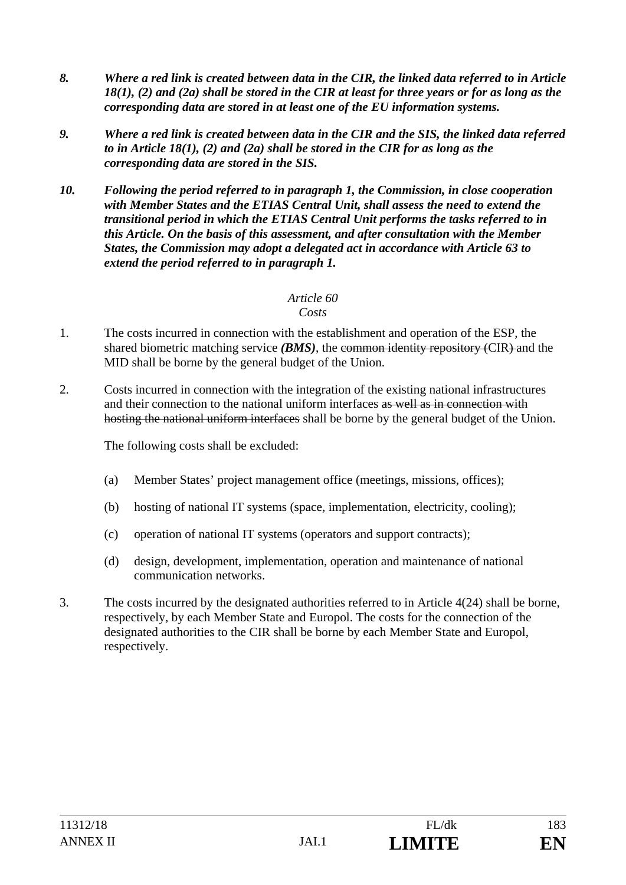***8. Where a red link is created between data in the CIR, the linked data referred to in Article 18(1), (2) and (2a) shall be stored in the CIR at least for three years or for as long as the corresponding data are stored in at least one of the EU information systems.***

***9. Where a red link is created between data in the CIR and the SIS, the linked data referred to in Article 18(1), (2) and (2a) shall be stored in the CIR for as long as the corresponding data are stored in the SIS.***

***10. Following the period referred to in paragraph 1, the Commission, in close cooperation with Member States and the ETIAS Central Unit, shall assess the need to extend the transitional period in which the ETIAS Central Unit performs the tasks referred to in this Article. On the basis of this assessment, and after consultation with the Member States, the Commission may adopt a delegated act in accordance with Article 63 to extend the period referred to in paragraph 1.***

*Article 60*
*Costs*

1. The costs incurred in connection with the establishment and operation of the ESP, the shared biometric matching service ***(BMS)***, the ~~common identity repository (~~CIR~~)~~ and the MID shall be borne by the general budget of the Union.

2. Costs incurred in connection with the integration of the existing national infrastructures and their connection to the national uniform interfaces ~~as well as in connection with hosting the national uniform interfaces~~ shall be borne by the general budget of the Union.

   The following costs shall be excluded:

   (a) Member States' project management office (meetings, missions, offices);

   (b) hosting of national IT systems (space, implementation, electricity, cooling);

   (c) operation of national IT systems (operators and support contracts);

   (d) design, development, implementation, operation and maintenance of national communication networks.

3. The costs incurred by the designated authorities referred to in Article 4(24) shall be borne, respectively, by each Member State and Europol. The costs for the connection of the designated authorities to the CIR shall be borne by each Member State and Europol, respectively.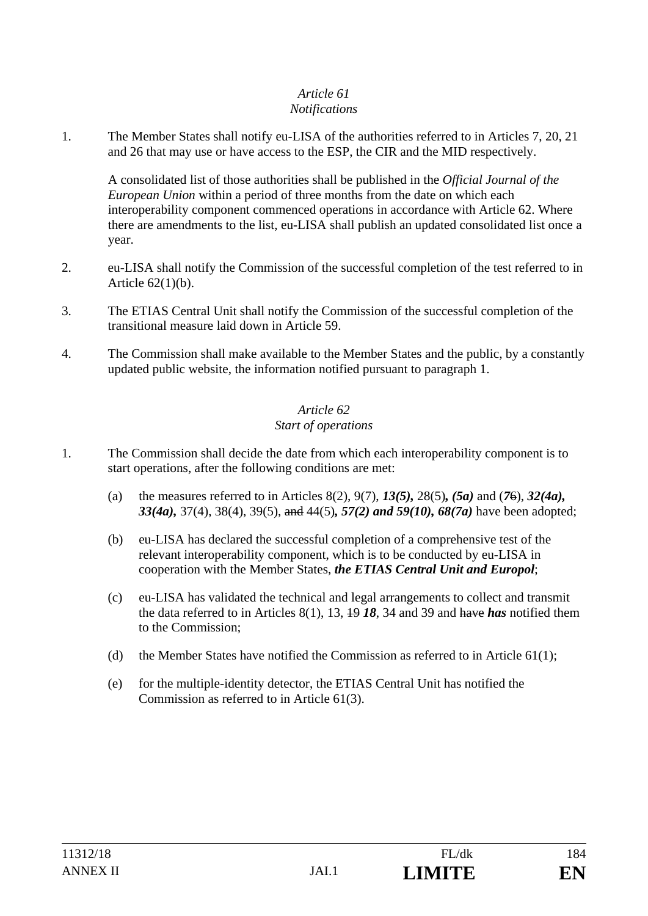*Article 61*
*Notifications*

1. The Member States shall notify eu-LISA of the authorities referred to in Articles 7, 20, 21 and 26 that may use or have access to the ESP, the CIR and the MID respectively.

   A consolidated list of those authorities shall be published in the *Official Journal of the European Union* within a period of three months from the date on which each interoperability component commenced operations in accordance with Article 62. Where there are amendments to the list, eu-LISA shall publish an updated consolidated list once a year.

2. eu-LISA shall notify the Commission of the successful completion of the test referred to in Article 62(1)(b).

3. The ETIAS Central Unit shall notify the Commission of the successful completion of the transitional measure laid down in Article 59.

4. The Commission shall make available to the Member States and the public, by a constantly updated public website, the information notified pursuant to paragraph 1.

*Article 62*
*Start of operations*

1. The Commission shall decide the date from which each interoperability component is to start operations, after the following conditions are met:

   (a) the measures referred to in Articles 8(2), 9(7), ***13(5),*** 28(5)***, (5a)*** and (***7***~~6~~), ***32(4a), 33(4a),*** 37(4), 38(4), 39(5), ~~and~~ 44(5)***, 57(2) and 59(10), 68(7a)*** have been adopted;

   (b) eu-LISA has declared the successful completion of a comprehensive test of the relevant interoperability component, which is to be conducted by eu-LISA in cooperation with the Member States, ***the ETIAS Central Unit and Europol***;

   (c) eu-LISA has validated the technical and legal arrangements to collect and transmit the data referred to in Articles 8(1), 13, ~~19~~ ***18***, 34 and 39 and ~~have~~ ***has*** notified them to the Commission;

   (d) the Member States have notified the Commission as referred to in Article 61(1);

   (e) for the multiple-identity detector, the ETIAS Central Unit has notified the Commission as referred to in Article 61(3).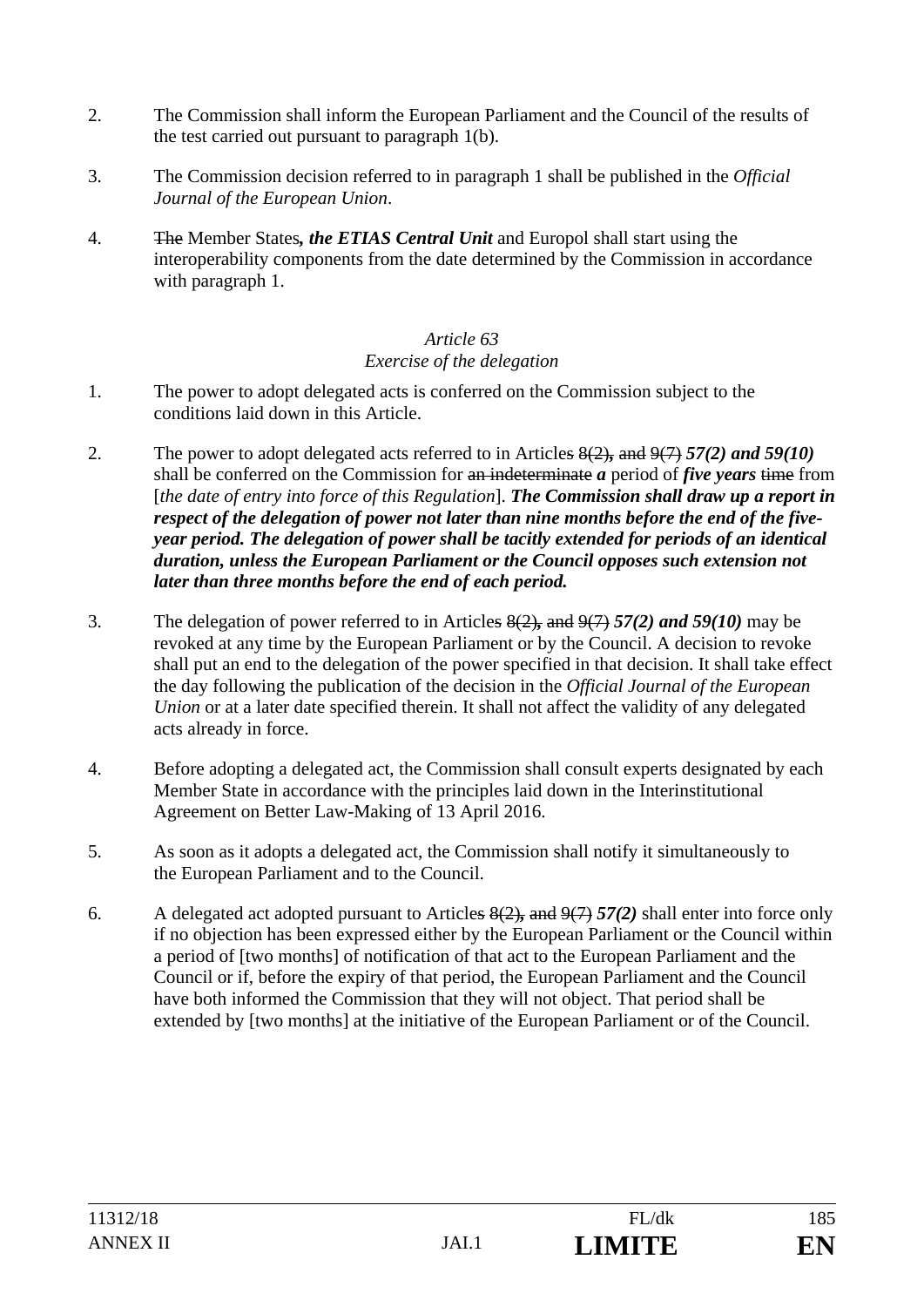2. The Commission shall inform the European Parliament and the Council of the results of the test carried out pursuant to paragraph 1(b).

3. The Commission decision referred to in paragraph 1 shall be published in the *Official Journal of the European Union*.

4. ~~The~~ Member States*, the ETIAS Central Unit* and Europol shall start using the interoperability components from the date determined by the Commission in accordance with paragraph 1.

*Article 63*
*Exercise of the delegation*

1. The power to adopt delegated acts is conferred on the Commission subject to the conditions laid down in this Article.

2. The power to adopt delegated acts referred to in Article~~s 8(2)~~*,* ~~and 9(7)~~ ***57(2) and 59(10)*** shall be conferred on the Commission for ~~an indeterminate~~ ***a*** period of ***five years*** ~~time~~ from [*the date of entry into force of this Regulation*]. ***The Commission shall draw up a report in respect of the delegation of power not later than nine months before the end of the five-year period. The delegation of power shall be tacitly extended for periods of an identical duration, unless the European Parliament or the Council opposes such extension not later than three months before the end of each period.***

3. The delegation of power referred to in Article~~s 8(2)~~*,* ~~and 9(7)~~ ***57(2) and 59(10)*** may be revoked at any time by the European Parliament or by the Council. A decision to revoke shall put an end to the delegation of the power specified in that decision. It shall take effect the day following the publication of the decision in the *Official Journal of the European Union* or at a later date specified therein. It shall not affect the validity of any delegated acts already in force.

4. Before adopting a delegated act, the Commission shall consult experts designated by each Member State in accordance with the principles laid down in the Interinstitutional Agreement on Better Law-Making of 13 April 2016.

5. As soon as it adopts a delegated act, the Commission shall notify it simultaneously to the European Parliament and to the Council.

6. A delegated act adopted pursuant to Article~~s 8(2)~~*,* ~~and 9(7)~~ ***57(2)*** shall enter into force only if no objection has been expressed either by the European Parliament or the Council within a period of [two months] of notification of that act to the European Parliament and the Council or if, before the expiry of that period, the European Parliament and the Council have both informed the Commission that they will not object. That period shall be extended by [two months] at the initiative of the European Parliament or of the Council.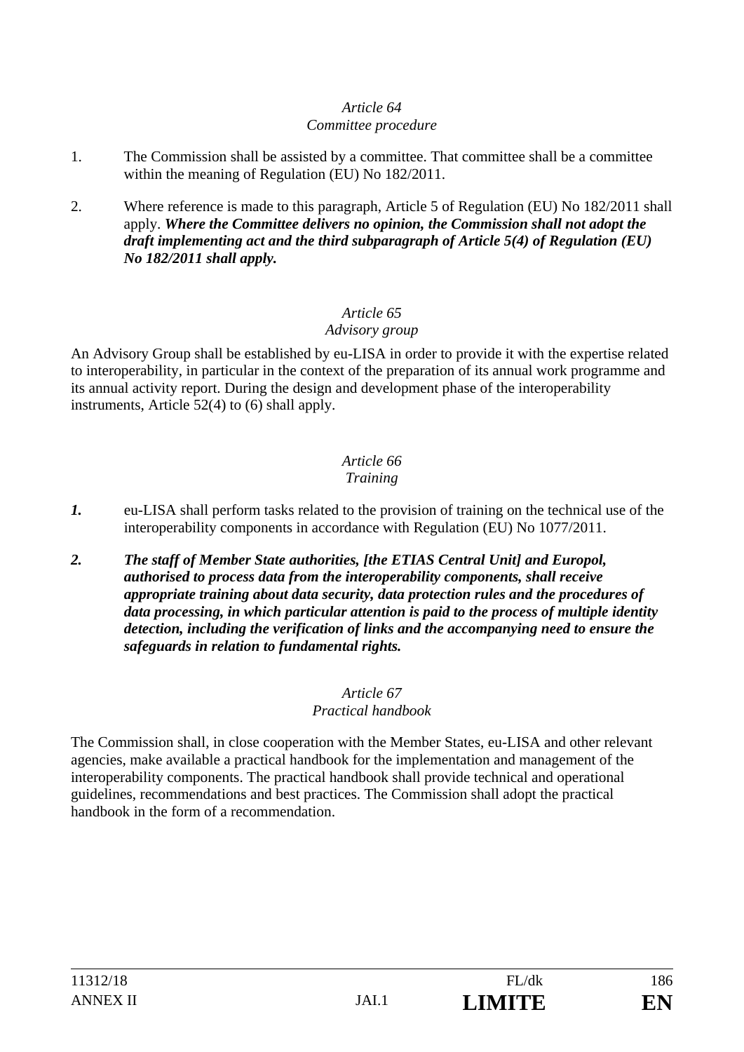*Article 64*
*Committee procedure*

1. The Commission shall be assisted by a committee. That committee shall be a committee within the meaning of Regulation (EU) No 182/2011.

2. Where reference is made to this paragraph, Article 5 of Regulation (EU) No 182/2011 shall apply. ***Where the Committee delivers no opinion, the Commission shall not adopt the draft implementing act and the third subparagraph of Article 5(4) of Regulation (EU) No 182/2011 shall apply.***

*Article 65*
*Advisory group*

An Advisory Group shall be established by eu-LISA in order to provide it with the expertise related to interoperability, in particular in the context of the preparation of its annual work programme and its annual activity report. During the design and development phase of the interoperability instruments, Article 52(4) to (6) shall apply.

*Article 66*
*Training*

***1.*** eu-LISA shall perform tasks related to the provision of training on the technical use of the interoperability components in accordance with Regulation (EU) No 1077/2011.

***2. The staff of Member State authorities, [the ETIAS Central Unit] and Europol, authorised to process data from the interoperability components, shall receive appropriate training about data security, data protection rules and the procedures of data processing, in which particular attention is paid to the process of multiple identity detection, including the verification of links and the accompanying need to ensure the safeguards in relation to fundamental rights.***

*Article 67*
*Practical handbook*

The Commission shall, in close cooperation with the Member States, eu-LISA and other relevant agencies, make available a practical handbook for the implementation and management of the interoperability components. The practical handbook shall provide technical and operational guidelines, recommendations and best practices. The Commission shall adopt the practical handbook in the form of a recommendation.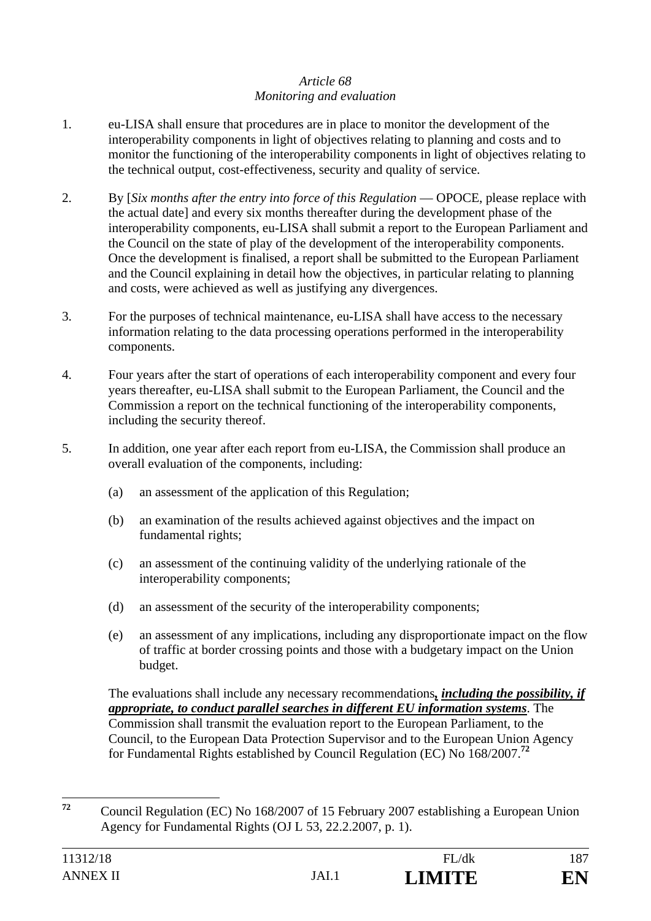*Article 68*
*Monitoring and evaluation*

1. eu-LISA shall ensure that procedures are in place to monitor the development of the interoperability components in light of objectives relating to planning and costs and to monitor the functioning of the interoperability components in light of objectives relating to the technical output, cost-effectiveness, security and quality of service.

2. By [*Six months after the entry into force of this Regulation* — OPOCE, please replace with the actual date] and every six months thereafter during the development phase of the interoperability components, eu-LISA shall submit a report to the European Parliament and the Council on the state of play of the development of the interoperability components. Once the development is finalised, a report shall be submitted to the European Parliament and the Council explaining in detail how the objectives, in particular relating to planning and costs, were achieved as well as justifying any divergences.

3. For the purposes of technical maintenance, eu-LISA shall have access to the necessary information relating to the data processing operations performed in the interoperability components.

4. Four years after the start of operations of each interoperability component and every four years thereafter, eu-LISA shall submit to the European Parliament, the Council and the Commission a report on the technical functioning of the interoperability components, including the security thereof.

5. In addition, one year after each report from eu-LISA, the Commission shall produce an overall evaluation of the components, including:

   (a) an assessment of the application of this Regulation;

   (b) an examination of the results achieved against objectives and the impact on fundamental rights;

   (c) an assessment of the continuing validity of the underlying rationale of the interoperability components;

   (d) an assessment of the security of the interoperability components;

   (e) an assessment of any implications, including any disproportionate impact on the flow of traffic at border crossing points and those with a budgetary impact on the Union budget.

   The evaluations shall include any necessary recommendations***, including the possibility, if appropriate, to conduct parallel searches in different EU information systems***. The Commission shall transmit the evaluation report to the European Parliament, to the Council, to the European Data Protection Supervisor and to the European Union Agency for Fundamental Rights established by Council Regulation (EC) No 168/2007.[72]

---

[72] Council Regulation (EC) No 168/2007 of 15 February 2007 establishing a European Union Agency for Fundamental Rights (OJ L 53, 22.2.2007, p. 1).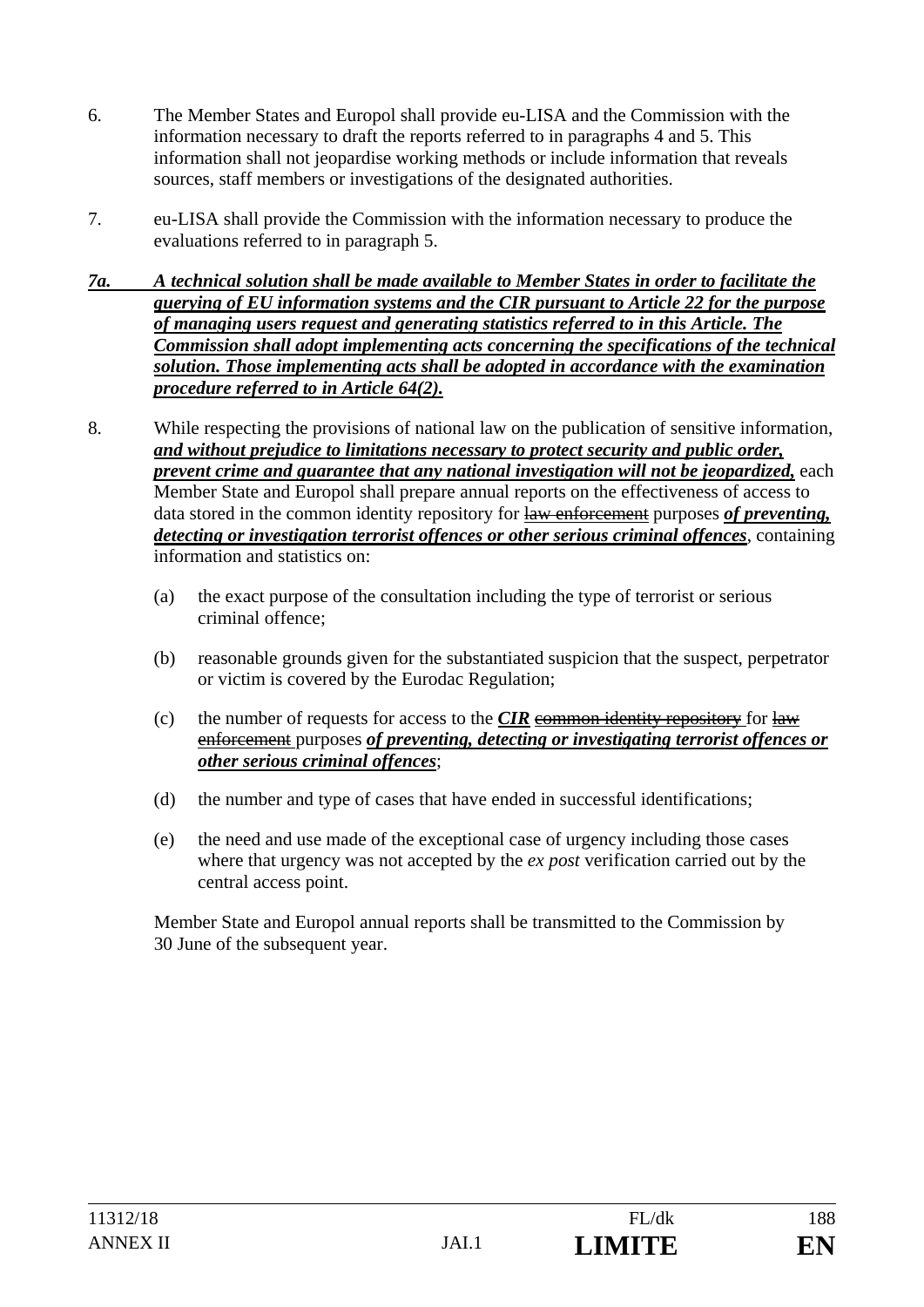6. The Member States and Europol shall provide eu-LISA and the Commission with the information necessary to draft the reports referred to in paragraphs 4 and 5. This information shall not jeopardise working methods or include information that reveals sources, staff members or investigations of the designated authorities.

7. eu-LISA shall provide the Commission with the information necessary to produce the evaluations referred to in paragraph 5.

***7a. A technical solution shall be made available to Member States in order to facilitate the querying of EU information systems and the CIR pursuant to Article 22 for the purpose of managing users request and generating statistics referred to in this Article. The Commission shall adopt implementing acts concerning the specifications of the technical solution. Those implementing acts shall be adopted in accordance with the examination procedure referred to in Article 64(2).***

8. While respecting the provisions of national law on the publication of sensitive information, ***and without prejudice to limitations necessary to protect security and public order, prevent crime and guarantee that any national investigation will not be jeopardized,*** each Member State and Europol shall prepare annual reports on the effectiveness of access to data stored in the common identity repository for ~~law enforcement~~ purposes ***of preventing, detecting or investigation terrorist offences or other serious criminal offences***, containing information and statistics on:

   (a) the exact purpose of the consultation including the type of terrorist or serious criminal offence;

   (b) reasonable grounds given for the substantiated suspicion that the suspect, perpetrator or victim is covered by the Eurodac Regulation;

   (c) the number of requests for access to the ***CIR*** ~~common identity repository~~ for ~~law enforcement~~ purposes ***of preventing, detecting or investigating terrorist offences or other serious criminal offences***;

   (d) the number and type of cases that have ended in successful identifications;

   (e) the need and use made of the exceptional case of urgency including those cases where that urgency was not accepted by the *ex post* verification carried out by the central access point.

   Member State and Europol annual reports shall be transmitted to the Commission by 30 June of the subsequent year.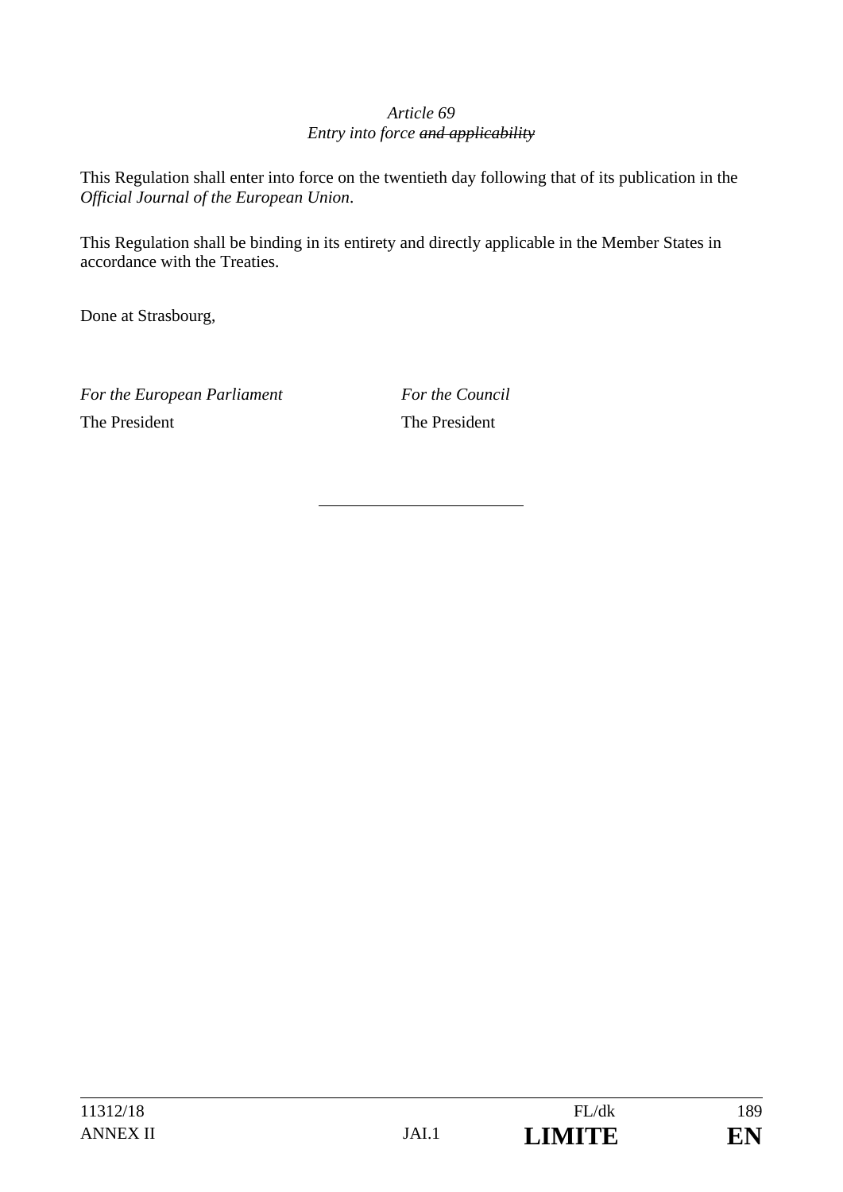*Article 69*
*Entry into force ~~and applicability~~*

This Regulation shall enter into force on the twentieth day following that of its publication in the *Official Journal of the European Union*.

This Regulation shall be binding in its entirety and directly applicable in the Member States in accordance with the Treaties.

Done at Strasbourg,

*For the European Parliament*
The President

*For the Council*
The President